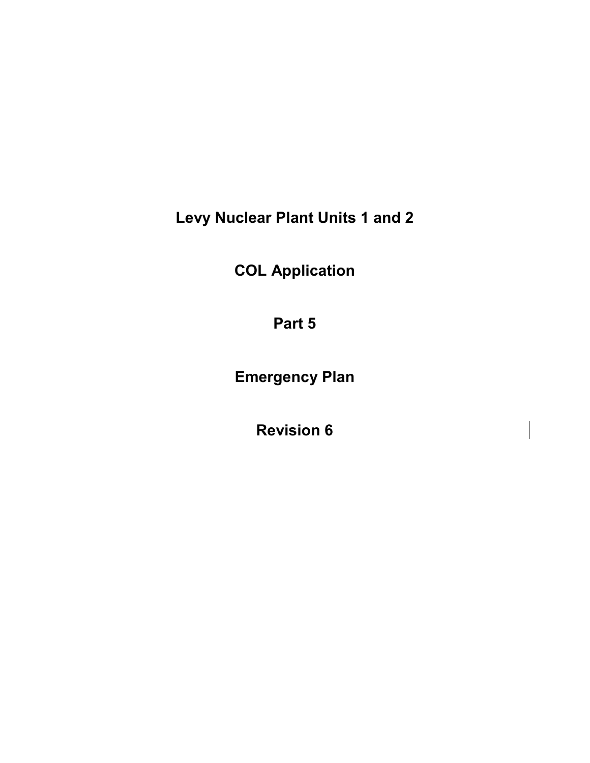# Levy Nuclear Plant Units 1 and 2

# COL Application

# Part 5

# Emergency Plan

# Revision 6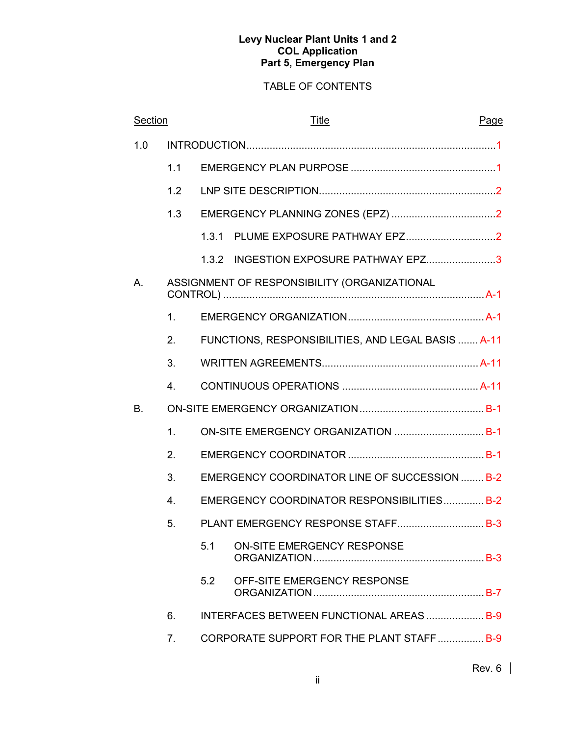**Levy Nuclear Plant Units 1 and 2**
**COL Application**
**Part 5, Emergency Plan**

TABLE OF CONTENTS

| Section | Title | Page |
|---|---|---|
| 1.0 | INTRODUCTION | 1 |
| 1.1 | EMERGENCY PLAN PURPOSE | 1 |
| 1.2 | LNP SITE DESCRIPTION | 2 |
| 1.3 | EMERGENCY PLANNING ZONES (EPZ) | 2 |
| 1.3.1 | PLUME EXPOSURE PATHWAY EPZ | 2 |
| 1.3.2 | INGESTION EXPOSURE PATHWAY EPZ | 3 |
| A. | ASSIGNMENT OF RESPONSIBILITY (ORGANIZATIONAL CONTROL) | A-1 |
| 1. | EMERGENCY ORGANIZATION | A-1 |
| 2. | FUNCTIONS, RESPONSIBILITIES, AND LEGAL BASIS | A-11 |
| 3. | WRITTEN AGREEMENTS | A-11 |
| 4. | CONTINUOUS OPERATIONS | A-11 |
| B. | ON-SITE EMERGENCY ORGANIZATION | B-1 |
| 1. | ON-SITE EMERGENCY ORGANIZATION | B-1 |
| 2. | EMERGENCY COORDINATOR | B-1 |
| 3. | EMERGENCY COORDINATOR LINE OF SUCCESSION | B-2 |
| 4. | EMERGENCY COORDINATOR RESPONSIBILITIES | B-2 |
| 5. | PLANT EMERGENCY RESPONSE STAFF | B-3 |
| 5.1 | ON-SITE EMERGENCY RESPONSE ORGANIZATION | B-3 |
| 5.2 | OFF-SITE EMERGENCY RESPONSE ORGANIZATION | B-7 |
| 6. | INTERFACES BETWEEN FUNCTIONAL AREAS | B-9 |
| 7. | CORPORATE SUPPORT FOR THE PLANT STAFF | B-9 |

Rev. 6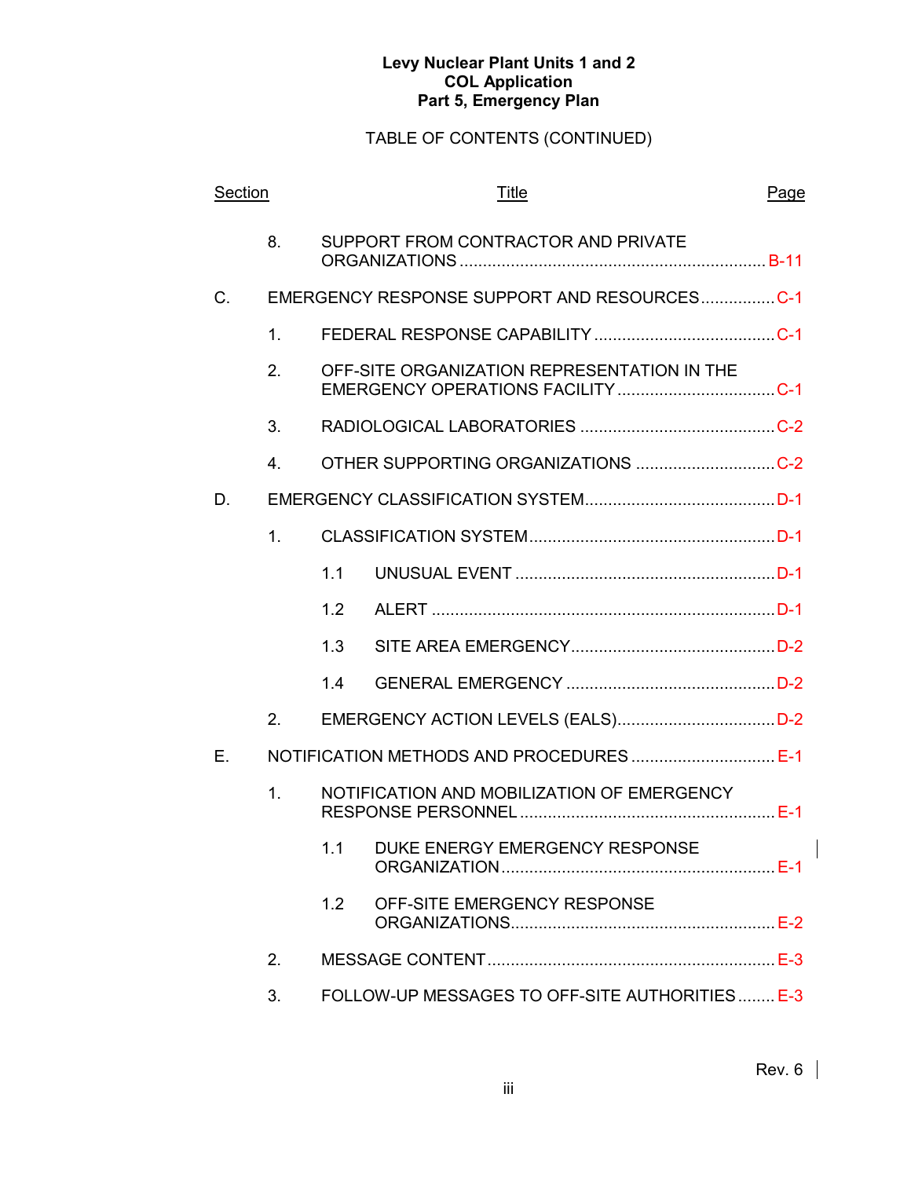**Levy Nuclear Plant Units 1 and 2**
**COL Application**
**Part 5, Emergency Plan**

TABLE OF CONTENTS (CONTINUED)

| Section | | | Title | Page |
|---|---|---|---|---|
| | 8. | | SUPPORT FROM CONTRACTOR AND PRIVATE ORGANIZATIONS | B-11 |
| C. | | | EMERGENCY RESPONSE SUPPORT AND RESOURCES | C-1 |
| | 1. | | FEDERAL RESPONSE CAPABILITY | C-1 |
| | 2. | | OFF-SITE ORGANIZATION REPRESENTATION IN THE EMERGENCY OPERATIONS FACILITY | C-1 |
| | 3. | | RADIOLOGICAL LABORATORIES | C-2 |
| | 4. | | OTHER SUPPORTING ORGANIZATIONS | C-2 |
| D. | | | EMERGENCY CLASSIFICATION SYSTEM | D-1 |
| | 1. | | CLASSIFICATION SYSTEM | D-1 |
| | | 1.1 | UNUSUAL EVENT | D-1 |
| | | 1.2 | ALERT | D-1 |
| | | 1.3 | SITE AREA EMERGENCY | D-2 |
| | | 1.4 | GENERAL EMERGENCY | D-2 |
| | 2. | | EMERGENCY ACTION LEVELS (EALS) | D-2 |
| E. | | | NOTIFICATION METHODS AND PROCEDURES | E-1 |
| | 1. | | NOTIFICATION AND MOBILIZATION OF EMERGENCY RESPONSE PERSONNEL | E-1 |
| | | 1.1 | DUKE ENERGY EMERGENCY RESPONSE ORGANIZATION | E-1 |
| | | 1.2 | OFF-SITE EMERGENCY RESPONSE ORGANIZATIONS | E-2 |
| | 2. | | MESSAGE CONTENT | E-3 |
| | 3. | | FOLLOW-UP MESSAGES TO OFF-SITE AUTHORITIES | E-3 |

Rev. 6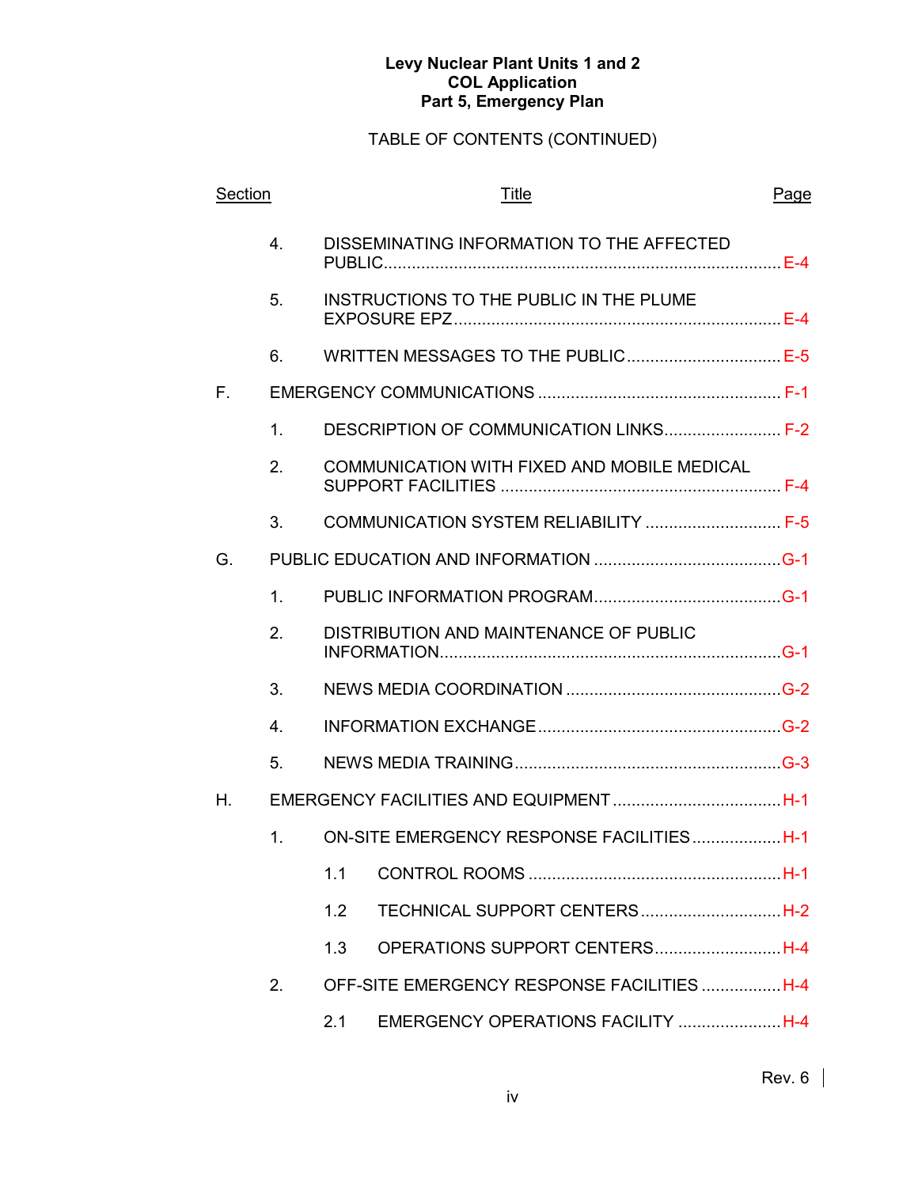**Levy Nuclear Plant Units 1 and 2**
**COL Application**
**Part 5, Emergency Plan**

TABLE OF CONTENTS (CONTINUED)

| Section | | | Title | Page |
|---|---|---|---|---|
| | 4. | | DISSEMINATING INFORMATION TO THE AFFECTED PUBLIC | E-4 |
| | 5. | | INSTRUCTIONS TO THE PUBLIC IN THE PLUME EXPOSURE EPZ | E-4 |
| | 6. | | WRITTEN MESSAGES TO THE PUBLIC | E-5 |
| F. | | | EMERGENCY COMMUNICATIONS | F-1 |
| | 1. | | DESCRIPTION OF COMMUNICATION LINKS | F-2 |
| | 2. | | COMMUNICATION WITH FIXED AND MOBILE MEDICAL SUPPORT FACILITIES | F-4 |
| | 3. | | COMMUNICATION SYSTEM RELIABILITY | F-5 |
| G. | | | PUBLIC EDUCATION AND INFORMATION | G-1 |
| | 1. | | PUBLIC INFORMATION PROGRAM | G-1 |
| | 2. | | DISTRIBUTION AND MAINTENANCE OF PUBLIC INFORMATION | G-1 |
| | 3. | | NEWS MEDIA COORDINATION | G-2 |
| | 4. | | INFORMATION EXCHANGE | G-2 |
| | 5. | | NEWS MEDIA TRAINING | G-3 |
| H. | | | EMERGENCY FACILITIES AND EQUIPMENT | H-1 |
| | 1. | | ON-SITE EMERGENCY RESPONSE FACILITIES | H-1 |
| | | 1.1 | CONTROL ROOMS | H-1 |
| | | 1.2 | TECHNICAL SUPPORT CENTERS | H-2 |
| | | 1.3 | OPERATIONS SUPPORT CENTERS | H-4 |
| | 2. | | OFF-SITE EMERGENCY RESPONSE FACILITIES | H-4 |
| | | 2.1 | EMERGENCY OPERATIONS FACILITY | H-4 |

Rev. 6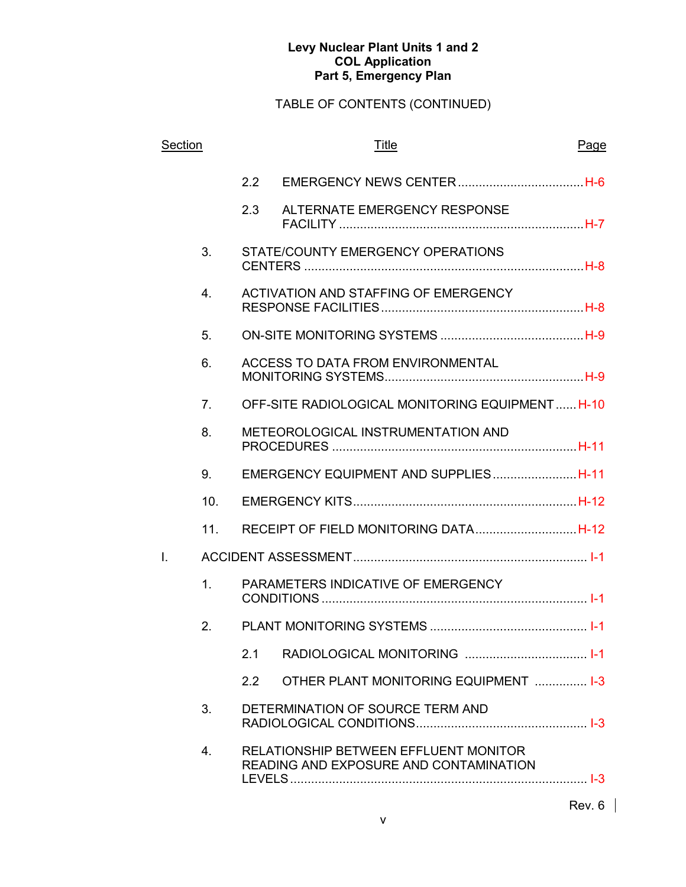**Levy Nuclear Plant Units 1 and 2**
**COL Application**
**Part 5, Emergency Plan**

TABLE OF CONTENTS (CONTINUED)

| Section | | | Title | Page |
|---|---|---|---|---|
| | | 2.2 | EMERGENCY NEWS CENTER | H-6 |
| | | 2.3 | ALTERNATE EMERGENCY RESPONSE FACILITY | H-7 |
| | 3. | | STATE/COUNTY EMERGENCY OPERATIONS CENTERS | H-8 |
| | 4. | | ACTIVATION AND STAFFING OF EMERGENCY RESPONSE FACILITIES | H-8 |
| | 5. | | ON-SITE MONITORING SYSTEMS | H-9 |
| | 6. | | ACCESS TO DATA FROM ENVIRONMENTAL MONITORING SYSTEMS | H-9 |
| | 7. | | OFF-SITE RADIOLOGICAL MONITORING EQUIPMENT | H-10 |
| | 8. | | METEOROLOGICAL INSTRUMENTATION AND PROCEDURES | H-11 |
| | 9. | | EMERGENCY EQUIPMENT AND SUPPLIES | H-11 |
| | 10. | | EMERGENCY KITS | H-12 |
| | 11. | | RECEIPT OF FIELD MONITORING DATA | H-12 |
| I. | ACCIDENT ASSESSMENT | | | I-1 |
| | 1. | | PARAMETERS INDICATIVE OF EMERGENCY CONDITIONS | I-1 |
| | 2. | | PLANT MONITORING SYSTEMS | I-1 |
| | | 2.1 | RADIOLOGICAL MONITORING | I-1 |
| | | 2.2 | OTHER PLANT MONITORING EQUIPMENT | I-3 |
| | 3. | | DETERMINATION OF SOURCE TERM AND RADIOLOGICAL CONDITIONS | I-3 |
| | 4. | | RELATIONSHIP BETWEEN EFFLUENT MONITOR READING AND EXPOSURE AND CONTAMINATION LEVELS | I-3 |

Rev. 6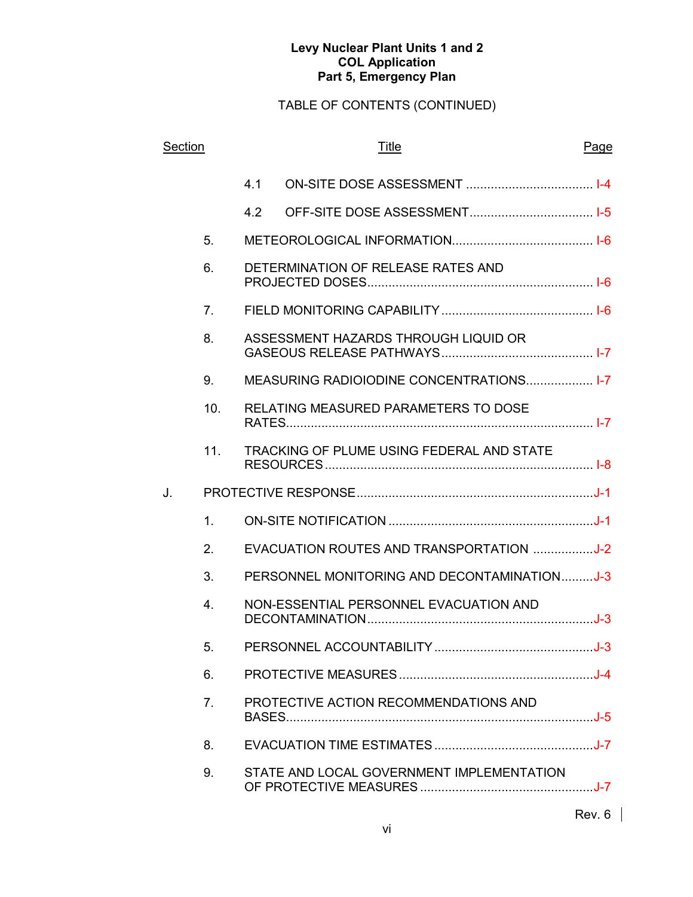**Levy Nuclear Plant Units 1 and 2**
**COL Application**
**Part 5, Emergency Plan**

TABLE OF CONTENTS (CONTINUED)

| Section | | Title | Page |
|---|---|---|---|
| | 4.1 | ON-SITE DOSE ASSESSMENT | I-4 |
| | 4.2 | OFF-SITE DOSE ASSESSMENT | I-5 |
| | 5. | METEOROLOGICAL INFORMATION | I-6 |
| | 6. | DETERMINATION OF RELEASE RATES AND PROJECTED DOSES | I-6 |
| | 7. | FIELD MONITORING CAPABILITY | I-6 |
| | 8. | ASSESSMENT HAZARDS THROUGH LIQUID OR GASEOUS RELEASE PATHWAYS | I-7 |
| | 9. | MEASURING RADIOIODINE CONCENTRATIONS | I-7 |
| | 10. | RELATING MEASURED PARAMETERS TO DOSE RATES | I-7 |
| | 11. | TRACKING OF PLUME USING FEDERAL AND STATE RESOURCES | I-8 |
| J. | | PROTECTIVE RESPONSE | J-1 |
| | 1. | ON-SITE NOTIFICATION | J-1 |
| | 2. | EVACUATION ROUTES AND TRANSPORTATION | J-2 |
| | 3. | PERSONNEL MONITORING AND DECONTAMINATION | J-3 |
| | 4. | NON-ESSENTIAL PERSONNEL EVACUATION AND DECONTAMINATION | J-3 |
| | 5. | PERSONNEL ACCOUNTABILITY | J-3 |
| | 6. | PROTECTIVE MEASURES | J-4 |
| | 7. | PROTECTIVE ACTION RECOMMENDATIONS AND BASES | J-5 |
| | 8. | EVACUATION TIME ESTIMATES | J-7 |
| | 9. | STATE AND LOCAL GOVERNMENT IMPLEMENTATION OF PROTECTIVE MEASURES | J-7 |

Rev. 6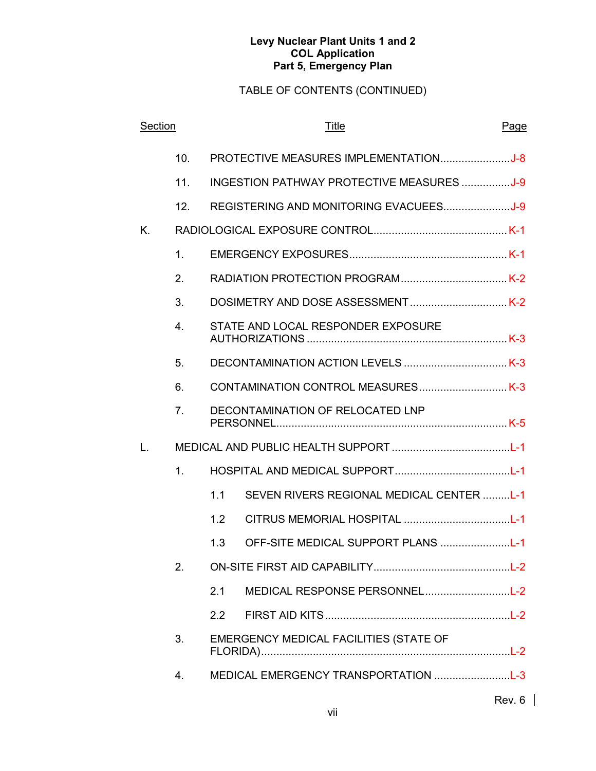TABLE OF CONTENTS (CONTINUED)

| Section | | | Title | Page |
|---|---|---|---|---|
| | 10. | | PROTECTIVE MEASURES IMPLEMENTATION | J-8 |
| | 11. | | INGESTION PATHWAY PROTECTIVE MEASURES | J-9 |
| | 12. | | REGISTERING AND MONITORING EVACUEES | J-9 |
| K. | | | RADIOLOGICAL EXPOSURE CONTROL | K-1 |
| | 1. | | EMERGENCY EXPOSURES | K-1 |
| | 2. | | RADIATION PROTECTION PROGRAM | K-2 |
| | 3. | | DOSIMETRY AND DOSE ASSESSMENT | K-2 |
| | 4. | | STATE AND LOCAL RESPONDER EXPOSURE AUTHORIZATIONS | K-3 |
| | 5. | | DECONTAMINATION ACTION LEVELS | K-3 |
| | 6. | | CONTAMINATION CONTROL MEASURES | K-3 |
| | 7. | | DECONTAMINATION OF RELOCATED LNP PERSONNEL | K-5 |
| L. | | | MEDICAL AND PUBLIC HEALTH SUPPORT | L-1 |
| | 1. | | HOSPITAL AND MEDICAL SUPPORT | L-1 |
| | | 1.1 | SEVEN RIVERS REGIONAL MEDICAL CENTER | L-1 |
| | | 1.2 | CITRUS MEMORIAL HOSPITAL | L-1 |
| | | 1.3 | OFF-SITE MEDICAL SUPPORT PLANS | L-1 |
| | 2. | | ON-SITE FIRST AID CAPABILITY | L-2 |
| | | 2.1 | MEDICAL RESPONSE PERSONNEL | L-2 |
| | | 2.2 | FIRST AID KITS | L-2 |
| | 3. | | EMERGENCY MEDICAL FACILITIES (STATE OF FLORIDA) | L-2 |
| | 4. | | MEDICAL EMERGENCY TRANSPORTATION | L-3 |

Rev. 6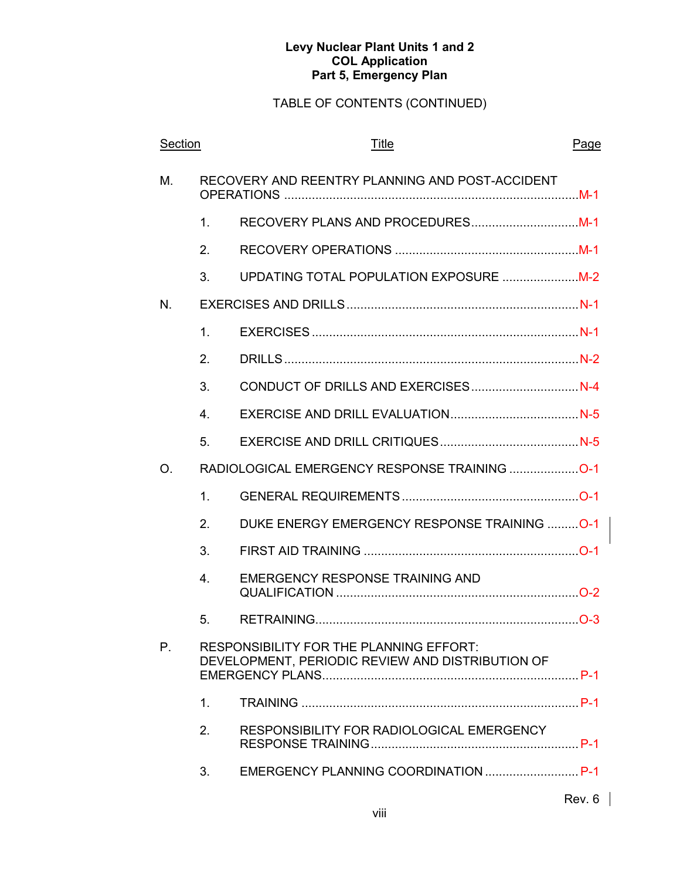**Levy Nuclear Plant Units 1 and 2**
**COL Application**
**Part 5, Emergency Plan**

TABLE OF CONTENTS (CONTINUED)

| Section | | Title | Page |
|---|---|---|---|
| M. | | RECOVERY AND REENTRY PLANNING AND POST-ACCIDENT OPERATIONS | M-1 |
| | 1. | RECOVERY PLANS AND PROCEDURES | M-1 |
| | 2. | RECOVERY OPERATIONS | M-1 |
| | 3. | UPDATING TOTAL POPULATION EXPOSURE | M-2 |
| N. | | EXERCISES AND DRILLS | N-1 |
| | 1. | EXERCISES | N-1 |
| | 2. | DRILLS | N-2 |
| | 3. | CONDUCT OF DRILLS AND EXERCISES | N-4 |
| | 4. | EXERCISE AND DRILL EVALUATION | N-5 |
| | 5. | EXERCISE AND DRILL CRITIQUES | N-5 |
| O. | | RADIOLOGICAL EMERGENCY RESPONSE TRAINING | O-1 |
| | 1. | GENERAL REQUIREMENTS | O-1 |
| | 2. | DUKE ENERGY EMERGENCY RESPONSE TRAINING | O-1 |
| | 3. | FIRST AID TRAINING | O-1 |
| | 4. | EMERGENCY RESPONSE TRAINING AND QUALIFICATION | O-2 |
| | 5. | RETRAINING | O-3 |
| P. | | RESPONSIBILITY FOR THE PLANNING EFFORT: DEVELOPMENT, PERIODIC REVIEW AND DISTRIBUTION OF EMERGENCY PLANS | P-1 |
| | 1. | TRAINING | P-1 |
| | 2. | RESPONSIBILITY FOR RADIOLOGICAL EMERGENCY RESPONSE TRAINING | P-1 |
| | 3. | EMERGENCY PLANNING COORDINATION | P-1 |

Rev. 6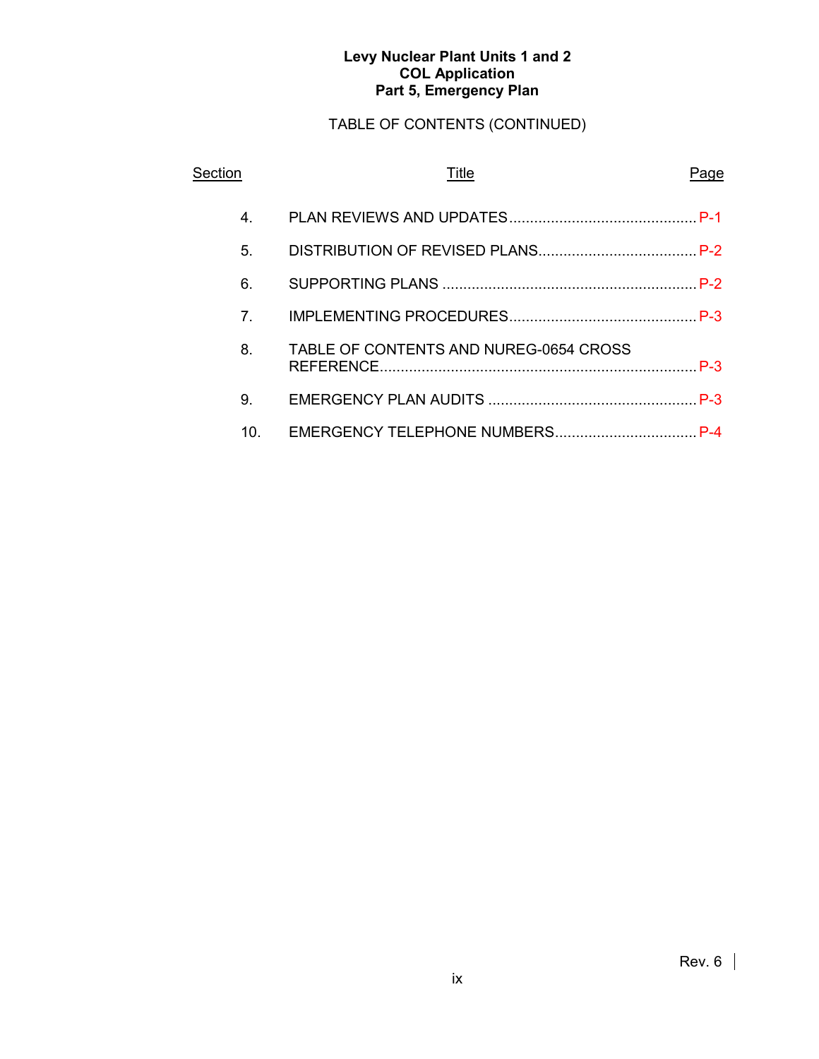**Levy Nuclear Plant Units 1 and 2**
**COL Application**
**Part 5, Emergency Plan**

TABLE OF CONTENTS (CONTINUED)

| Section | Title | Page |
|---|---|---|
| 4. | PLAN REVIEWS AND UPDATES | P-1 |
| 5. | DISTRIBUTION OF REVISED PLANS | P-2 |
| 6. | SUPPORTING PLANS | P-2 |
| 7. | IMPLEMENTING PROCEDURES | P-3 |
| 8. | TABLE OF CONTENTS AND NUREG-0654 CROSS REFERENCE | P-3 |
| 9. | EMERGENCY PLAN AUDITS | P-3 |
| 10. | EMERGENCY TELEPHONE NUMBERS | P-4 |

Rev. 6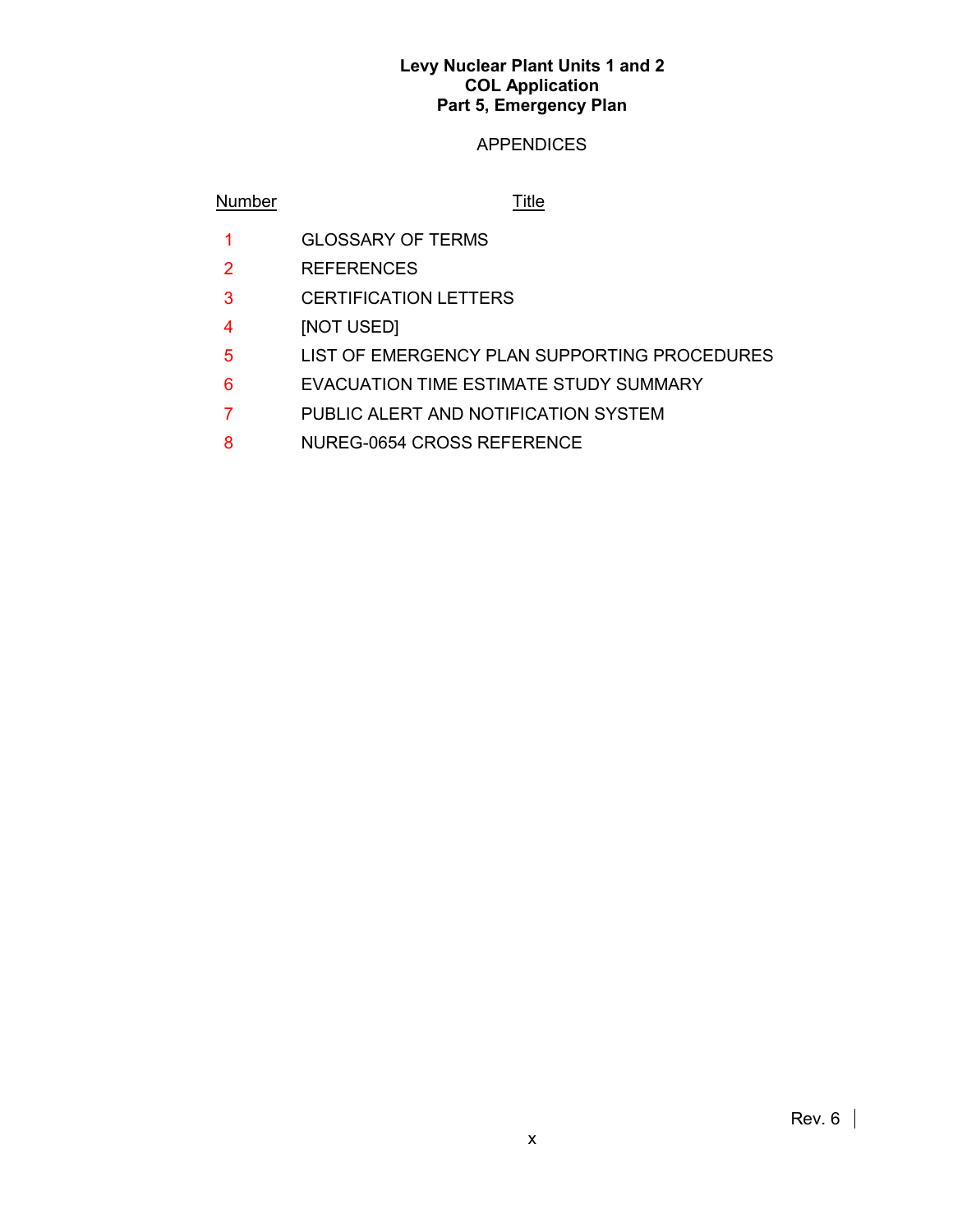**Levy Nuclear Plant Units 1 and 2**
**COL Application**
**Part 5, Emergency Plan**

APPENDICES

| Number | Title |
|---|---|
| 1 | GLOSSARY OF TERMS |
| 2 | REFERENCES |
| 3 | CERTIFICATION LETTERS |
| 4 | [NOT USED] |
| 5 | LIST OF EMERGENCY PLAN SUPPORTING PROCEDURES |
| 6 | EVACUATION TIME ESTIMATE STUDY SUMMARY |
| 7 | PUBLIC ALERT AND NOTIFICATION SYSTEM |
| 8 | NUREG-0654 CROSS REFERENCE |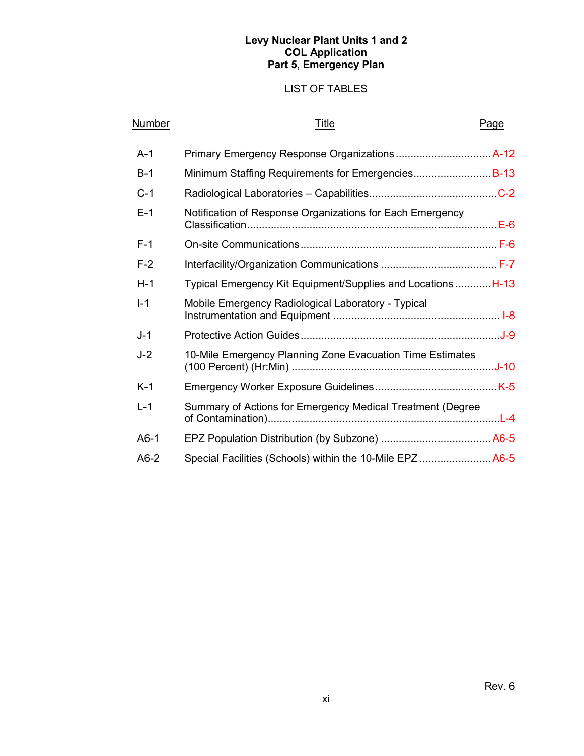# Levy Nuclear Plant Units 1 and 2
## COL Application
## Part 5, Emergency Plan

### LIST OF TABLES

| Number | Title | Page |
|---|---|---|
| A-1 | Primary Emergency Response Organizations | A-12 |
| B-1 | Minimum Staffing Requirements for Emergencies | B-13 |
| C-1 | Radiological Laboratories – Capabilities | C-2 |
| E-1 | Notification of Response Organizations for Each Emergency Classification | E-6 |
| F-1 | On-site Communications | F-6 |
| F-2 | Interfacility/Organization Communications | F-7 |
| H-1 | Typical Emergency Kit Equipment/Supplies and Locations | H-13 |
| I-1 | Mobile Emergency Radiological Laboratory - Typical Instrumentation and Equipment | I-8 |
| J-1 | Protective Action Guides | J-9 |
| J-2 | 10-Mile Emergency Planning Zone Evacuation Time Estimates (100 Percent) (Hr:Min) | J-10 |
| K-1 | Emergency Worker Exposure Guidelines | K-5 |
| L-1 | Summary of Actions for Emergency Medical Treatment (Degree of Contamination) | L-4 |
| A6-1 | EPZ Population Distribution (by Subzone) | A6-5 |
| A6-2 | Special Facilities (Schools) within the 10-Mile EPZ | A6-5 |

Rev. 6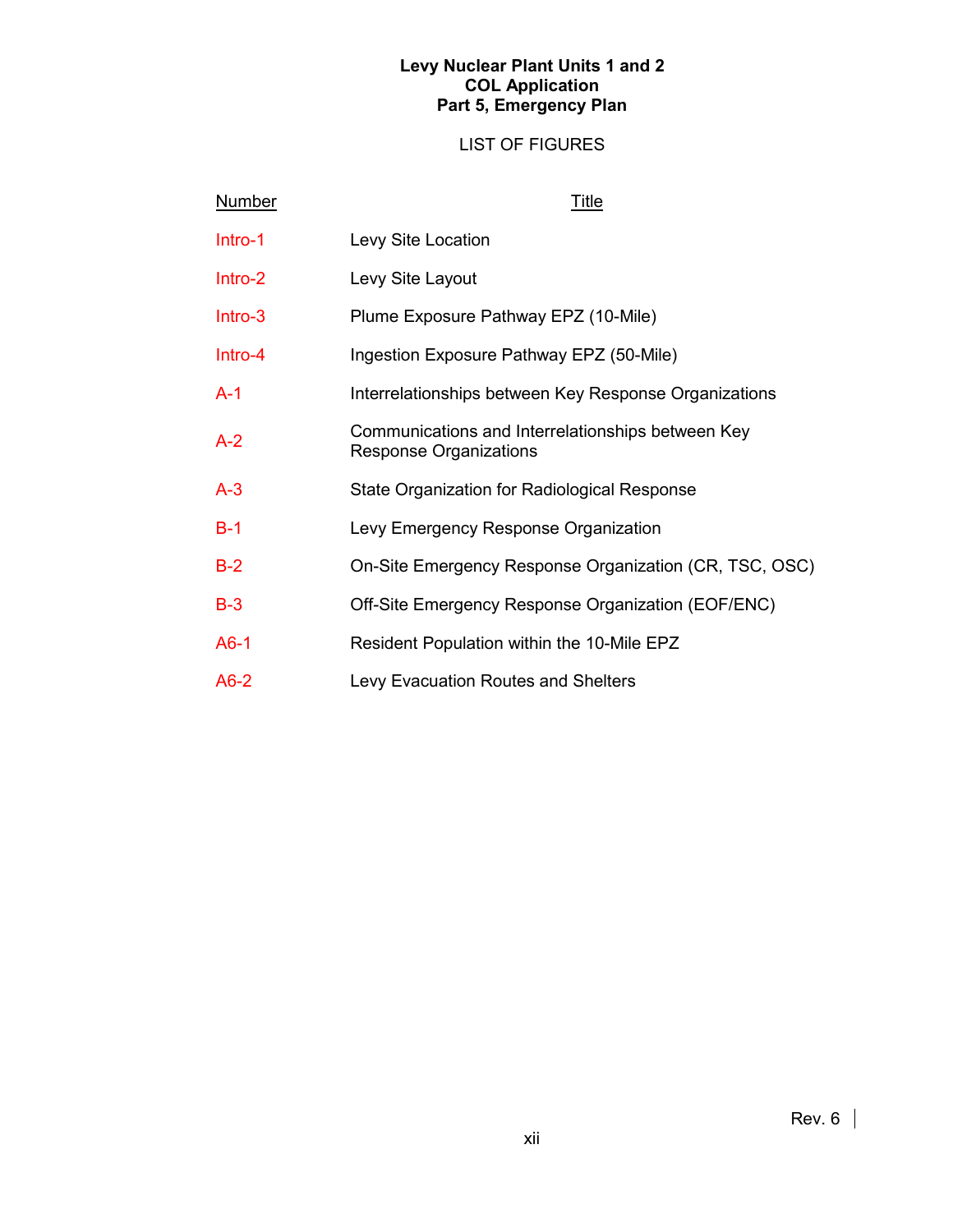**Levy Nuclear Plant Units 1 and 2**
**COL Application**
**Part 5, Emergency Plan**

LIST OF FIGURES

| Number | Title |
|---|---|
| Intro-1 | Levy Site Location |
| Intro-2 | Levy Site Layout |
| Intro-3 | Plume Exposure Pathway EPZ (10-Mile) |
| Intro-4 | Ingestion Exposure Pathway EPZ (50-Mile) |
| A-1 | Interrelationships between Key Response Organizations |
| A-2 | Communications and Interrelationships between Key Response Organizations |
| A-3 | State Organization for Radiological Response |
| B-1 | Levy Emergency Response Organization |
| B-2 | On-Site Emergency Response Organization (CR, TSC, OSC) |
| B-3 | Off-Site Emergency Response Organization (EOF/ENC) |
| A6-1 | Resident Population within the 10-Mile EPZ |
| A6-2 | Levy Evacuation Routes and Shelters |

Rev. 6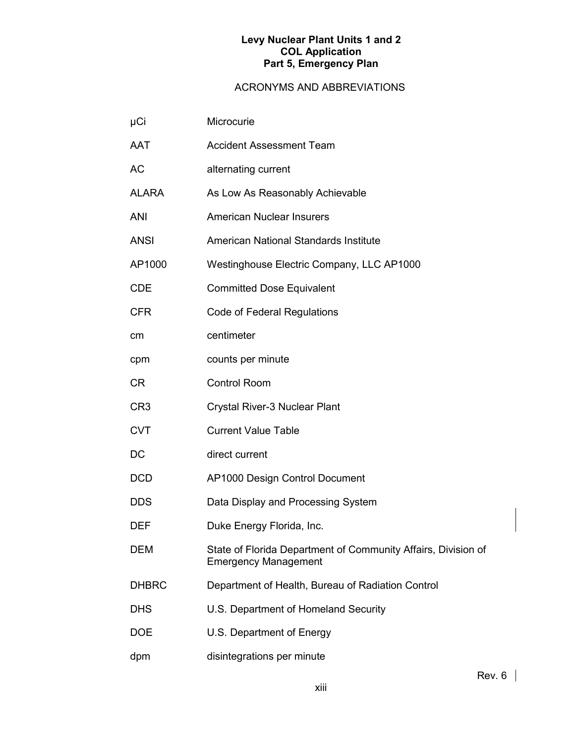## ACRONYMS AND ABBREVIATIONS

| | |
|---|---|
| μCi | Microcurie |
| AAT | Accident Assessment Team |
| AC | alternating current |
| ALARA | As Low As Reasonably Achievable |
| ANI | American Nuclear Insurers |
| ANSI | American National Standards Institute |
| AP1000 | Westinghouse Electric Company, LLC AP1000 |
| CDE | Committed Dose Equivalent |
| CFR | Code of Federal Regulations |
| cm | centimeter |
| cpm | counts per minute |
| CR | Control Room |
| CR3 | Crystal River-3 Nuclear Plant |
| CVT | Current Value Table |
| DC | direct current |
| DCD | AP1000 Design Control Document |
| DDS | Data Display and Processing System |
| DEF | Duke Energy Florida, Inc. |
| DEM | State of Florida Department of Community Affairs, Division of Emergency Management |
| DHBRC | Department of Health, Bureau of Radiation Control |
| DHS | U.S. Department of Homeland Security |
| DOE | U.S. Department of Energy |
| dpm | disintegrations per minute |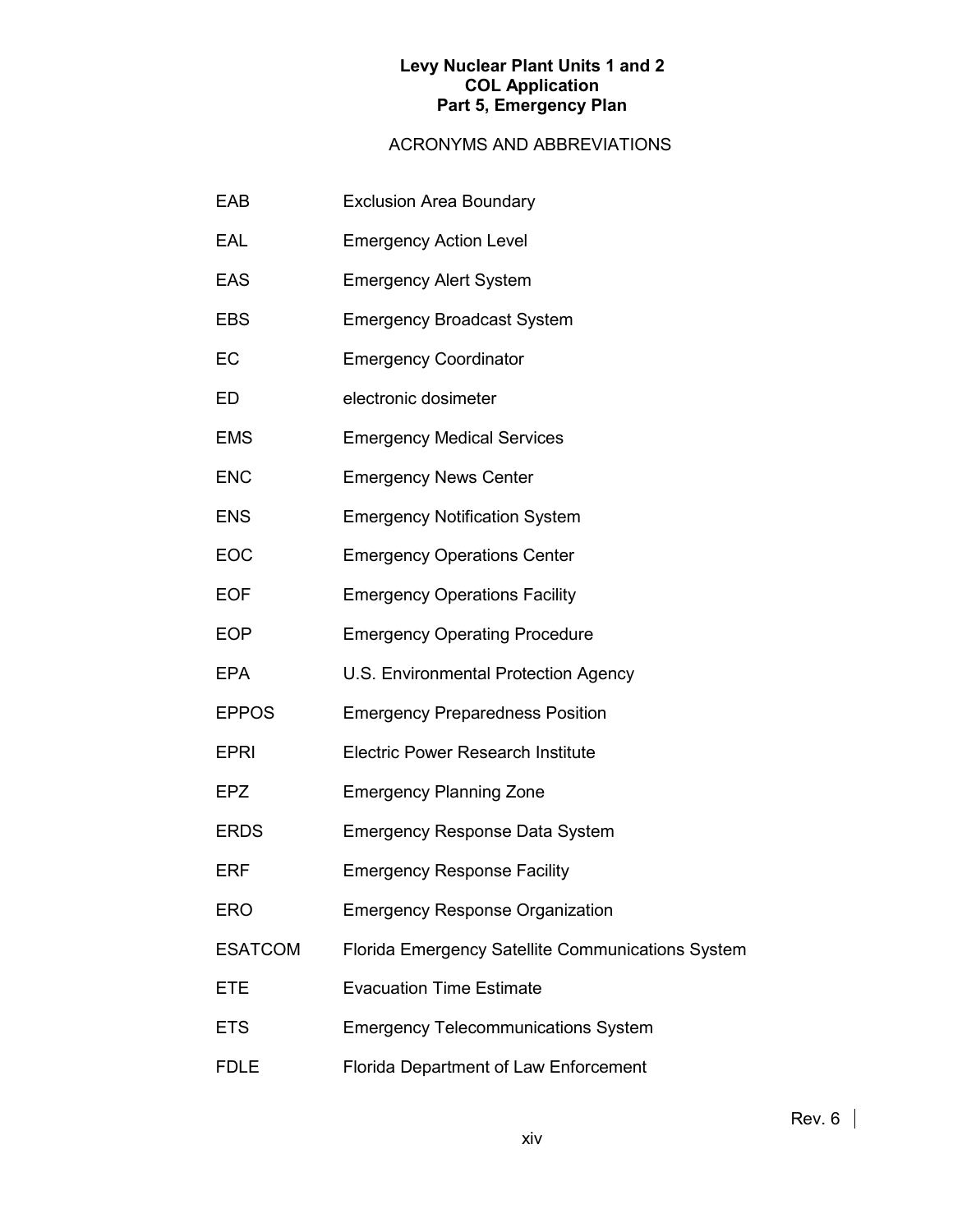# ACRONYMS AND ABBREVIATIONS

| | |
|---|---|
| EAB | Exclusion Area Boundary |
| EAL | Emergency Action Level |
| EAS | Emergency Alert System |
| EBS | Emergency Broadcast System |
| EC | Emergency Coordinator |
| ED | electronic dosimeter |
| EMS | Emergency Medical Services |
| ENC | Emergency News Center |
| ENS | Emergency Notification System |
| EOC | Emergency Operations Center |
| EOF | Emergency Operations Facility |
| EOP | Emergency Operating Procedure |
| EPA | U.S. Environmental Protection Agency |
| EPPOS | Emergency Preparedness Position |
| EPRI | Electric Power Research Institute |
| EPZ | Emergency Planning Zone |
| ERDS | Emergency Response Data System |
| ERF | Emergency Response Facility |
| ERO | Emergency Response Organization |
| ESATCOM | Florida Emergency Satellite Communications System |
| ETE | Evacuation Time Estimate |
| ETS | Emergency Telecommunications System |
| FDLE | Florida Department of Law Enforcement |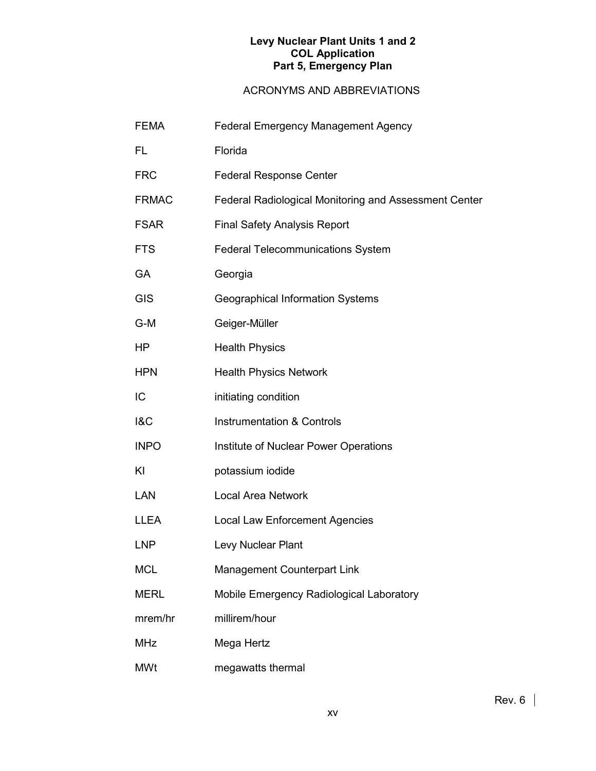## ACRONYMS AND ABBREVIATIONS

| | |
|---|---|
| FEMA | Federal Emergency Management Agency |
| FL | Florida |
| FRC | Federal Response Center |
| FRMAC | Federal Radiological Monitoring and Assessment Center |
| FSAR | Final Safety Analysis Report |
| FTS | Federal Telecommunications System |
| GA | Georgia |
| GIS | Geographical Information Systems |
| G-M | Geiger-Müller |
| HP | Health Physics |
| HPN | Health Physics Network |
| IC | initiating condition |
| I&C | Instrumentation & Controls |
| INPO | Institute of Nuclear Power Operations |
| KI | potassium iodide |
| LAN | Local Area Network |
| LLEA | Local Law Enforcement Agencies |
| LNP | Levy Nuclear Plant |
| MCL | Management Counterpart Link |
| MERL | Mobile Emergency Radiological Laboratory |
| mrem/hr | millirem/hour |
| MHz | Mega Hertz |
| MWt | megawatts thermal |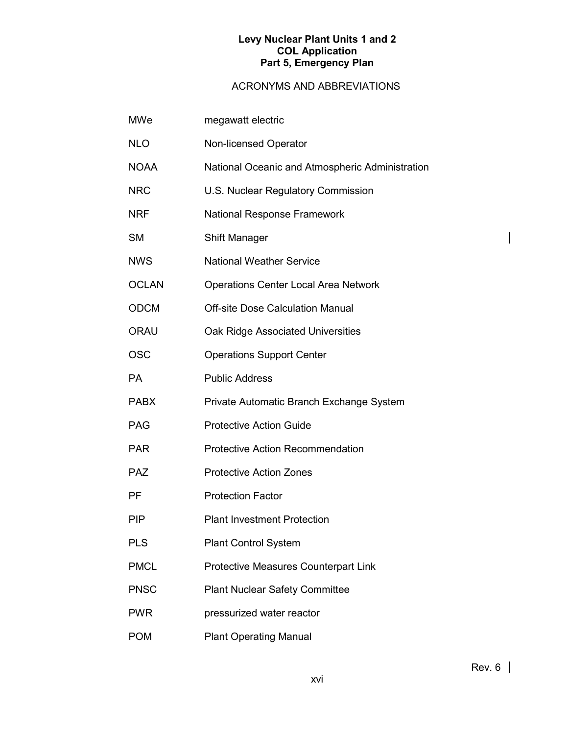# ACRONYMS AND ABBREVIATIONS

| | |
|---|---|
| MWe | megawatt electric |
| NLO | Non-licensed Operator |
| NOAA | National Oceanic and Atmospheric Administration |
| NRC | U.S. Nuclear Regulatory Commission |
| NRF | National Response Framework |
| SM | Shift Manager |
| NWS | National Weather Service |
| OCLAN | Operations Center Local Area Network |
| ODCM | Off-site Dose Calculation Manual |
| ORAU | Oak Ridge Associated Universities |
| OSC | Operations Support Center |
| PA | Public Address |
| PABX | Private Automatic Branch Exchange System |
| PAG | Protective Action Guide |
| PAR | Protective Action Recommendation |
| PAZ | Protective Action Zones |
| PF | Protection Factor |
| PIP | Plant Investment Protection |
| PLS | Plant Control System |
| PMCL | Protective Measures Counterpart Link |
| PNSC | Plant Nuclear Safety Committee |
| PWR | pressurized water reactor |
| POM | Plant Operating Manual |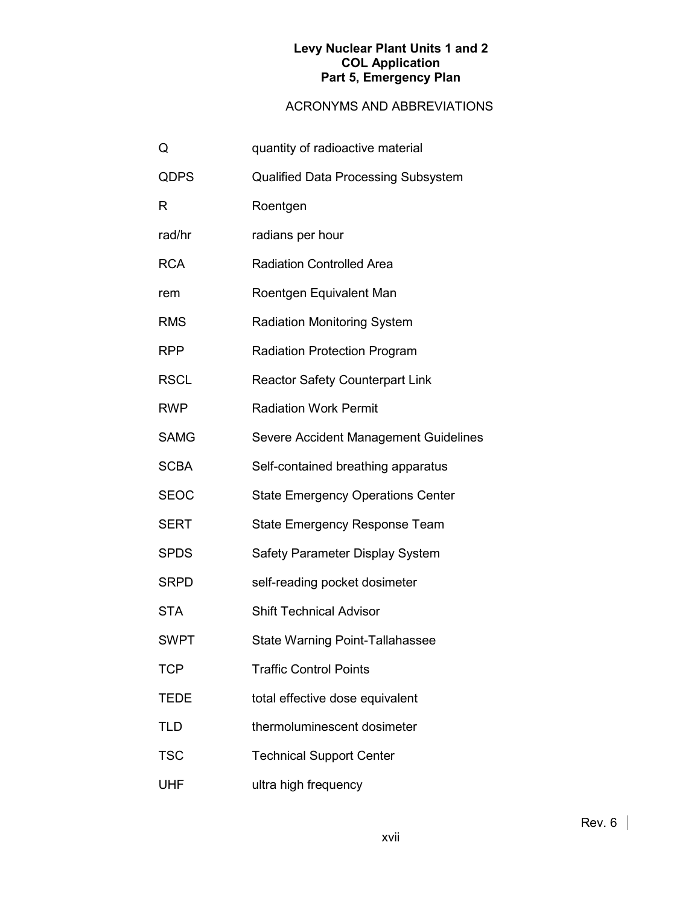# ACRONYMS AND ABBREVIATIONS

| | |
|---|---|
| Q | quantity of radioactive material |
| QDPS | Qualified Data Processing Subsystem |
| R | Roentgen |
| rad/hr | radians per hour |
| RCA | Radiation Controlled Area |
| rem | Roentgen Equivalent Man |
| RMS | Radiation Monitoring System |
| RPP | Radiation Protection Program |
| RSCL | Reactor Safety Counterpart Link |
| RWP | Radiation Work Permit |
| SAMG | Severe Accident Management Guidelines |
| SCBA | Self-contained breathing apparatus |
| SEOC | State Emergency Operations Center |
| SERT | State Emergency Response Team |
| SPDS | Safety Parameter Display System |
| SRPD | self-reading pocket dosimeter |
| STA | Shift Technical Advisor |
| SWPT | State Warning Point-Tallahassee |
| TCP | Traffic Control Points |
| TEDE | total effective dose equivalent |
| TLD | thermoluminescent dosimeter |
| TSC | Technical Support Center |
| UHF | ultra high frequency |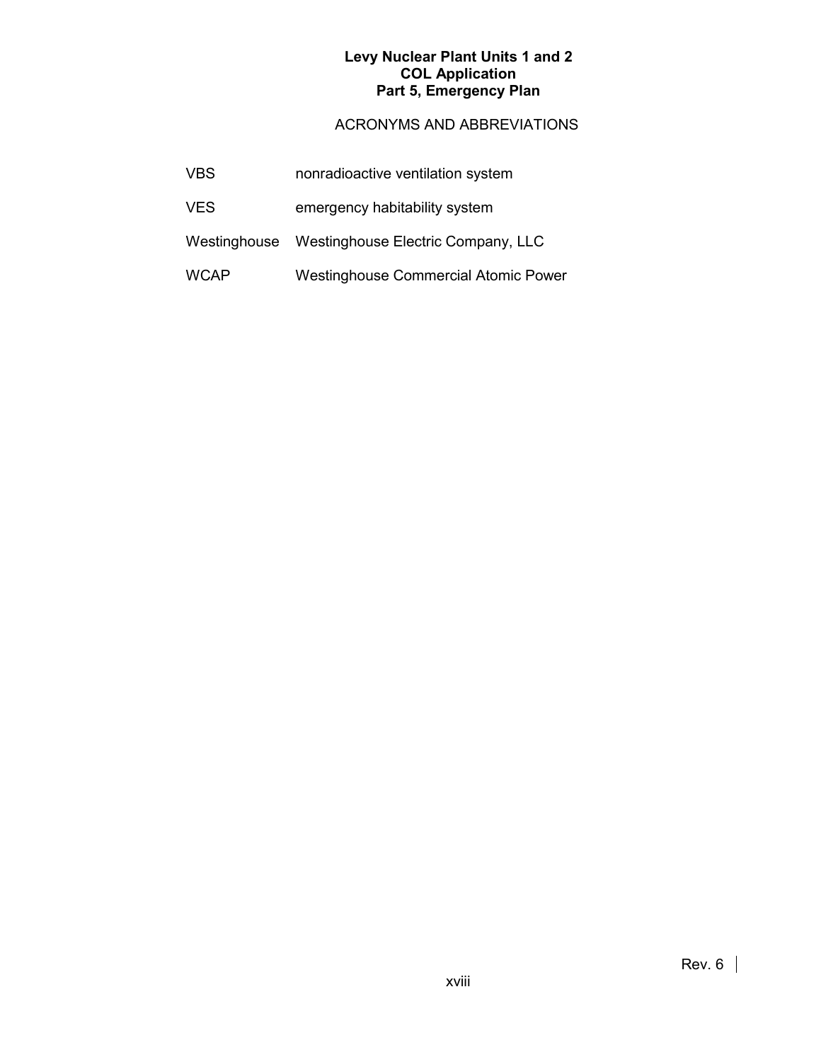## ACRONYMS AND ABBREVIATIONS

| | |
|---|---|
| VBS | nonradioactive ventilation system |
| VES | emergency habitability system |
| Westinghouse | Westinghouse Electric Company, LLC |
| WCAP | Westinghouse Commercial Atomic Power |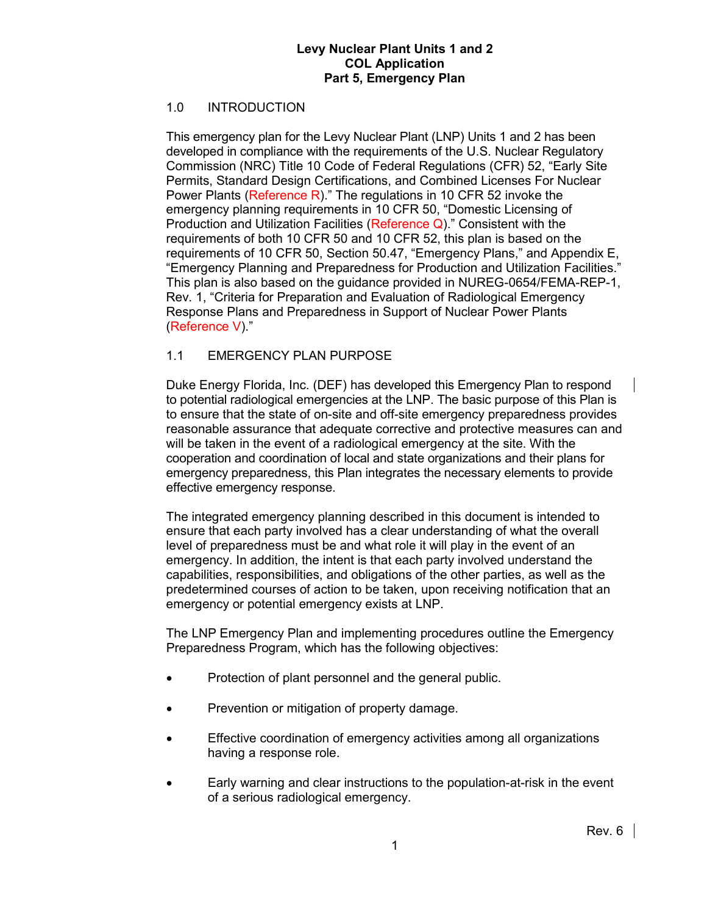# 1.0 INTRODUCTION

This emergency plan for the Levy Nuclear Plant (LNP) Units 1 and 2 has been developed in compliance with the requirements of the U.S. Nuclear Regulatory Commission (NRC) Title 10 Code of Federal Regulations (CFR) 52, "Early Site Permits, Standard Design Certifications, and Combined Licenses For Nuclear Power Plants (Reference R)." The regulations in 10 CFR 52 invoke the emergency planning requirements in 10 CFR 50, "Domestic Licensing of Production and Utilization Facilities (Reference Q)." Consistent with the requirements of both 10 CFR 50 and 10 CFR 52, this plan is based on the requirements of 10 CFR 50, Section 50.47, "Emergency Plans," and Appendix E, "Emergency Planning and Preparedness for Production and Utilization Facilities." This plan is also based on the guidance provided in NUREG-0654/FEMA-REP-1, Rev. 1, "Criteria for Preparation and Evaluation of Radiological Emergency Response Plans and Preparedness in Support of Nuclear Power Plants (Reference V)."

## 1.1 EMERGENCY PLAN PURPOSE

Duke Energy Florida, Inc. (DEF) has developed this Emergency Plan to respond to potential radiological emergencies at the LNP. The basic purpose of this Plan is to ensure that the state of on-site and off-site emergency preparedness provides reasonable assurance that adequate corrective and protective measures can and will be taken in the event of a radiological emergency at the site. With the cooperation and coordination of local and state organizations and their plans for emergency preparedness, this Plan integrates the necessary elements to provide effective emergency response.

The integrated emergency planning described in this document is intended to ensure that each party involved has a clear understanding of what the overall level of preparedness must be and what role it will play in the event of an emergency. In addition, the intent is that each party involved understand the capabilities, responsibilities, and obligations of the other parties, as well as the predetermined courses of action to be taken, upon receiving notification that an emergency or potential emergency exists at LNP.

The LNP Emergency Plan and implementing procedures outline the Emergency Preparedness Program, which has the following objectives:

- Protection of plant personnel and the general public.
- Prevention or mitigation of property damage.
- Effective coordination of emergency activities among all organizations having a response role.
- Early warning and clear instructions to the population-at-risk in the event of a serious radiological emergency.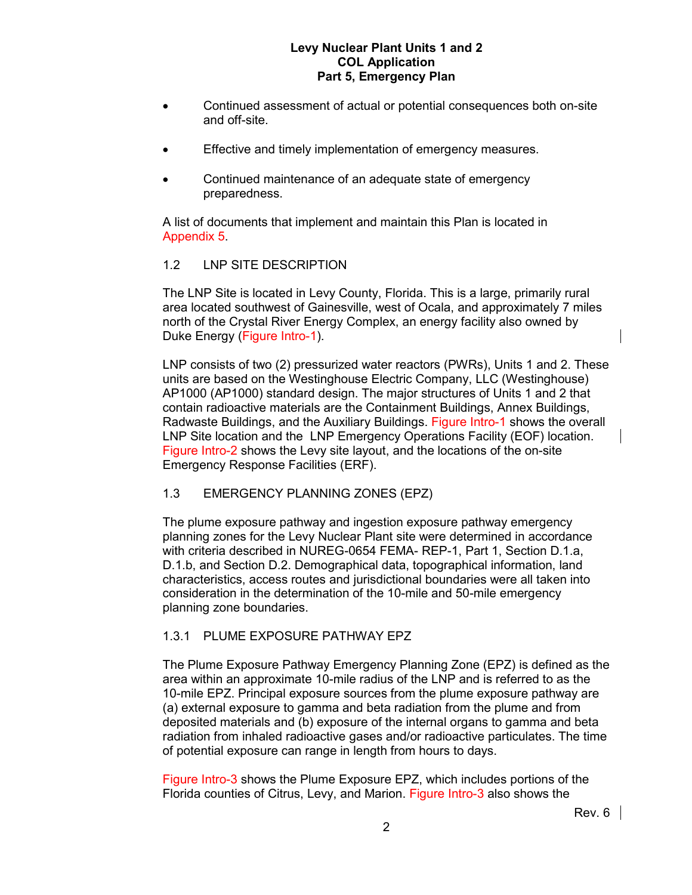- Continued assessment of actual or potential consequences both on-site and off-site.
- Effective and timely implementation of emergency measures.
- Continued maintenance of an adequate state of emergency preparedness.

A list of documents that implement and maintain this Plan is located in Appendix 5.

## 1.2 LNP SITE DESCRIPTION

The LNP Site is located in Levy County, Florida. This is a large, primarily rural area located southwest of Gainesville, west of Ocala, and approximately 7 miles north of the Crystal River Energy Complex, an energy facility also owned by Duke Energy (Figure Intro-1).

LNP consists of two (2) pressurized water reactors (PWRs), Units 1 and 2. These units are based on the Westinghouse Electric Company, LLC (Westinghouse) AP1000 (AP1000) standard design. The major structures of Units 1 and 2 that contain radioactive materials are the Containment Buildings, Annex Buildings, Radwaste Buildings, and the Auxiliary Buildings. Figure Intro-1 shows the overall LNP Site location and the LNP Emergency Operations Facility (EOF) location. Figure Intro-2 shows the Levy site layout, and the locations of the on-site Emergency Response Facilities (ERF).

## 1.3 EMERGENCY PLANNING ZONES (EPZ)

The plume exposure pathway and ingestion exposure pathway emergency planning zones for the Levy Nuclear Plant site were determined in accordance with criteria described in NUREG-0654 FEMA- REP-1, Part 1, Section D.1.a, D.1.b, and Section D.2. Demographical data, topographical information, land characteristics, access routes and jurisdictional boundaries were all taken into consideration in the determination of the 10-mile and 50-mile emergency planning zone boundaries.

### 1.3.1 PLUME EXPOSURE PATHWAY EPZ

The Plume Exposure Pathway Emergency Planning Zone (EPZ) is defined as the area within an approximate 10-mile radius of the LNP and is referred to as the 10-mile EPZ. Principal exposure sources from the plume exposure pathway are (a) external exposure to gamma and beta radiation from the plume and from deposited materials and (b) exposure of the internal organs to gamma and beta radiation from inhaled radioactive gases and/or radioactive particulates. The time of potential exposure can range in length from hours to days.

Figure Intro-3 shows the Plume Exposure EPZ, which includes portions of the Florida counties of Citrus, Levy, and Marion. Figure Intro-3 also shows the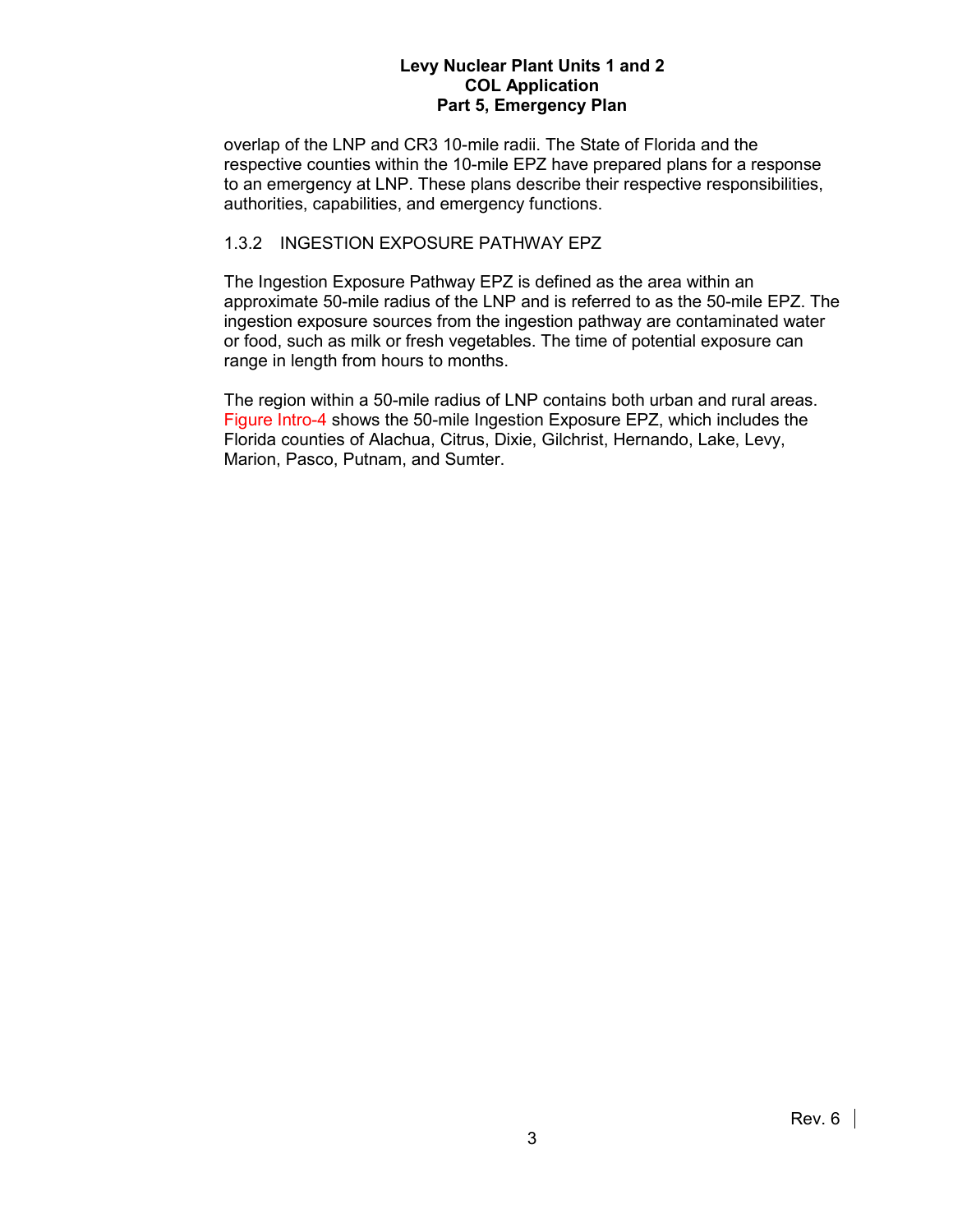overlap of the LNP and CR3 10-mile radii. The State of Florida and the respective counties within the 10-mile EPZ have prepared plans for a response to an emergency at LNP. These plans describe their respective responsibilities, authorities, capabilities, and emergency functions.

### 1.3.2 INGESTION EXPOSURE PATHWAY EPZ

The Ingestion Exposure Pathway EPZ is defined as the area within an approximate 50-mile radius of the LNP and is referred to as the 50-mile EPZ. The ingestion exposure sources from the ingestion pathway are contaminated water or food, such as milk or fresh vegetables. The time of potential exposure can range in length from hours to months.

The region within a 50-mile radius of LNP contains both urban and rural areas. Figure Intro-4 shows the 50-mile Ingestion Exposure EPZ, which includes the Florida counties of Alachua, Citrus, Dixie, Gilchrist, Hernando, Lake, Levy, Marion, Pasco, Putnam, and Sumter.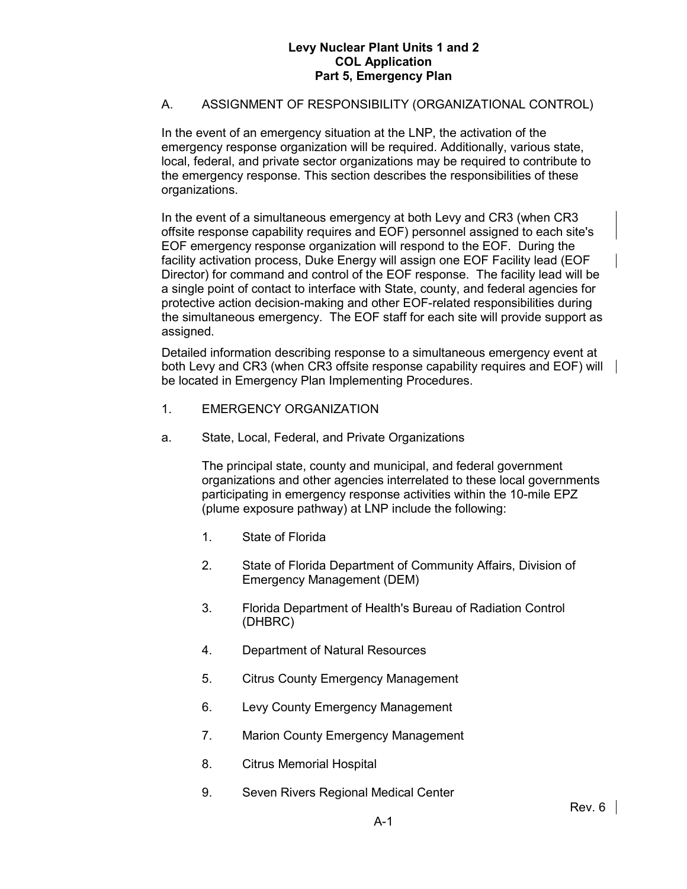## A. ASSIGNMENT OF RESPONSIBILITY (ORGANIZATIONAL CONTROL)

In the event of an emergency situation at the LNP, the activation of the emergency response organization will be required. Additionally, various state, local, federal, and private sector organizations may be required to contribute to the emergency response. This section describes the responsibilities of these organizations.

In the event of a simultaneous emergency at both Levy and CR3 (when CR3 offsite response capability requires and EOF) personnel assigned to each site's EOF emergency response organization will respond to the EOF. During the facility activation process, Duke Energy will assign one EOF Facility lead (EOF Director) for command and control of the EOF response. The facility lead will be a single point of contact to interface with State, county, and federal agencies for protective action decision-making and other EOF-related responsibilities during the simultaneous emergency. The EOF staff for each site will provide support as assigned.

Detailed information describing response to a simultaneous emergency event at both Levy and CR3 (when CR3 offsite response capability requires and EOF) will be located in Emergency Plan Implementing Procedures.

### 1. EMERGENCY ORGANIZATION

#### a. State, Local, Federal, and Private Organizations

The principal state, county and municipal, and federal government organizations and other agencies interrelated to these local governments participating in emergency response activities within the 10-mile EPZ (plume exposure pathway) at LNP include the following:

1. State of Florida
2. State of Florida Department of Community Affairs, Division of Emergency Management (DEM)
3. Florida Department of Health's Bureau of Radiation Control (DHBRC)
4. Department of Natural Resources
5. Citrus County Emergency Management
6. Levy County Emergency Management
7. Marion County Emergency Management
8. Citrus Memorial Hospital
9. Seven Rivers Regional Medical Center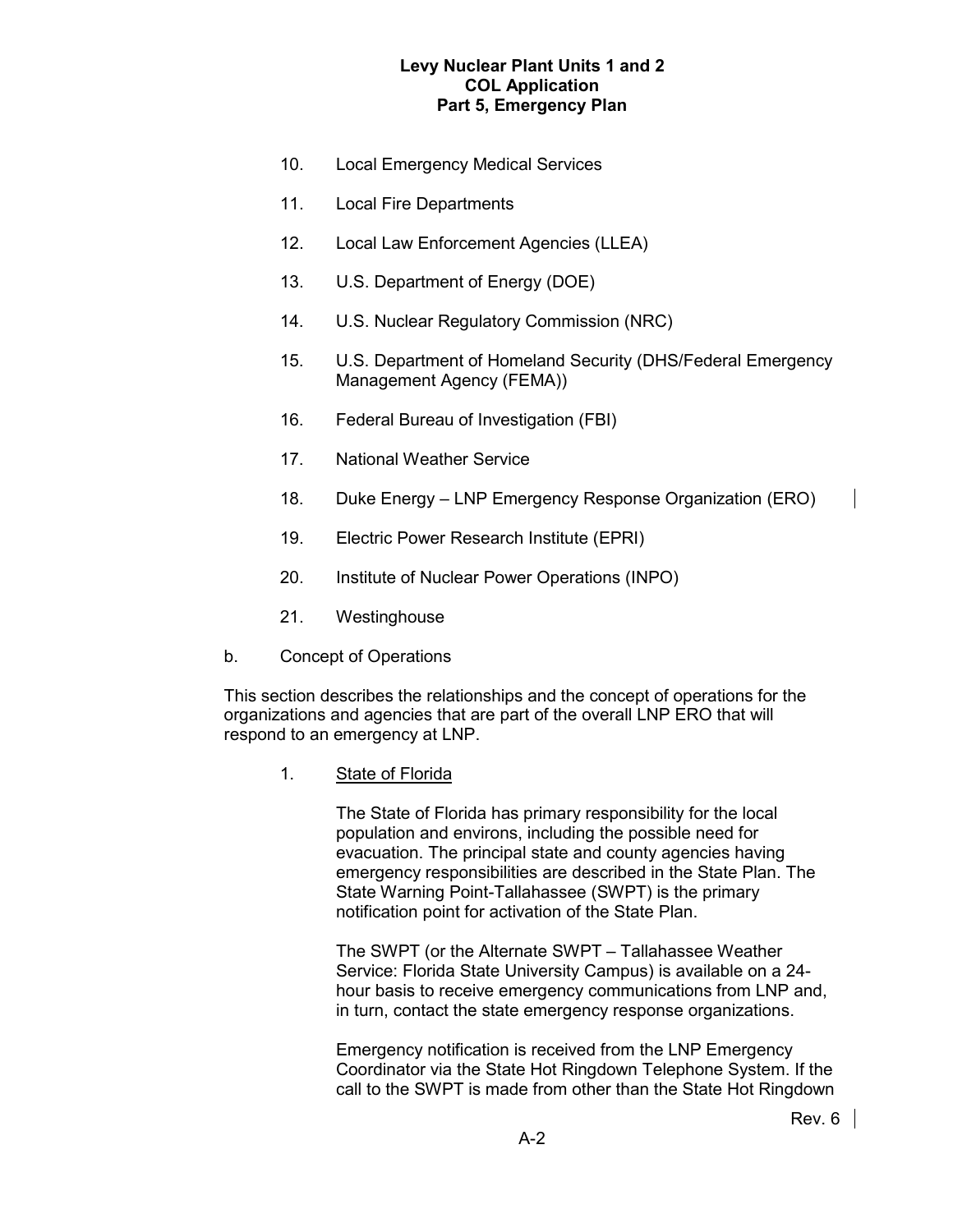10. Local Emergency Medical Services

11. Local Fire Departments

12. Local Law Enforcement Agencies (LLEA)

13. U.S. Department of Energy (DOE)

14. U.S. Nuclear Regulatory Commission (NRC)

15. U.S. Department of Homeland Security (DHS/Federal Emergency Management Agency (FEMA))

16. Federal Bureau of Investigation (FBI)

17. National Weather Service

18. Duke Energy – LNP Emergency Response Organization (ERO)

19. Electric Power Research Institute (EPRI)

20. Institute of Nuclear Power Operations (INPO)

21. Westinghouse

b. Concept of Operations

This section describes the relationships and the concept of operations for the organizations and agencies that are part of the overall LNP ERO that will respond to an emergency at LNP.

1. State of Florida

   The State of Florida has primary responsibility for the local population and environs, including the possible need for evacuation. The principal state and county agencies having emergency responsibilities are described in the State Plan. The State Warning Point-Tallahassee (SWPT) is the primary notification point for activation of the State Plan.

   The SWPT (or the Alternate SWPT – Tallahassee Weather Service: Florida State University Campus) is available on a 24-hour basis to receive emergency communications from LNP and, in turn, contact the state emergency response organizations.

   Emergency notification is received from the LNP Emergency Coordinator via the State Hot Ringdown Telephone System. If the call to the SWPT is made from other than the State Hot Ringdown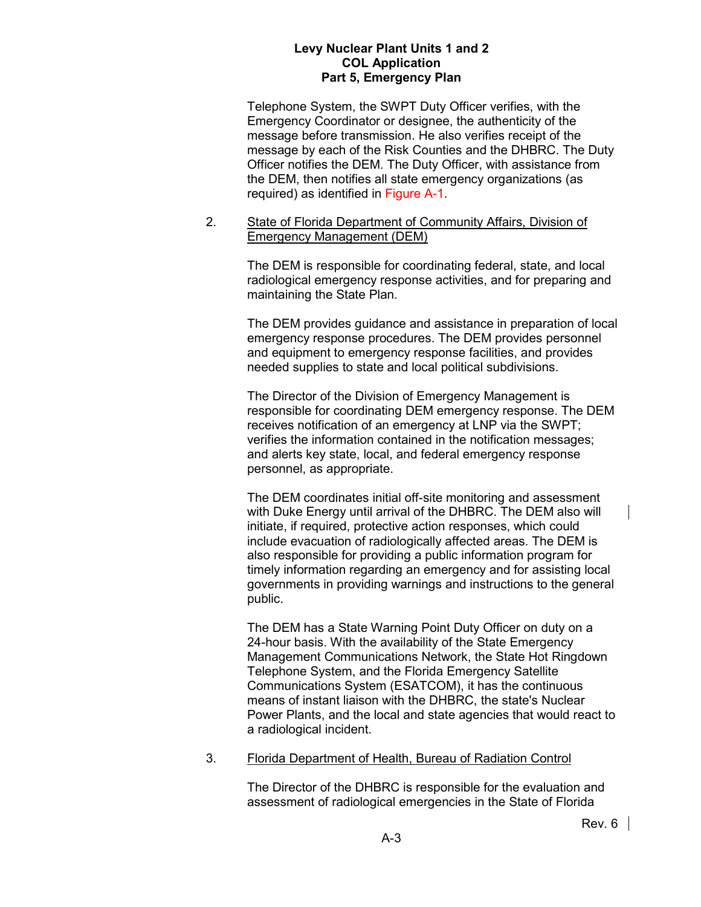Telephone System, the SWPT Duty Officer verifies, with the Emergency Coordinator or designee, the authenticity of the message before transmission. He also verifies receipt of the message by each of the Risk Counties and the DHBRC. The Duty Officer notifies the DEM. The Duty Officer, with assistance from the DEM, then notifies all state emergency organizations (as required) as identified in Figure A-1.

2. State of Florida Department of Community Affairs, Division of Emergency Management (DEM)

   The DEM is responsible for coordinating federal, state, and local radiological emergency response activities, and for preparing and maintaining the State Plan.

   The DEM provides guidance and assistance in preparation of local emergency response procedures. The DEM provides personnel and equipment to emergency response facilities, and provides needed supplies to state and local political subdivisions.

   The Director of the Division of Emergency Management is responsible for coordinating DEM emergency response. The DEM receives notification of an emergency at LNP via the SWPT; verifies the information contained in the notification messages; and alerts key state, local, and federal emergency response personnel, as appropriate.

   The DEM coordinates initial off-site monitoring and assessment with Duke Energy until arrival of the DHBRC. The DEM also will initiate, if required, protective action responses, which could include evacuation of radiologically affected areas. The DEM is also responsible for providing a public information program for timely information regarding an emergency and for assisting local governments in providing warnings and instructions to the general public.

   The DEM has a State Warning Point Duty Officer on duty on a 24-hour basis. With the availability of the State Emergency Management Communications Network, the State Hot Ringdown Telephone System, and the Florida Emergency Satellite Communications System (ESATCOM), it has the continuous means of instant liaison with the DHBRC, the state's Nuclear Power Plants, and the local and state agencies that would react to a radiological incident.

3. Florida Department of Health, Bureau of Radiation Control

   The Director of the DHBRC is responsible for the evaluation and assessment of radiological emergencies in the State of Florida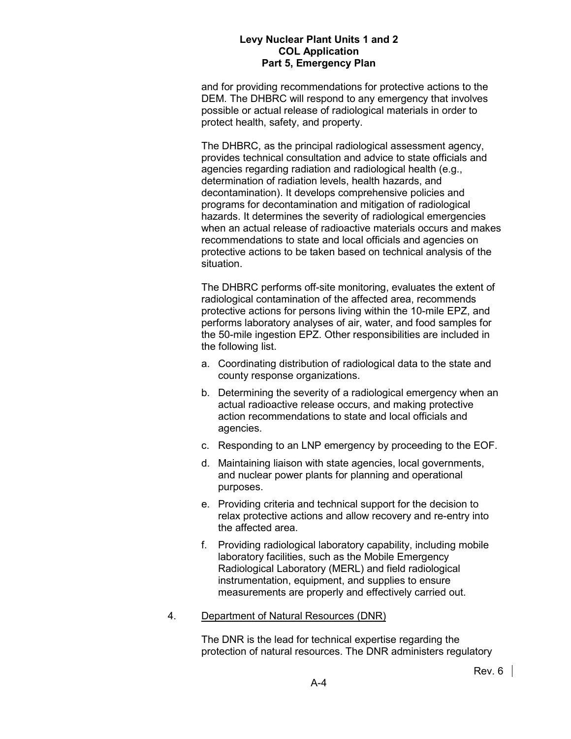and for providing recommendations for protective actions to the DEM. The DHBRC will respond to any emergency that involves possible or actual release of radiological materials in order to protect health, safety, and property.

The DHBRC, as the principal radiological assessment agency, provides technical consultation and advice to state officials and agencies regarding radiation and radiological health (e.g., determination of radiation levels, health hazards, and decontamination). It develops comprehensive policies and programs for decontamination and mitigation of radiological hazards. It determines the severity of radiological emergencies when an actual release of radioactive materials occurs and makes recommendations to state and local officials and agencies on protective actions to be taken based on technical analysis of the situation.

The DHBRC performs off-site monitoring, evaluates the extent of radiological contamination of the affected area, recommends protective actions for persons living within the 10-mile EPZ, and performs laboratory analyses of air, water, and food samples for the 50-mile ingestion EPZ. Other responsibilities are included in the following list.

a. Coordinating distribution of radiological data to the state and county response organizations.

b. Determining the severity of a radiological emergency when an actual radioactive release occurs, and making protective action recommendations to state and local officials and agencies.

c. Responding to an LNP emergency by proceeding to the EOF.

d. Maintaining liaison with state agencies, local governments, and nuclear power plants for planning and operational purposes.

e. Providing criteria and technical support for the decision to relax protective actions and allow recovery and re-entry into the affected area.

f. Providing radiological laboratory capability, including mobile laboratory facilities, such as the Mobile Emergency Radiological Laboratory (MERL) and field radiological instrumentation, equipment, and supplies to ensure measurements are properly and effectively carried out.

4. Department of Natural Resources (DNR)

The DNR is the lead for technical expertise regarding the protection of natural resources. The DNR administers regulatory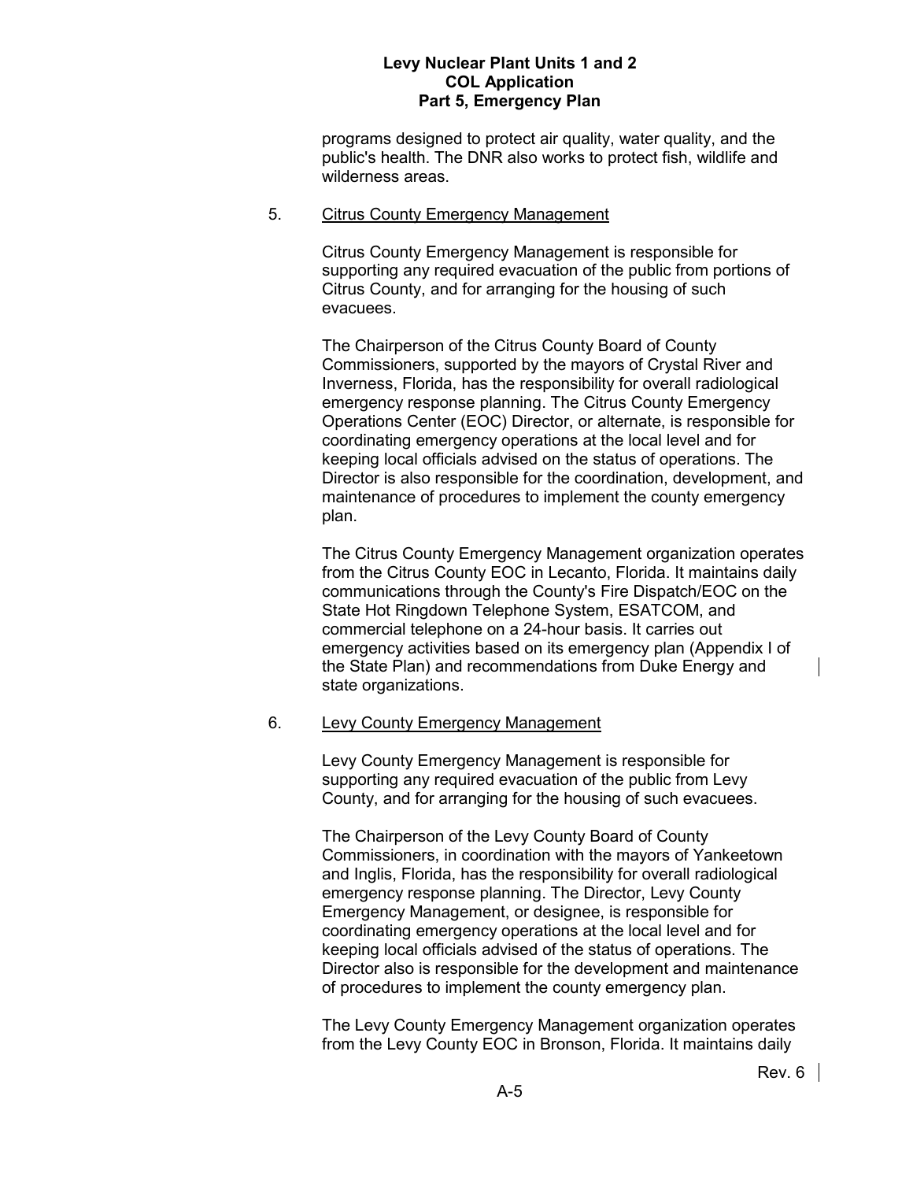programs designed to protect air quality, water quality, and the public's health. The DNR also works to protect fish, wildlife and wilderness areas.

5. Citrus County Emergency Management

Citrus County Emergency Management is responsible for supporting any required evacuation of the public from portions of Citrus County, and for arranging for the housing of such evacuees.

The Chairperson of the Citrus County Board of County Commissioners, supported by the mayors of Crystal River and Inverness, Florida, has the responsibility for overall radiological emergency response planning. The Citrus County Emergency Operations Center (EOC) Director, or alternate, is responsible for coordinating emergency operations at the local level and for keeping local officials advised on the status of operations. The Director is also responsible for the coordination, development, and maintenance of procedures to implement the county emergency plan.

The Citrus County Emergency Management organization operates from the Citrus County EOC in Lecanto, Florida. It maintains daily communications through the County's Fire Dispatch/EOC on the State Hot Ringdown Telephone System, ESATCOM, and commercial telephone on a 24-hour basis. It carries out emergency activities based on its emergency plan (Appendix I of the State Plan) and recommendations from Duke Energy and state organizations.

6. Levy County Emergency Management

Levy County Emergency Management is responsible for supporting any required evacuation of the public from Levy County, and for arranging for the housing of such evacuees.

The Chairperson of the Levy County Board of County Commissioners, in coordination with the mayors of Yankeetown and Inglis, Florida, has the responsibility for overall radiological emergency response planning. The Director, Levy County Emergency Management, or designee, is responsible for coordinating emergency operations at the local level and for keeping local officials advised of the status of operations. The Director also is responsible for the development and maintenance of procedures to implement the county emergency plan.

The Levy County Emergency Management organization operates from the Levy County EOC in Bronson, Florida. It maintains daily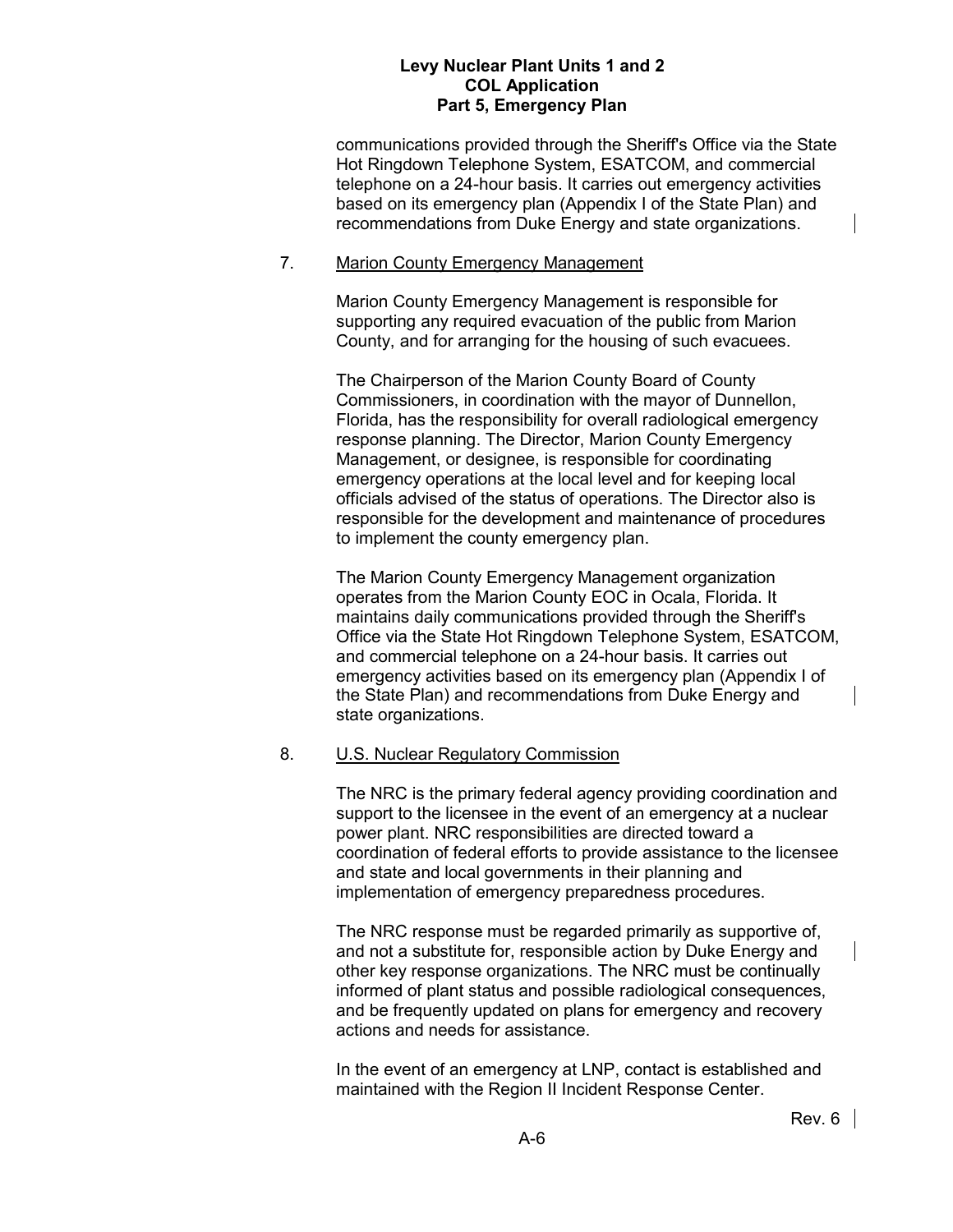communications provided through the Sheriff's Office via the State Hot Ringdown Telephone System, ESATCOM, and commercial telephone on a 24-hour basis. It carries out emergency activities based on its emergency plan (Appendix I of the State Plan) and recommendations from Duke Energy and state organizations.

7. Marion County Emergency Management

Marion County Emergency Management is responsible for supporting any required evacuation of the public from Marion County, and for arranging for the housing of such evacuees.

The Chairperson of the Marion County Board of County Commissioners, in coordination with the mayor of Dunnellon, Florida, has the responsibility for overall radiological emergency response planning. The Director, Marion County Emergency Management, or designee, is responsible for coordinating emergency operations at the local level and for keeping local officials advised of the status of operations. The Director also is responsible for the development and maintenance of procedures to implement the county emergency plan.

The Marion County Emergency Management organization operates from the Marion County EOC in Ocala, Florida. It maintains daily communications provided through the Sheriff's Office via the State Hot Ringdown Telephone System, ESATCOM, and commercial telephone on a 24-hour basis. It carries out emergency activities based on its emergency plan (Appendix I of the State Plan) and recommendations from Duke Energy and state organizations.

8. U.S. Nuclear Regulatory Commission

The NRC is the primary federal agency providing coordination and support to the licensee in the event of an emergency at a nuclear power plant. NRC responsibilities are directed toward a coordination of federal efforts to provide assistance to the licensee and state and local governments in their planning and implementation of emergency preparedness procedures.

The NRC response must be regarded primarily as supportive of, and not a substitute for, responsible action by Duke Energy and other key response organizations. The NRC must be continually informed of plant status and possible radiological consequences, and be frequently updated on plans for emergency and recovery actions and needs for assistance.

In the event of an emergency at LNP, contact is established and maintained with the Region II Incident Response Center.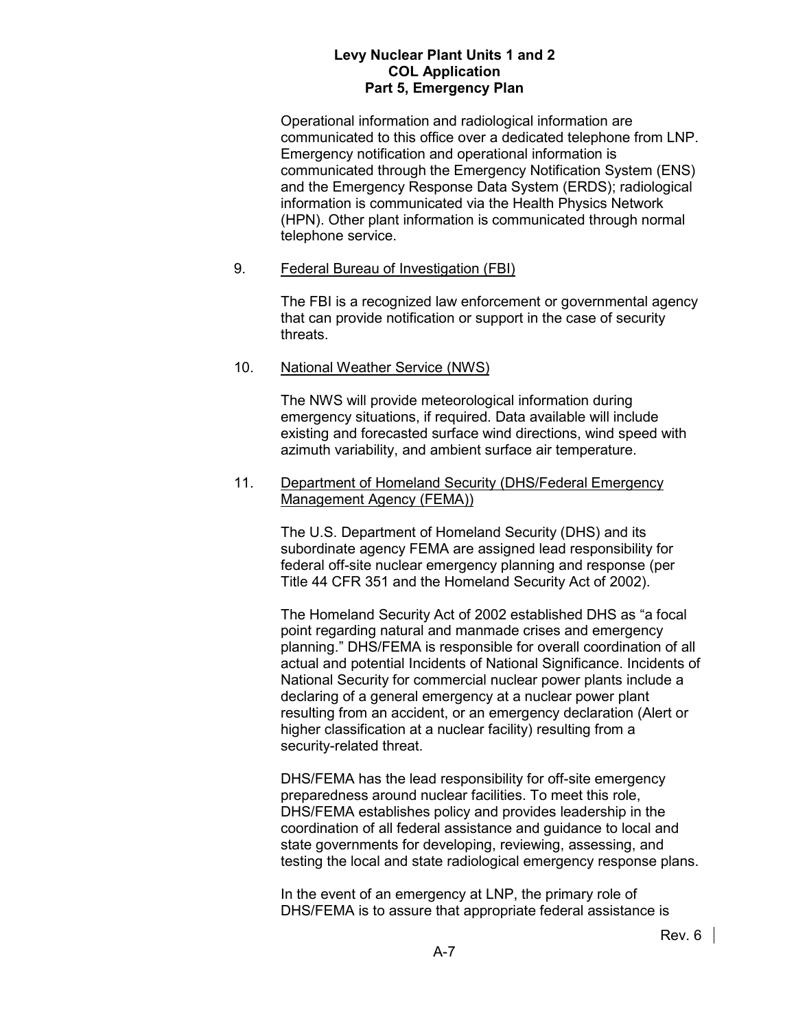Operational information and radiological information are communicated to this office over a dedicated telephone from LNP. Emergency notification and operational information is communicated through the Emergency Notification System (ENS) and the Emergency Response Data System (ERDS); radiological information is communicated via the Health Physics Network (HPN). Other plant information is communicated through normal telephone service.

9. Federal Bureau of Investigation (FBI)

   The FBI is a recognized law enforcement or governmental agency that can provide notification or support in the case of security threats.

10. National Weather Service (NWS)

    The NWS will provide meteorological information during emergency situations, if required. Data available will include existing and forecasted surface wind directions, wind speed with azimuth variability, and ambient surface air temperature.

11. Department of Homeland Security (DHS/Federal Emergency Management Agency (FEMA))

    The U.S. Department of Homeland Security (DHS) and its subordinate agency FEMA are assigned lead responsibility for federal off-site nuclear emergency planning and response (per Title 44 CFR 351 and the Homeland Security Act of 2002).

    The Homeland Security Act of 2002 established DHS as "a focal point regarding natural and manmade crises and emergency planning." DHS/FEMA is responsible for overall coordination of all actual and potential Incidents of National Significance. Incidents of National Security for commercial nuclear power plants include a declaring of a general emergency at a nuclear power plant resulting from an accident, or an emergency declaration (Alert or higher classification at a nuclear facility) resulting from a security-related threat.

    DHS/FEMA has the lead responsibility for off-site emergency preparedness around nuclear facilities. To meet this role, DHS/FEMA establishes policy and provides leadership in the coordination of all federal assistance and guidance to local and state governments for developing, reviewing, assessing, and testing the local and state radiological emergency response plans.

    In the event of an emergency at LNP, the primary role of DHS/FEMA is to assure that appropriate federal assistance is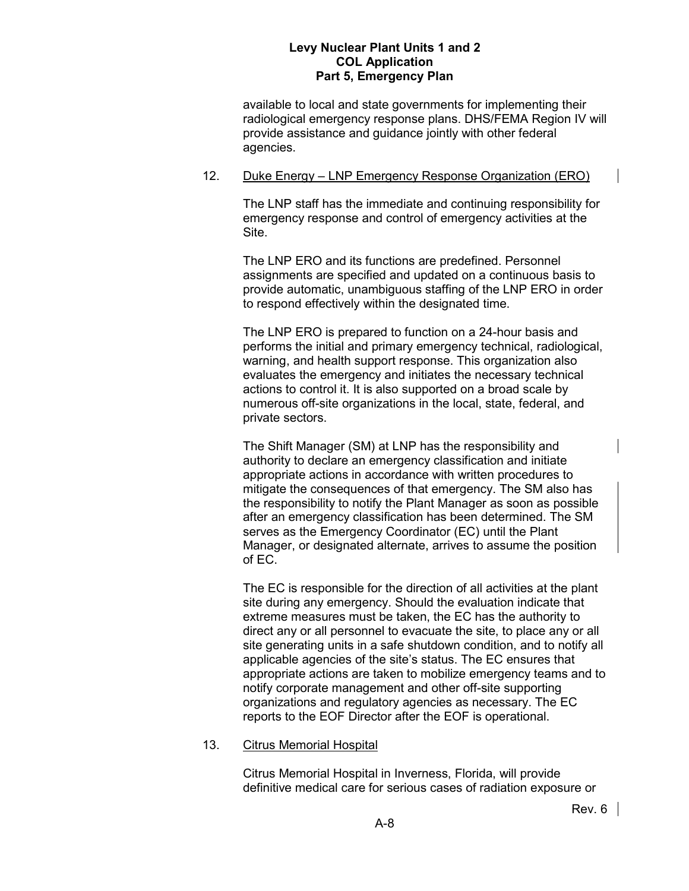available to local and state governments for implementing their radiological emergency response plans. DHS/FEMA Region IV will provide assistance and guidance jointly with other federal agencies.

12. Duke Energy – LNP Emergency Response Organization (ERO)

    The LNP staff has the immediate and continuing responsibility for emergency response and control of emergency activities at the Site.

    The LNP ERO and its functions are predefined. Personnel assignments are specified and updated on a continuous basis to provide automatic, unambiguous staffing of the LNP ERO in order to respond effectively within the designated time.

    The LNP ERO is prepared to function on a 24-hour basis and performs the initial and primary emergency technical, radiological, warning, and health support response. This organization also evaluates the emergency and initiates the necessary technical actions to control it. It is also supported on a broad scale by numerous off-site organizations in the local, state, federal, and private sectors.

    The Shift Manager (SM) at LNP has the responsibility and authority to declare an emergency classification and initiate appropriate actions in accordance with written procedures to mitigate the consequences of that emergency. The SM also has the responsibility to notify the Plant Manager as soon as possible after an emergency classification has been determined. The SM serves as the Emergency Coordinator (EC) until the Plant Manager, or designated alternate, arrives to assume the position of EC.

    The EC is responsible for the direction of all activities at the plant site during any emergency. Should the evaluation indicate that extreme measures must be taken, the EC has the authority to direct any or all personnel to evacuate the site, to place any or all site generating units in a safe shutdown condition, and to notify all applicable agencies of the site's status. The EC ensures that appropriate actions are taken to mobilize emergency teams and to notify corporate management and other off-site supporting organizations and regulatory agencies as necessary. The EC reports to the EOF Director after the EOF is operational.

13. Citrus Memorial Hospital

    Citrus Memorial Hospital in Inverness, Florida, will provide definitive medical care for serious cases of radiation exposure or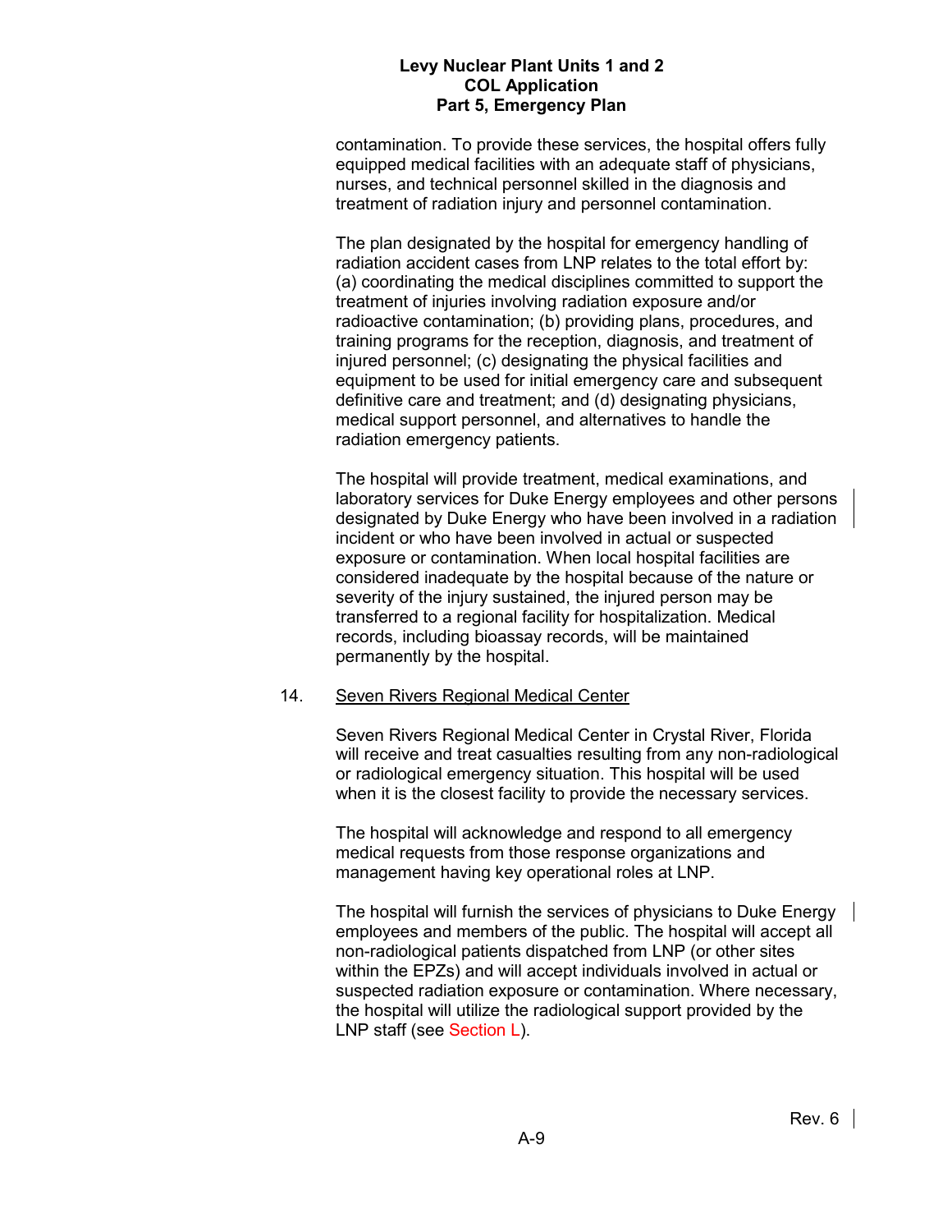contamination. To provide these services, the hospital offers fully equipped medical facilities with an adequate staff of physicians, nurses, and technical personnel skilled in the diagnosis and treatment of radiation injury and personnel contamination.

The plan designated by the hospital for emergency handling of radiation accident cases from LNP relates to the total effort by: (a) coordinating the medical disciplines committed to support the treatment of injuries involving radiation exposure and/or radioactive contamination; (b) providing plans, procedures, and training programs for the reception, diagnosis, and treatment of injured personnel; (c) designating the physical facilities and equipment to be used for initial emergency care and subsequent definitive care and treatment; and (d) designating physicians, medical support personnel, and alternatives to handle the radiation emergency patients.

The hospital will provide treatment, medical examinations, and laboratory services for Duke Energy employees and other persons designated by Duke Energy who have been involved in a radiation incident or who have been involved in actual or suspected exposure or contamination. When local hospital facilities are considered inadequate by the hospital because of the nature or severity of the injury sustained, the injured person may be transferred to a regional facility for hospitalization. Medical records, including bioassay records, will be maintained permanently by the hospital.

14. <u>Seven Rivers Regional Medical Center</u>

Seven Rivers Regional Medical Center in Crystal River, Florida will receive and treat casualties resulting from any non-radiological or radiological emergency situation. This hospital will be used when it is the closest facility to provide the necessary services.

The hospital will acknowledge and respond to all emergency medical requests from those response organizations and management having key operational roles at LNP.

The hospital will furnish the services of physicians to Duke Energy employees and members of the public. The hospital will accept all non-radiological patients dispatched from LNP (or other sites within the EPZs) and will accept individuals involved in actual or suspected radiation exposure or contamination. Where necessary, the hospital will utilize the radiological support provided by the LNP staff (see Section L).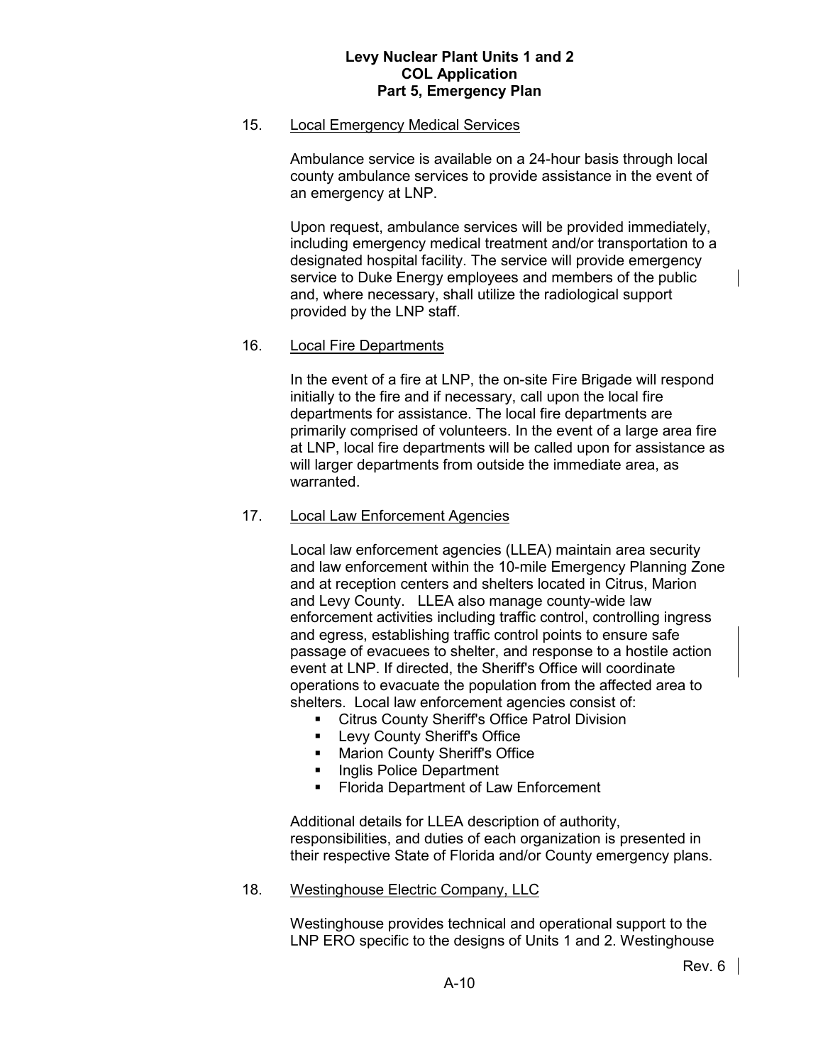15. Local Emergency Medical Services

    Ambulance service is available on a 24-hour basis through local county ambulance services to provide assistance in the event of an emergency at LNP.

    Upon request, ambulance services will be provided immediately, including emergency medical treatment and/or transportation to a designated hospital facility. The service will provide emergency service to Duke Energy employees and members of the public and, where necessary, shall utilize the radiological support provided by the LNP staff.

16. Local Fire Departments

    In the event of a fire at LNP, the on-site Fire Brigade will respond initially to the fire and if necessary, call upon the local fire departments for assistance. The local fire departments are primarily comprised of volunteers. In the event of a large area fire at LNP, local fire departments will be called upon for assistance as will larger departments from outside the immediate area, as warranted.

17. Local Law Enforcement Agencies

    Local law enforcement agencies (LLEA) maintain area security and law enforcement within the 10-mile Emergency Planning Zone and at reception centers and shelters located in Citrus, Marion and Levy County. LLEA also manage county-wide law enforcement activities including traffic control, controlling ingress and egress, establishing traffic control points to ensure safe passage of evacuees to shelter, and response to a hostile action event at LNP. If directed, the Sheriff's Office will coordinate operations to evacuate the population from the affected area to shelters. Local law enforcement agencies consist of:

    - Citrus County Sheriff's Office Patrol Division
    - Levy County Sheriff's Office
    - Marion County Sheriff's Office
    - Inglis Police Department
    - Florida Department of Law Enforcement

    Additional details for LLEA description of authority, responsibilities, and duties of each organization is presented in their respective State of Florida and/or County emergency plans.

18. Westinghouse Electric Company, LLC

    Westinghouse provides technical and operational support to the LNP ERO specific to the designs of Units 1 and 2. Westinghouse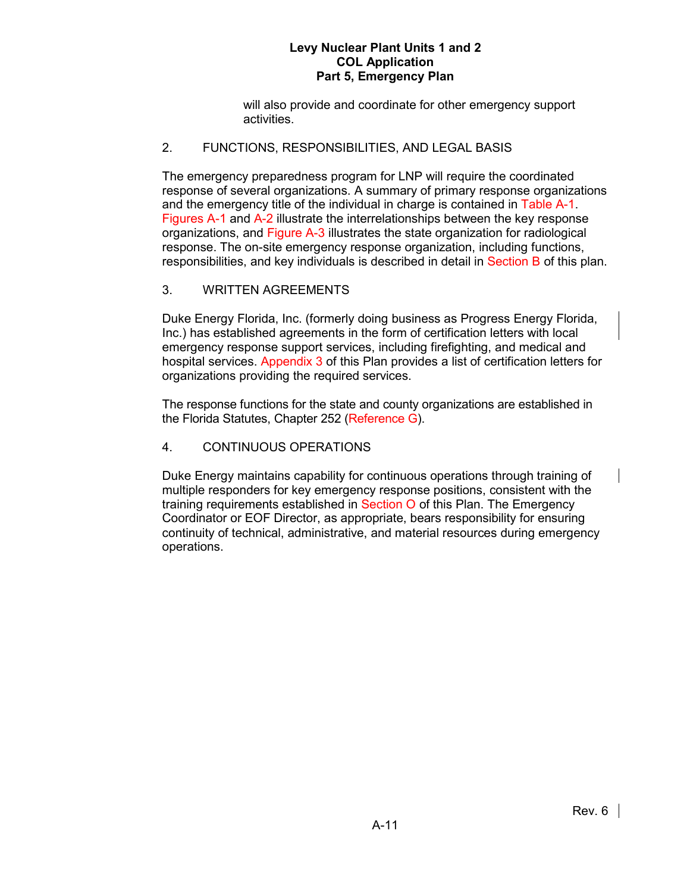will also provide and coordinate for other emergency support activities.

## 2. FUNCTIONS, RESPONSIBILITIES, AND LEGAL BASIS

The emergency preparedness program for LNP will require the coordinated response of several organizations. A summary of primary response organizations and the emergency title of the individual in charge is contained in Table A-1. Figures A-1 and A-2 illustrate the interrelationships between the key response organizations, and Figure A-3 illustrates the state organization for radiological response. The on-site emergency response organization, including functions, responsibilities, and key individuals is described in detail in Section B of this plan.

## 3. WRITTEN AGREEMENTS

Duke Energy Florida, Inc. (formerly doing business as Progress Energy Florida, Inc.) has established agreements in the form of certification letters with local emergency response support services, including firefighting, and medical and hospital services. Appendix 3 of this Plan provides a list of certification letters for organizations providing the required services.

The response functions for the state and county organizations are established in the Florida Statutes, Chapter 252 (Reference G).

## 4. CONTINUOUS OPERATIONS

Duke Energy maintains capability for continuous operations through training of multiple responders for key emergency response positions, consistent with the training requirements established in Section O of this Plan. The Emergency Coordinator or EOF Director, as appropriate, bears responsibility for ensuring continuity of technical, administrative, and material resources during emergency operations.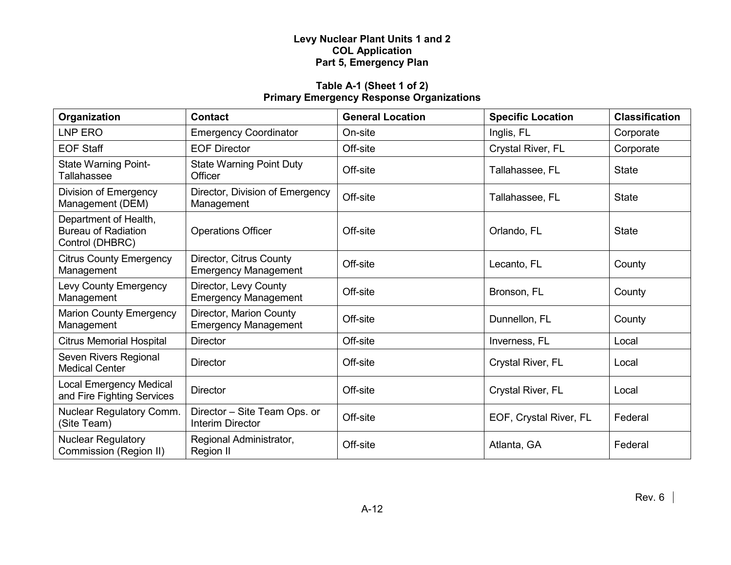**Table A-1 (Sheet 1 of 2)**
**Primary Emergency Response Organizations**

| Organization | Contact | General Location | Specific Location | Classification |
|---|---|---|---|---|
| LNP ERO | Emergency Coordinator | On-site | Inglis, FL | Corporate |
| EOF Staff | EOF Director | Off-site | Crystal River, FL | Corporate |
| State Warning Point-Tallahassee | State Warning Point Duty Officer | Off-site | Tallahassee, FL | State |
| Division of Emergency Management (DEM) | Director, Division of Emergency Management | Off-site | Tallahassee, FL | State |
| Department of Health, Bureau of Radiation Control (DHBRC) | Operations Officer | Off-site | Orlando, FL | State |
| Citrus County Emergency Management | Director, Citrus County Emergency Management | Off-site | Lecanto, FL | County |
| Levy County Emergency Management | Director, Levy County Emergency Management | Off-site | Bronson, FL | County |
| Marion County Emergency Management | Director, Marion County Emergency Management | Off-site | Dunnellon, FL | County |
| Citrus Memorial Hospital | Director | Off-site | Inverness, FL | Local |
| Seven Rivers Regional Medical Center | Director | Off-site | Crystal River, FL | Local |
| Local Emergency Medical and Fire Fighting Services | Director | Off-site | Crystal River, FL | Local |
| Nuclear Regulatory Comm. (Site Team) | Director – Site Team Ops. or Interim Director | Off-site | EOF, Crystal River, FL | Federal |
| Nuclear Regulatory Commission (Region II) | Regional Administrator, Region II | Off-site | Atlanta, GA | Federal |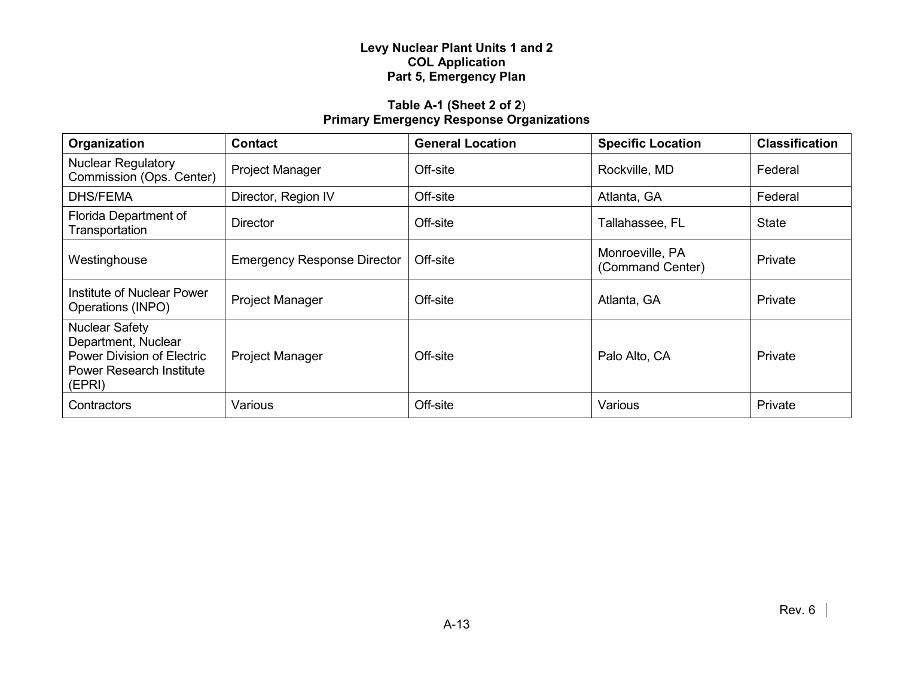**Table A-1 (Sheet 2 of 2)**
**Primary Emergency Response Organizations**

| Organization | Contact | General Location | Specific Location | Classification |
|---|---|---|---|---|
| Nuclear Regulatory Commission (Ops. Center) | Project Manager | Off-site | Rockville, MD | Federal |
| DHS/FEMA | Director, Region IV | Off-site | Atlanta, GA | Federal |
| Florida Department of Transportation | Director | Off-site | Tallahassee, FL | State |
| Westinghouse | Emergency Response Director | Off-site | Monroeville, PA (Command Center) | Private |
| Institute of Nuclear Power Operations (INPO) | Project Manager | Off-site | Atlanta, GA | Private |
| Nuclear Safety Department, Nuclear Power Division of Electric Power Research Institute (EPRI) | Project Manager | Off-site | Palo Alto, CA | Private |
| Contractors | Various | Off-site | Various | Private |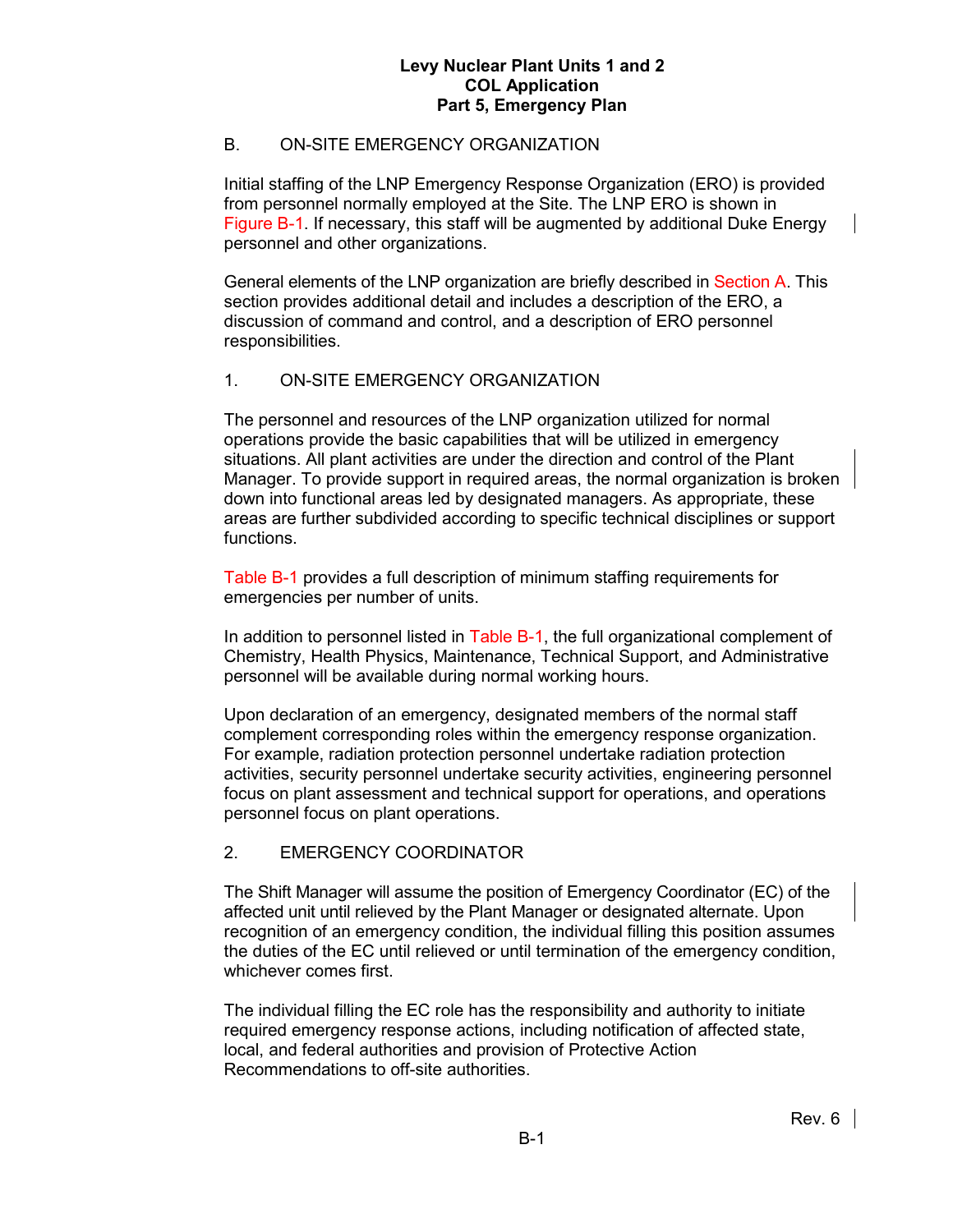## B. ON-SITE EMERGENCY ORGANIZATION

Initial staffing of the LNP Emergency Response Organization (ERO) is provided from personnel normally employed at the Site. The LNP ERO is shown in Figure B-1. If necessary, this staff will be augmented by additional Duke Energy personnel and other organizations.

General elements of the LNP organization are briefly described in Section A. This section provides additional detail and includes a description of the ERO, a discussion of command and control, and a description of ERO personnel responsibilities.

### 1. ON-SITE EMERGENCY ORGANIZATION

The personnel and resources of the LNP organization utilized for normal operations provide the basic capabilities that will be utilized in emergency situations. All plant activities are under the direction and control of the Plant Manager. To provide support in required areas, the normal organization is broken down into functional areas led by designated managers. As appropriate, these areas are further subdivided according to specific technical disciplines or support functions.

Table B-1 provides a full description of minimum staffing requirements for emergencies per number of units.

In addition to personnel listed in Table B-1, the full organizational complement of Chemistry, Health Physics, Maintenance, Technical Support, and Administrative personnel will be available during normal working hours.

Upon declaration of an emergency, designated members of the normal staff complement corresponding roles within the emergency response organization. For example, radiation protection personnel undertake radiation protection activities, security personnel undertake security activities, engineering personnel focus on plant assessment and technical support for operations, and operations personnel focus on plant operations.

### 2. EMERGENCY COORDINATOR

The Shift Manager will assume the position of Emergency Coordinator (EC) of the affected unit until relieved by the Plant Manager or designated alternate. Upon recognition of an emergency condition, the individual filling this position assumes the duties of the EC until relieved or until termination of the emergency condition, whichever comes first.

The individual filling the EC role has the responsibility and authority to initiate required emergency response actions, including notification of affected state, local, and federal authorities and provision of Protective Action Recommendations to off-site authorities.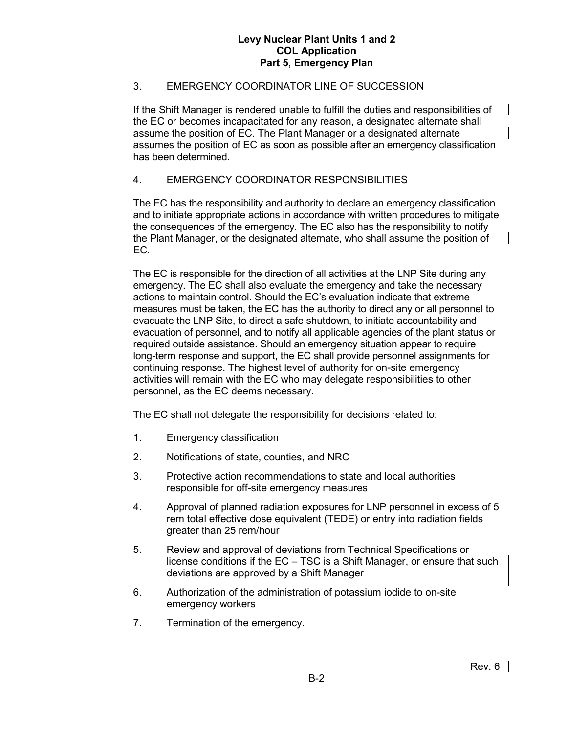## 3. EMERGENCY COORDINATOR LINE OF SUCCESSION

If the Shift Manager is rendered unable to fulfill the duties and responsibilities of the EC or becomes incapacitated for any reason, a designated alternate shall assume the position of EC. The Plant Manager or a designated alternate assumes the position of EC as soon as possible after an emergency classification has been determined.

## 4. EMERGENCY COORDINATOR RESPONSIBILITIES

The EC has the responsibility and authority to declare an emergency classification and to initiate appropriate actions in accordance with written procedures to mitigate the consequences of the emergency. The EC also has the responsibility to notify the Plant Manager, or the designated alternate, who shall assume the position of EC.

The EC is responsible for the direction of all activities at the LNP Site during any emergency. The EC shall also evaluate the emergency and take the necessary actions to maintain control. Should the EC's evaluation indicate that extreme measures must be taken, the EC has the authority to direct any or all personnel to evacuate the LNP Site, to direct a safe shutdown, to initiate accountability and evacuation of personnel, and to notify all applicable agencies of the plant status or required outside assistance. Should an emergency situation appear to require long-term response and support, the EC shall provide personnel assignments for continuing response. The highest level of authority for on-site emergency activities will remain with the EC who may delegate responsibilities to other personnel, as the EC deems necessary.

The EC shall not delegate the responsibility for decisions related to:

1. Emergency classification
2. Notifications of state, counties, and NRC
3. Protective action recommendations to state and local authorities responsible for off-site emergency measures
4. Approval of planned radiation exposures for LNP personnel in excess of 5 rem total effective dose equivalent (TEDE) or entry into radiation fields greater than 25 rem/hour
5. Review and approval of deviations from Technical Specifications or license conditions if the EC – TSC is a Shift Manager, or ensure that such deviations are approved by a Shift Manager
6. Authorization of the administration of potassium iodide to on-site emergency workers
7. Termination of the emergency.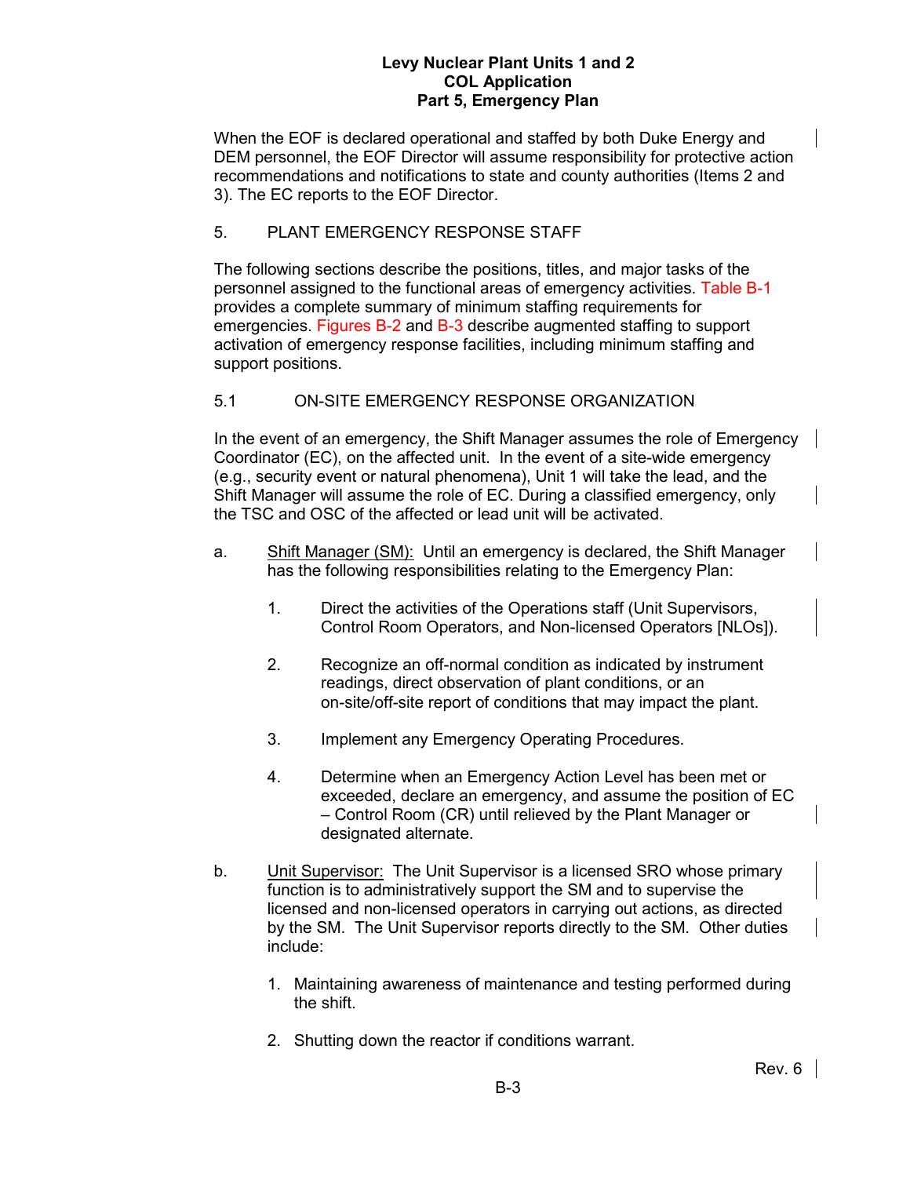When the EOF is declared operational and staffed by both Duke Energy and DEM personnel, the EOF Director will assume responsibility for protective action recommendations and notifications to state and county authorities (Items 2 and 3). The EC reports to the EOF Director.

## 5. PLANT EMERGENCY RESPONSE STAFF

The following sections describe the positions, titles, and major tasks of the personnel assigned to the functional areas of emergency activities. Table B-1 provides a complete summary of minimum staffing requirements for emergencies. Figures B-2 and B-3 describe augmented staffing to support activation of emergency response facilities, including minimum staffing and support positions.

### 5.1 ON-SITE EMERGENCY RESPONSE ORGANIZATION

In the event of an emergency, the Shift Manager assumes the role of Emergency Coordinator (EC), on the affected unit. In the event of a site-wide emergency (e.g., security event or natural phenomena), Unit 1 will take the lead, and the Shift Manager will assume the role of EC. During a classified emergency, only the TSC and OSC of the affected or lead unit will be activated.

a. Shift Manager (SM): Until an emergency is declared, the Shift Manager has the following responsibilities relating to the Emergency Plan:

1. Direct the activities of the Operations staff (Unit Supervisors, Control Room Operators, and Non-licensed Operators [NLOs]).

2. Recognize an off-normal condition as indicated by instrument readings, direct observation of plant conditions, or an on-site/off-site report of conditions that may impact the plant.

3. Implement any Emergency Operating Procedures.

4. Determine when an Emergency Action Level has been met or exceeded, declare an emergency, and assume the position of EC – Control Room (CR) until relieved by the Plant Manager or designated alternate.

b. Unit Supervisor: The Unit Supervisor is a licensed SRO whose primary function is to administratively support the SM and to supervise the licensed and non-licensed operators in carrying out actions, as directed by the SM. The Unit Supervisor reports directly to the SM. Other duties include:

1. Maintaining awareness of maintenance and testing performed during the shift.

2. Shutting down the reactor if conditions warrant.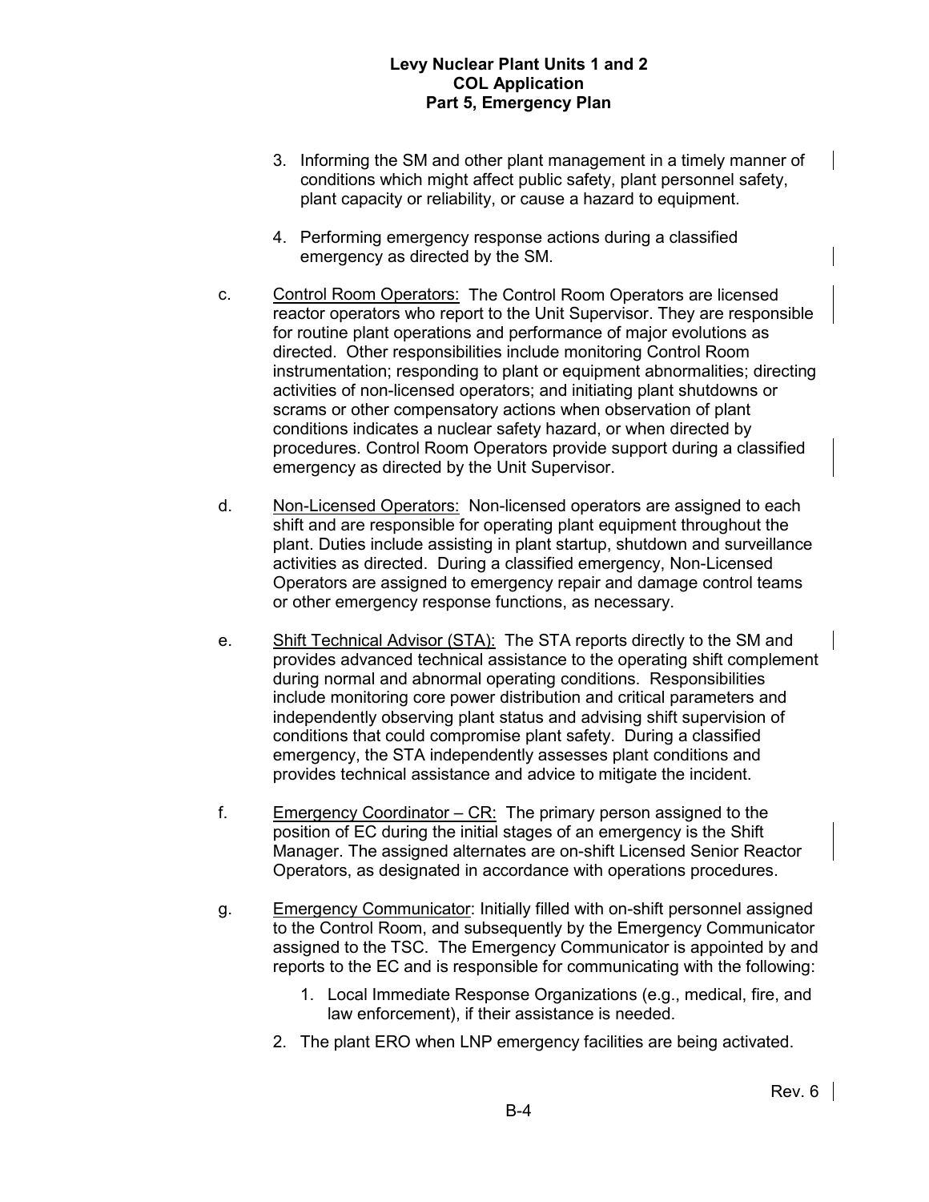3. Informing the SM and other plant management in a timely manner of conditions which might affect public safety, plant personnel safety, plant capacity or reliability, or cause a hazard to equipment.

4. Performing emergency response actions during a classified emergency as directed by the SM.

c. Control Room Operators: The Control Room Operators are licensed reactor operators who report to the Unit Supervisor. They are responsible for routine plant operations and performance of major evolutions as directed. Other responsibilities include monitoring Control Room instrumentation; responding to plant or equipment abnormalities; directing activities of non-licensed operators; and initiating plant shutdowns or scrams or other compensatory actions when observation of plant conditions indicates a nuclear safety hazard, or when directed by procedures. Control Room Operators provide support during a classified emergency as directed by the Unit Supervisor.

d. Non-Licensed Operators: Non-licensed operators are assigned to each shift and are responsible for operating plant equipment throughout the plant. Duties include assisting in plant startup, shutdown and surveillance activities as directed. During a classified emergency, Non-Licensed Operators are assigned to emergency repair and damage control teams or other emergency response functions, as necessary.

e. Shift Technical Advisor (STA): The STA reports directly to the SM and provides advanced technical assistance to the operating shift complement during normal and abnormal operating conditions. Responsibilities include monitoring core power distribution and critical parameters and independently observing plant status and advising shift supervision of conditions that could compromise plant safety. During a classified emergency, the STA independently assesses plant conditions and provides technical assistance and advice to mitigate the incident.

f. Emergency Coordinator – CR: The primary person assigned to the position of EC during the initial stages of an emergency is the Shift Manager. The assigned alternates are on-shift Licensed Senior Reactor Operators, as designated in accordance with operations procedures.

g. Emergency Communicator: Initially filled with on-shift personnel assigned to the Control Room, and subsequently by the Emergency Communicator assigned to the TSC. The Emergency Communicator is appointed by and reports to the EC and is responsible for communicating with the following:

   1. Local Immediate Response Organizations (e.g., medical, fire, and law enforcement), if their assistance is needed.

   2. The plant ERO when LNP emergency facilities are being activated.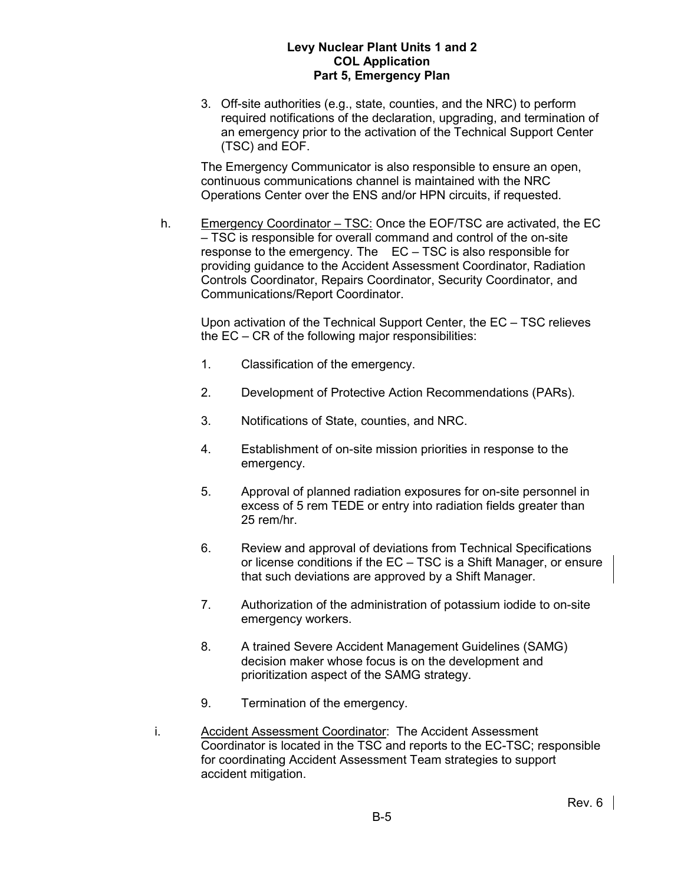3. Off-site authorities (e.g., state, counties, and the NRC) to perform required notifications of the declaration, upgrading, and termination of an emergency prior to the activation of the Technical Support Center (TSC) and EOF.

The Emergency Communicator is also responsible to ensure an open, continuous communications channel is maintained with the NRC Operations Center over the ENS and/or HPN circuits, if requested.

h. Emergency Coordinator – TSC: Once the EOF/TSC are activated, the EC – TSC is responsible for overall command and control of the on-site response to the emergency. The EC – TSC is also responsible for providing guidance to the Accident Assessment Coordinator, Radiation Controls Coordinator, Repairs Coordinator, Security Coordinator, and Communications/Report Coordinator.

Upon activation of the Technical Support Center, the EC – TSC relieves the EC – CR of the following major responsibilities:

1. Classification of the emergency.
2. Development of Protective Action Recommendations (PARs).
3. Notifications of State, counties, and NRC.
4. Establishment of on-site mission priorities in response to the emergency.
5. Approval of planned radiation exposures for on-site personnel in excess of 5 rem TEDE or entry into radiation fields greater than 25 rem/hr.
6. Review and approval of deviations from Technical Specifications or license conditions if the EC – TSC is a Shift Manager, or ensure that such deviations are approved by a Shift Manager.
7. Authorization of the administration of potassium iodide to on-site emergency workers.
8. A trained Severe Accident Management Guidelines (SAMG) decision maker whose focus is on the development and prioritization aspect of the SAMG strategy.
9. Termination of the emergency.

i. Accident Assessment Coordinator: The Accident Assessment Coordinator is located in the TSC and reports to the EC-TSC; responsible for coordinating Accident Assessment Team strategies to support accident mitigation.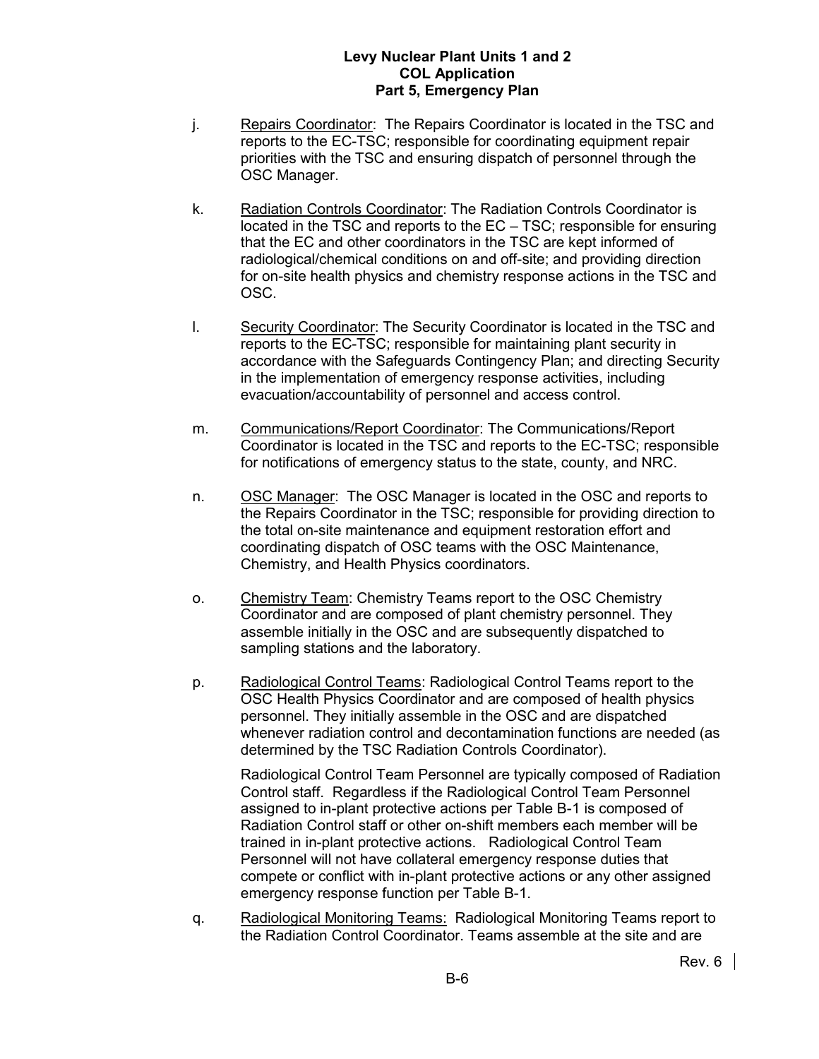j. Repairs Coordinator: The Repairs Coordinator is located in the TSC and reports to the EC-TSC; responsible for coordinating equipment repair priorities with the TSC and ensuring dispatch of personnel through the OSC Manager.

k. Radiation Controls Coordinator: The Radiation Controls Coordinator is located in the TSC and reports to the EC – TSC; responsible for ensuring that the EC and other coordinators in the TSC are kept informed of radiological/chemical conditions on and off-site; and providing direction for on-site health physics and chemistry response actions in the TSC and OSC.

l. Security Coordinator: The Security Coordinator is located in the TSC and reports to the EC-TSC; responsible for maintaining plant security in accordance with the Safeguards Contingency Plan; and directing Security in the implementation of emergency response activities, including evacuation/accountability of personnel and access control.

m. Communications/Report Coordinator: The Communications/Report Coordinator is located in the TSC and reports to the EC-TSC; responsible for notifications of emergency status to the state, county, and NRC.

n. OSC Manager: The OSC Manager is located in the OSC and reports to the Repairs Coordinator in the TSC; responsible for providing direction to the total on-site maintenance and equipment restoration effort and coordinating dispatch of OSC teams with the OSC Maintenance, Chemistry, and Health Physics coordinators.

o. Chemistry Team: Chemistry Teams report to the OSC Chemistry Coordinator and are composed of plant chemistry personnel. They assemble initially in the OSC and are subsequently dispatched to sampling stations and the laboratory.

p. Radiological Control Teams: Radiological Control Teams report to the OSC Health Physics Coordinator and are composed of health physics personnel. They initially assemble in the OSC and are dispatched whenever radiation control and decontamination functions are needed (as determined by the TSC Radiation Controls Coordinator).

   Radiological Control Team Personnel are typically composed of Radiation Control staff. Regardless if the Radiological Control Team Personnel assigned to in-plant protective actions per Table B-1 is composed of Radiation Control staff or other on-shift members each member will be trained in in-plant protective actions. Radiological Control Team Personnel will not have collateral emergency response duties that compete or conflict with in-plant protective actions or any other assigned emergency response function per Table B-1.

q. Radiological Monitoring Teams: Radiological Monitoring Teams report to the Radiation Control Coordinator. Teams assemble at the site and are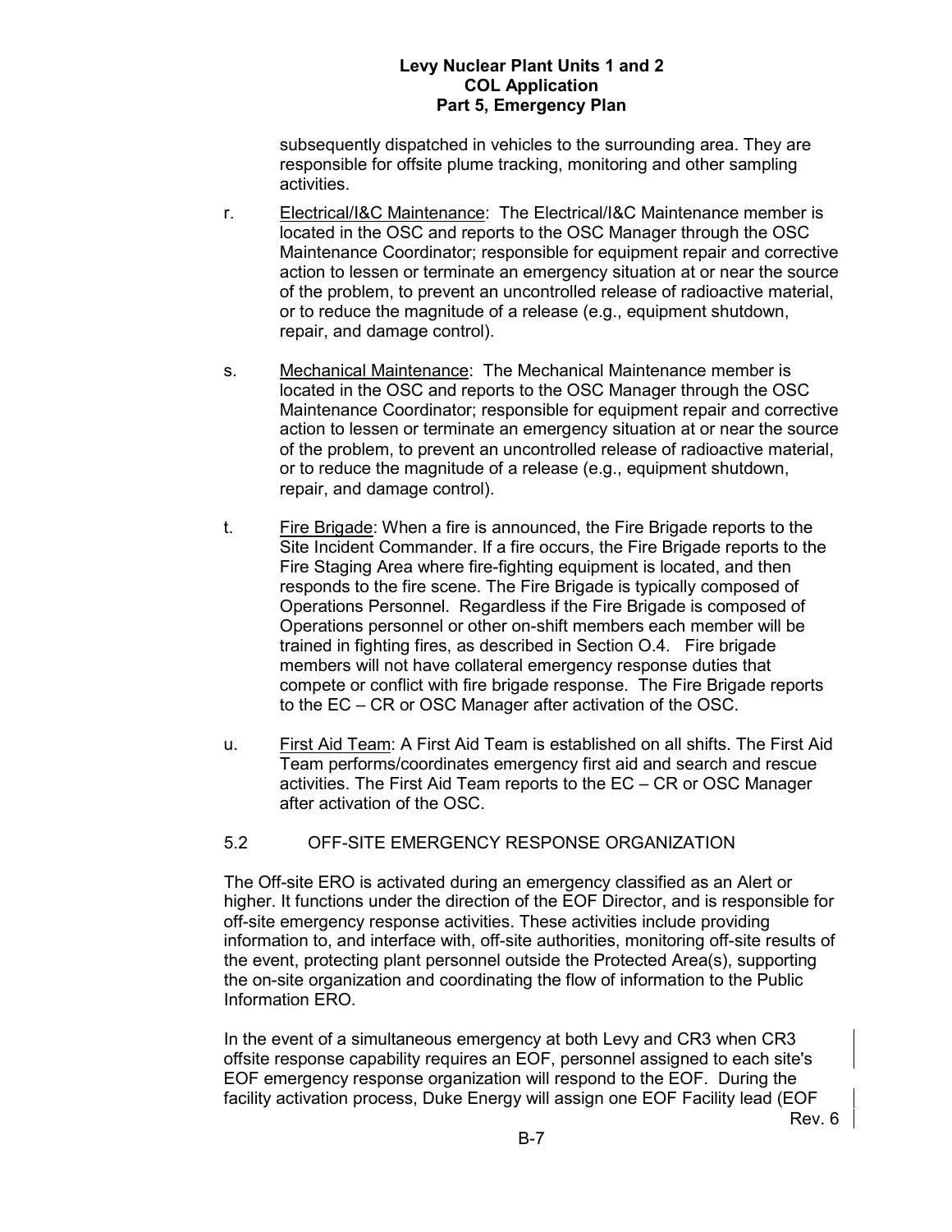subsequently dispatched in vehicles to the surrounding area. They are responsible for offsite plume tracking, monitoring and other sampling activities.

r. Electrical/I&C Maintenance: The Electrical/I&C Maintenance member is located in the OSC and reports to the OSC Manager through the OSC Maintenance Coordinator; responsible for equipment repair and corrective action to lessen or terminate an emergency situation at or near the source of the problem, to prevent an uncontrolled release of radioactive material, or to reduce the magnitude of a release (e.g., equipment shutdown, repair, and damage control).

s. Mechanical Maintenance: The Mechanical Maintenance member is located in the OSC and reports to the OSC Manager through the OSC Maintenance Coordinator; responsible for equipment repair and corrective action to lessen or terminate an emergency situation at or near the source of the problem, to prevent an uncontrolled release of radioactive material, or to reduce the magnitude of a release (e.g., equipment shutdown, repair, and damage control).

t. Fire Brigade: When a fire is announced, the Fire Brigade reports to the Site Incident Commander. If a fire occurs, the Fire Brigade reports to the Fire Staging Area where fire-fighting equipment is located, and then responds to the fire scene. The Fire Brigade is typically composed of Operations Personnel. Regardless if the Fire Brigade is composed of Operations personnel or other on-shift members each member will be trained in fighting fires, as described in Section O.4. Fire brigade members will not have collateral emergency response duties that compete or conflict with fire brigade response. The Fire Brigade reports to the EC – CR or OSC Manager after activation of the OSC.

u. First Aid Team: A First Aid Team is established on all shifts. The First Aid Team performs/coordinates emergency first aid and search and rescue activities. The First Aid Team reports to the EC – CR or OSC Manager after activation of the OSC.

## 5.2 OFF-SITE EMERGENCY RESPONSE ORGANIZATION

The Off-site ERO is activated during an emergency classified as an Alert or higher. It functions under the direction of the EOF Director, and is responsible for off-site emergency response activities. These activities include providing information to, and interface with, off-site authorities, monitoring off-site results of the event, protecting plant personnel outside the Protected Area(s), supporting the on-site organization and coordinating the flow of information to the Public Information ERO.

In the event of a simultaneous emergency at both Levy and CR3 when CR3 offsite response capability requires an EOF, personnel assigned to each site's EOF emergency response organization will respond to the EOF. During the facility activation process, Duke Energy will assign one EOF Facility lead (EOF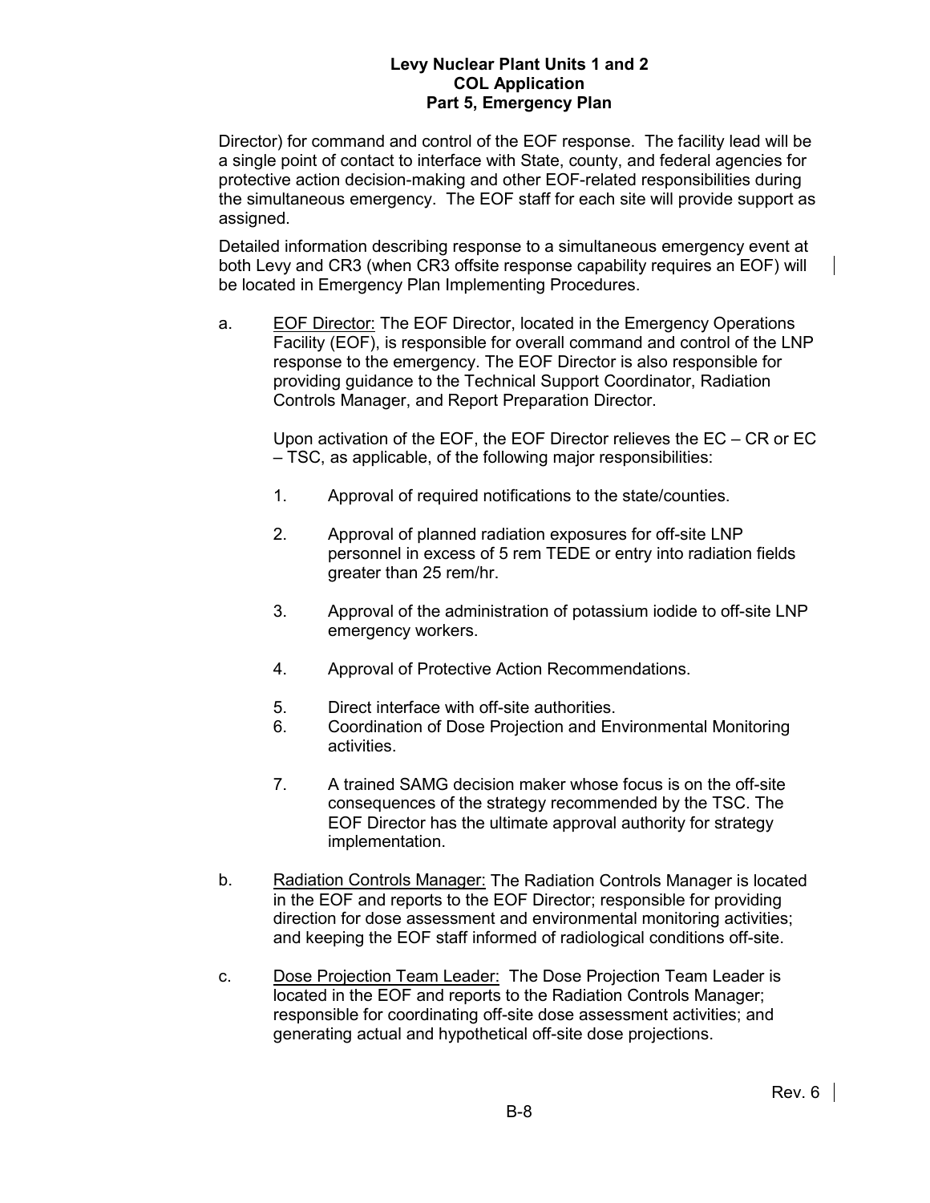Director) for command and control of the EOF response. The facility lead will be a single point of contact to interface with State, county, and federal agencies for protective action decision-making and other EOF-related responsibilities during the simultaneous emergency. The EOF staff for each site will provide support as assigned.

Detailed information describing response to a simultaneous emergency event at both Levy and CR3 (when CR3 offsite response capability requires an EOF) will be located in Emergency Plan Implementing Procedures.

a. EOF Director: The EOF Director, located in the Emergency Operations Facility (EOF), is responsible for overall command and control of the LNP response to the emergency. The EOF Director is also responsible for providing guidance to the Technical Support Coordinator, Radiation Controls Manager, and Report Preparation Director.

   Upon activation of the EOF, the EOF Director relieves the EC – CR or EC – TSC, as applicable, of the following major responsibilities:

   1. Approval of required notifications to the state/counties.
   2. Approval of planned radiation exposures for off-site LNP personnel in excess of 5 rem TEDE or entry into radiation fields greater than 25 rem/hr.
   3. Approval of the administration of potassium iodide to off-site LNP emergency workers.
   4. Approval of Protective Action Recommendations.
   5. Direct interface with off-site authorities.
   6. Coordination of Dose Projection and Environmental Monitoring activities.
   7. A trained SAMG decision maker whose focus is on the off-site consequences of the strategy recommended by the TSC. The EOF Director has the ultimate approval authority for strategy implementation.

b. Radiation Controls Manager: The Radiation Controls Manager is located in the EOF and reports to the EOF Director; responsible for providing direction for dose assessment and environmental monitoring activities; and keeping the EOF staff informed of radiological conditions off-site.

c. Dose Projection Team Leader: The Dose Projection Team Leader is located in the EOF and reports to the Radiation Controls Manager; responsible for coordinating off-site dose assessment activities; and generating actual and hypothetical off-site dose projections.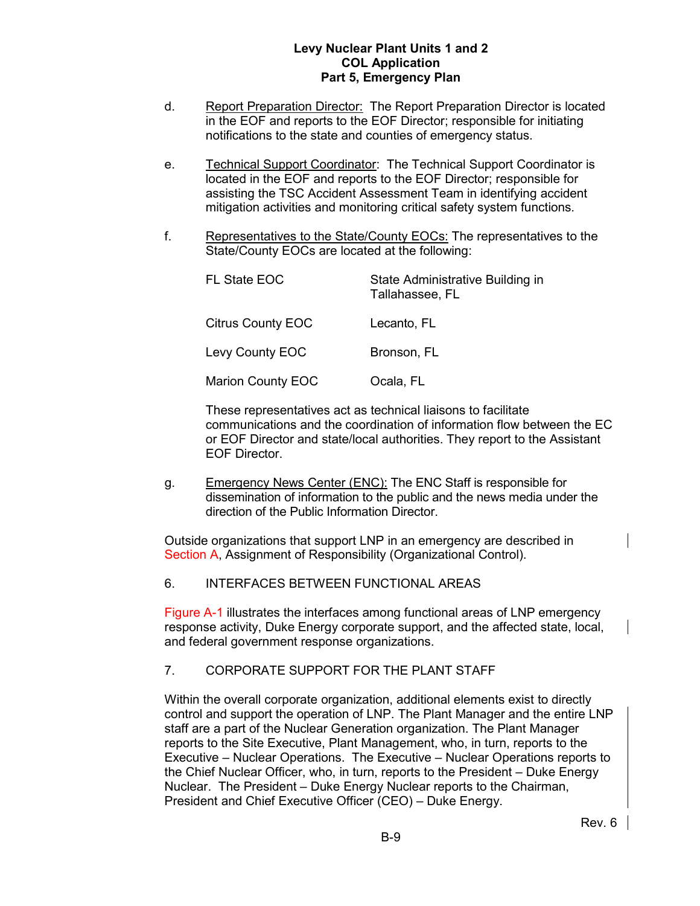d. Report Preparation Director: The Report Preparation Director is located in the EOF and reports to the EOF Director; responsible for initiating notifications to the state and counties of emergency status.

e. Technical Support Coordinator: The Technical Support Coordinator is located in the EOF and reports to the EOF Director; responsible for assisting the TSC Accident Assessment Team in identifying accident mitigation activities and monitoring critical safety system functions.

f. Representatives to the State/County EOCs: The representatives to the State/County EOCs are located at the following:

| | |
|---|---|
| FL State EOC | State Administrative Building in Tallahassee, FL |
| Citrus County EOC | Lecanto, FL |
| Levy County EOC | Bronson, FL |
| Marion County EOC | Ocala, FL |

These representatives act as technical liaisons to facilitate communications and the coordination of information flow between the EC or EOF Director and state/local authorities. They report to the Assistant EOF Director.

g. Emergency News Center (ENC): The ENC Staff is responsible for dissemination of information to the public and the news media under the direction of the Public Information Director.

Outside organizations that support LNP in an emergency are described in Section A, Assignment of Responsibility (Organizational Control).

6. INTERFACES BETWEEN FUNCTIONAL AREAS

Figure A-1 illustrates the interfaces among functional areas of LNP emergency response activity, Duke Energy corporate support, and the affected state, local, and federal government response organizations.

7. CORPORATE SUPPORT FOR THE PLANT STAFF

Within the overall corporate organization, additional elements exist to directly control and support the operation of LNP. The Plant Manager and the entire LNP staff are a part of the Nuclear Generation organization. The Plant Manager reports to the Site Executive, Plant Management, who, in turn, reports to the Executive – Nuclear Operations. The Executive – Nuclear Operations reports to the Chief Nuclear Officer, who, in turn, reports to the President – Duke Energy Nuclear. The President – Duke Energy Nuclear reports to the Chairman, President and Chief Executive Officer (CEO) – Duke Energy.

Rev. 6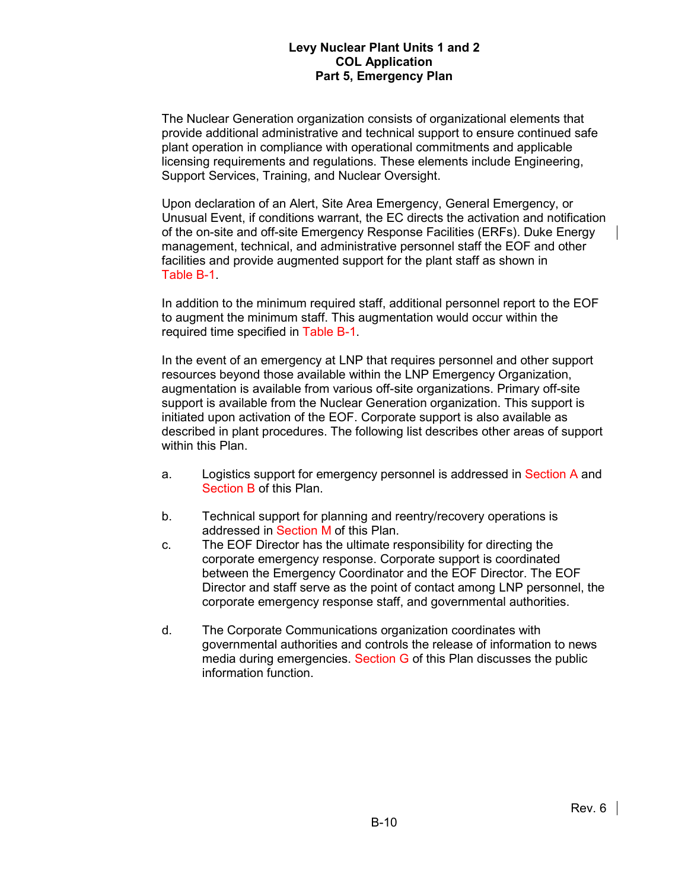The Nuclear Generation organization consists of organizational elements that provide additional administrative and technical support to ensure continued safe plant operation in compliance with operational commitments and applicable licensing requirements and regulations. These elements include Engineering, Support Services, Training, and Nuclear Oversight.

Upon declaration of an Alert, Site Area Emergency, General Emergency, or Unusual Event, if conditions warrant, the EC directs the activation and notification of the on-site and off-site Emergency Response Facilities (ERFs). Duke Energy management, technical, and administrative personnel staff the EOF and other facilities and provide augmented support for the plant staff as shown in Table B-1.

In addition to the minimum required staff, additional personnel report to the EOF to augment the minimum staff. This augmentation would occur within the required time specified in Table B-1.

In the event of an emergency at LNP that requires personnel and other support resources beyond those available within the LNP Emergency Organization, augmentation is available from various off-site organizations. Primary off-site support is available from the Nuclear Generation organization. This support is initiated upon activation of the EOF. Corporate support is also available as described in plant procedures. The following list describes other areas of support within this Plan.

a. Logistics support for emergency personnel is addressed in Section A and Section B of this Plan.

b. Technical support for planning and reentry/recovery operations is addressed in Section M of this Plan.

c. The EOF Director has the ultimate responsibility for directing the corporate emergency response. Corporate support is coordinated between the Emergency Coordinator and the EOF Director. The EOF Director and staff serve as the point of contact among LNP personnel, the corporate emergency response staff, and governmental authorities.

d. The Corporate Communications organization coordinates with governmental authorities and controls the release of information to news media during emergencies. Section G of this Plan discusses the public information function.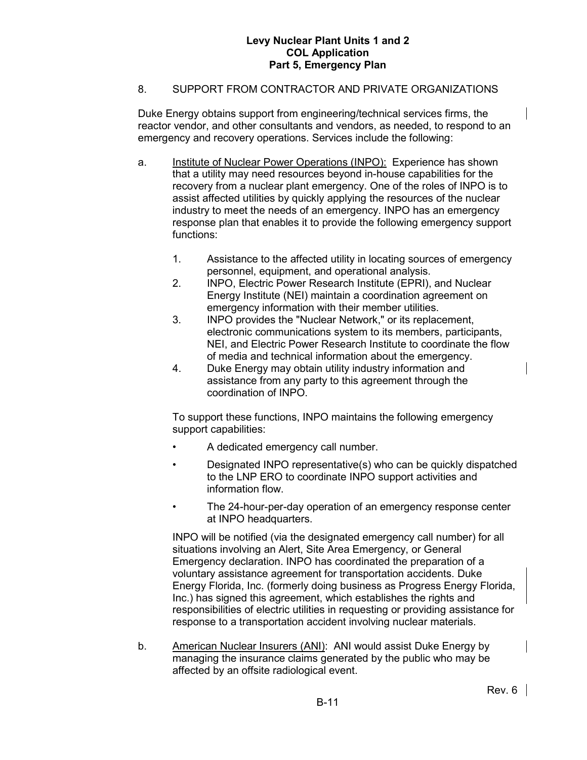## 8. SUPPORT FROM CONTRACTOR AND PRIVATE ORGANIZATIONS

Duke Energy obtains support from engineering/technical services firms, the reactor vendor, and other consultants and vendors, as needed, to respond to an emergency and recovery operations. Services include the following:

a. Institute of Nuclear Power Operations (INPO): Experience has shown that a utility may need resources beyond in-house capabilities for the recovery from a nuclear plant emergency. One of the roles of INPO is to assist affected utilities by quickly applying the resources of the nuclear industry to meet the needs of an emergency. INPO has an emergency response plan that enables it to provide the following emergency support functions:

   1. Assistance to the affected utility in locating sources of emergency personnel, equipment, and operational analysis.
   2. INPO, Electric Power Research Institute (EPRI), and Nuclear Energy Institute (NEI) maintain a coordination agreement on emergency information with their member utilities.
   3. INPO provides the "Nuclear Network," or its replacement, electronic communications system to its members, participants, NEI, and Electric Power Research Institute to coordinate the flow of media and technical information about the emergency.
   4. Duke Energy may obtain utility industry information and assistance from any party to this agreement through the coordination of INPO.

   To support these functions, INPO maintains the following emergency support capabilities:

   - A dedicated emergency call number.
   - Designated INPO representative(s) who can be quickly dispatched to the LNP ERO to coordinate INPO support activities and information flow.
   - The 24-hour-per-day operation of an emergency response center at INPO headquarters.

   INPO will be notified (via the designated emergency call number) for all situations involving an Alert, Site Area Emergency, or General Emergency declaration. INPO has coordinated the preparation of a voluntary assistance agreement for transportation accidents. Duke Energy Florida, Inc. (formerly doing business as Progress Energy Florida, Inc.) has signed this agreement, which establishes the rights and responsibilities of electric utilities in requesting or providing assistance for response to a transportation accident involving nuclear materials.

b. American Nuclear Insurers (ANI): ANI would assist Duke Energy by managing the insurance claims generated by the public who may be affected by an offsite radiological event.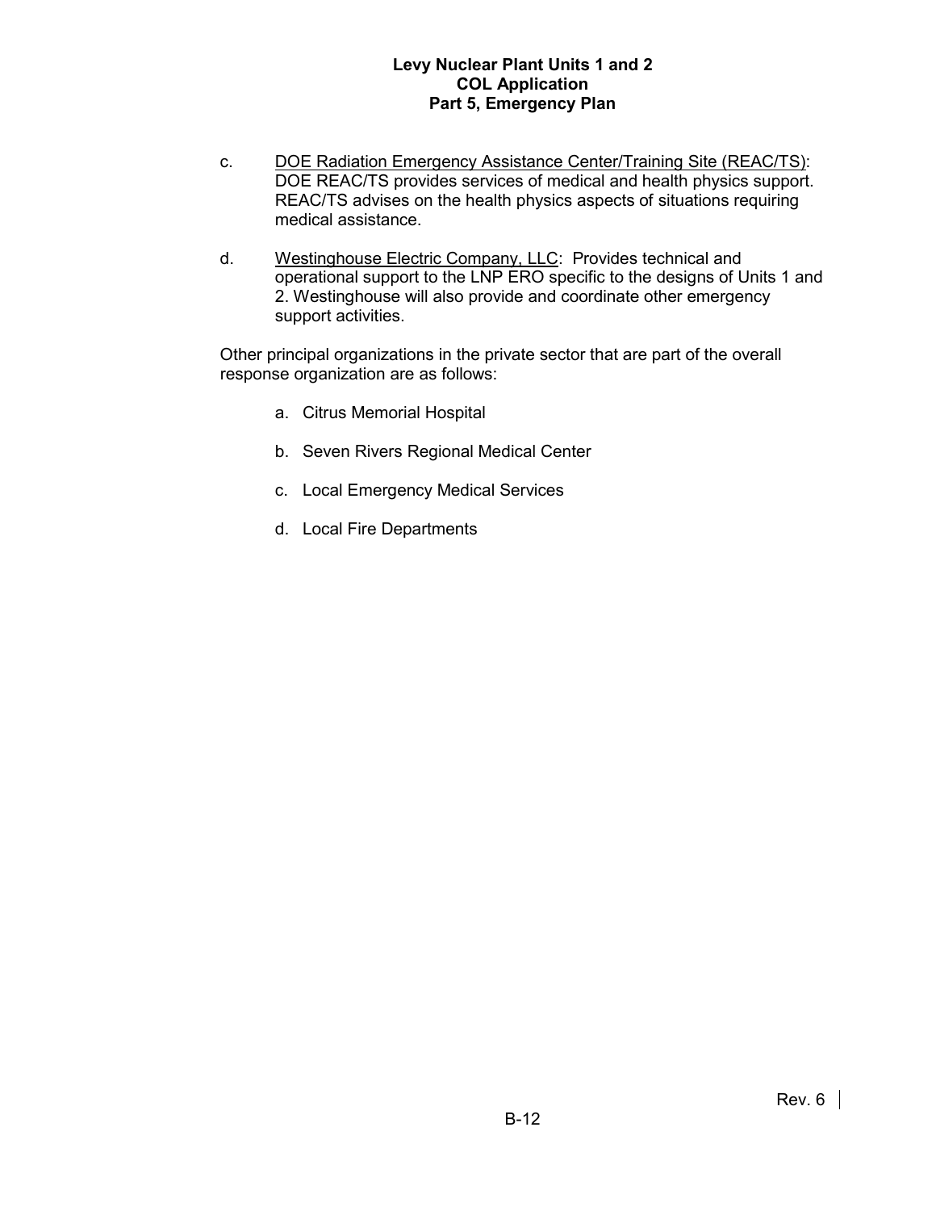c. <u>DOE Radiation Emergency Assistance Center/Training Site (REAC/TS)</u>: DOE REAC/TS provides services of medical and health physics support. REAC/TS advises on the health physics aspects of situations requiring medical assistance.

d. <u>Westinghouse Electric Company, LLC</u>: Provides technical and operational support to the LNP ERO specific to the designs of Units 1 and 2. Westinghouse will also provide and coordinate other emergency support activities.

Other principal organizations in the private sector that are part of the overall response organization are as follows:

a. Citrus Memorial Hospital

b. Seven Rivers Regional Medical Center

c. Local Emergency Medical Services

d. Local Fire Departments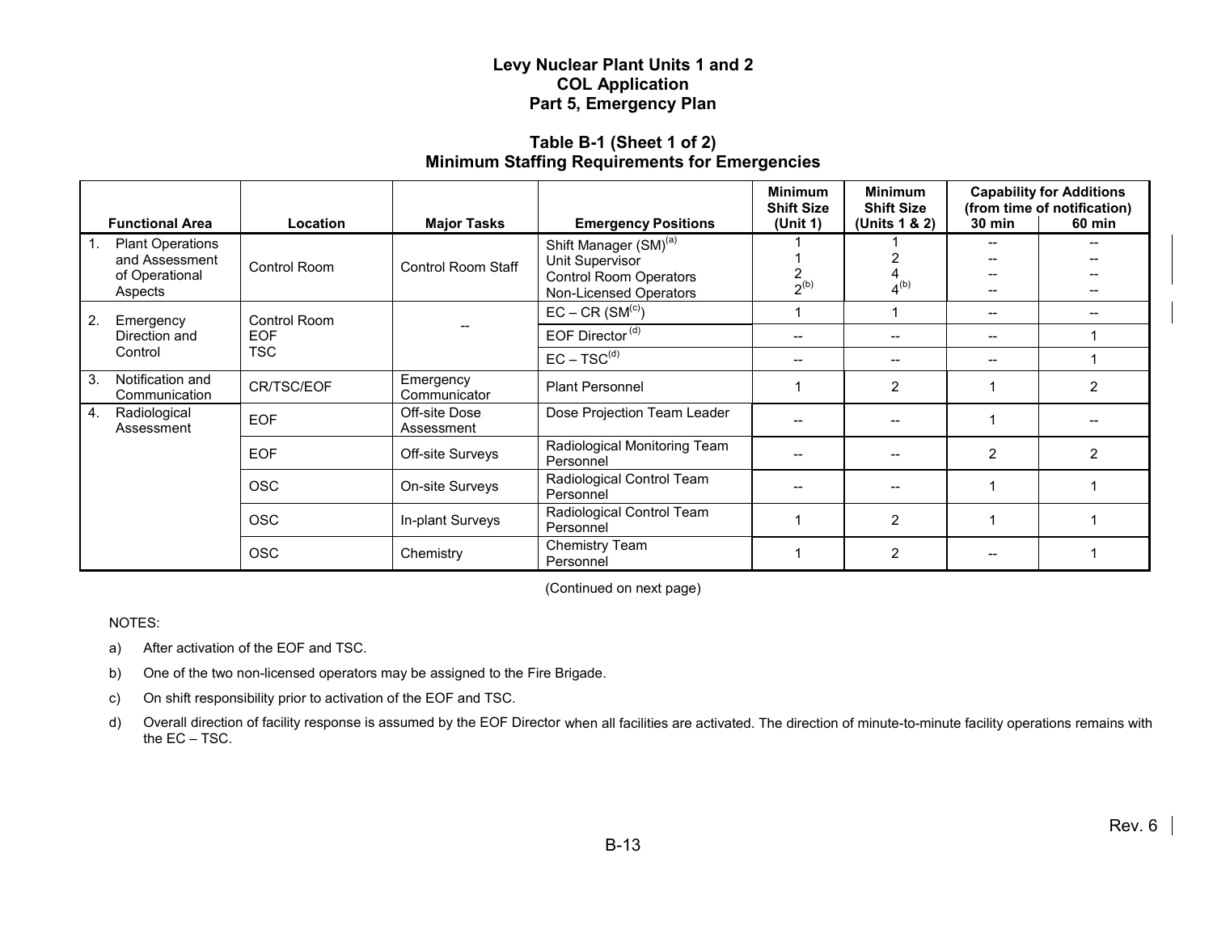# Levy Nuclear Plant Units 1 and 2
## COL Application
## Part 5, Emergency Plan

### Table B-1 (Sheet 1 of 2)
### Minimum Staffing Requirements for Emergencies

| Functional Area | Location | Major Tasks | Emergency Positions | Minimum Shift Size (Unit 1) | Minimum Shift Size (Units 1 & 2) | Capability for Additions (from time of notification) 30 min | 60 min |
|---|---|---|---|---|---|---|---|
| 1. Plant Operations and Assessment of Operational Aspects | Control Room | Control Room Staff | Shift Manager (SM)[(a)]<br>Unit Supervisor<br>Control Room Operators<br>Non-Licensed Operators | 1<br>1<br>2<br>2[(b)] | 1<br>2<br>4<br>4[(b)] | --<br>--<br>--<br>-- | --<br>--<br>--<br>-- |
| 2. Emergency Direction and Control | Control Room<br>EOF<br>TSC | -- | EC – CR (SM[(c)]) | 1 | 1 | -- | -- |
| | | | EOF Director[(d)] | -- | -- | -- | 1 |
| | | | EC – TSC[(d)] | -- | -- | -- | 1 |
| 3. Notification and Communication | CR/TSC/EOF | Emergency Communicator | Plant Personnel | 1 | 2 | 1 | 2 |
| 4. Radiological Assessment | EOF | Off-site Dose Assessment | Dose Projection Team Leader | -- | -- | 1 | -- |
| | EOF | Off-site Surveys | Radiological Monitoring Team Personnel | -- | -- | 2 | 2 |
| | OSC | On-site Surveys | Radiological Control Team Personnel | -- | -- | 1 | 1 |
| | OSC | In-plant Surveys | Radiological Control Team Personnel | 1 | 2 | 1 | 1 |
| | OSC | Chemistry | Chemistry Team Personnel | 1 | 2 | -- | 1 |

(Continued on next page)

NOTES:

a) After activation of the EOF and TSC.

b) One of the two non-licensed operators may be assigned to the Fire Brigade.

c) On shift responsibility prior to activation of the EOF and TSC.

d) Overall direction of facility response is assumed by the EOF Director when all facilities are activated. The direction of minute-to-minute facility operations remains with the EC – TSC.

Rev. 6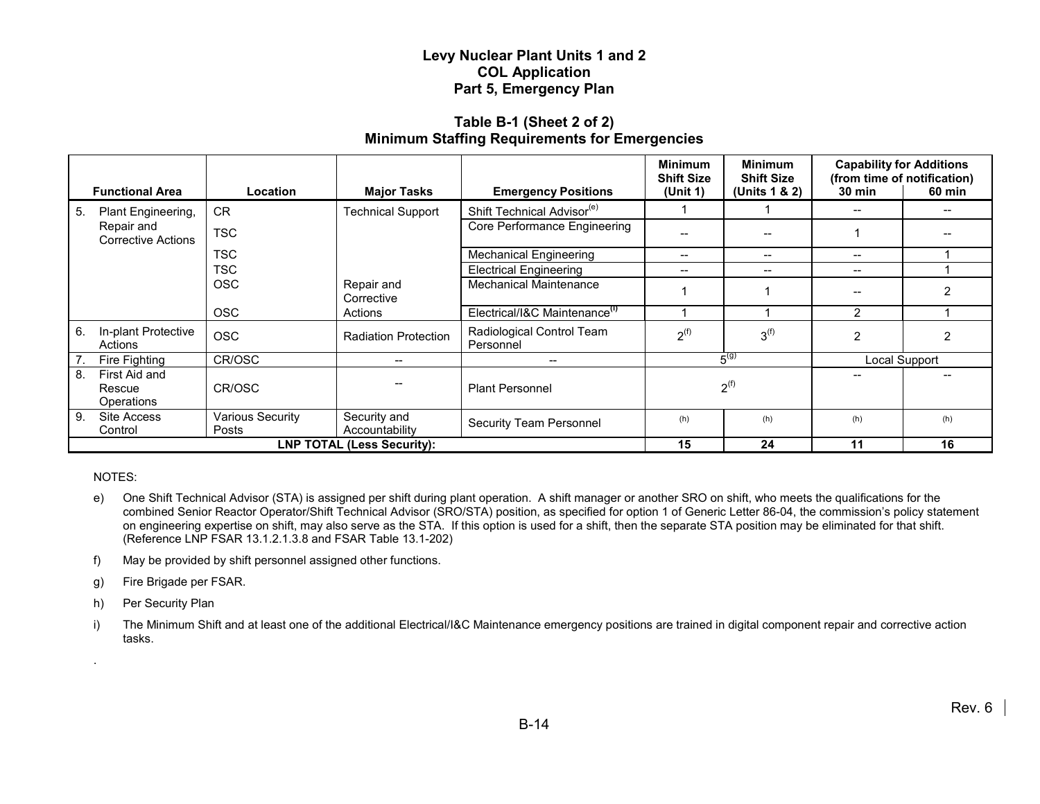# Levy Nuclear Plant Units 1 and 2
## COL Application
## Part 5, Emergency Plan

### Table B-1 (Sheet 2 of 2)
### Minimum Staffing Requirements for Emergencies

| Functional Area | Location | Major Tasks | Emergency Positions | Minimum Shift Size (Unit 1) | Minimum Shift Size (Units 1 & 2) | Capability for Additions (from time of notification) 30 min | 60 min |
|---|---|---|---|---|---|---|---|
| 5. Plant Engineering, Repair and Corrective Actions | CR | Technical Support | Shift Technical Advisor[(e)] | 1 | 1 | -- | -- |
| | TSC | | Core Performance Engineering | -- | -- | 1 | -- |
| | TSC | | Mechanical Engineering | -- | -- | -- | 1 |
| | TSC | | Electrical Engineering | -- | -- | -- | 1 |
| | OSC | Repair and Corrective Actions | Mechanical Maintenance | 1 | 1 | -- | 2 |
| | OSC | | Electrical/I&C Maintenance[(i)] | 1 | 1 | 2 | 1 |
| 6. In-plant Protective Actions | OSC | Radiation Protection | Radiological Control Team Personnel | 2[(f)] | 3[(f)] | 2 | 2 |
| 7. Fire Fighting | CR/OSC | -- | -- | 5[(g)] | | Local Support | |
| 8. First Aid and Rescue Operations | CR/OSC | -- | Plant Personnel | 2[(f)] | | -- | -- |
| 9. Site Access Control | Various Security Posts | Security and Accountability | Security Team Personnel | (h) | (h) | (h) | (h) |
| **LNP TOTAL (Less Security):** | | | | **15** | **24** | **11** | **16** |

NOTES:

e) One Shift Technical Advisor (STA) is assigned per shift during plant operation. A shift manager or another SRO on shift, who meets the qualifications for the combined Senior Reactor Operator/Shift Technical Advisor (SRO/STA) position, as specified for option 1 of Generic Letter 86-04, the commission's policy statement on engineering expertise on shift, may also serve as the STA. If this option is used for a shift, then the separate STA position may be eliminated for that shift. (Reference LNP FSAR 13.1.2.1.3.8 and FSAR Table 13.1-202)

f) May be provided by shift personnel assigned other functions.

g) Fire Brigade per FSAR.

h) Per Security Plan

i) The Minimum Shift and at least one of the additional Electrical/I&C Maintenance emergency positions are trained in digital component repair and corrective action tasks.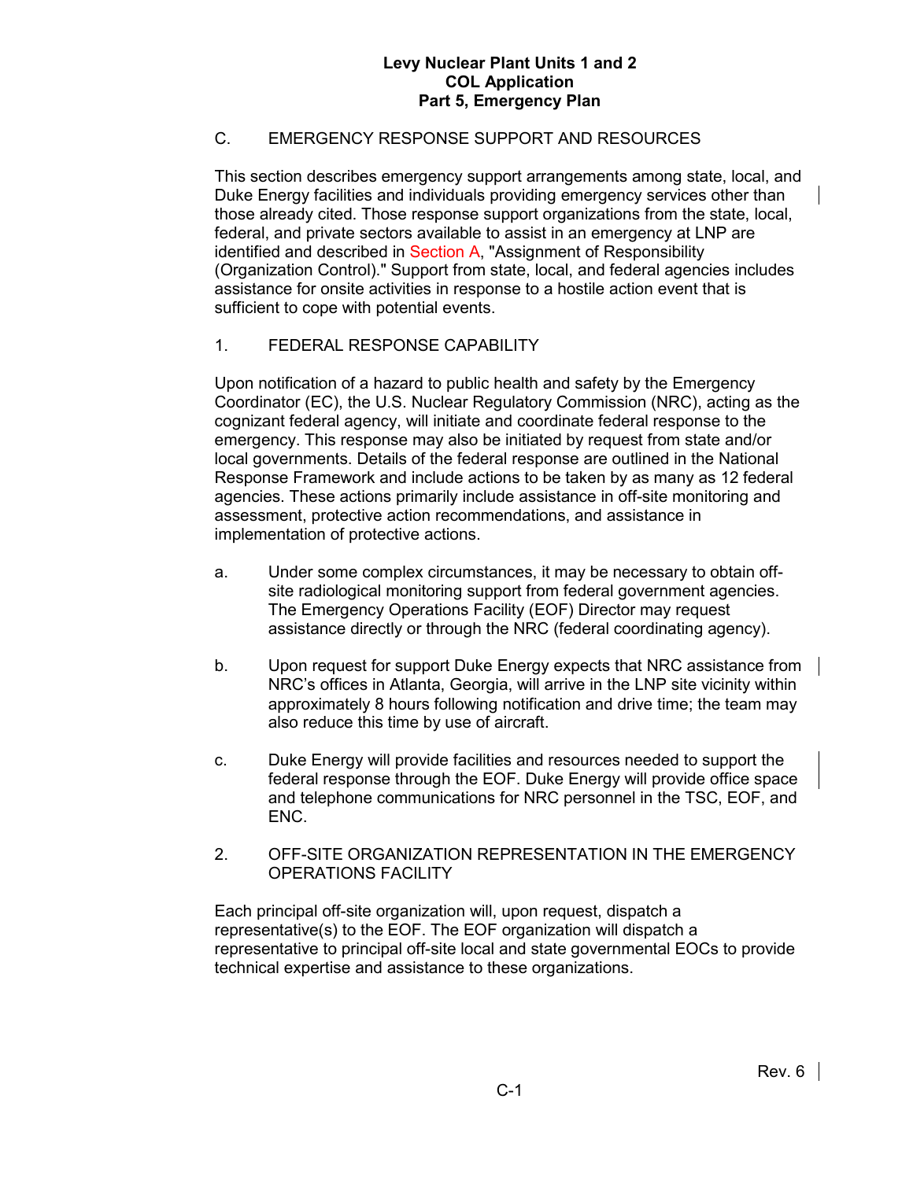## C. EMERGENCY RESPONSE SUPPORT AND RESOURCES

This section describes emergency support arrangements among state, local, and Duke Energy facilities and individuals providing emergency services other than those already cited. Those response support organizations from the state, local, federal, and private sectors available to assist in an emergency at LNP are identified and described in Section A, "Assignment of Responsibility (Organization Control)." Support from state, local, and federal agencies includes assistance for onsite activities in response to a hostile action event that is sufficient to cope with potential events.

### 1. FEDERAL RESPONSE CAPABILITY

Upon notification of a hazard to public health and safety by the Emergency Coordinator (EC), the U.S. Nuclear Regulatory Commission (NRC), acting as the cognizant federal agency, will initiate and coordinate federal response to the emergency. This response may also be initiated by request from state and/or local governments. Details of the federal response are outlined in the National Response Framework and include actions to be taken by as many as 12 federal agencies. These actions primarily include assistance in off-site monitoring and assessment, protective action recommendations, and assistance in implementation of protective actions.

a. Under some complex circumstances, it may be necessary to obtain off-site radiological monitoring support from federal government agencies. The Emergency Operations Facility (EOF) Director may request assistance directly or through the NRC (federal coordinating agency).

b. Upon request for support Duke Energy expects that NRC assistance from NRC's offices in Atlanta, Georgia, will arrive in the LNP site vicinity within approximately 8 hours following notification and drive time; the team may also reduce this time by use of aircraft.

c. Duke Energy will provide facilities and resources needed to support the federal response through the EOF. Duke Energy will provide office space and telephone communications for NRC personnel in the TSC, EOF, and ENC.

### 2. OFF-SITE ORGANIZATION REPRESENTATION IN THE EMERGENCY OPERATIONS FACILITY

Each principal off-site organization will, upon request, dispatch a representative(s) to the EOF. The EOF organization will dispatch a representative to principal off-site local and state governmental EOCs to provide technical expertise and assistance to these organizations.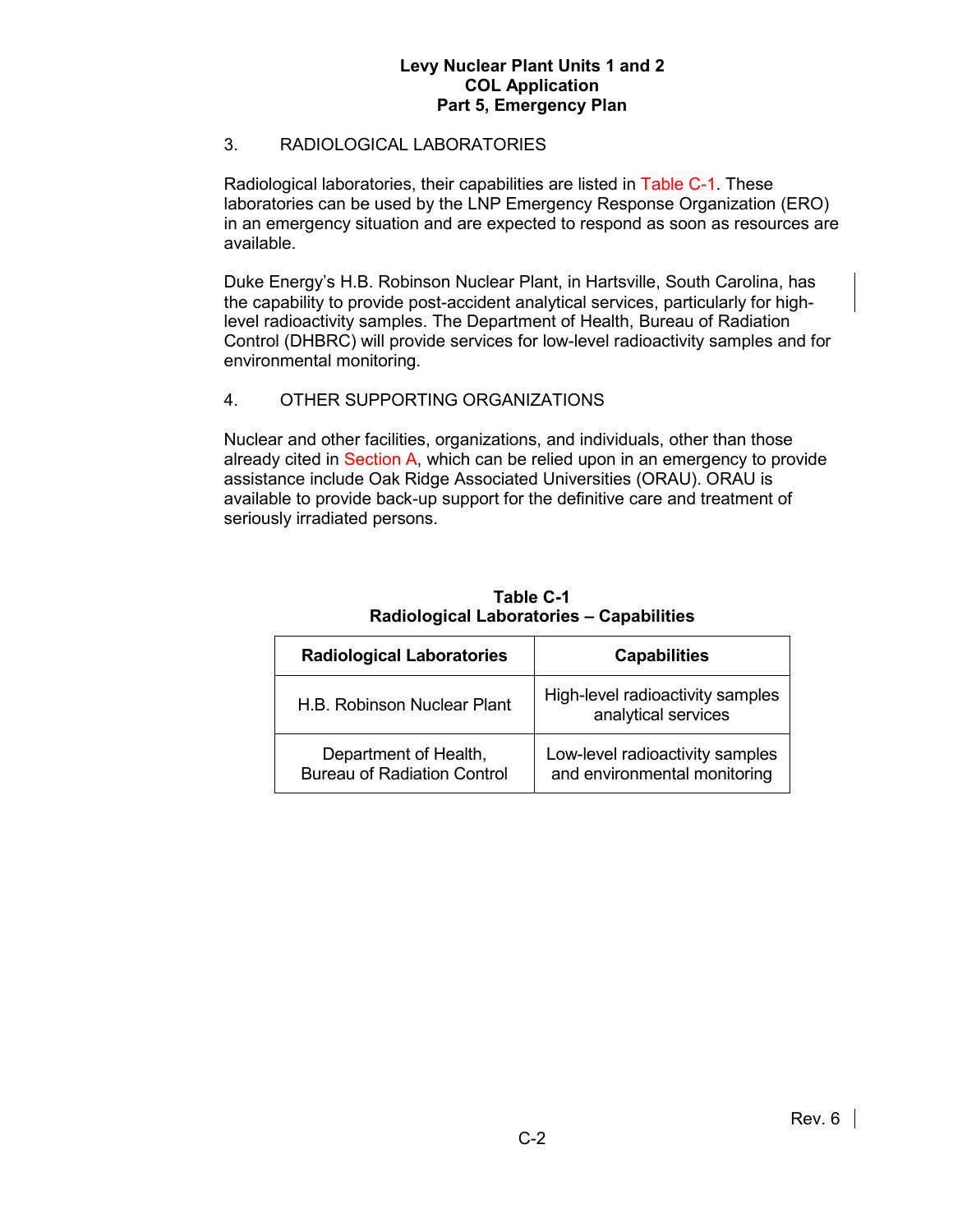## 3. RADIOLOGICAL LABORATORIES

Radiological laboratories, their capabilities are listed in Table C-1. These laboratories can be used by the LNP Emergency Response Organization (ERO) in an emergency situation and are expected to respond as soon as resources are available.

Duke Energy's H.B. Robinson Nuclear Plant, in Hartsville, South Carolina, has the capability to provide post-accident analytical services, particularly for high-level radioactivity samples. The Department of Health, Bureau of Radiation Control (DHBRC) will provide services for low-level radioactivity samples and for environmental monitoring.

## 4. OTHER SUPPORTING ORGANIZATIONS

Nuclear and other facilities, organizations, and individuals, other than those already cited in Section A, which can be relied upon in an emergency to provide assistance include Oak Ridge Associated Universities (ORAU). ORAU is available to provide back-up support for the definitive care and treatment of seriously irradiated persons.

**Table C-1**
**Radiological Laboratories – Capabilities**

| Radiological Laboratories | Capabilities |
|---|---|
| H.B. Robinson Nuclear Plant | High-level radioactivity samples analytical services |
| Department of Health, Bureau of Radiation Control | Low-level radioactivity samples and environmental monitoring |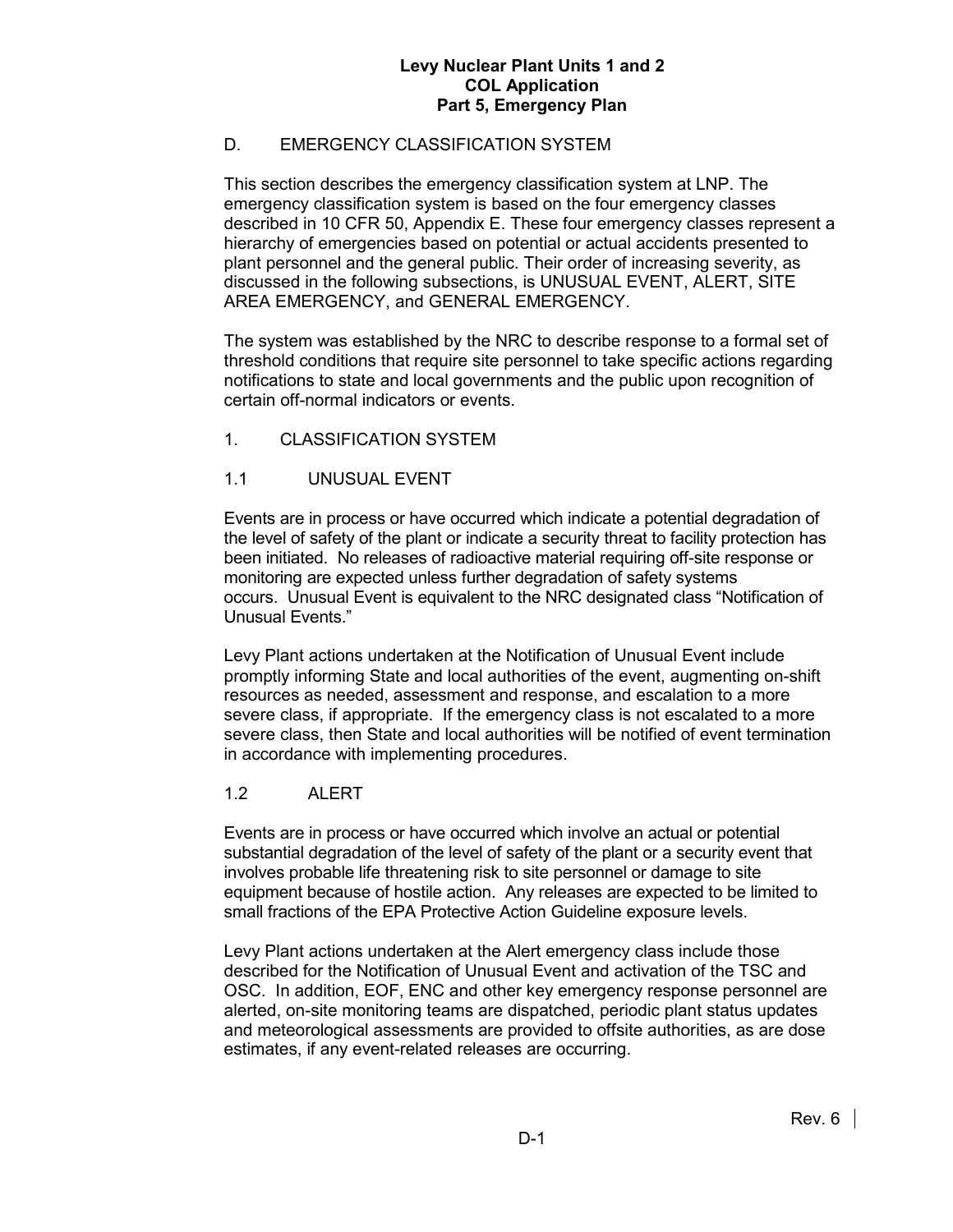## D. EMERGENCY CLASSIFICATION SYSTEM

This section describes the emergency classification system at LNP. The emergency classification system is based on the four emergency classes described in 10 CFR 50, Appendix E. These four emergency classes represent a hierarchy of emergencies based on potential or actual accidents presented to plant personnel and the general public. Their order of increasing severity, as discussed in the following subsections, is UNUSUAL EVENT, ALERT, SITE AREA EMERGENCY, and GENERAL EMERGENCY.

The system was established by the NRC to describe response to a formal set of threshold conditions that require site personnel to take specific actions regarding notifications to state and local governments and the public upon recognition of certain off-normal indicators or events.

### 1. CLASSIFICATION SYSTEM

#### 1.1 UNUSUAL EVENT

Events are in process or have occurred which indicate a potential degradation of the level of safety of the plant or indicate a security threat to facility protection has been initiated. No releases of radioactive material requiring off-site response or monitoring are expected unless further degradation of safety systems occurs. Unusual Event is equivalent to the NRC designated class "Notification of Unusual Events."

Levy Plant actions undertaken at the Notification of Unusual Event include promptly informing State and local authorities of the event, augmenting on-shift resources as needed, assessment and response, and escalation to a more severe class, if appropriate. If the emergency class is not escalated to a more severe class, then State and local authorities will be notified of event termination in accordance with implementing procedures.

#### 1.2 ALERT

Events are in process or have occurred which involve an actual or potential substantial degradation of the level of safety of the plant or a security event that involves probable life threatening risk to site personnel or damage to site equipment because of hostile action. Any releases are expected to be limited to small fractions of the EPA Protective Action Guideline exposure levels.

Levy Plant actions undertaken at the Alert emergency class include those described for the Notification of Unusual Event and activation of the TSC and OSC. In addition, EOF, ENC and other key emergency response personnel are alerted, on-site monitoring teams are dispatched, periodic plant status updates and meteorological assessments are provided to offsite authorities, as are dose estimates, if any event-related releases are occurring.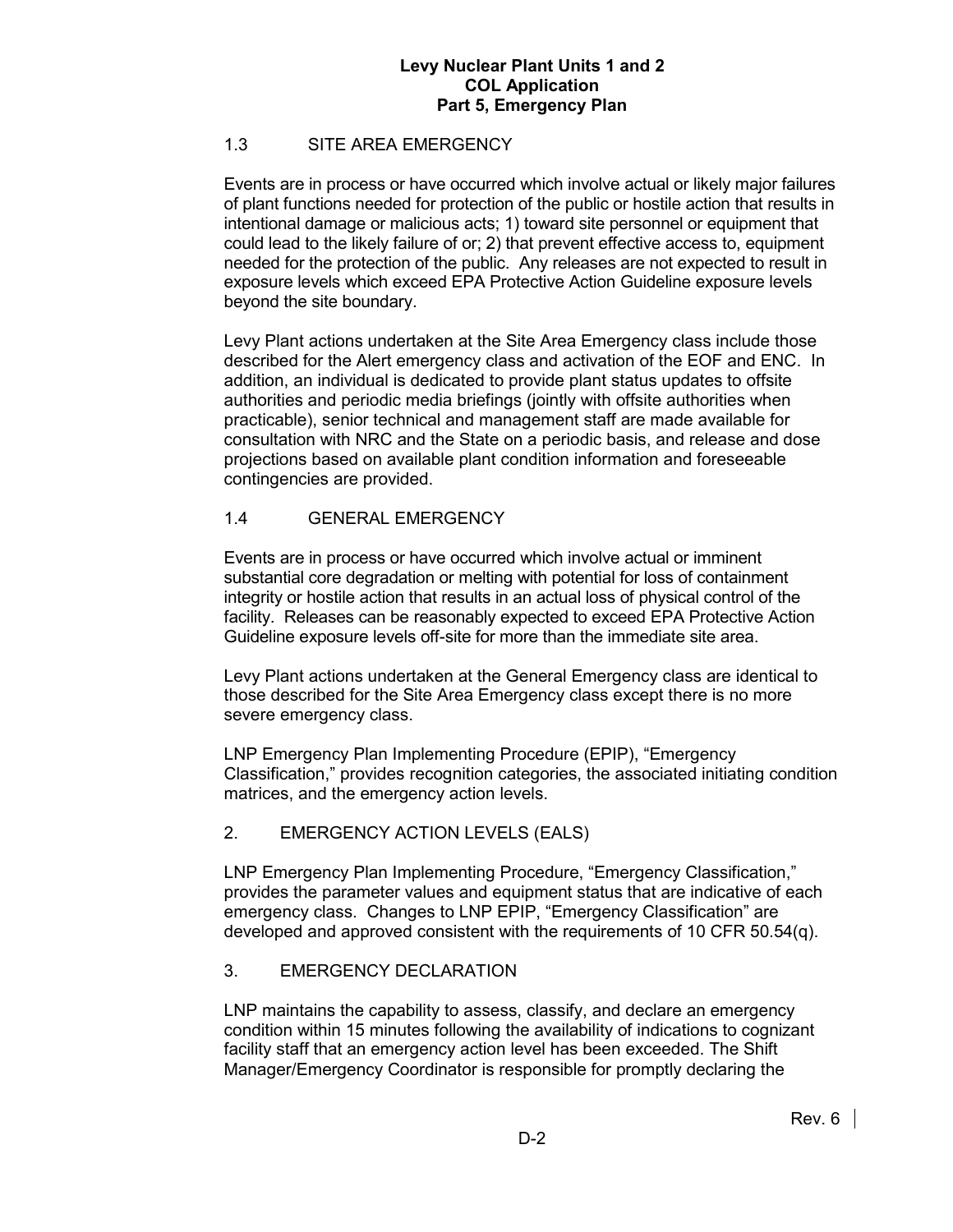### 1.3 SITE AREA EMERGENCY

Events are in process or have occurred which involve actual or likely major failures of plant functions needed for protection of the public or hostile action that results in intentional damage or malicious acts; 1) toward site personnel or equipment that could lead to the likely failure of or; 2) that prevent effective access to, equipment needed for the protection of the public. Any releases are not expected to result in exposure levels which exceed EPA Protective Action Guideline exposure levels beyond the site boundary.

Levy Plant actions undertaken at the Site Area Emergency class include those described for the Alert emergency class and activation of the EOF and ENC. In addition, an individual is dedicated to provide plant status updates to offsite authorities and periodic media briefings (jointly with offsite authorities when practicable), senior technical and management staff are made available for consultation with NRC and the State on a periodic basis, and release and dose projections based on available plant condition information and foreseeable contingencies are provided.

### 1.4 GENERAL EMERGENCY

Events are in process or have occurred which involve actual or imminent substantial core degradation or melting with potential for loss of containment integrity or hostile action that results in an actual loss of physical control of the facility. Releases can be reasonably expected to exceed EPA Protective Action Guideline exposure levels off-site for more than the immediate site area.

Levy Plant actions undertaken at the General Emergency class are identical to those described for the Site Area Emergency class except there is no more severe emergency class.

LNP Emergency Plan Implementing Procedure (EPIP), "Emergency Classification," provides recognition categories, the associated initiating condition matrices, and the emergency action levels.

## 2. EMERGENCY ACTION LEVELS (EALS)

LNP Emergency Plan Implementing Procedure, "Emergency Classification," provides the parameter values and equipment status that are indicative of each emergency class. Changes to LNP EPIP, "Emergency Classification" are developed and approved consistent with the requirements of 10 CFR 50.54(q).

## 3. EMERGENCY DECLARATION

LNP maintains the capability to assess, classify, and declare an emergency condition within 15 minutes following the availability of indications to cognizant facility staff that an emergency action level has been exceeded. The Shift Manager/Emergency Coordinator is responsible for promptly declaring the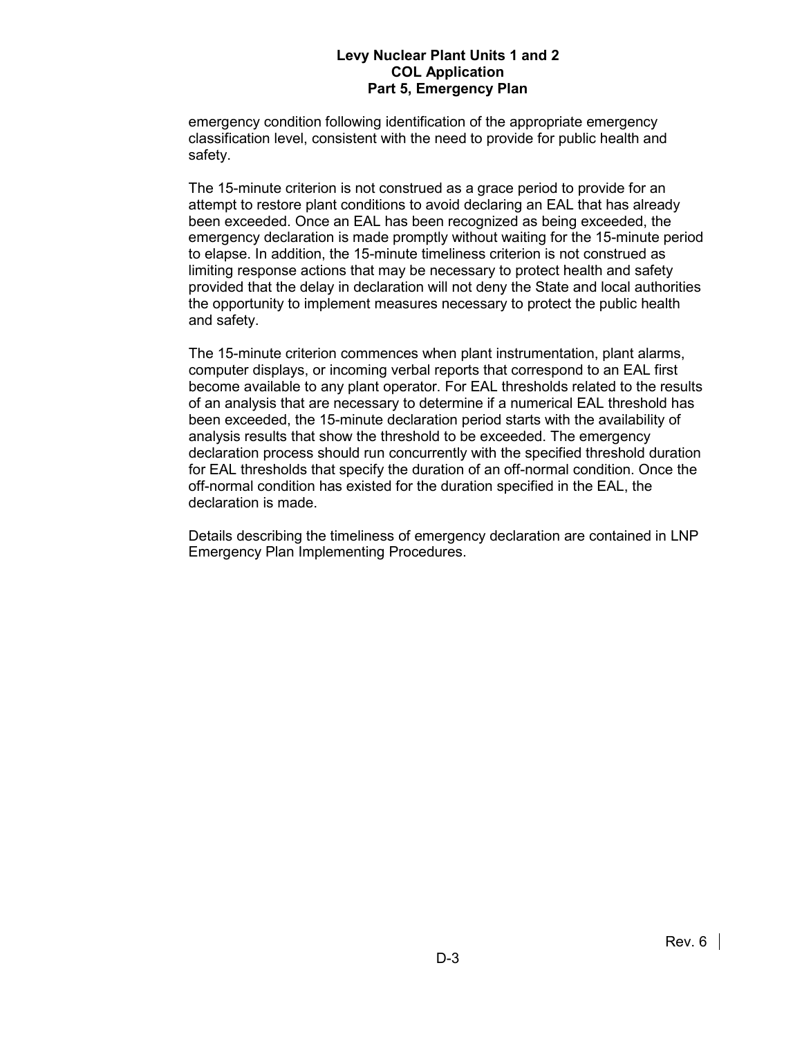emergency condition following identification of the appropriate emergency classification level, consistent with the need to provide for public health and safety.

The 15-minute criterion is not construed as a grace period to provide for an attempt to restore plant conditions to avoid declaring an EAL that has already been exceeded. Once an EAL has been recognized as being exceeded, the emergency declaration is made promptly without waiting for the 15-minute period to elapse. In addition, the 15-minute timeliness criterion is not construed as limiting response actions that may be necessary to protect health and safety provided that the delay in declaration will not deny the State and local authorities the opportunity to implement measures necessary to protect the public health and safety.

The 15-minute criterion commences when plant instrumentation, plant alarms, computer displays, or incoming verbal reports that correspond to an EAL first become available to any plant operator. For EAL thresholds related to the results of an analysis that are necessary to determine if a numerical EAL threshold has been exceeded, the 15-minute declaration period starts with the availability of analysis results that show the threshold to be exceeded. The emergency declaration process should run concurrently with the specified threshold duration for EAL thresholds that specify the duration of an off-normal condition. Once the off-normal condition has existed for the duration specified in the EAL, the declaration is made.

Details describing the timeliness of emergency declaration are contained in LNP Emergency Plan Implementing Procedures.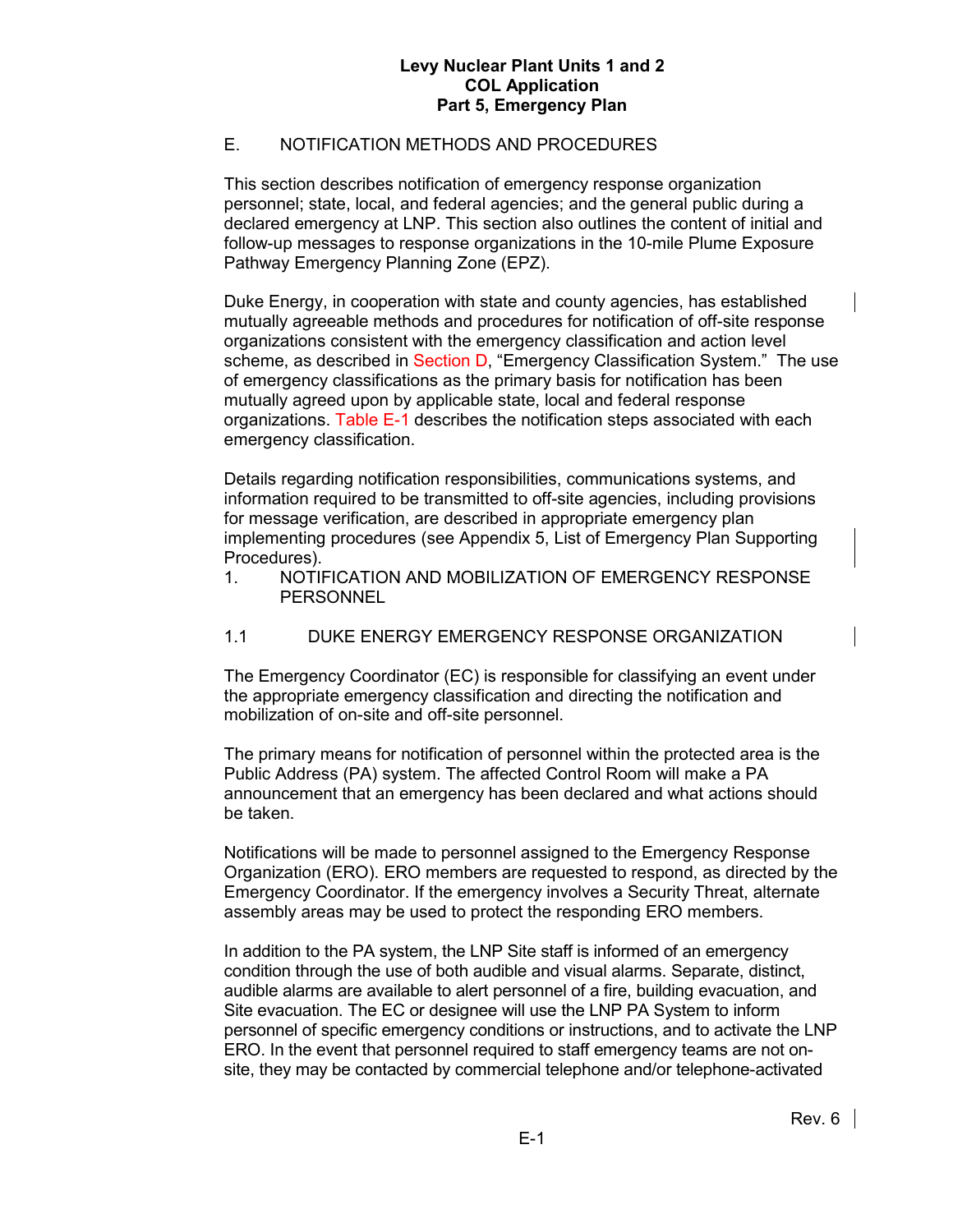## E. NOTIFICATION METHODS AND PROCEDURES

This section describes notification of emergency response organization personnel; state, local, and federal agencies; and the general public during a declared emergency at LNP. This section also outlines the content of initial and follow-up messages to response organizations in the 10-mile Plume Exposure Pathway Emergency Planning Zone (EPZ).

Duke Energy, in cooperation with state and county agencies, has established mutually agreeable methods and procedures for notification of off-site response organizations consistent with the emergency classification and action level scheme, as described in Section D, "Emergency Classification System." The use of emergency classifications as the primary basis for notification has been mutually agreed upon by applicable state, local and federal response organizations. Table E-1 describes the notification steps associated with each emergency classification.

Details regarding notification responsibilities, communications systems, and information required to be transmitted to off-site agencies, including provisions for message verification, are described in appropriate emergency plan implementing procedures (see Appendix 5, List of Emergency Plan Supporting Procedures).

### 1. NOTIFICATION AND MOBILIZATION OF EMERGENCY RESPONSE PERSONNEL

#### 1.1 DUKE ENERGY EMERGENCY RESPONSE ORGANIZATION

The Emergency Coordinator (EC) is responsible for classifying an event under the appropriate emergency classification and directing the notification and mobilization of on-site and off-site personnel.

The primary means for notification of personnel within the protected area is the Public Address (PA) system. The affected Control Room will make a PA announcement that an emergency has been declared and what actions should be taken.

Notifications will be made to personnel assigned to the Emergency Response Organization (ERO). ERO members are requested to respond, as directed by the Emergency Coordinator. If the emergency involves a Security Threat, alternate assembly areas may be used to protect the responding ERO members.

In addition to the PA system, the LNP Site staff is informed of an emergency condition through the use of both audible and visual alarms. Separate, distinct, audible alarms are available to alert personnel of a fire, building evacuation, and Site evacuation. The EC or designee will use the LNP PA System to inform personnel of specific emergency conditions or instructions, and to activate the LNP ERO. In the event that personnel required to staff emergency teams are not on-site, they may be contacted by commercial telephone and/or telephone-activated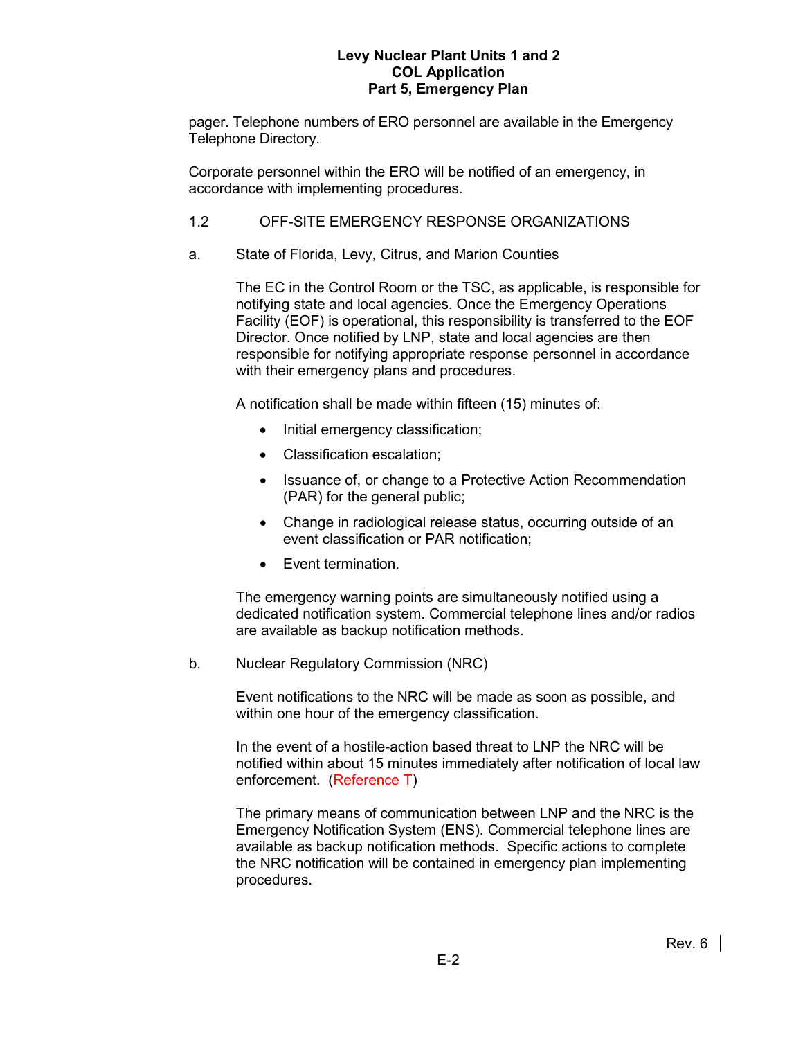pager. Telephone numbers of ERO personnel are available in the Emergency Telephone Directory.

Corporate personnel within the ERO will be notified of an emergency, in accordance with implementing procedures.

## 1.2 OFF-SITE EMERGENCY RESPONSE ORGANIZATIONS

a. State of Florida, Levy, Citrus, and Marion Counties

The EC in the Control Room or the TSC, as applicable, is responsible for notifying state and local agencies. Once the Emergency Operations Facility (EOF) is operational, this responsibility is transferred to the EOF Director. Once notified by LNP, state and local agencies are then responsible for notifying appropriate response personnel in accordance with their emergency plans and procedures.

A notification shall be made within fifteen (15) minutes of:

- Initial emergency classification;
- Classification escalation;
- Issuance of, or change to a Protective Action Recommendation (PAR) for the general public;
- Change in radiological release status, occurring outside of an event classification or PAR notification;
- Event termination.

The emergency warning points are simultaneously notified using a dedicated notification system. Commercial telephone lines and/or radios are available as backup notification methods.

b. Nuclear Regulatory Commission (NRC)

Event notifications to the NRC will be made as soon as possible, and within one hour of the emergency classification.

In the event of a hostile-action based threat to LNP the NRC will be notified within about 15 minutes immediately after notification of local law enforcement. (Reference T)

The primary means of communication between LNP and the NRC is the Emergency Notification System (ENS). Commercial telephone lines are available as backup notification methods. Specific actions to complete the NRC notification will be contained in emergency plan implementing procedures.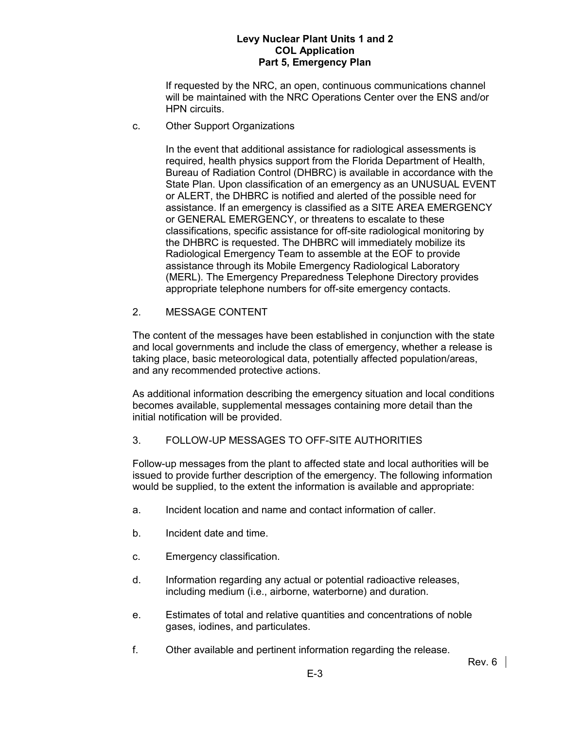If requested by the NRC, an open, continuous communications channel will be maintained with the NRC Operations Center over the ENS and/or HPN circuits.

c. Other Support Organizations

In the event that additional assistance for radiological assessments is required, health physics support from the Florida Department of Health, Bureau of Radiation Control (DHBRC) is available in accordance with the State Plan. Upon classification of an emergency as an UNUSUAL EVENT or ALERT, the DHBRC is notified and alerted of the possible need for assistance. If an emergency is classified as a SITE AREA EMERGENCY or GENERAL EMERGENCY, or threatens to escalate to these classifications, specific assistance for off-site radiological monitoring by the DHBRC is requested. The DHBRC will immediately mobilize its Radiological Emergency Team to assemble at the EOF to provide assistance through its Mobile Emergency Radiological Laboratory (MERL). The Emergency Preparedness Telephone Directory provides appropriate telephone numbers for off-site emergency contacts.

2. MESSAGE CONTENT

The content of the messages have been established in conjunction with the state and local governments and include the class of emergency, whether a release is taking place, basic meteorological data, potentially affected population/areas, and any recommended protective actions.

As additional information describing the emergency situation and local conditions becomes available, supplemental messages containing more detail than the initial notification will be provided.

3. FOLLOW-UP MESSAGES TO OFF-SITE AUTHORITIES

Follow-up messages from the plant to affected state and local authorities will be issued to provide further description of the emergency. The following information would be supplied, to the extent the information is available and appropriate:

a. Incident location and name and contact information of caller.

b. Incident date and time.

c. Emergency classification.

d. Information regarding any actual or potential radioactive releases, including medium (i.e., airborne, waterborne) and duration.

e. Estimates of total and relative quantities and concentrations of noble gases, iodines, and particulates.

f. Other available and pertinent information regarding the release.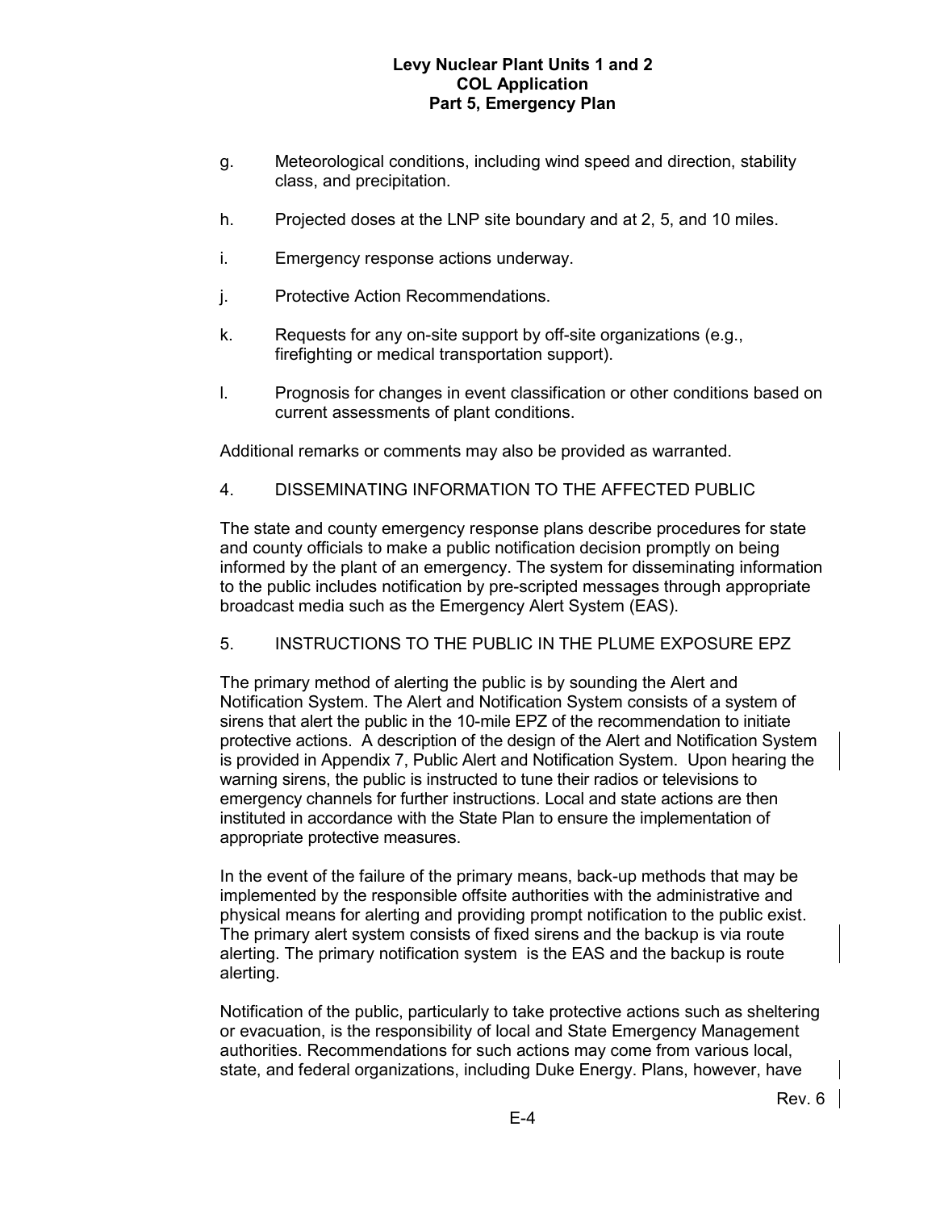g. Meteorological conditions, including wind speed and direction, stability class, and precipitation.

h. Projected doses at the LNP site boundary and at 2, 5, and 10 miles.

i. Emergency response actions underway.

j. Protective Action Recommendations.

k. Requests for any on-site support by off-site organizations (e.g., firefighting or medical transportation support).

l. Prognosis for changes in event classification or other conditions based on current assessments of plant conditions.

Additional remarks or comments may also be provided as warranted.

4. DISSEMINATING INFORMATION TO THE AFFECTED PUBLIC

The state and county emergency response plans describe procedures for state and county officials to make a public notification decision promptly on being informed by the plant of an emergency. The system for disseminating information to the public includes notification by pre-scripted messages through appropriate broadcast media such as the Emergency Alert System (EAS).

5. INSTRUCTIONS TO THE PUBLIC IN THE PLUME EXPOSURE EPZ

The primary method of alerting the public is by sounding the Alert and Notification System. The Alert and Notification System consists of a system of sirens that alert the public in the 10-mile EPZ of the recommendation to initiate protective actions. A description of the design of the Alert and Notification System is provided in Appendix 7, Public Alert and Notification System. Upon hearing the warning sirens, the public is instructed to tune their radios or televisions to emergency channels for further instructions. Local and state actions are then instituted in accordance with the State Plan to ensure the implementation of appropriate protective measures.

In the event of the failure of the primary means, back-up methods that may be implemented by the responsible offsite authorities with the administrative and physical means for alerting and providing prompt notification to the public exist. The primary alert system consists of fixed sirens and the backup is via route alerting. The primary notification system is the EAS and the backup is route alerting.

Notification of the public, particularly to take protective actions such as sheltering or evacuation, is the responsibility of local and State Emergency Management authorities. Recommendations for such actions may come from various local, state, and federal organizations, including Duke Energy. Plans, however, have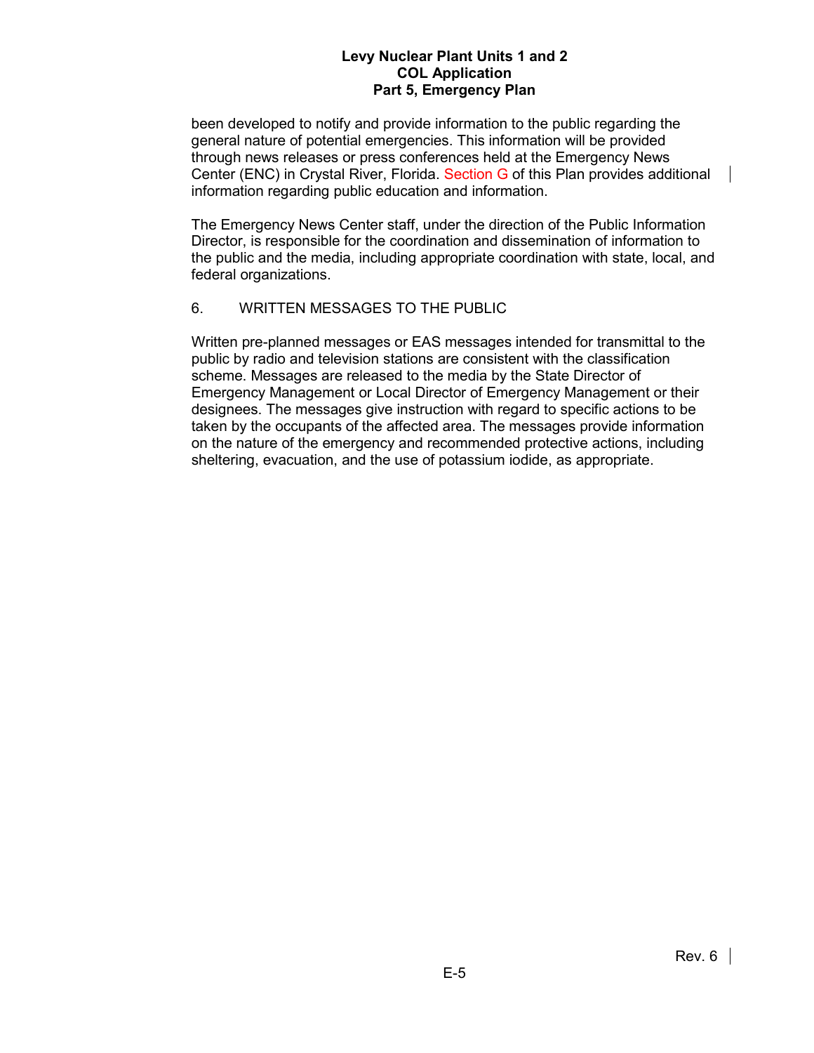been developed to notify and provide information to the public regarding the general nature of potential emergencies. This information will be provided through news releases or press conferences held at the Emergency News Center (ENC) in Crystal River, Florida. Section G of this Plan provides additional information regarding public education and information.

The Emergency News Center staff, under the direction of the Public Information Director, is responsible for the coordination and dissemination of information to the public and the media, including appropriate coordination with state, local, and federal organizations.

6. WRITTEN MESSAGES TO THE PUBLIC

Written pre-planned messages or EAS messages intended for transmittal to the public by radio and television stations are consistent with the classification scheme. Messages are released to the media by the State Director of Emergency Management or Local Director of Emergency Management or their designees. The messages give instruction with regard to specific actions to be taken by the occupants of the affected area. The messages provide information on the nature of the emergency and recommended protective actions, including sheltering, evacuation, and the use of potassium iodide, as appropriate.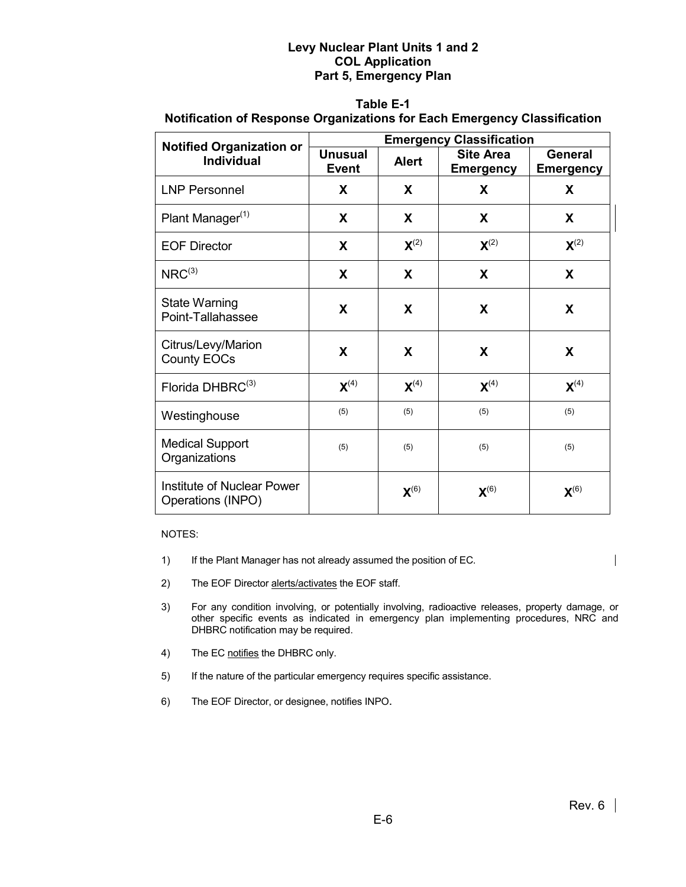**Table E-1**
**Notification of Response Organizations for Each Emergency Classification**

| Notified Organization or Individual | Emergency Classification | | | |
|---|---|---|---|---|
| | Unusual Event | Alert | Site Area Emergency | General Emergency |
| LNP Personnel | X | X | X | X |
| Plant Manager(1) | X | X | X | X |
| EOF Director | X | X(2) | X(2) | X(2) |
| NRC(3) | X | X | X | X |
| State Warning Point-Tallahassee | X | X | X | X |
| Citrus/Levy/Marion County EOCs | X | X | X | X |
| Florida DHBRC(3) | X(4) | X(4) | X(4) | X(4) |
| Westinghouse | (5) | (5) | (5) | (5) |
| Medical Support Organizations | (5) | (5) | (5) | (5) |
| Institute of Nuclear Power Operations (INPO) | | X(6) | X(6) | X(6) |

NOTES:

1) If the Plant Manager has not already assumed the position of EC.

2) The EOF Director alerts/activates the EOF staff.

3) For any condition involving, or potentially involving, radioactive releases, property damage, or other specific events as indicated in emergency plan implementing procedures, NRC and DHBRC notification may be required.

4) The EC notifies the DHBRC only.

5) If the nature of the particular emergency requires specific assistance.

6) The EOF Director, or designee, notifies INPO.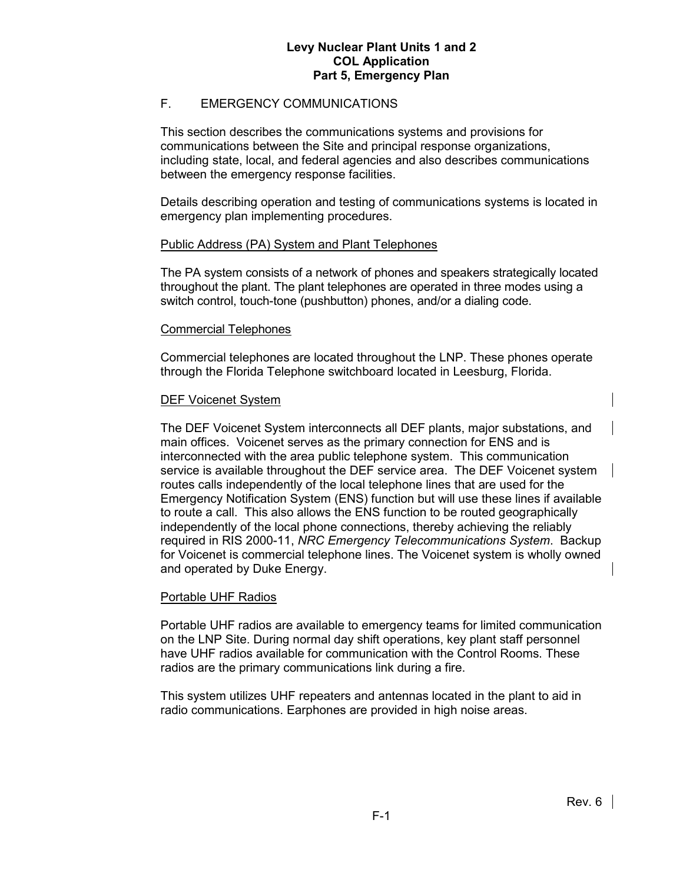## F. EMERGENCY COMMUNICATIONS

This section describes the communications systems and provisions for communications between the Site and principal response organizations, including state, local, and federal agencies and also describes communications between the emergency response facilities.

Details describing operation and testing of communications systems is located in emergency plan implementing procedures.

### Public Address (PA) System and Plant Telephones

The PA system consists of a network of phones and speakers strategically located throughout the plant. The plant telephones are operated in three modes using a switch control, touch-tone (pushbutton) phones, and/or a dialing code.

### Commercial Telephones

Commercial telephones are located throughout the LNP. These phones operate through the Florida Telephone switchboard located in Leesburg, Florida.

### DEF Voicenet System

The DEF Voicenet System interconnects all DEF plants, major substations, and main offices. Voicenet serves as the primary connection for ENS and is interconnected with the area public telephone system. This communication service is available throughout the DEF service area. The DEF Voicenet system routes calls independently of the local telephone lines that are used for the Emergency Notification System (ENS) function but will use these lines if available to route a call. This also allows the ENS function to be routed geographically independently of the local phone connections, thereby achieving the reliably required in RIS 2000-11, *NRC Emergency Telecommunications System*. Backup for Voicenet is commercial telephone lines. The Voicenet system is wholly owned and operated by Duke Energy.

### Portable UHF Radios

Portable UHF radios are available to emergency teams for limited communication on the LNP Site. During normal day shift operations, key plant staff personnel have UHF radios available for communication with the Control Rooms. These radios are the primary communications link during a fire.

This system utilizes UHF repeaters and antennas located in the plant to aid in radio communications. Earphones are provided in high noise areas.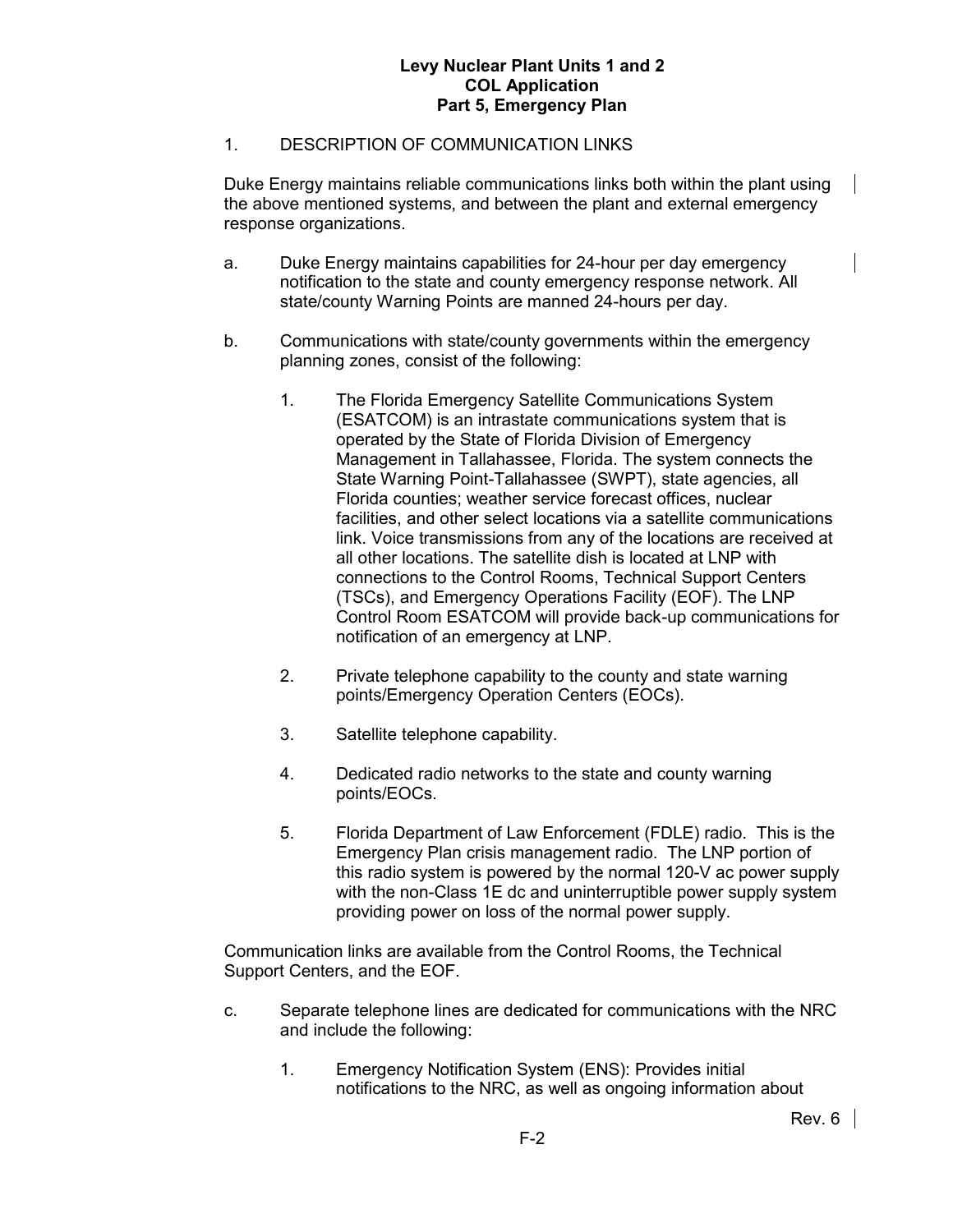1. DESCRIPTION OF COMMUNICATION LINKS

Duke Energy maintains reliable communications links both within the plant using the above mentioned systems, and between the plant and external emergency response organizations.

a. Duke Energy maintains capabilities for 24-hour per day emergency notification to the state and county emergency response network. All state/county Warning Points are manned 24-hours per day.

b. Communications with state/county governments within the emergency planning zones, consist of the following:

   1. The Florida Emergency Satellite Communications System (ESATCOM) is an intrastate communications system that is operated by the State of Florida Division of Emergency Management in Tallahassee, Florida. The system connects the State Warning Point-Tallahassee (SWPT), state agencies, all Florida counties; weather service forecast offices, nuclear facilities, and other select locations via a satellite communications link. Voice transmissions from any of the locations are received at all other locations. The satellite dish is located at LNP with connections to the Control Rooms, Technical Support Centers (TSCs), and Emergency Operations Facility (EOF). The LNP Control Room ESATCOM will provide back-up communications for notification of an emergency at LNP.

   2. Private telephone capability to the county and state warning points/Emergency Operation Centers (EOCs).

   3. Satellite telephone capability.

   4. Dedicated radio networks to the state and county warning points/EOCs.

   5. Florida Department of Law Enforcement (FDLE) radio. This is the Emergency Plan crisis management radio. The LNP portion of this radio system is powered by the normal 120-V ac power supply with the non-Class 1E dc and uninterruptible power supply system providing power on loss of the normal power supply.

Communication links are available from the Control Rooms, the Technical Support Centers, and the EOF.

c. Separate telephone lines are dedicated for communications with the NRC and include the following:

   1. Emergency Notification System (ENS): Provides initial notifications to the NRC, as well as ongoing information about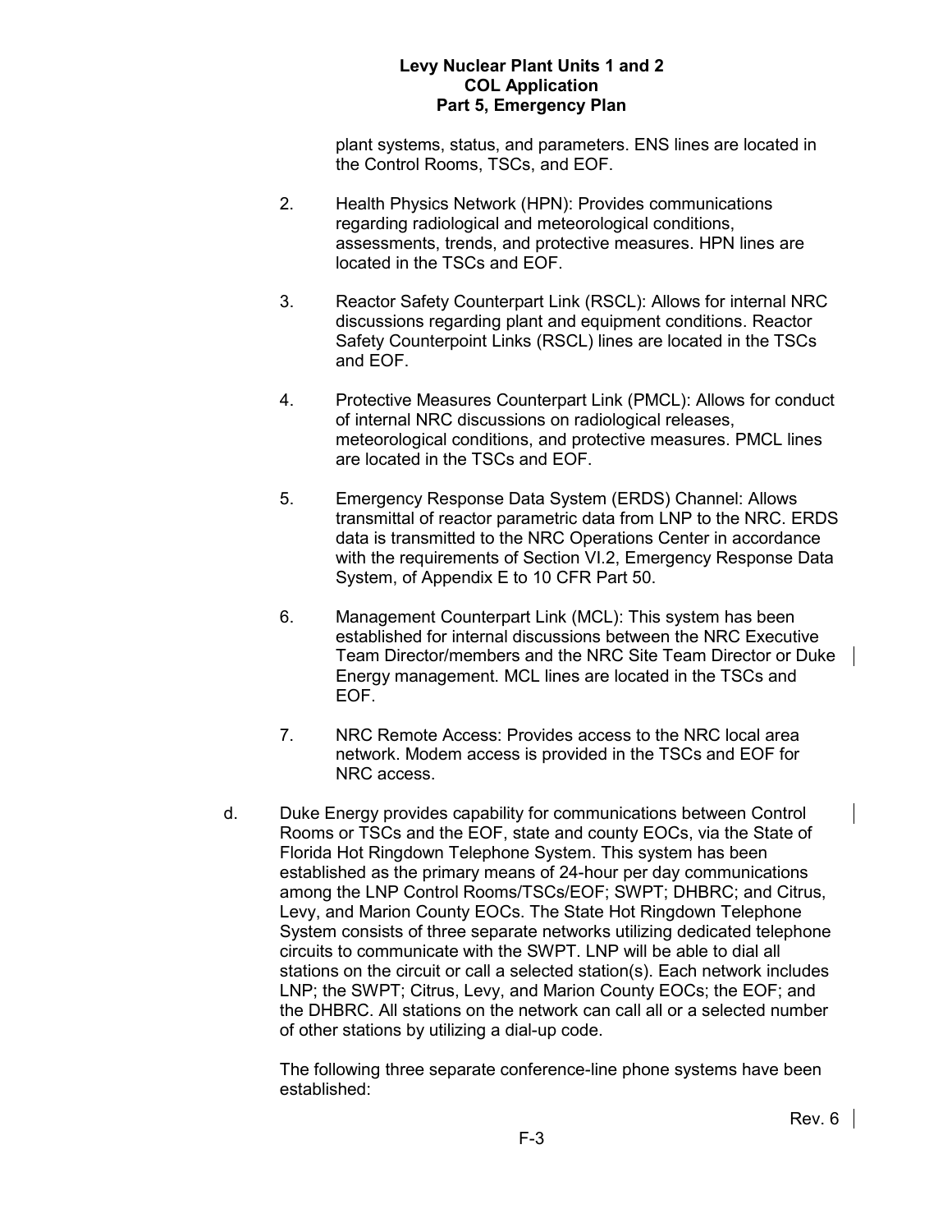plant systems, status, and parameters. ENS lines are located in the Control Rooms, TSCs, and EOF.

2. Health Physics Network (HPN): Provides communications regarding radiological and meteorological conditions, assessments, trends, and protective measures. HPN lines are located in the TSCs and EOF.

3. Reactor Safety Counterpart Link (RSCL): Allows for internal NRC discussions regarding plant and equipment conditions. Reactor Safety Counterpoint Links (RSCL) lines are located in the TSCs and EOF.

4. Protective Measures Counterpart Link (PMCL): Allows for conduct of internal NRC discussions on radiological releases, meteorological conditions, and protective measures. PMCL lines are located in the TSCs and EOF.

5. Emergency Response Data System (ERDS) Channel: Allows transmittal of reactor parametric data from LNP to the NRC. ERDS data is transmitted to the NRC Operations Center in accordance with the requirements of Section VI.2, Emergency Response Data System, of Appendix E to 10 CFR Part 50.

6. Management Counterpart Link (MCL): This system has been established for internal discussions between the NRC Executive Team Director/members and the NRC Site Team Director or Duke Energy management. MCL lines are located in the TSCs and EOF.

7. NRC Remote Access: Provides access to the NRC local area network. Modem access is provided in the TSCs and EOF for NRC access.

d. Duke Energy provides capability for communications between Control Rooms or TSCs and the EOF, state and county EOCs, via the State of Florida Hot Ringdown Telephone System. This system has been established as the primary means of 24-hour per day communications among the LNP Control Rooms/TSCs/EOF; SWPT; DHBRC; and Citrus, Levy, and Marion County EOCs. The State Hot Ringdown Telephone System consists of three separate networks utilizing dedicated telephone circuits to communicate with the SWPT. LNP will be able to dial all stations on the circuit or call a selected station(s). Each network includes LNP; the SWPT; Citrus, Levy, and Marion County EOCs; the EOF; and the DHBRC. All stations on the network can call all or a selected number of other stations by utilizing a dial-up code.

The following three separate conference-line phone systems have been established: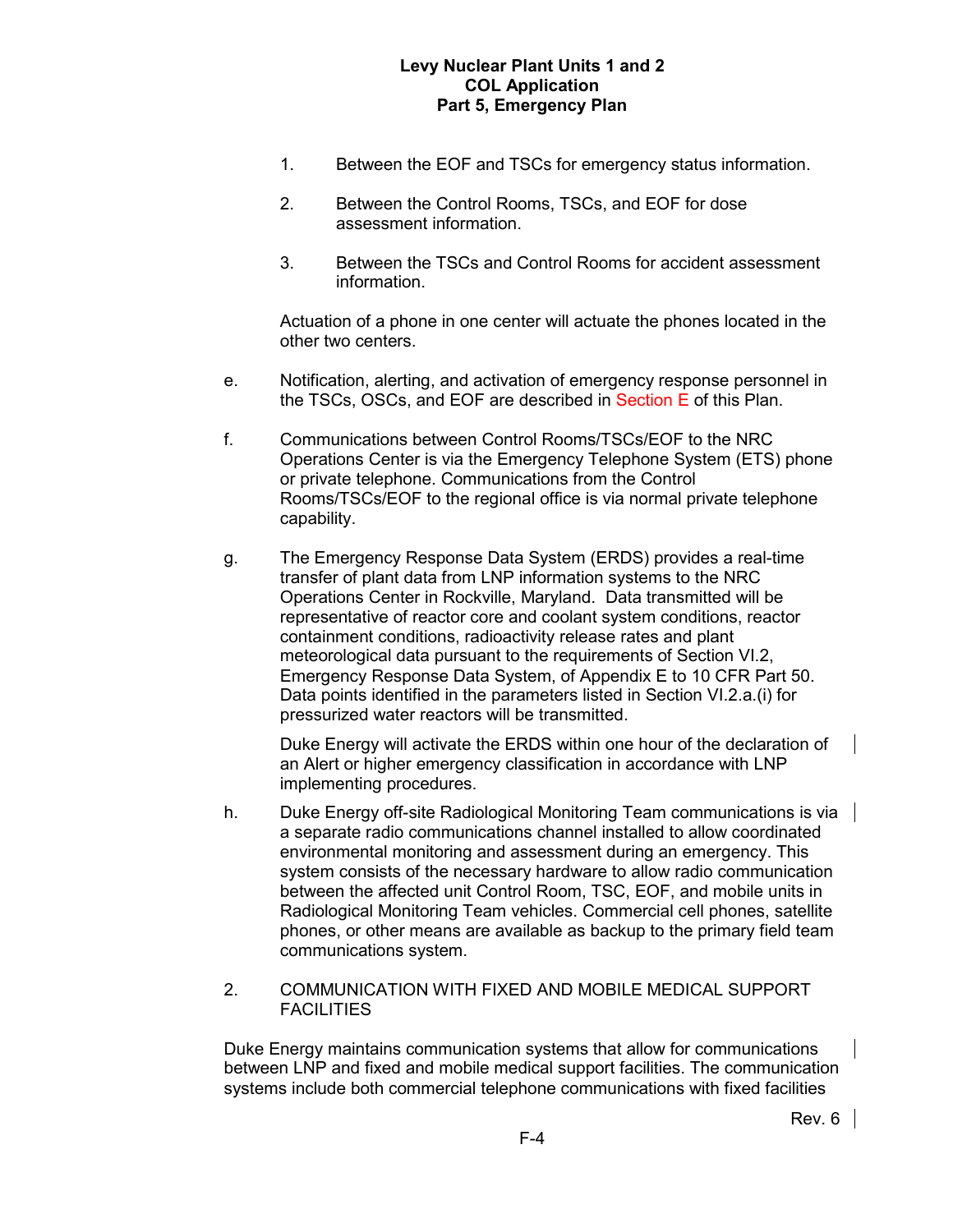1. Between the EOF and TSCs for emergency status information.

2. Between the Control Rooms, TSCs, and EOF for dose assessment information.

3. Between the TSCs and Control Rooms for accident assessment information.

Actuation of a phone in one center will actuate the phones located in the other two centers.

e. Notification, alerting, and activation of emergency response personnel in the TSCs, OSCs, and EOF are described in Section E of this Plan.

f. Communications between Control Rooms/TSCs/EOF to the NRC Operations Center is via the Emergency Telephone System (ETS) phone or private telephone. Communications from the Control Rooms/TSCs/EOF to the regional office is via normal private telephone capability.

g. The Emergency Response Data System (ERDS) provides a real-time transfer of plant data from LNP information systems to the NRC Operations Center in Rockville, Maryland. Data transmitted will be representative of reactor core and coolant system conditions, reactor containment conditions, radioactivity release rates and plant meteorological data pursuant to the requirements of Section VI.2, Emergency Response Data System, of Appendix E to 10 CFR Part 50. Data points identified in the parameters listed in Section VI.2.a.(i) for pressurized water reactors will be transmitted.

   Duke Energy will activate the ERDS within one hour of the declaration of an Alert or higher emergency classification in accordance with LNP implementing procedures.

h. Duke Energy off-site Radiological Monitoring Team communications is via a separate radio communications channel installed to allow coordinated environmental monitoring and assessment during an emergency. This system consists of the necessary hardware to allow radio communication between the affected unit Control Room, TSC, EOF, and mobile units in Radiological Monitoring Team vehicles. Commercial cell phones, satellite phones, or other means are available as backup to the primary field team communications system.

2. COMMUNICATION WITH FIXED AND MOBILE MEDICAL SUPPORT FACILITIES

Duke Energy maintains communication systems that allow for communications between LNP and fixed and mobile medical support facilities. The communication systems include both commercial telephone communications with fixed facilities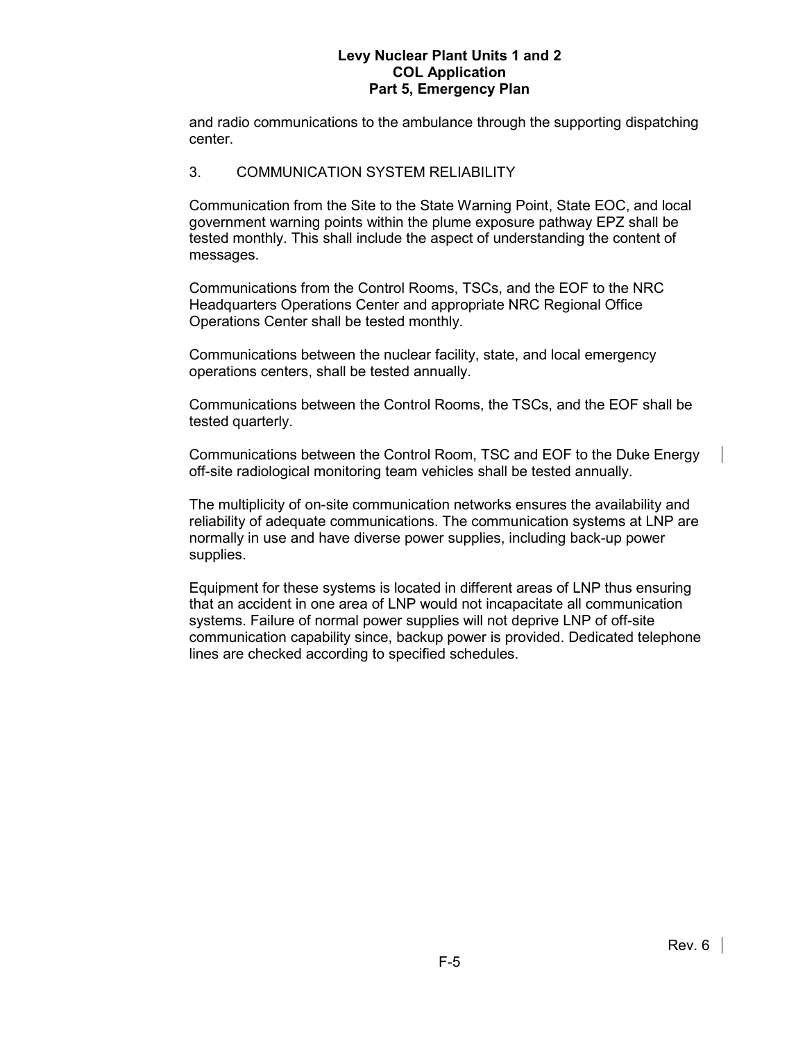and radio communications to the ambulance through the supporting dispatching center.

## 3. COMMUNICATION SYSTEM RELIABILITY

Communication from the Site to the State Warning Point, State EOC, and local government warning points within the plume exposure pathway EPZ shall be tested monthly. This shall include the aspect of understanding the content of messages.

Communications from the Control Rooms, TSCs, and the EOF to the NRC Headquarters Operations Center and appropriate NRC Regional Office Operations Center shall be tested monthly.

Communications between the nuclear facility, state, and local emergency operations centers, shall be tested annually.

Communications between the Control Rooms, the TSCs, and the EOF shall be tested quarterly.

Communications between the Control Room, TSC and EOF to the Duke Energy off-site radiological monitoring team vehicles shall be tested annually.

The multiplicity of on-site communication networks ensures the availability and reliability of adequate communications. The communication systems at LNP are normally in use and have diverse power supplies, including back-up power supplies.

Equipment for these systems is located in different areas of LNP thus ensuring that an accident in one area of LNP would not incapacitate all communication systems. Failure of normal power supplies will not deprive LNP of off-site communication capability since, backup power is provided. Dedicated telephone lines are checked according to specified schedules.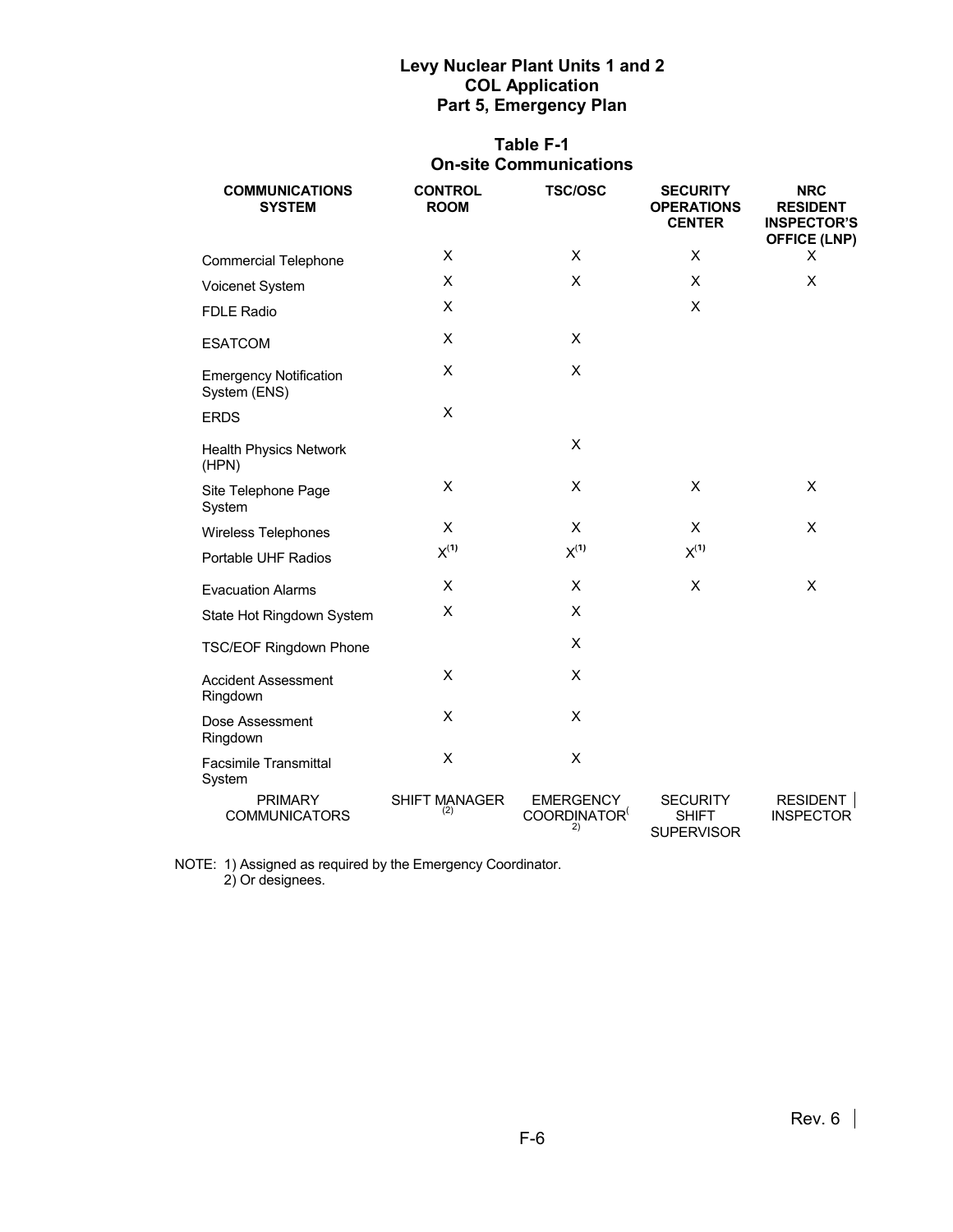## Table F-1
## On-site Communications

| COMMUNICATIONS SYSTEM | CONTROL ROOM | TSC/OSC | SECURITY OPERATIONS CENTER | NRC RESIDENT INSPECTOR'S OFFICE (LNP) |
|---|---|---|---|---|
| Commercial Telephone | X | X | X | X |
| Voicenet System | X | X | X | X |
| FDLE Radio | X | | X | |
| ESATCOM | X | X | | |
| Emergency Notification System (ENS) | X | X | | |
| ERDS | X | | | |
| Health Physics Network (HPN) | | X | | |
| Site Telephone Page System | X | X | X | X |
| Wireless Telephones | X | X | X | X |
| Portable UHF Radios | X(1) | X(1) | X(1) | |
| Evacuation Alarms | X | X | X | X |
| State Hot Ringdown System | X | X | | |
| TSC/EOF Ringdown Phone | | X | | |
| Accident Assessment Ringdown | X | X | | |
| Dose Assessment Ringdown | X | X | | |
| Facsimile Transmittal System | X | X | | |
| PRIMARY COMMUNICATORS | SHIFT MANAGER (2) | EMERGENCY COORDINATOR(2) | SECURITY SHIFT SUPERVISOR | RESIDENT INSPECTOR |

NOTE: 1) Assigned as required by the Emergency Coordinator.
2) Or designees.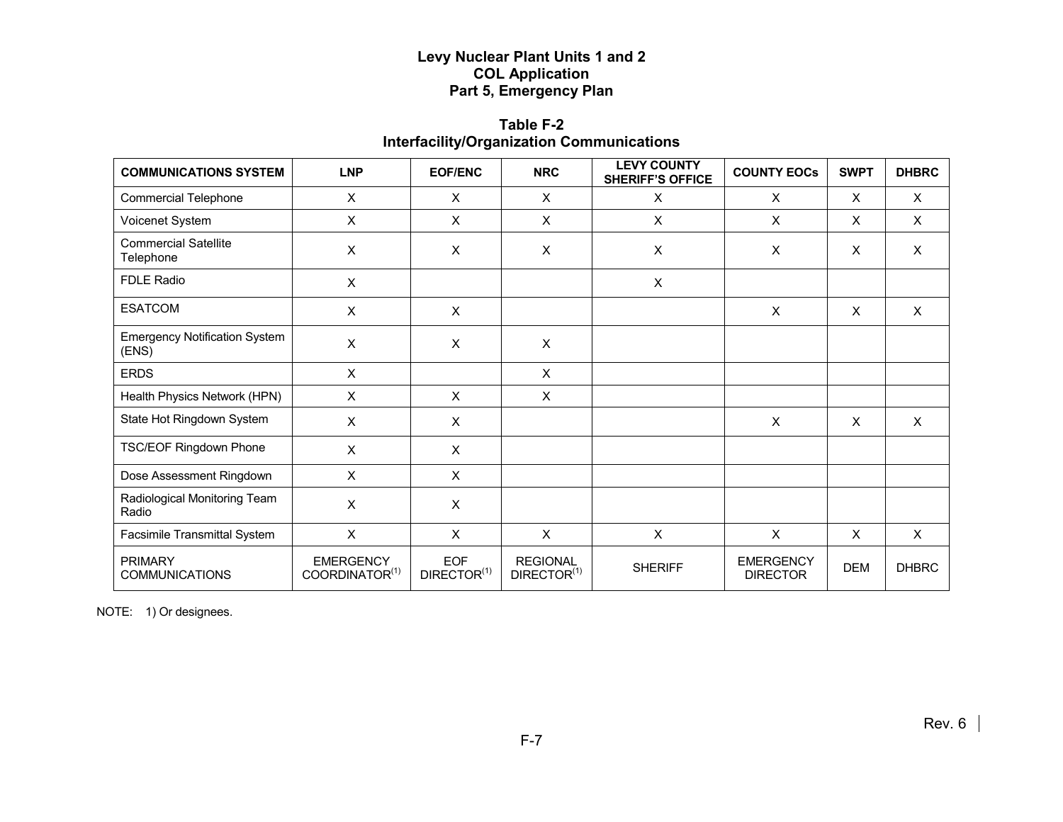**Table F-2**
**Interfacility/Organization Communications**

| COMMUNICATIONS SYSTEM | LNP | EOF/ENC | NRC | LEVY COUNTY SHERIFF'S OFFICE | COUNTY EOCs | SWPT | DHBRC |
|---|---|---|---|---|---|---|---|
| Commercial Telephone | X | X | X | X | X | X | X |
| Voicenet System | X | X | X | X | X | X | X |
| Commercial Satellite Telephone | X | X | X | X | X | X | X |
| FDLE Radio | X | | | X | | | |
| ESATCOM | X | X | | | X | X | X |
| Emergency Notification System (ENS) | X | X | X | | | | |
| ERDS | X | | X | | | | |
| Health Physics Network (HPN) | X | X | X | | | | |
| State Hot Ringdown System | X | X | | | X | X | X |
| TSC/EOF Ringdown Phone | X | X | | | | | |
| Dose Assessment Ringdown | X | X | | | | | |
| Radiological Monitoring Team Radio | X | X | | | | | |
| Facsimile Transmittal System | X | X | X | X | X | X | X |
| PRIMARY COMMUNICATIONS | EMERGENCY COORDINATOR(1) | EOF DIRECTOR(1) | REGIONAL DIRECTOR(1) | SHERIFF | EMERGENCY DIRECTOR | DEM | DHBRC |

NOTE: 1) Or designees.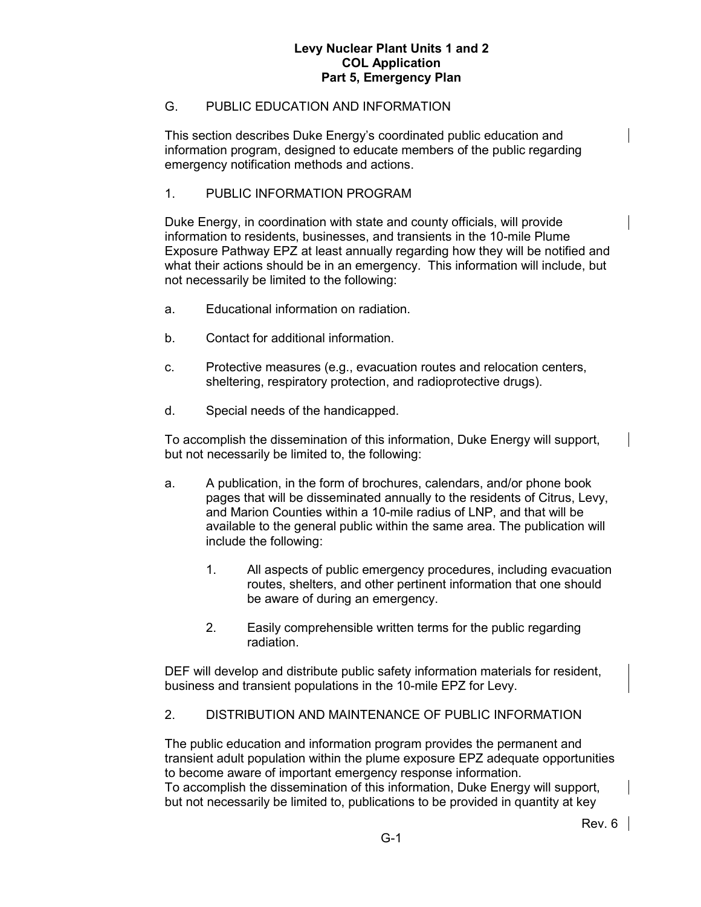## G. PUBLIC EDUCATION AND INFORMATION

This section describes Duke Energy's coordinated public education and information program, designed to educate members of the public regarding emergency notification methods and actions.

### 1. PUBLIC INFORMATION PROGRAM

Duke Energy, in coordination with state and county officials, will provide information to residents, businesses, and transients in the 10-mile Plume Exposure Pathway EPZ at least annually regarding how they will be notified and what their actions should be in an emergency. This information will include, but not necessarily be limited to the following:

a. Educational information on radiation.

b. Contact for additional information.

c. Protective measures (e.g., evacuation routes and relocation centers, sheltering, respiratory protection, and radioprotective drugs).

d. Special needs of the handicapped.

To accomplish the dissemination of this information, Duke Energy will support, but not necessarily be limited to, the following:

a. A publication, in the form of brochures, calendars, and/or phone book pages that will be disseminated annually to the residents of Citrus, Levy, and Marion Counties within a 10-mile radius of LNP, and that will be available to the general public within the same area. The publication will include the following:

   1. All aspects of public emergency procedures, including evacuation routes, shelters, and other pertinent information that one should be aware of during an emergency.

   2. Easily comprehensible written terms for the public regarding radiation.

DEF will develop and distribute public safety information materials for resident, business and transient populations in the 10-mile EPZ for Levy.

### 2. DISTRIBUTION AND MAINTENANCE OF PUBLIC INFORMATION

The public education and information program provides the permanent and transient adult population within the plume exposure EPZ adequate opportunities to become aware of important emergency response information.
To accomplish the dissemination of this information, Duke Energy will support, but not necessarily be limited to, publications to be provided in quantity at key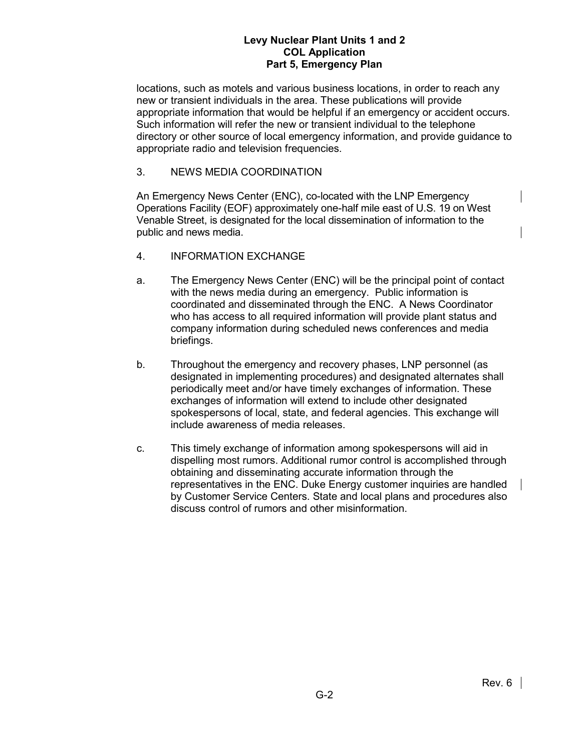locations, such as motels and various business locations, in order to reach any new or transient individuals in the area. These publications will provide appropriate information that would be helpful if an emergency or accident occurs. Such information will refer the new or transient individual to the telephone directory or other source of local emergency information, and provide guidance to appropriate radio and television frequencies.

## 3. NEWS MEDIA COORDINATION

An Emergency News Center (ENC), co-located with the LNP Emergency Operations Facility (EOF) approximately one-half mile east of U.S. 19 on West Venable Street, is designated for the local dissemination of information to the public and news media.

## 4. INFORMATION EXCHANGE

a. The Emergency News Center (ENC) will be the principal point of contact with the news media during an emergency. Public information is coordinated and disseminated through the ENC. A News Coordinator who has access to all required information will provide plant status and company information during scheduled news conferences and media briefings.

b. Throughout the emergency and recovery phases, LNP personnel (as designated in implementing procedures) and designated alternates shall periodically meet and/or have timely exchanges of information. These exchanges of information will extend to include other designated spokespersons of local, state, and federal agencies. This exchange will include awareness of media releases.

c. This timely exchange of information among spokespersons will aid in dispelling most rumors. Additional rumor control is accomplished through obtaining and disseminating accurate information through the representatives in the ENC. Duke Energy customer inquiries are handled by Customer Service Centers. State and local plans and procedures also discuss control of rumors and other misinformation.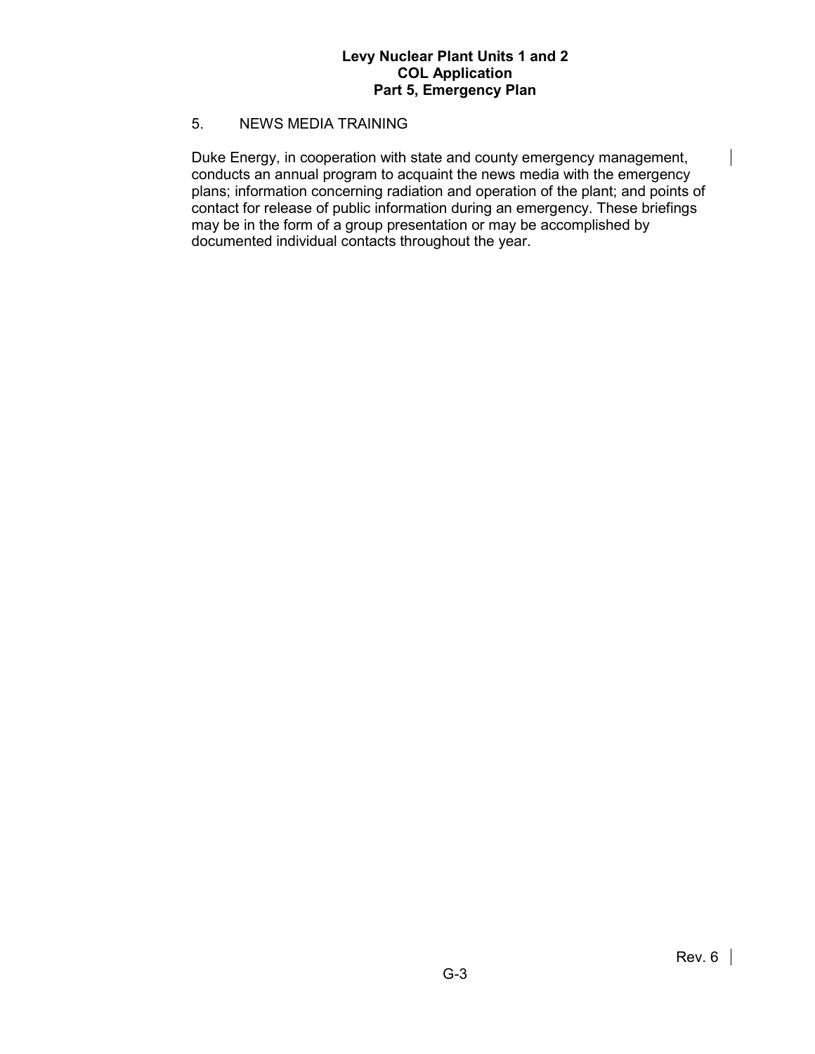## 5. NEWS MEDIA TRAINING

Duke Energy, in cooperation with state and county emergency management, conducts an annual program to acquaint the news media with the emergency plans; information concerning radiation and operation of the plant; and points of contact for release of public information during an emergency. These briefings may be in the form of a group presentation or may be accomplished by documented individual contacts throughout the year.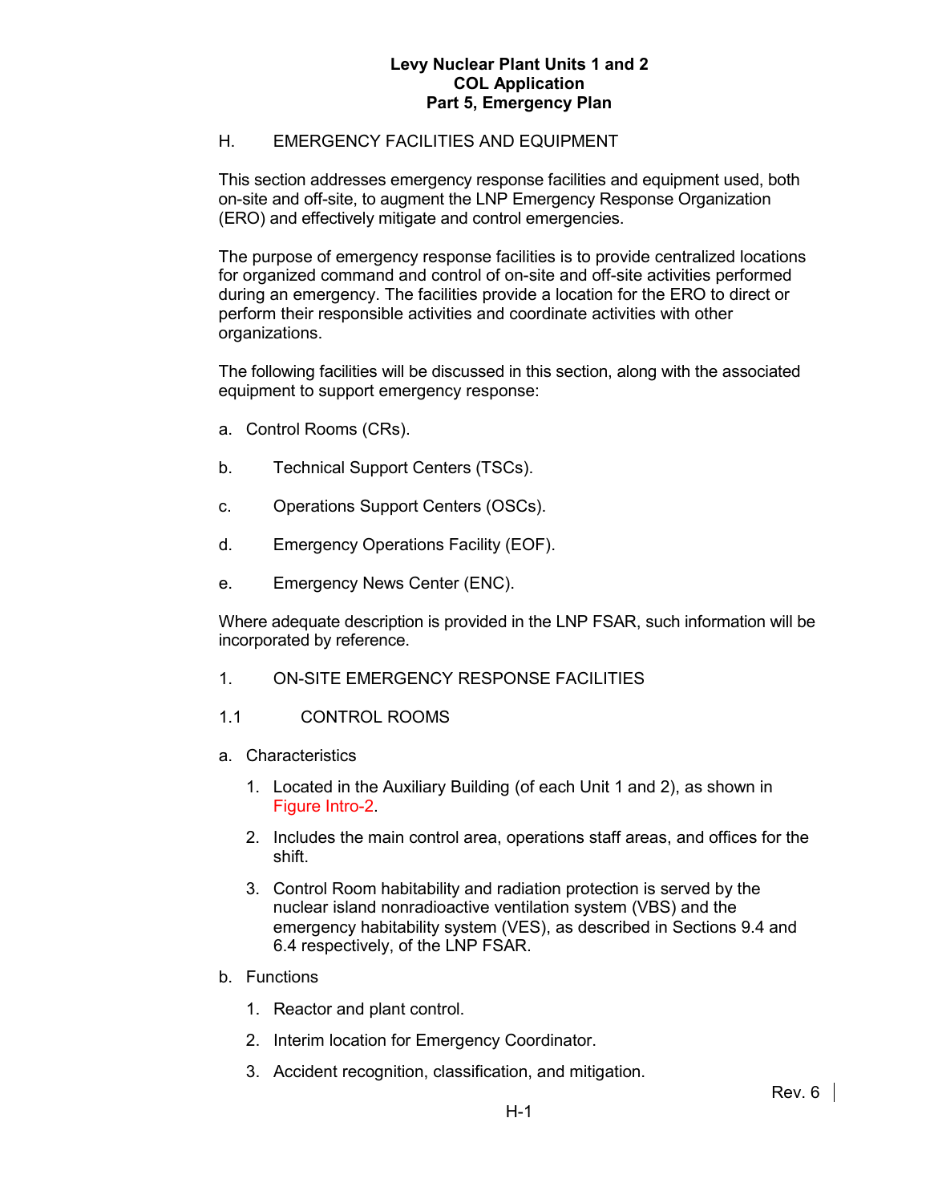## H. EMERGENCY FACILITIES AND EQUIPMENT

This section addresses emergency response facilities and equipment used, both on-site and off-site, to augment the LNP Emergency Response Organization (ERO) and effectively mitigate and control emergencies.

The purpose of emergency response facilities is to provide centralized locations for organized command and control of on-site and off-site activities performed during an emergency. The facilities provide a location for the ERO to direct or perform their responsible activities and coordinate activities with other organizations.

The following facilities will be discussed in this section, along with the associated equipment to support emergency response:

a. Control Rooms (CRs).

b. Technical Support Centers (TSCs).

c. Operations Support Centers (OSCs).

d. Emergency Operations Facility (EOF).

e. Emergency News Center (ENC).

Where adequate description is provided in the LNP FSAR, such information will be incorporated by reference.

### 1. ON-SITE EMERGENCY RESPONSE FACILITIES

#### 1.1 CONTROL ROOMS

a. Characteristics

1. Located in the Auxiliary Building (of each Unit 1 and 2), as shown in Figure Intro-2.
2. Includes the main control area, operations staff areas, and offices for the shift.
3. Control Room habitability and radiation protection is served by the nuclear island nonradioactive ventilation system (VBS) and the emergency habitability system (VES), as described in Sections 9.4 and 6.4 respectively, of the LNP FSAR.

b. Functions

1. Reactor and plant control.
2. Interim location for Emergency Coordinator.
3. Accident recognition, classification, and mitigation.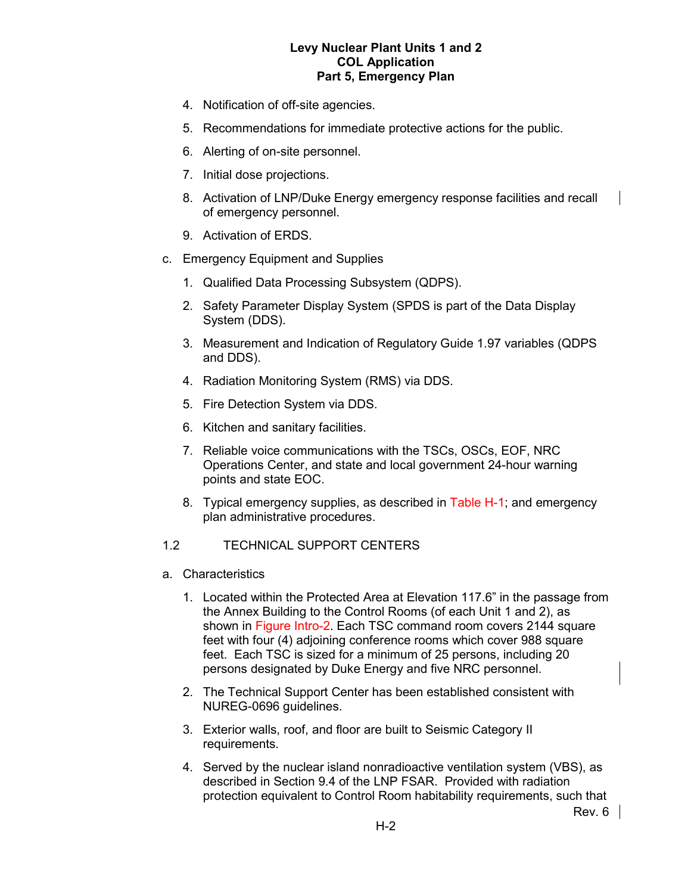4. Notification of off-site agencies.
5. Recommendations for immediate protective actions for the public.
6. Alerting of on-site personnel.
7. Initial dose projections.
8. Activation of LNP/Duke Energy emergency response facilities and recall of emergency personnel.
9. Activation of ERDS.

c. Emergency Equipment and Supplies

1. Qualified Data Processing Subsystem (QDPS).
2. Safety Parameter Display System (SPDS is part of the Data Display System (DDS).
3. Measurement and Indication of Regulatory Guide 1.97 variables (QDPS and DDS).
4. Radiation Monitoring System (RMS) via DDS.
5. Fire Detection System via DDS.
6. Kitchen and sanitary facilities.
7. Reliable voice communications with the TSCs, OSCs, EOF, NRC Operations Center, and state and local government 24-hour warning points and state EOC.
8. Typical emergency supplies, as described in Table H-1; and emergency plan administrative procedures.

## 1.2 TECHNICAL SUPPORT CENTERS

a. Characteristics

1. Located within the Protected Area at Elevation 117.6" in the passage from the Annex Building to the Control Rooms (of each Unit 1 and 2), as shown in Figure Intro-2. Each TSC command room covers 2144 square feet with four (4) adjoining conference rooms which cover 988 square feet. Each TSC is sized for a minimum of 25 persons, including 20 persons designated by Duke Energy and five NRC personnel.
2. The Technical Support Center has been established consistent with NUREG-0696 guidelines.
3. Exterior walls, roof, and floor are built to Seismic Category II requirements.
4. Served by the nuclear island nonradioactive ventilation system (VBS), as described in Section 9.4 of the LNP FSAR. Provided with radiation protection equivalent to Control Room habitability requirements, such that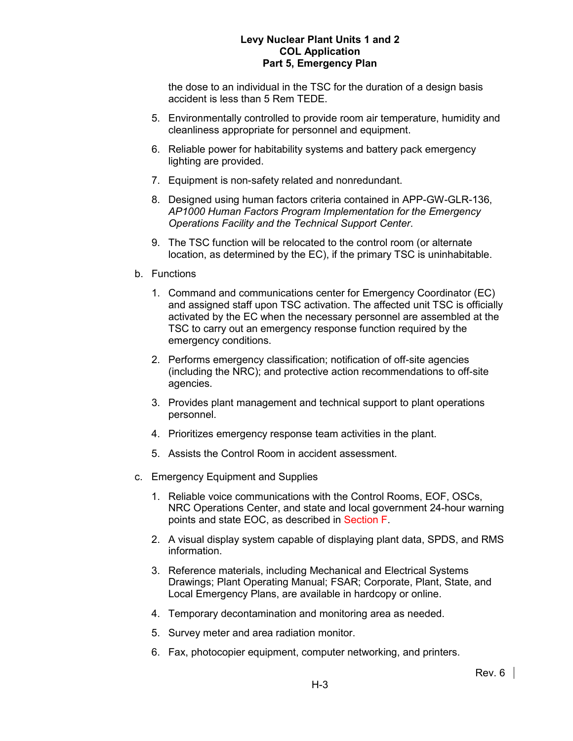the dose to an individual in the TSC for the duration of a design basis accident is less than 5 Rem TEDE.

5. Environmentally controlled to provide room air temperature, humidity and cleanliness appropriate for personnel and equipment.

6. Reliable power for habitability systems and battery pack emergency lighting are provided.

7. Equipment is non-safety related and nonredundant.

8. Designed using human factors criteria contained in APP-GW-GLR-136, *AP1000 Human Factors Program Implementation for the Emergency Operations Facility and the Technical Support Center*.

9. The TSC function will be relocated to the control room (or alternate location, as determined by the EC), if the primary TSC is uninhabitable.

b. Functions

1. Command and communications center for Emergency Coordinator (EC) and assigned staff upon TSC activation. The affected unit TSC is officially activated by the EC when the necessary personnel are assembled at the TSC to carry out an emergency response function required by the emergency conditions.

2. Performs emergency classification; notification of off-site agencies (including the NRC); and protective action recommendations to off-site agencies.

3. Provides plant management and technical support to plant operations personnel.

4. Prioritizes emergency response team activities in the plant.

5. Assists the Control Room in accident assessment.

c. Emergency Equipment and Supplies

1. Reliable voice communications with the Control Rooms, EOF, OSCs, NRC Operations Center, and state and local government 24-hour warning points and state EOC, as described in Section F.

2. A visual display system capable of displaying plant data, SPDS, and RMS information.

3. Reference materials, including Mechanical and Electrical Systems Drawings; Plant Operating Manual; FSAR; Corporate, Plant, State, and Local Emergency Plans, are available in hardcopy or online.

4. Temporary decontamination and monitoring area as needed.

5. Survey meter and area radiation monitor.

6. Fax, photocopier equipment, computer networking, and printers.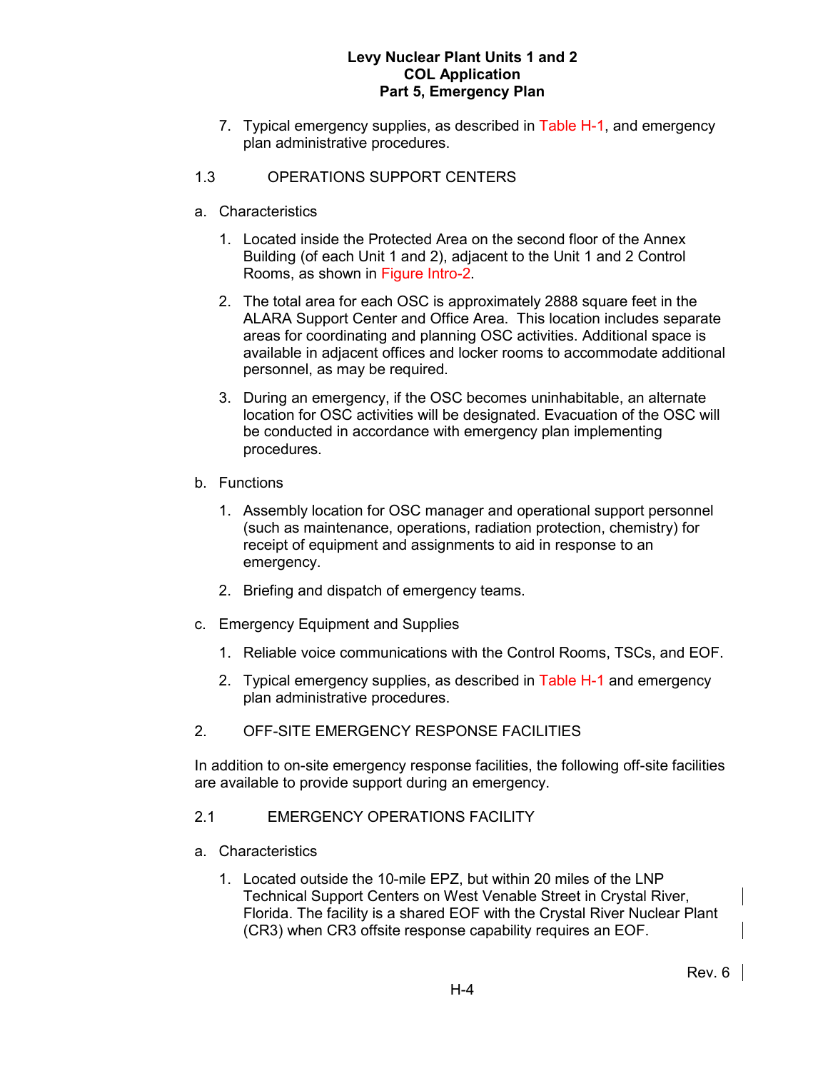7. Typical emergency supplies, as described in Table H-1, and emergency plan administrative procedures.

## 1.3 OPERATIONS SUPPORT CENTERS

a. Characteristics

1. Located inside the Protected Area on the second floor of the Annex Building (of each Unit 1 and 2), adjacent to the Unit 1 and 2 Control Rooms, as shown in Figure Intro-2.

2. The total area for each OSC is approximately 2888 square feet in the ALARA Support Center and Office Area. This location includes separate areas for coordinating and planning OSC activities. Additional space is available in adjacent offices and locker rooms to accommodate additional personnel, as may be required.

3. During an emergency, if the OSC becomes uninhabitable, an alternate location for OSC activities will be designated. Evacuation of the OSC will be conducted in accordance with emergency plan implementing procedures.

b. Functions

1. Assembly location for OSC manager and operational support personnel (such as maintenance, operations, radiation protection, chemistry) for receipt of equipment and assignments to aid in response to an emergency.

2. Briefing and dispatch of emergency teams.

c. Emergency Equipment and Supplies

1. Reliable voice communications with the Control Rooms, TSCs, and EOF.

2. Typical emergency supplies, as described in Table H-1 and emergency plan administrative procedures.

## 2. OFF-SITE EMERGENCY RESPONSE FACILITIES

In addition to on-site emergency response facilities, the following off-site facilities are available to provide support during an emergency.

## 2.1 EMERGENCY OPERATIONS FACILITY

a. Characteristics

1. Located outside the 10-mile EPZ, but within 20 miles of the LNP Technical Support Centers on West Venable Street in Crystal River, Florida. The facility is a shared EOF with the Crystal River Nuclear Plant (CR3) when CR3 offsite response capability requires an EOF.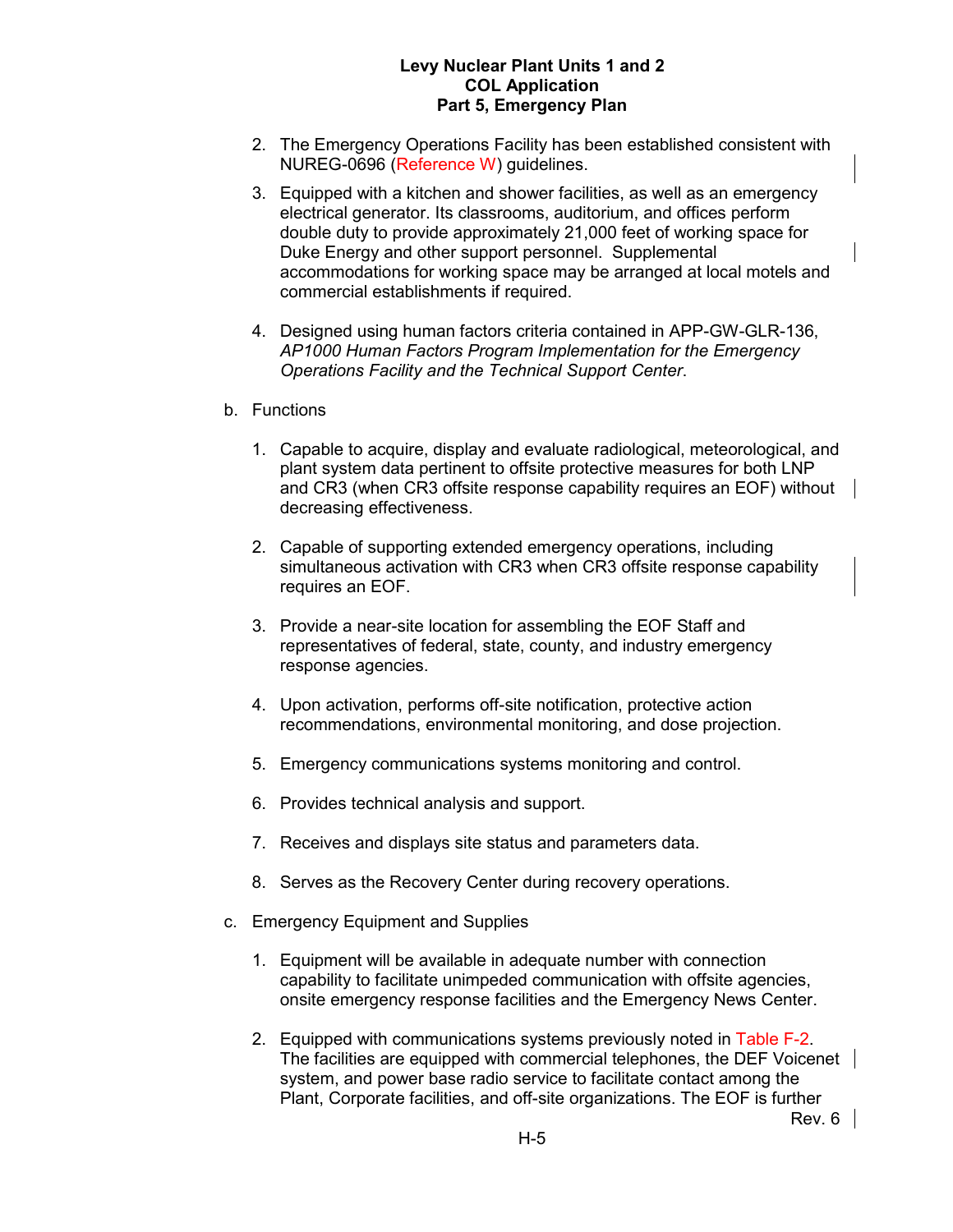2. The Emergency Operations Facility has been established consistent with NUREG-0696 (Reference W) guidelines.

3. Equipped with a kitchen and shower facilities, as well as an emergency electrical generator. Its classrooms, auditorium, and offices perform double duty to provide approximately 21,000 feet of working space for Duke Energy and other support personnel. Supplemental accommodations for working space may be arranged at local motels and commercial establishments if required.

4. Designed using human factors criteria contained in APP-GW-GLR-136, *AP1000 Human Factors Program Implementation for the Emergency Operations Facility and the Technical Support Center*.

b. Functions

1. Capable to acquire, display and evaluate radiological, meteorological, and plant system data pertinent to offsite protective measures for both LNP and CR3 (when CR3 offsite response capability requires an EOF) without decreasing effectiveness.

2. Capable of supporting extended emergency operations, including simultaneous activation with CR3 when CR3 offsite response capability requires an EOF.

3. Provide a near-site location for assembling the EOF Staff and representatives of federal, state, county, and industry emergency response agencies.

4. Upon activation, performs off-site notification, protective action recommendations, environmental monitoring, and dose projection.

5. Emergency communications systems monitoring and control.

6. Provides technical analysis and support.

7. Receives and displays site status and parameters data.

8. Serves as the Recovery Center during recovery operations.

c. Emergency Equipment and Supplies

1. Equipment will be available in adequate number with connection capability to facilitate unimpeded communication with offsite agencies, onsite emergency response facilities and the Emergency News Center.

2. Equipped with communications systems previously noted in Table F-2. The facilities are equipped with commercial telephones, the DEF Voicenet system, and power base radio service to facilitate contact among the Plant, Corporate facilities, and off-site organizations. The EOF is further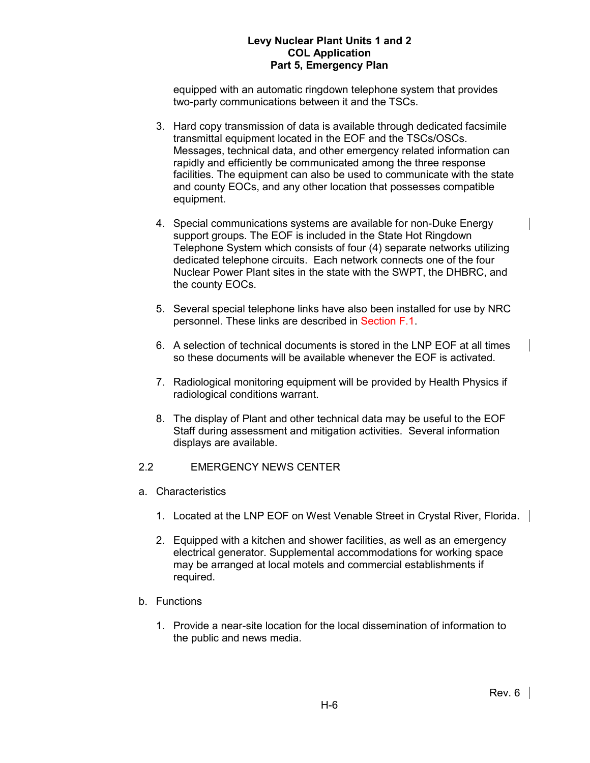equipped with an automatic ringdown telephone system that provides two-party communications between it and the TSCs.

3. Hard copy transmission of data is available through dedicated facsimile transmittal equipment located in the EOF and the TSCs/OSCs. Messages, technical data, and other emergency related information can rapidly and efficiently be communicated among the three response facilities. The equipment can also be used to communicate with the state and county EOCs, and any other location that possesses compatible equipment.

4. Special communications systems are available for non-Duke Energy support groups. The EOF is included in the State Hot Ringdown Telephone System which consists of four (4) separate networks utilizing dedicated telephone circuits. Each network connects one of the four Nuclear Power Plant sites in the state with the SWPT, the DHBRC, and the county EOCs.

5. Several special telephone links have also been installed for use by NRC personnel. These links are described in Section F.1.

6. A selection of technical documents is stored in the LNP EOF at all times so these documents will be available whenever the EOF is activated.

7. Radiological monitoring equipment will be provided by Health Physics if radiological conditions warrant.

8. The display of Plant and other technical data may be useful to the EOF Staff during assessment and mitigation activities. Several information displays are available.

## 2.2 EMERGENCY NEWS CENTER

a. Characteristics

1. Located at the LNP EOF on West Venable Street in Crystal River, Florida.

2. Equipped with a kitchen and shower facilities, as well as an emergency electrical generator. Supplemental accommodations for working space may be arranged at local motels and commercial establishments if required.

b. Functions

1. Provide a near-site location for the local dissemination of information to the public and news media.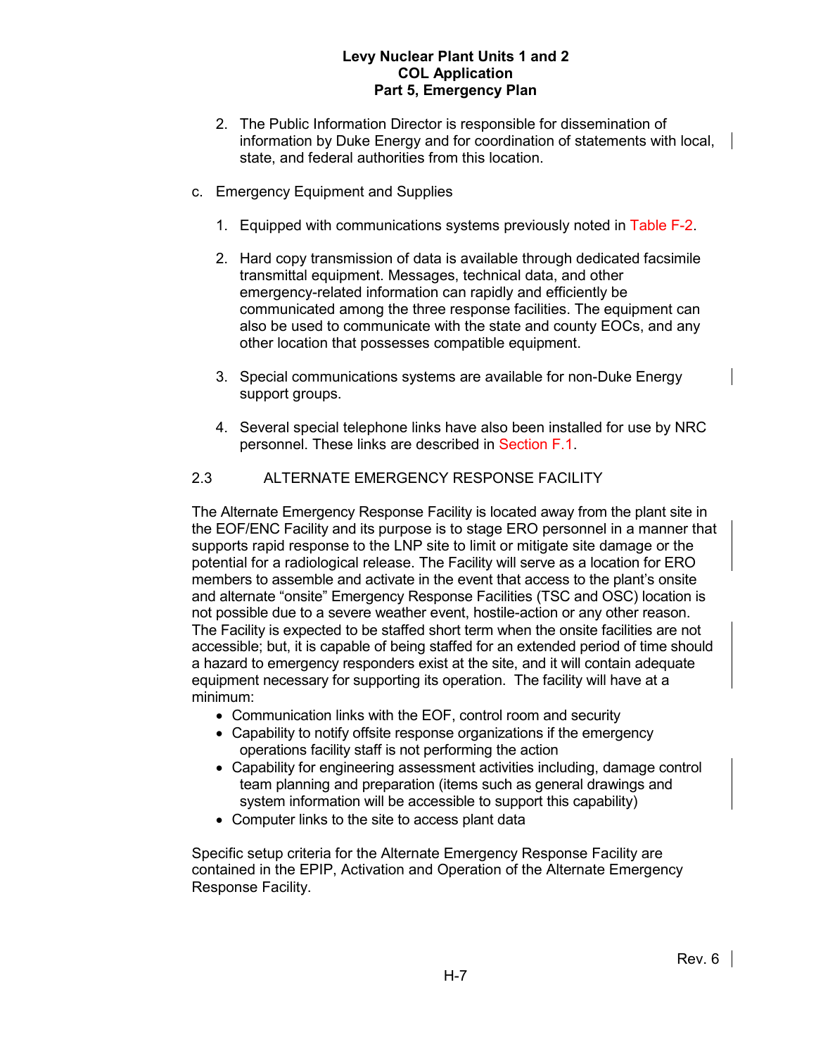2. The Public Information Director is responsible for dissemination of information by Duke Energy and for coordination of statements with local, state, and federal authorities from this location.

c. Emergency Equipment and Supplies

1. Equipped with communications systems previously noted in Table F-2.

2. Hard copy transmission of data is available through dedicated facsimile transmittal equipment. Messages, technical data, and other emergency-related information can rapidly and efficiently be communicated among the three response facilities. The equipment can also be used to communicate with the state and county EOCs, and any other location that possesses compatible equipment.

3. Special communications systems are available for non-Duke Energy support groups.

4. Several special telephone links have also been installed for use by NRC personnel. These links are described in Section F.1.

## 2.3 ALTERNATE EMERGENCY RESPONSE FACILITY

The Alternate Emergency Response Facility is located away from the plant site in the EOF/ENC Facility and its purpose is to stage ERO personnel in a manner that supports rapid response to the LNP site to limit or mitigate site damage or the potential for a radiological release. The Facility will serve as a location for ERO members to assemble and activate in the event that access to the plant's onsite and alternate "onsite" Emergency Response Facilities (TSC and OSC) location is not possible due to a severe weather event, hostile-action or any other reason. The Facility is expected to be staffed short term when the onsite facilities are not accessible; but, it is capable of being staffed for an extended period of time should a hazard to emergency responders exist at the site, and it will contain adequate equipment necessary for supporting its operation. The facility will have at a minimum:

- Communication links with the EOF, control room and security
- Capability to notify offsite response organizations if the emergency operations facility staff is not performing the action
- Capability for engineering assessment activities including, damage control team planning and preparation (items such as general drawings and system information will be accessible to support this capability)
- Computer links to the site to access plant data

Specific setup criteria for the Alternate Emergency Response Facility are contained in the EPIP, Activation and Operation of the Alternate Emergency Response Facility.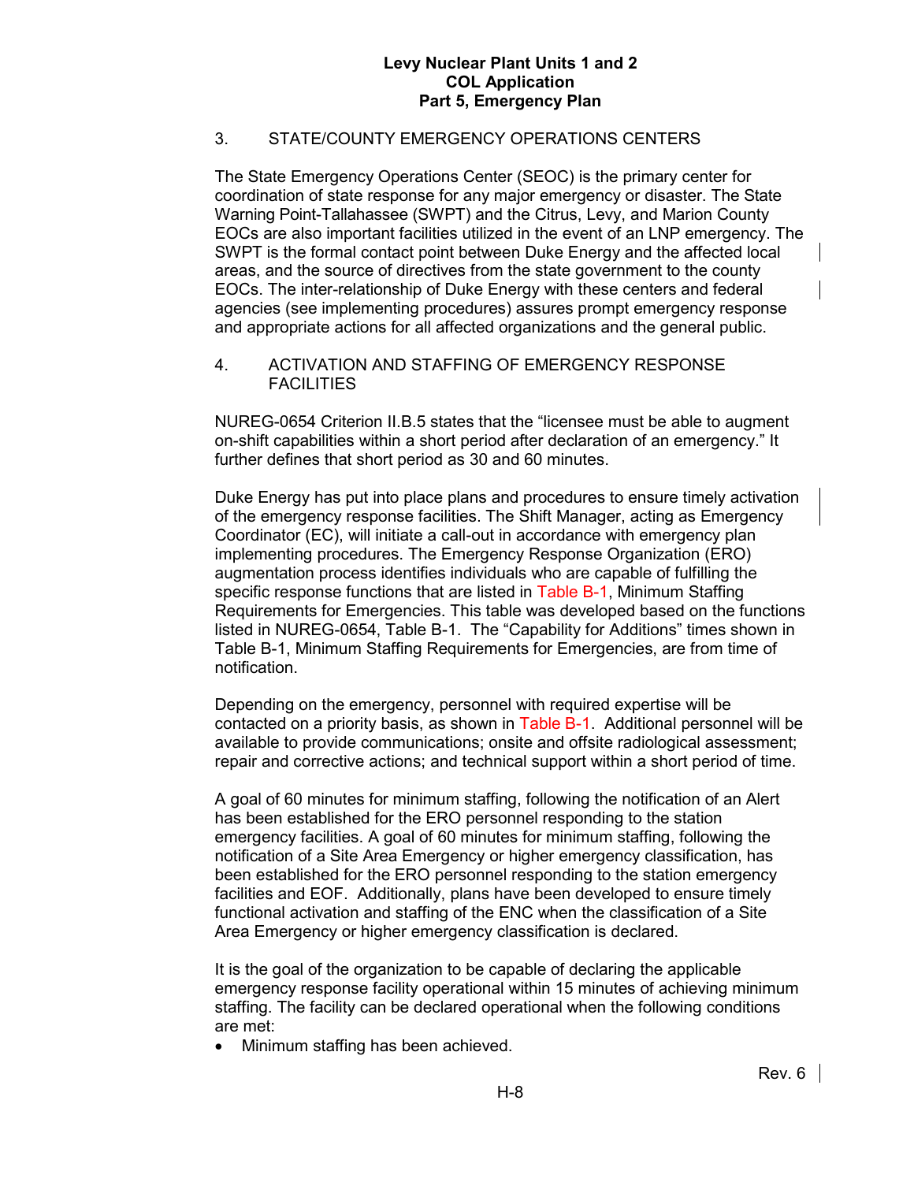## 3. STATE/COUNTY EMERGENCY OPERATIONS CENTERS

The State Emergency Operations Center (SEOC) is the primary center for coordination of state response for any major emergency or disaster. The State Warning Point-Tallahassee (SWPT) and the Citrus, Levy, and Marion County EOCs are also important facilities utilized in the event of an LNP emergency. The SWPT is the formal contact point between Duke Energy and the affected local areas, and the source of directives from the state government to the county EOCs. The inter-relationship of Duke Energy with these centers and federal agencies (see implementing procedures) assures prompt emergency response and appropriate actions for all affected organizations and the general public.

## 4. ACTIVATION AND STAFFING OF EMERGENCY RESPONSE FACILITIES

NUREG-0654 Criterion II.B.5 states that the "licensee must be able to augment on-shift capabilities within a short period after declaration of an emergency." It further defines that short period as 30 and 60 minutes.

Duke Energy has put into place plans and procedures to ensure timely activation of the emergency response facilities. The Shift Manager, acting as Emergency Coordinator (EC), will initiate a call-out in accordance with emergency plan implementing procedures. The Emergency Response Organization (ERO) augmentation process identifies individuals who are capable of fulfilling the specific response functions that are listed in Table B-1, Minimum Staffing Requirements for Emergencies. This table was developed based on the functions listed in NUREG-0654, Table B-1. The "Capability for Additions" times shown in Table B-1, Minimum Staffing Requirements for Emergencies, are from time of notification.

Depending on the emergency, personnel with required expertise will be contacted on a priority basis, as shown in Table B-1. Additional personnel will be available to provide communications; onsite and offsite radiological assessment; repair and corrective actions; and technical support within a short period of time.

A goal of 60 minutes for minimum staffing, following the notification of an Alert has been established for the ERO personnel responding to the station emergency facilities. A goal of 60 minutes for minimum staffing, following the notification of a Site Area Emergency or higher emergency classification, has been established for the ERO personnel responding to the station emergency facilities and EOF. Additionally, plans have been developed to ensure timely functional activation and staffing of the ENC when the classification of a Site Area Emergency or higher emergency classification is declared.

It is the goal of the organization to be capable of declaring the applicable emergency response facility operational within 15 minutes of achieving minimum staffing. The facility can be declared operational when the following conditions are met:

- Minimum staffing has been achieved.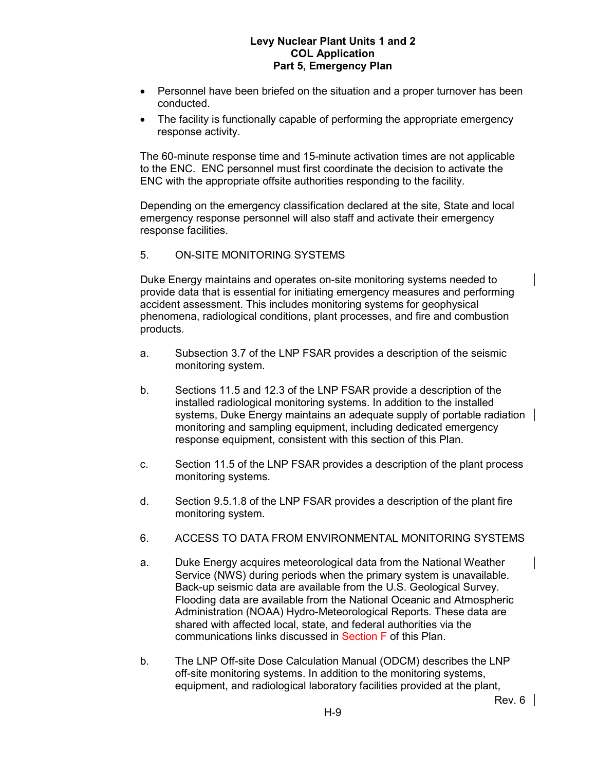- Personnel have been briefed on the situation and a proper turnover has been conducted.
- The facility is functionally capable of performing the appropriate emergency response activity.

The 60-minute response time and 15-minute activation times are not applicable to the ENC. ENC personnel must first coordinate the decision to activate the ENC with the appropriate offsite authorities responding to the facility.

Depending on the emergency classification declared at the site, State and local emergency response personnel will also staff and activate their emergency response facilities.

## 5. ON-SITE MONITORING SYSTEMS

Duke Energy maintains and operates on-site monitoring systems needed to provide data that is essential for initiating emergency measures and performing accident assessment. This includes monitoring systems for geophysical phenomena, radiological conditions, plant processes, and fire and combustion products.

a. Subsection 3.7 of the LNP FSAR provides a description of the seismic monitoring system.

b. Sections 11.5 and 12.3 of the LNP FSAR provide a description of the installed radiological monitoring systems. In addition to the installed systems, Duke Energy maintains an adequate supply of portable radiation monitoring and sampling equipment, including dedicated emergency response equipment, consistent with this section of this Plan.

c. Section 11.5 of the LNP FSAR provides a description of the plant process monitoring systems.

d. Section 9.5.1.8 of the LNP FSAR provides a description of the plant fire monitoring system.

## 6. ACCESS TO DATA FROM ENVIRONMENTAL MONITORING SYSTEMS

a. Duke Energy acquires meteorological data from the National Weather Service (NWS) during periods when the primary system is unavailable. Back-up seismic data are available from the U.S. Geological Survey. Flooding data are available from the National Oceanic and Atmospheric Administration (NOAA) Hydro-Meteorological Reports. These data are shared with affected local, state, and federal authorities via the communications links discussed in Section F of this Plan.

b. The LNP Off-site Dose Calculation Manual (ODCM) describes the LNP off-site monitoring systems. In addition to the monitoring systems, equipment, and radiological laboratory facilities provided at the plant,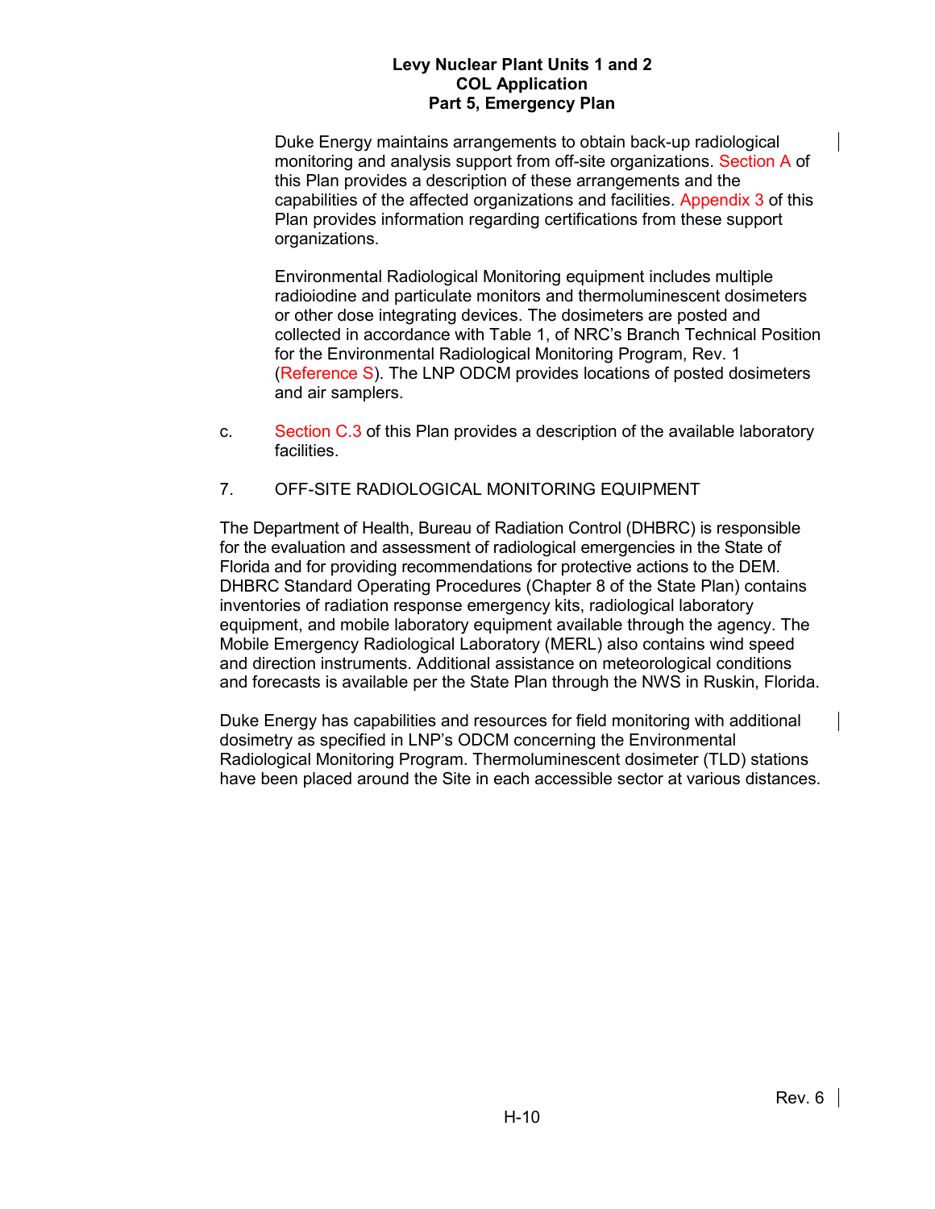Duke Energy maintains arrangements to obtain back-up radiological monitoring and analysis support from off-site organizations. Section A of this Plan provides a description of these arrangements and the capabilities of the affected organizations and facilities. Appendix 3 of this Plan provides information regarding certifications from these support organizations.

Environmental Radiological Monitoring equipment includes multiple radioiodine and particulate monitors and thermoluminescent dosimeters or other dose integrating devices. The dosimeters are posted and collected in accordance with Table 1, of NRC's Branch Technical Position for the Environmental Radiological Monitoring Program, Rev. 1 (Reference S). The LNP ODCM provides locations of posted dosimeters and air samplers.

c. Section C.3 of this Plan provides a description of the available laboratory facilities.

7. OFF-SITE RADIOLOGICAL MONITORING EQUIPMENT

The Department of Health, Bureau of Radiation Control (DHBRC) is responsible for the evaluation and assessment of radiological emergencies in the State of Florida and for providing recommendations for protective actions to the DEM. DHBRC Standard Operating Procedures (Chapter 8 of the State Plan) contains inventories of radiation response emergency kits, radiological laboratory equipment, and mobile laboratory equipment available through the agency. The Mobile Emergency Radiological Laboratory (MERL) also contains wind speed and direction instruments. Additional assistance on meteorological conditions and forecasts is available per the State Plan through the NWS in Ruskin, Florida.

Duke Energy has capabilities and resources for field monitoring with additional dosimetry as specified in LNP's ODCM concerning the Environmental Radiological Monitoring Program. Thermoluminescent dosimeter (TLD) stations have been placed around the Site in each accessible sector at various distances.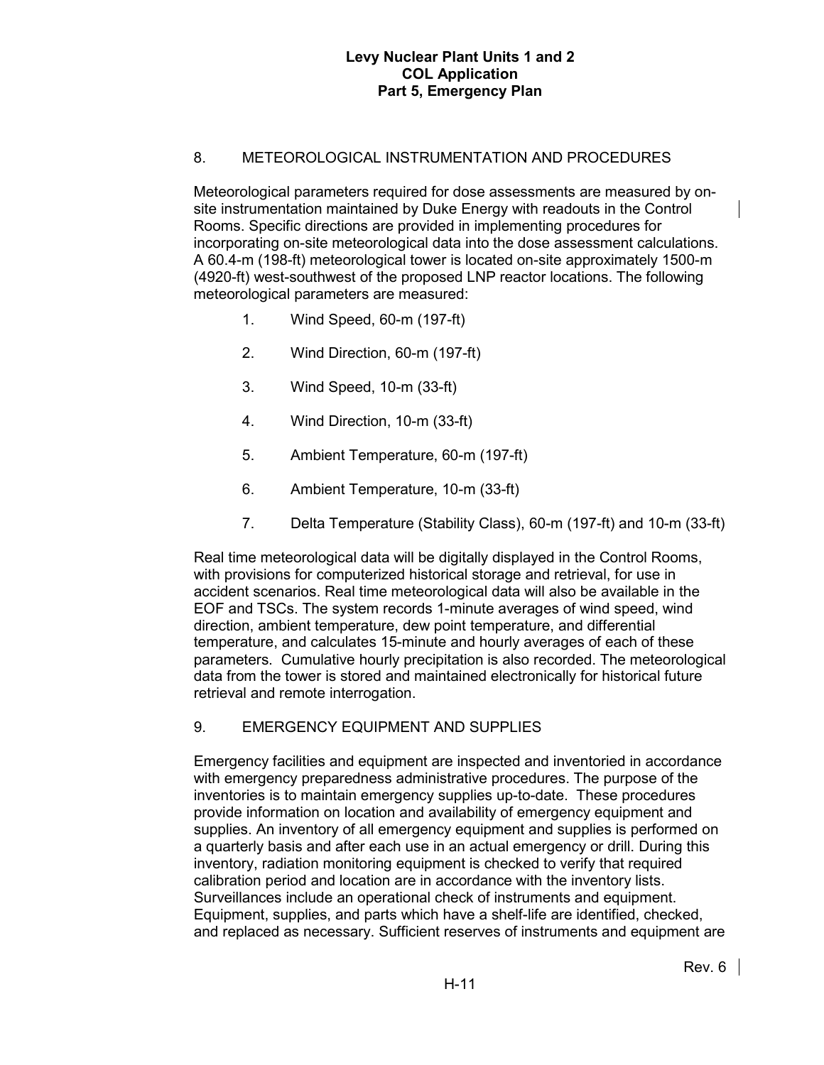## 8. METEOROLOGICAL INSTRUMENTATION AND PROCEDURES

Meteorological parameters required for dose assessments are measured by on-site instrumentation maintained by Duke Energy with readouts in the Control Rooms. Specific directions are provided in implementing procedures for incorporating on-site meteorological data into the dose assessment calculations. A 60.4-m (198-ft) meteorological tower is located on-site approximately 1500-m (4920-ft) west-southwest of the proposed LNP reactor locations. The following meteorological parameters are measured:

1. Wind Speed, 60-m (197-ft)
2. Wind Direction, 60-m (197-ft)
3. Wind Speed, 10-m (33-ft)
4. Wind Direction, 10-m (33-ft)
5. Ambient Temperature, 60-m (197-ft)
6. Ambient Temperature, 10-m (33-ft)
7. Delta Temperature (Stability Class), 60-m (197-ft) and 10-m (33-ft)

Real time meteorological data will be digitally displayed in the Control Rooms, with provisions for computerized historical storage and retrieval, for use in accident scenarios. Real time meteorological data will also be available in the EOF and TSCs. The system records 1-minute averages of wind speed, wind direction, ambient temperature, dew point temperature, and differential temperature, and calculates 15-minute and hourly averages of each of these parameters. Cumulative hourly precipitation is also recorded. The meteorological data from the tower is stored and maintained electronically for historical future retrieval and remote interrogation.

## 9. EMERGENCY EQUIPMENT AND SUPPLIES

Emergency facilities and equipment are inspected and inventoried in accordance with emergency preparedness administrative procedures. The purpose of the inventories is to maintain emergency supplies up-to-date. These procedures provide information on location and availability of emergency equipment and supplies. An inventory of all emergency equipment and supplies is performed on a quarterly basis and after each use in an actual emergency or drill. During this inventory, radiation monitoring equipment is checked to verify that required calibration period and location are in accordance with the inventory lists. Surveillances include an operational check of instruments and equipment. Equipment, supplies, and parts which have a shelf-life are identified, checked, and replaced as necessary. Sufficient reserves of instruments and equipment are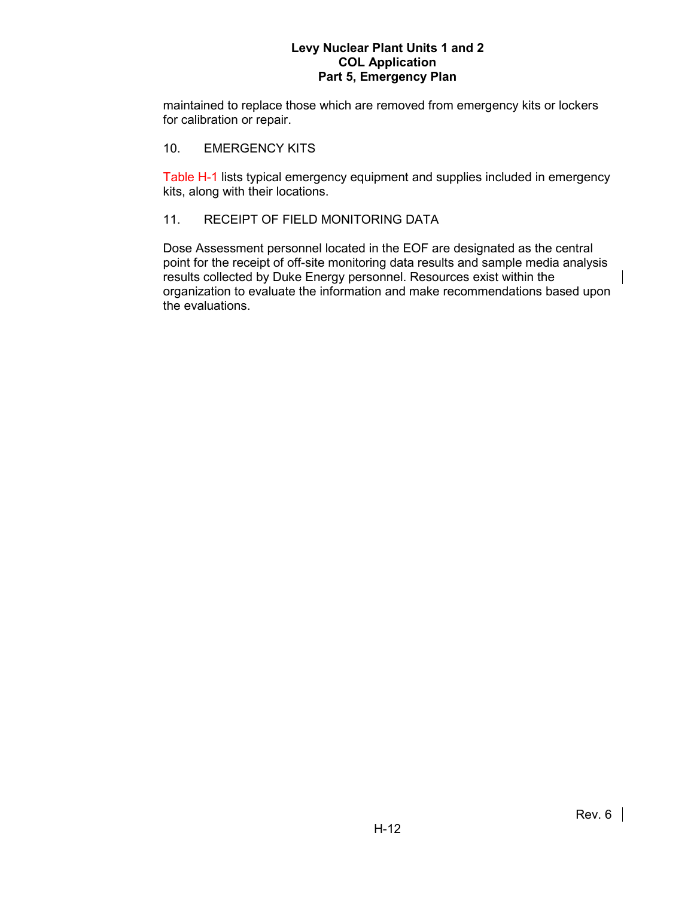maintained to replace those which are removed from emergency kits or lockers for calibration or repair.

## 10. EMERGENCY KITS

Table H-1 lists typical emergency equipment and supplies included in emergency kits, along with their locations.

## 11. RECEIPT OF FIELD MONITORING DATA

Dose Assessment personnel located in the EOF are designated as the central point for the receipt of off-site monitoring data results and sample media analysis results collected by Duke Energy personnel. Resources exist within the organization to evaluate the information and make recommendations based upon the evaluations.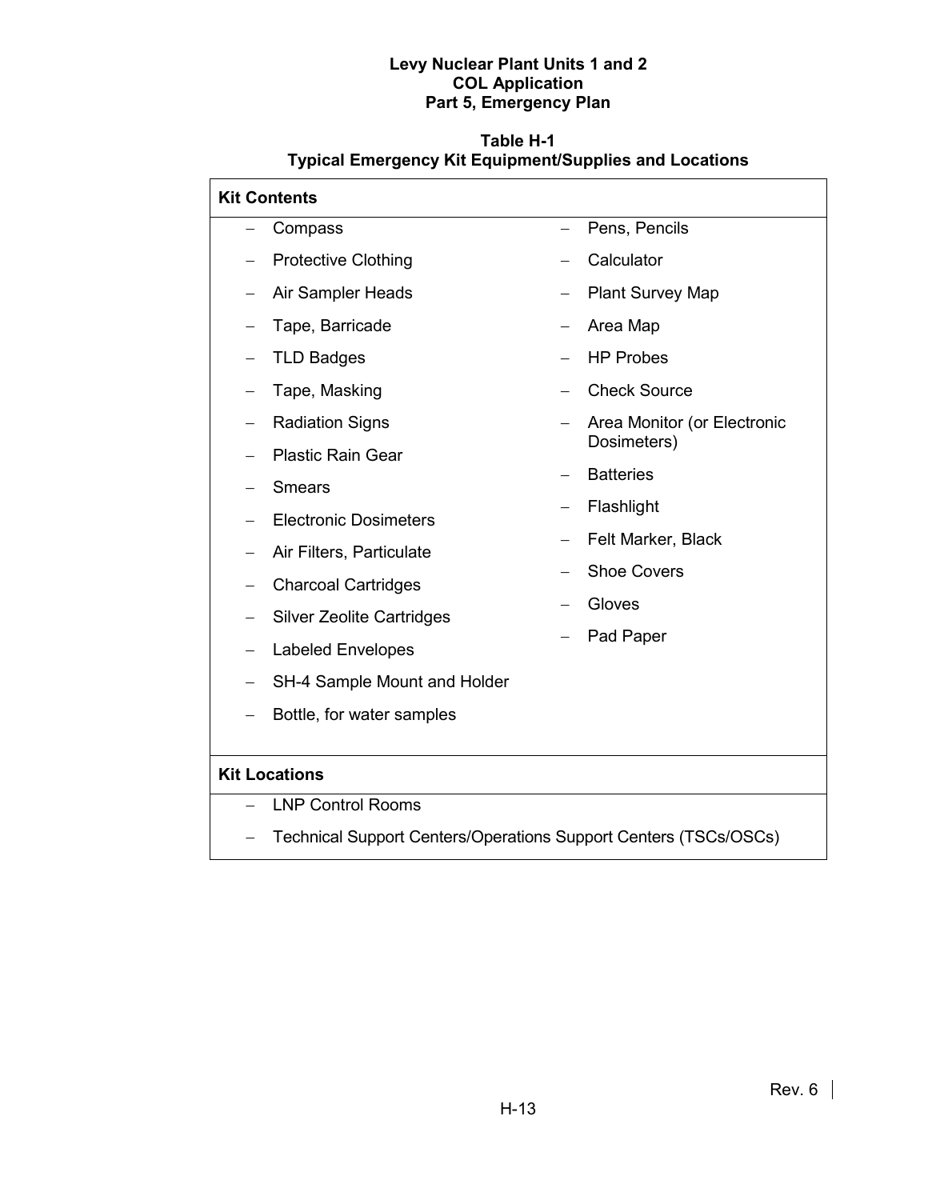**Table H-1**
**Typical Emergency Kit Equipment/Supplies and Locations**

**Kit Contents**

- Compass
- Protective Clothing
- Air Sampler Heads
- Tape, Barricade
- TLD Badges
- Tape, Masking
- Radiation Signs
- Plastic Rain Gear
- Smears
- Electronic Dosimeters
- Air Filters, Particulate
- Charcoal Cartridges
- Silver Zeolite Cartridges
- Labeled Envelopes
- SH-4 Sample Mount and Holder
- Bottle, for water samples
- Pens, Pencils
- Calculator
- Plant Survey Map
- Area Map
- HP Probes
- Check Source
- Area Monitor (or Electronic Dosimeters)
- Batteries
- Flashlight
- Felt Marker, Black
- Shoe Covers
- Gloves
- Pad Paper

**Kit Locations**

- LNP Control Rooms
- Technical Support Centers/Operations Support Centers (TSCs/OSCs)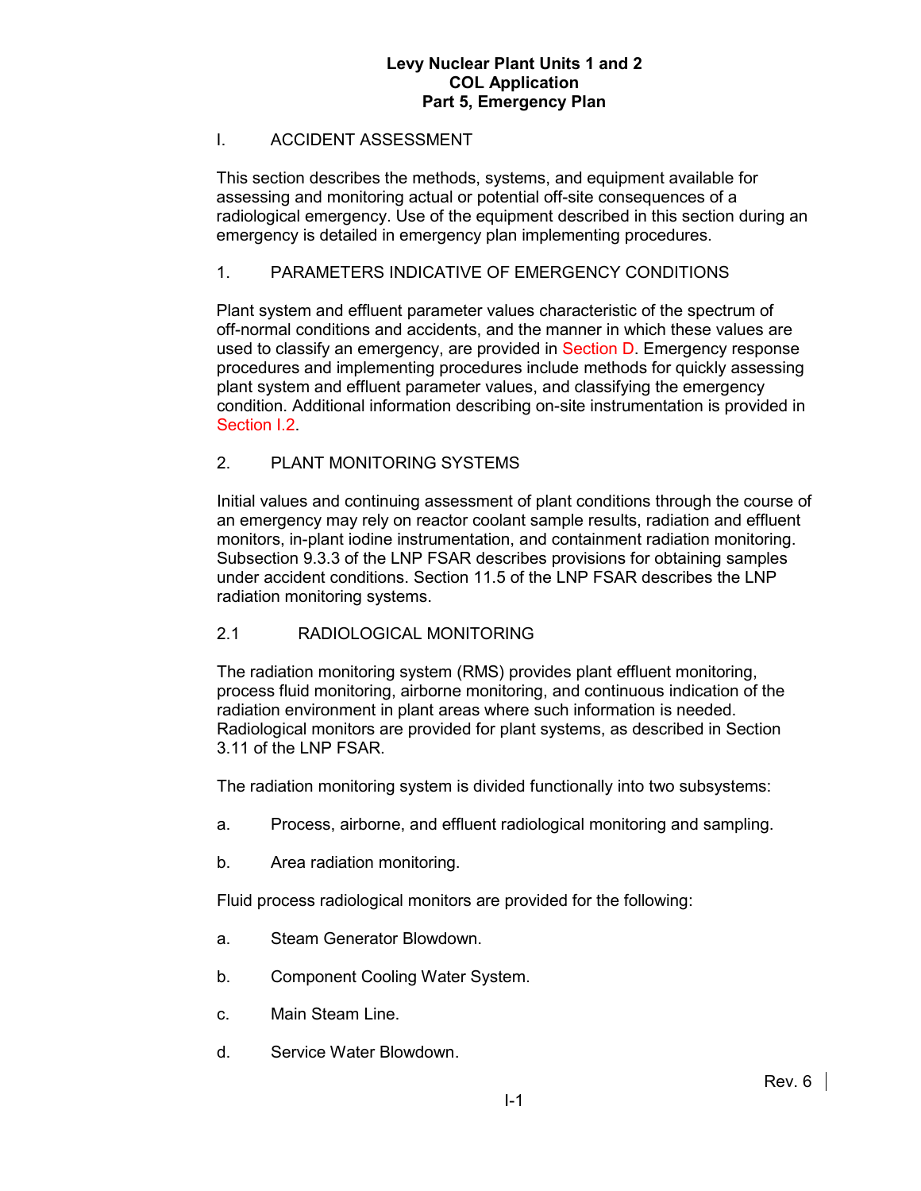# I. ACCIDENT ASSESSMENT

This section describes the methods, systems, and equipment available for assessing and monitoring actual or potential off-site consequences of a radiological emergency. Use of the equipment described in this section during an emergency is detailed in emergency plan implementing procedures.

## 1. PARAMETERS INDICATIVE OF EMERGENCY CONDITIONS

Plant system and effluent parameter values characteristic of the spectrum of off-normal conditions and accidents, and the manner in which these values are used to classify an emergency, are provided in Section D. Emergency response procedures and implementing procedures include methods for quickly assessing plant system and effluent parameter values, and classifying the emergency condition. Additional information describing on-site instrumentation is provided in Section I.2.

## 2. PLANT MONITORING SYSTEMS

Initial values and continuing assessment of plant conditions through the course of an emergency may rely on reactor coolant sample results, radiation and effluent monitors, in-plant iodine instrumentation, and containment radiation monitoring. Subsection 9.3.3 of the LNP FSAR describes provisions for obtaining samples under accident conditions. Section 11.5 of the LNP FSAR describes the LNP radiation monitoring systems.

### 2.1 RADIOLOGICAL MONITORING

The radiation monitoring system (RMS) provides plant effluent monitoring, process fluid monitoring, airborne monitoring, and continuous indication of the radiation environment in plant areas where such information is needed. Radiological monitors are provided for plant systems, as described in Section 3.11 of the LNP FSAR.

The radiation monitoring system is divided functionally into two subsystems:

a. Process, airborne, and effluent radiological monitoring and sampling.

b. Area radiation monitoring.

Fluid process radiological monitors are provided for the following:

a. Steam Generator Blowdown.

b. Component Cooling Water System.

c. Main Steam Line.

d. Service Water Blowdown.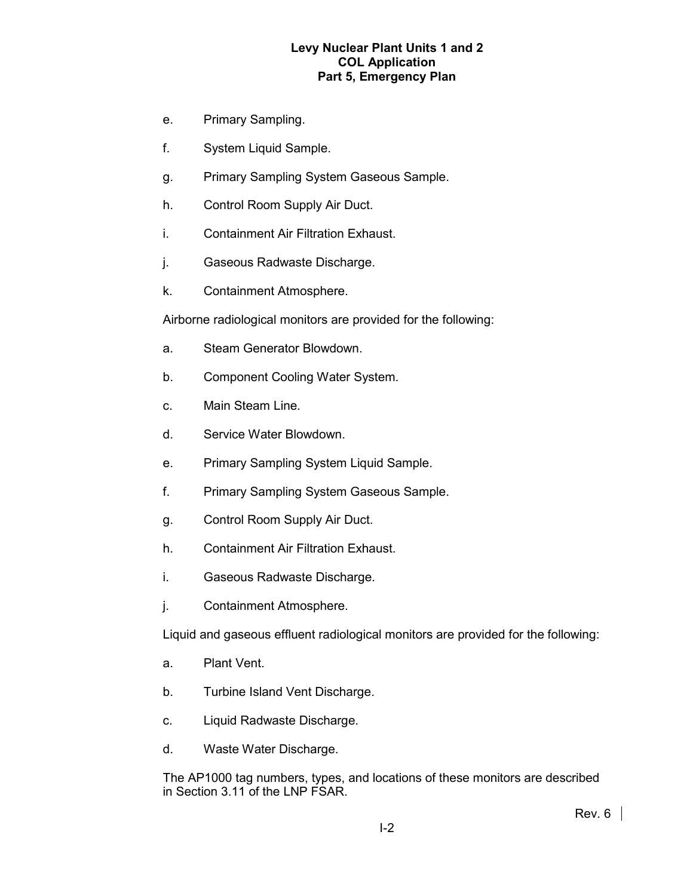e. Primary Sampling.

f. System Liquid Sample.

g. Primary Sampling System Gaseous Sample.

h. Control Room Supply Air Duct.

i. Containment Air Filtration Exhaust.

j. Gaseous Radwaste Discharge.

k. Containment Atmosphere.

Airborne radiological monitors are provided for the following:

a. Steam Generator Blowdown.

b. Component Cooling Water System.

c. Main Steam Line.

d. Service Water Blowdown.

e. Primary Sampling System Liquid Sample.

f. Primary Sampling System Gaseous Sample.

g. Control Room Supply Air Duct.

h. Containment Air Filtration Exhaust.

i. Gaseous Radwaste Discharge.

j. Containment Atmosphere.

Liquid and gaseous effluent radiological monitors are provided for the following:

a. Plant Vent.

b. Turbine Island Vent Discharge.

c. Liquid Radwaste Discharge.

d. Waste Water Discharge.

The AP1000 tag numbers, types, and locations of these monitors are described in Section 3.11 of the LNP FSAR.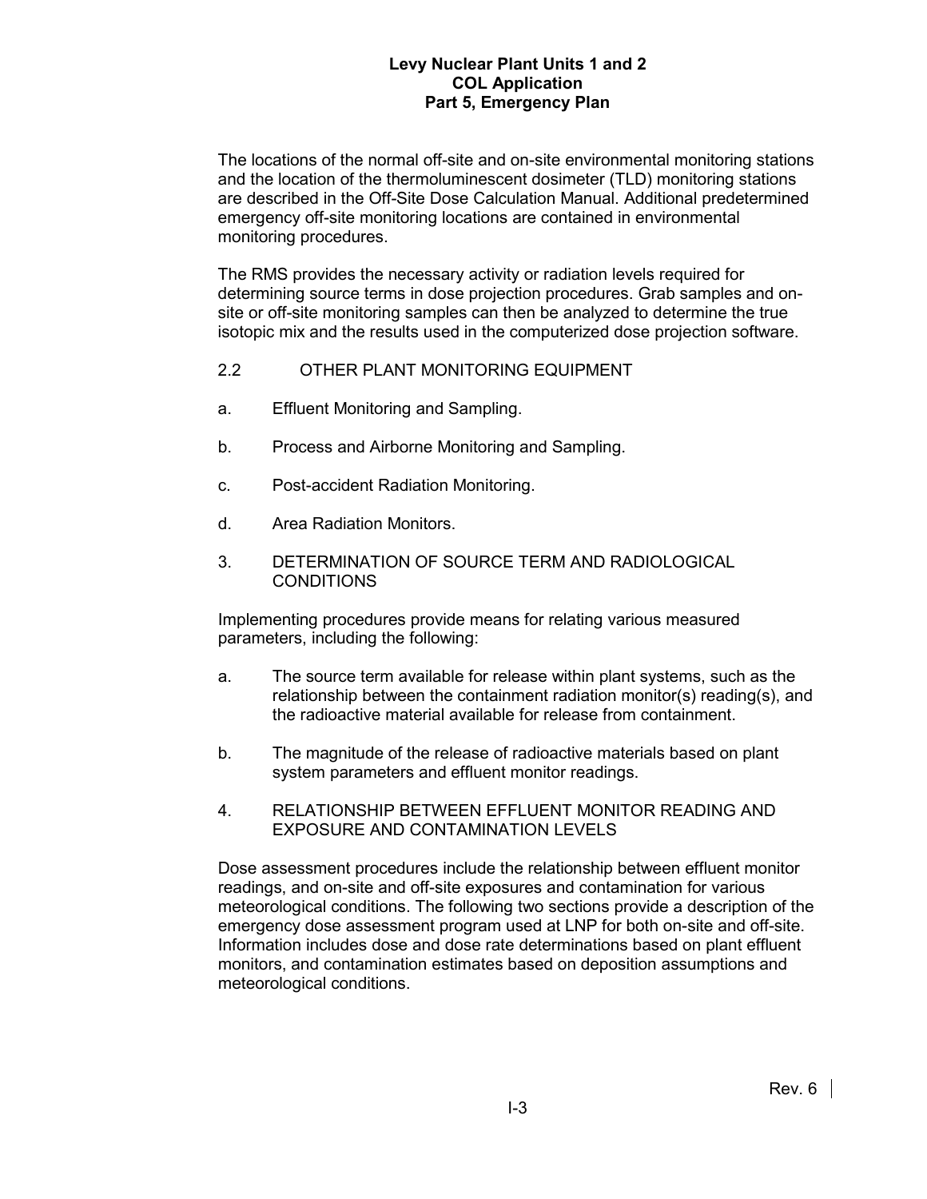The locations of the normal off-site and on-site environmental monitoring stations and the location of the thermoluminescent dosimeter (TLD) monitoring stations are described in the Off-Site Dose Calculation Manual. Additional predetermined emergency off-site monitoring locations are contained in environmental monitoring procedures.

The RMS provides the necessary activity or radiation levels required for determining source terms in dose projection procedures. Grab samples and on-site or off-site monitoring samples can then be analyzed to determine the true isotopic mix and the results used in the computerized dose projection software.

### 2.2 OTHER PLANT MONITORING EQUIPMENT

a. Effluent Monitoring and Sampling.

b. Process and Airborne Monitoring and Sampling.

c. Post-accident Radiation Monitoring.

d. Area Radiation Monitors.

## 3. DETERMINATION OF SOURCE TERM AND RADIOLOGICAL CONDITIONS

Implementing procedures provide means for relating various measured parameters, including the following:

a. The source term available for release within plant systems, such as the relationship between the containment radiation monitor(s) reading(s), and the radioactive material available for release from containment.

b. The magnitude of the release of radioactive materials based on plant system parameters and effluent monitor readings.

## 4. RELATIONSHIP BETWEEN EFFLUENT MONITOR READING AND EXPOSURE AND CONTAMINATION LEVELS

Dose assessment procedures include the relationship between effluent monitor readings, and on-site and off-site exposures and contamination for various meteorological conditions. The following two sections provide a description of the emergency dose assessment program used at LNP for both on-site and off-site. Information includes dose and dose rate determinations based on plant effluent monitors, and contamination estimates based on deposition assumptions and meteorological conditions.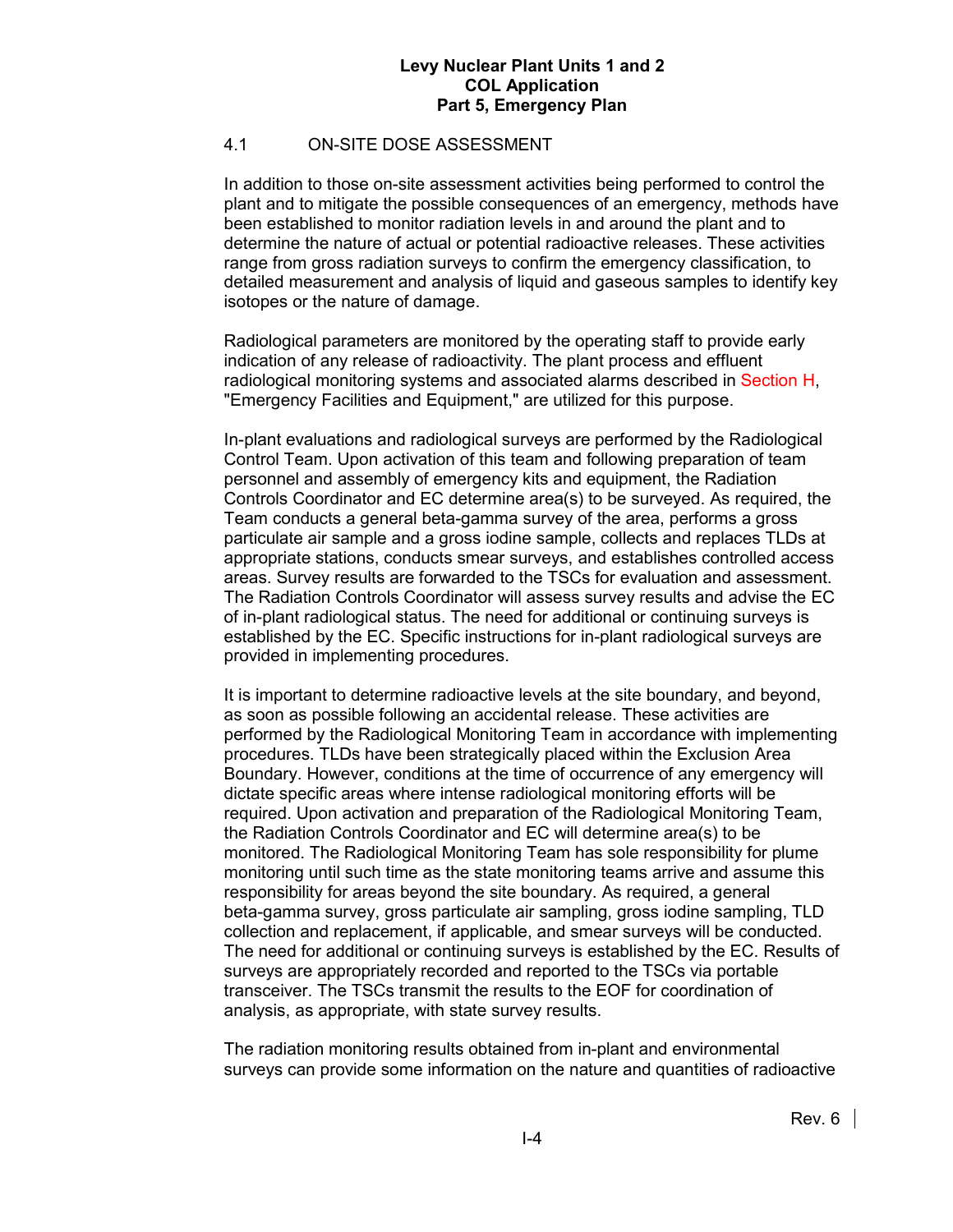## 4.1 ON-SITE DOSE ASSESSMENT

In addition to those on-site assessment activities being performed to control the plant and to mitigate the possible consequences of an emergency, methods have been established to monitor radiation levels in and around the plant and to determine the nature of actual or potential radioactive releases. These activities range from gross radiation surveys to confirm the emergency classification, to detailed measurement and analysis of liquid and gaseous samples to identify key isotopes or the nature of damage.

Radiological parameters are monitored by the operating staff to provide early indication of any release of radioactivity. The plant process and effluent radiological monitoring systems and associated alarms described in Section H, "Emergency Facilities and Equipment," are utilized for this purpose.

In-plant evaluations and radiological surveys are performed by the Radiological Control Team. Upon activation of this team and following preparation of team personnel and assembly of emergency kits and equipment, the Radiation Controls Coordinator and EC determine area(s) to be surveyed. As required, the Team conducts a general beta-gamma survey of the area, performs a gross particulate air sample and a gross iodine sample, collects and replaces TLDs at appropriate stations, conducts smear surveys, and establishes controlled access areas. Survey results are forwarded to the TSCs for evaluation and assessment. The Radiation Controls Coordinator will assess survey results and advise the EC of in-plant radiological status. The need for additional or continuing surveys is established by the EC. Specific instructions for in-plant radiological surveys are provided in implementing procedures.

It is important to determine radioactive levels at the site boundary, and beyond, as soon as possible following an accidental release. These activities are performed by the Radiological Monitoring Team in accordance with implementing procedures. TLDs have been strategically placed within the Exclusion Area Boundary. However, conditions at the time of occurrence of any emergency will dictate specific areas where intense radiological monitoring efforts will be required. Upon activation and preparation of the Radiological Monitoring Team, the Radiation Controls Coordinator and EC will determine area(s) to be monitored. The Radiological Monitoring Team has sole responsibility for plume monitoring until such time as the state monitoring teams arrive and assume this responsibility for areas beyond the site boundary. As required, a general beta-gamma survey, gross particulate air sampling, gross iodine sampling, TLD collection and replacement, if applicable, and smear surveys will be conducted. The need for additional or continuing surveys is established by the EC. Results of surveys are appropriately recorded and reported to the TSCs via portable transceiver. The TSCs transmit the results to the EOF for coordination of analysis, as appropriate, with state survey results.

The radiation monitoring results obtained from in-plant and environmental surveys can provide some information on the nature and quantities of radioactive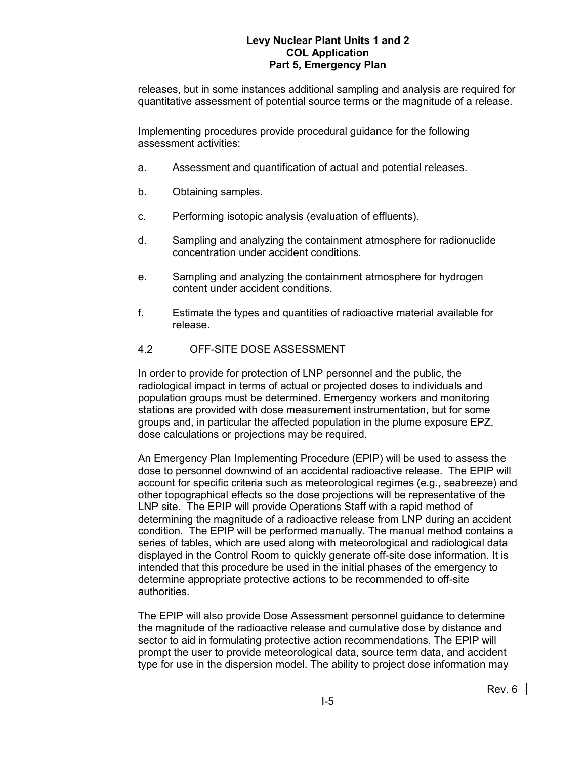releases, but in some instances additional sampling and analysis are required for quantitative assessment of potential source terms or the magnitude of a release.

Implementing procedures provide procedural guidance for the following assessment activities:

a. Assessment and quantification of actual and potential releases.

b. Obtaining samples.

c. Performing isotopic analysis (evaluation of effluents).

d. Sampling and analyzing the containment atmosphere for radionuclide concentration under accident conditions.

e. Sampling and analyzing the containment atmosphere for hydrogen content under accident conditions.

f. Estimate the types and quantities of radioactive material available for release.

## 4.2 OFF-SITE DOSE ASSESSMENT

In order to provide for protection of LNP personnel and the public, the radiological impact in terms of actual or projected doses to individuals and population groups must be determined. Emergency workers and monitoring stations are provided with dose measurement instrumentation, but for some groups and, in particular the affected population in the plume exposure EPZ, dose calculations or projections may be required.

An Emergency Plan Implementing Procedure (EPIP) will be used to assess the dose to personnel downwind of an accidental radioactive release. The EPIP will account for specific criteria such as meteorological regimes (e.g., seabreeze) and other topographical effects so the dose projections will be representative of the LNP site. The EPIP will provide Operations Staff with a rapid method of determining the magnitude of a radioactive release from LNP during an accident condition. The EPIP will be performed manually. The manual method contains a series of tables, which are used along with meteorological and radiological data displayed in the Control Room to quickly generate off-site dose information. It is intended that this procedure be used in the initial phases of the emergency to determine appropriate protective actions to be recommended to off-site authorities.

The EPIP will also provide Dose Assessment personnel guidance to determine the magnitude of the radioactive release and cumulative dose by distance and sector to aid in formulating protective action recommendations. The EPIP will prompt the user to provide meteorological data, source term data, and accident type for use in the dispersion model. The ability to project dose information may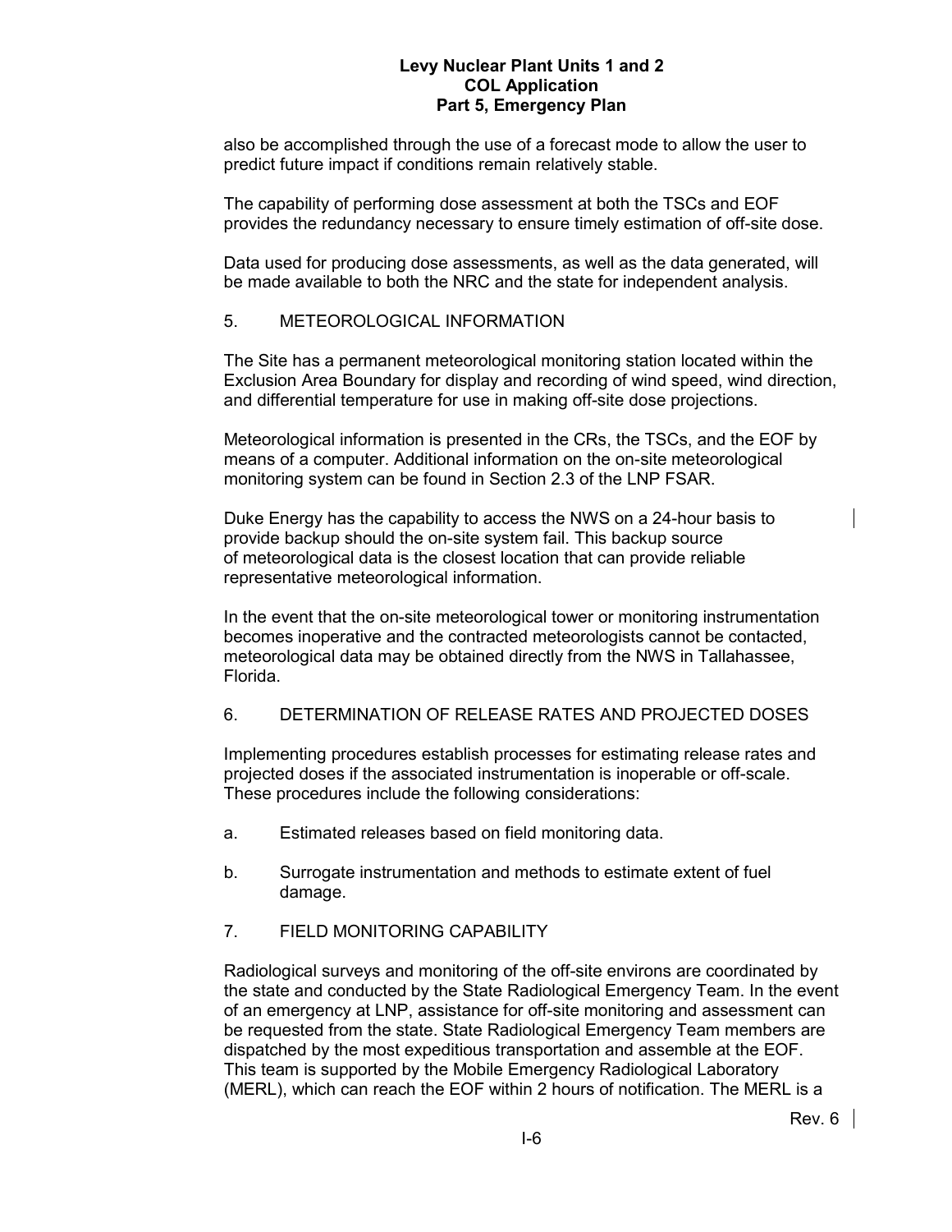also be accomplished through the use of a forecast mode to allow the user to predict future impact if conditions remain relatively stable.

The capability of performing dose assessment at both the TSCs and EOF provides the redundancy necessary to ensure timely estimation of off-site dose.

Data used for producing dose assessments, as well as the data generated, will be made available to both the NRC and the state for independent analysis.

5. METEOROLOGICAL INFORMATION

The Site has a permanent meteorological monitoring station located within the Exclusion Area Boundary for display and recording of wind speed, wind direction, and differential temperature for use in making off-site dose projections.

Meteorological information is presented in the CRs, the TSCs, and the EOF by means of a computer. Additional information on the on-site meteorological monitoring system can be found in Section 2.3 of the LNP FSAR.

Duke Energy has the capability to access the NWS on a 24-hour basis to provide backup should the on-site system fail. This backup source of meteorological data is the closest location that can provide reliable representative meteorological information.

In the event that the on-site meteorological tower or monitoring instrumentation becomes inoperative and the contracted meteorologists cannot be contacted, meteorological data may be obtained directly from the NWS in Tallahassee, Florida.

6. DETERMINATION OF RELEASE RATES AND PROJECTED DOSES

Implementing procedures establish processes for estimating release rates and projected doses if the associated instrumentation is inoperable or off-scale. These procedures include the following considerations:

a. Estimated releases based on field monitoring data.

b. Surrogate instrumentation and methods to estimate extent of fuel damage.

7. FIELD MONITORING CAPABILITY

Radiological surveys and monitoring of the off-site environs are coordinated by the state and conducted by the State Radiological Emergency Team. In the event of an emergency at LNP, assistance for off-site monitoring and assessment can be requested from the state. State Radiological Emergency Team members are dispatched by the most expeditious transportation and assemble at the EOF. This team is supported by the Mobile Emergency Radiological Laboratory (MERL), which can reach the EOF within 2 hours of notification. The MERL is a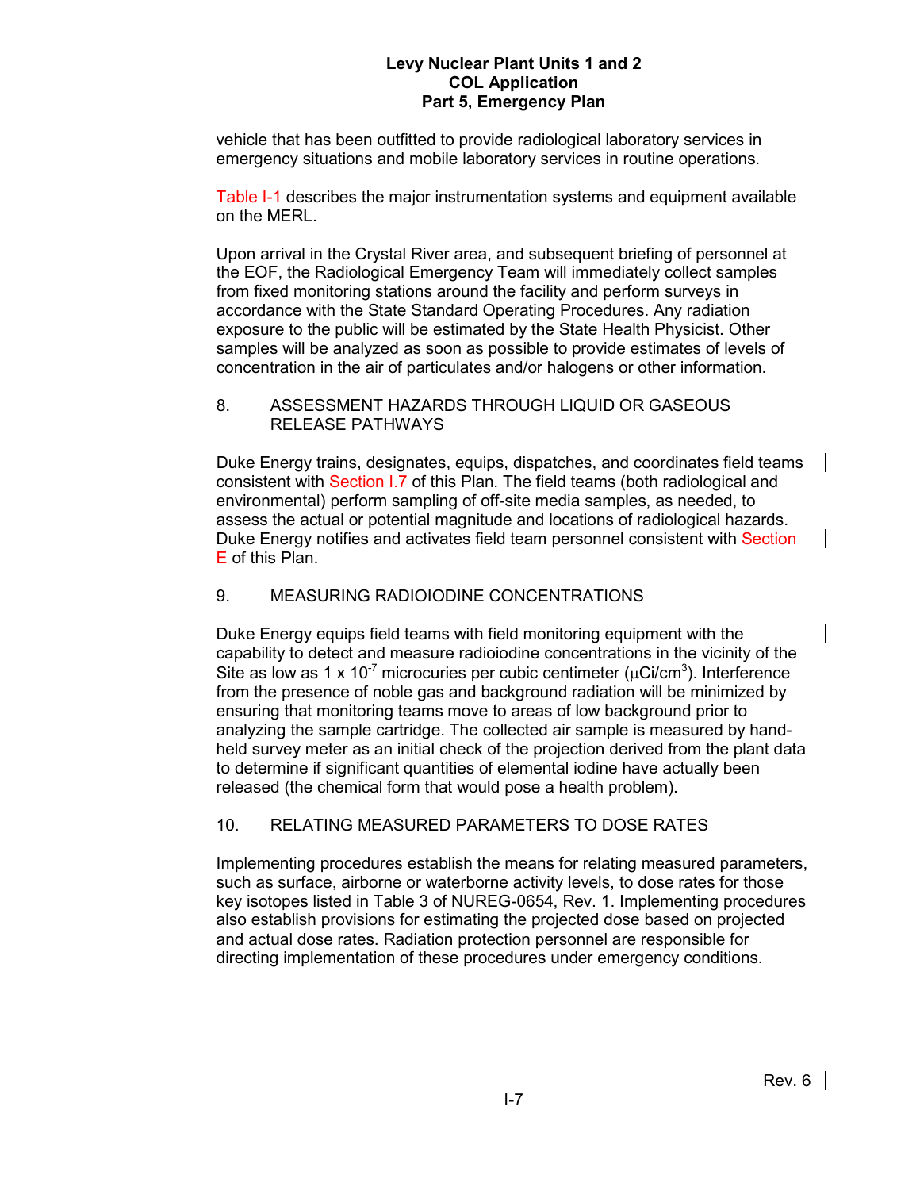vehicle that has been outfitted to provide radiological laboratory services in emergency situations and mobile laboratory services in routine operations.

Table I-1 describes the major instrumentation systems and equipment available on the MERL.

Upon arrival in the Crystal River area, and subsequent briefing of personnel at the EOF, the Radiological Emergency Team will immediately collect samples from fixed monitoring stations around the facility and perform surveys in accordance with the State Standard Operating Procedures. Any radiation exposure to the public will be estimated by the State Health Physicist. Other samples will be analyzed as soon as possible to provide estimates of levels of concentration in the air of particulates and/or halogens or other information.

## 8. ASSESSMENT HAZARDS THROUGH LIQUID OR GASEOUS RELEASE PATHWAYS

Duke Energy trains, designates, equips, dispatches, and coordinates field teams consistent with Section I.7 of this Plan. The field teams (both radiological and environmental) perform sampling of off-site media samples, as needed, to assess the actual or potential magnitude and locations of radiological hazards. Duke Energy notifies and activates field team personnel consistent with Section E of this Plan.

## 9. MEASURING RADIOIODINE CONCENTRATIONS

Duke Energy equips field teams with field monitoring equipment with the capability to detect and measure radioiodine concentrations in the vicinity of the Site as low as $1 \times 10^{-7}$ microcuries per cubic centimeter ($\mu Ci/cm^3$). Interference from the presence of noble gas and background radiation will be minimized by ensuring that monitoring teams move to areas of low background prior to analyzing the sample cartridge. The collected air sample is measured by hand-held survey meter as an initial check of the projection derived from the plant data to determine if significant quantities of elemental iodine have actually been released (the chemical form that would pose a health problem).

## 10. RELATING MEASURED PARAMETERS TO DOSE RATES

Implementing procedures establish the means for relating measured parameters, such as surface, airborne or waterborne activity levels, to dose rates for those key isotopes listed in Table 3 of NUREG-0654, Rev. 1. Implementing procedures also establish provisions for estimating the projected dose based on projected and actual dose rates. Radiation protection personnel are responsible for directing implementation of these procedures under emergency conditions.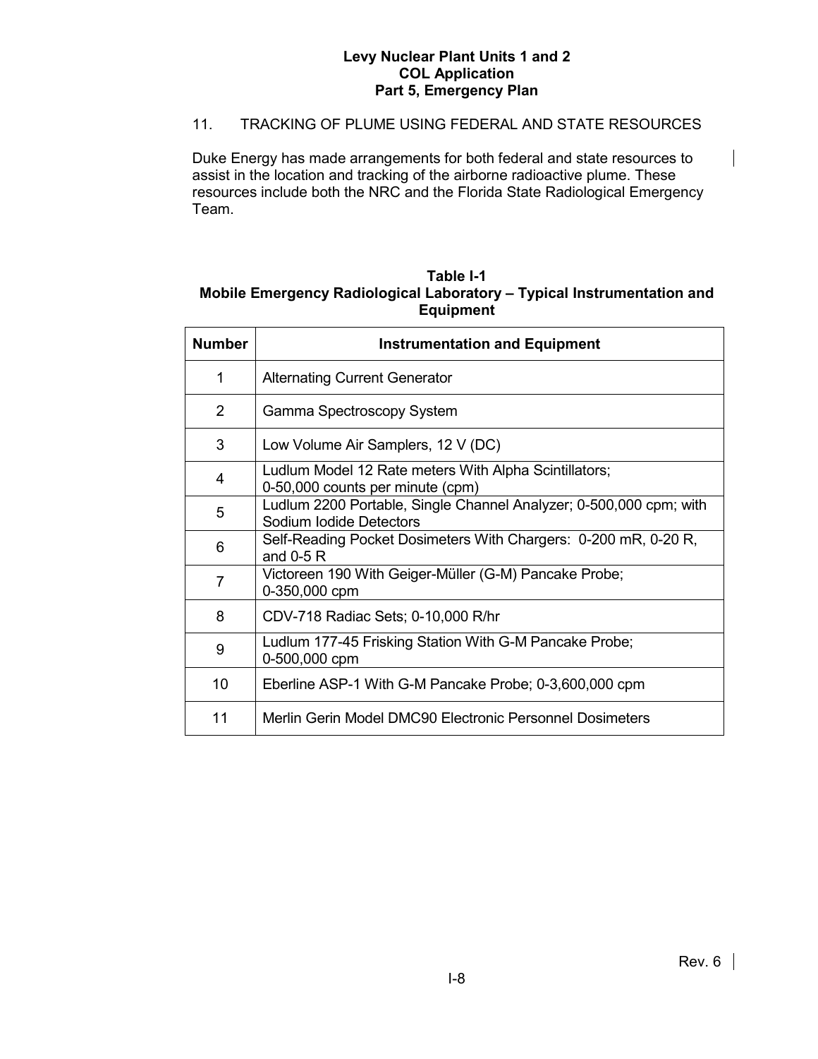## 11. TRACKING OF PLUME USING FEDERAL AND STATE RESOURCES

Duke Energy has made arrangements for both federal and state resources to assist in the location and tracking of the airborne radioactive plume. These resources include both the NRC and the Florida State Radiological Emergency Team.

**Table I-1**
**Mobile Emergency Radiological Laboratory – Typical Instrumentation and Equipment**

| Number | Instrumentation and Equipment |
|---|---|
| 1 | Alternating Current Generator |
| 2 | Gamma Spectroscopy System |
| 3 | Low Volume Air Samplers, 12 V (DC) |
| 4 | Ludlum Model 12 Rate meters With Alpha Scintillators; 0-50,000 counts per minute (cpm) |
| 5 | Ludlum 2200 Portable, Single Channel Analyzer; 0-500,000 cpm; with Sodium Iodide Detectors |
| 6 | Self-Reading Pocket Dosimeters With Chargers: 0-200 mR, 0-20 R, and 0-5 R |
| 7 | Victoreen 190 With Geiger-Müller (G-M) Pancake Probe; 0-350,000 cpm |
| 8 | CDV-718 Radiac Sets; 0-10,000 R/hr |
| 9 | Ludlum 177-45 Frisking Station With G-M Pancake Probe; 0-500,000 cpm |
| 10 | Eberline ASP-1 With G-M Pancake Probe; 0-3,600,000 cpm |
| 11 | Merlin Gerin Model DMC90 Electronic Personnel Dosimeters |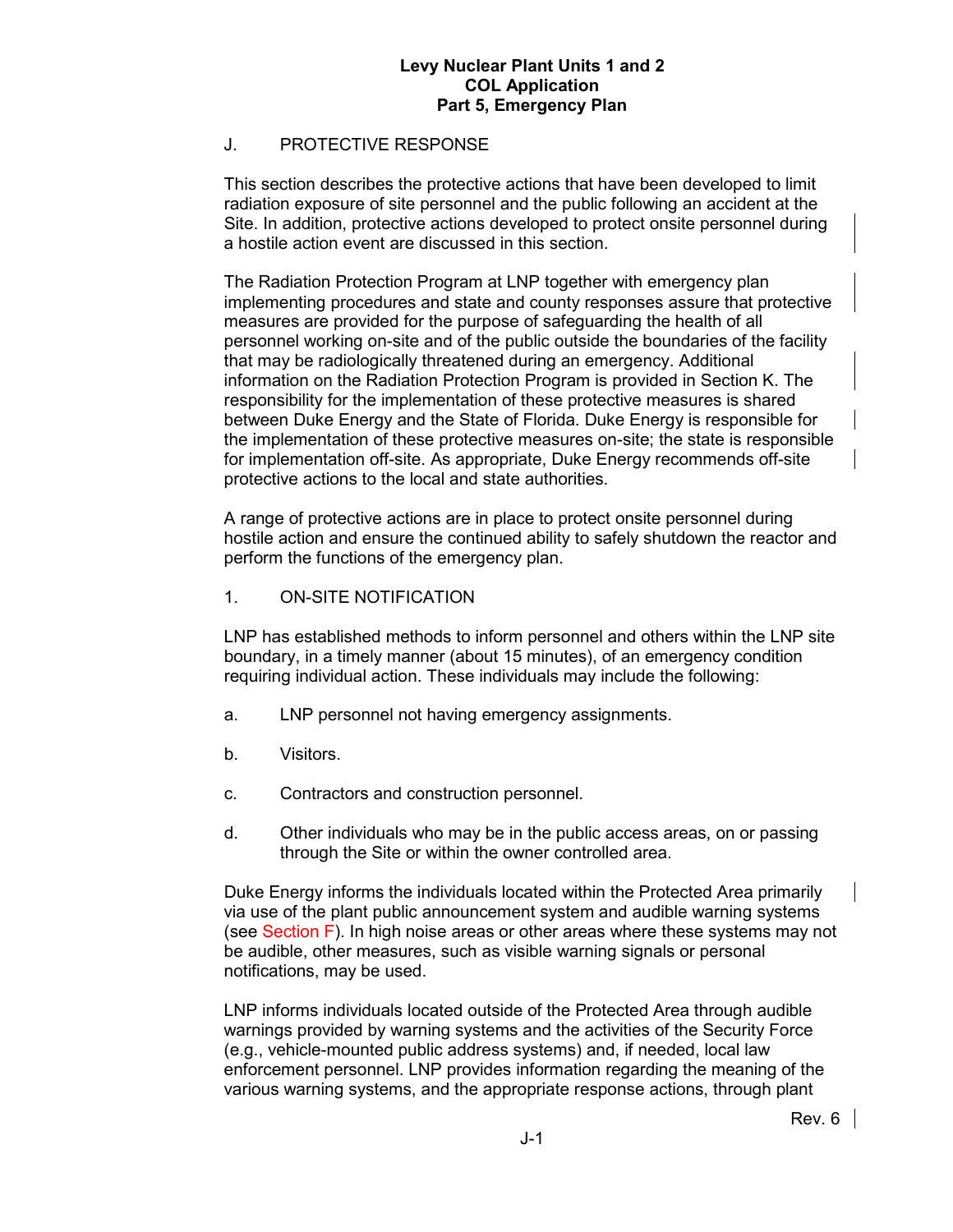## J. PROTECTIVE RESPONSE

This section describes the protective actions that have been developed to limit radiation exposure of site personnel and the public following an accident at the Site. In addition, protective actions developed to protect onsite personnel during a hostile action event are discussed in this section.

The Radiation Protection Program at LNP together with emergency plan implementing procedures and state and county responses assure that protective measures are provided for the purpose of safeguarding the health of all personnel working on-site and of the public outside the boundaries of the facility that may be radiologically threatened during an emergency. Additional information on the Radiation Protection Program is provided in Section K. The responsibility for the implementation of these protective measures is shared between Duke Energy and the State of Florida. Duke Energy is responsible for the implementation of these protective measures on-site; the state is responsible for implementation off-site. As appropriate, Duke Energy recommends off-site protective actions to the local and state authorities.

A range of protective actions are in place to protect onsite personnel during hostile action and ensure the continued ability to safely shutdown the reactor and perform the functions of the emergency plan.

### 1. ON-SITE NOTIFICATION

LNP has established methods to inform personnel and others within the LNP site boundary, in a timely manner (about 15 minutes), of an emergency condition requiring individual action. These individuals may include the following:

a. LNP personnel not having emergency assignments.

b. Visitors.

c. Contractors and construction personnel.

d. Other individuals who may be in the public access areas, on or passing through the Site or within the owner controlled area.

Duke Energy informs the individuals located within the Protected Area primarily via use of the plant public announcement system and audible warning systems (see Section F). In high noise areas or other areas where these systems may not be audible, other measures, such as visible warning signals or personal notifications, may be used.

LNP informs individuals located outside of the Protected Area through audible warnings provided by warning systems and the activities of the Security Force (e.g., vehicle-mounted public address systems) and, if needed, local law enforcement personnel. LNP provides information regarding the meaning of the various warning systems, and the appropriate response actions, through plant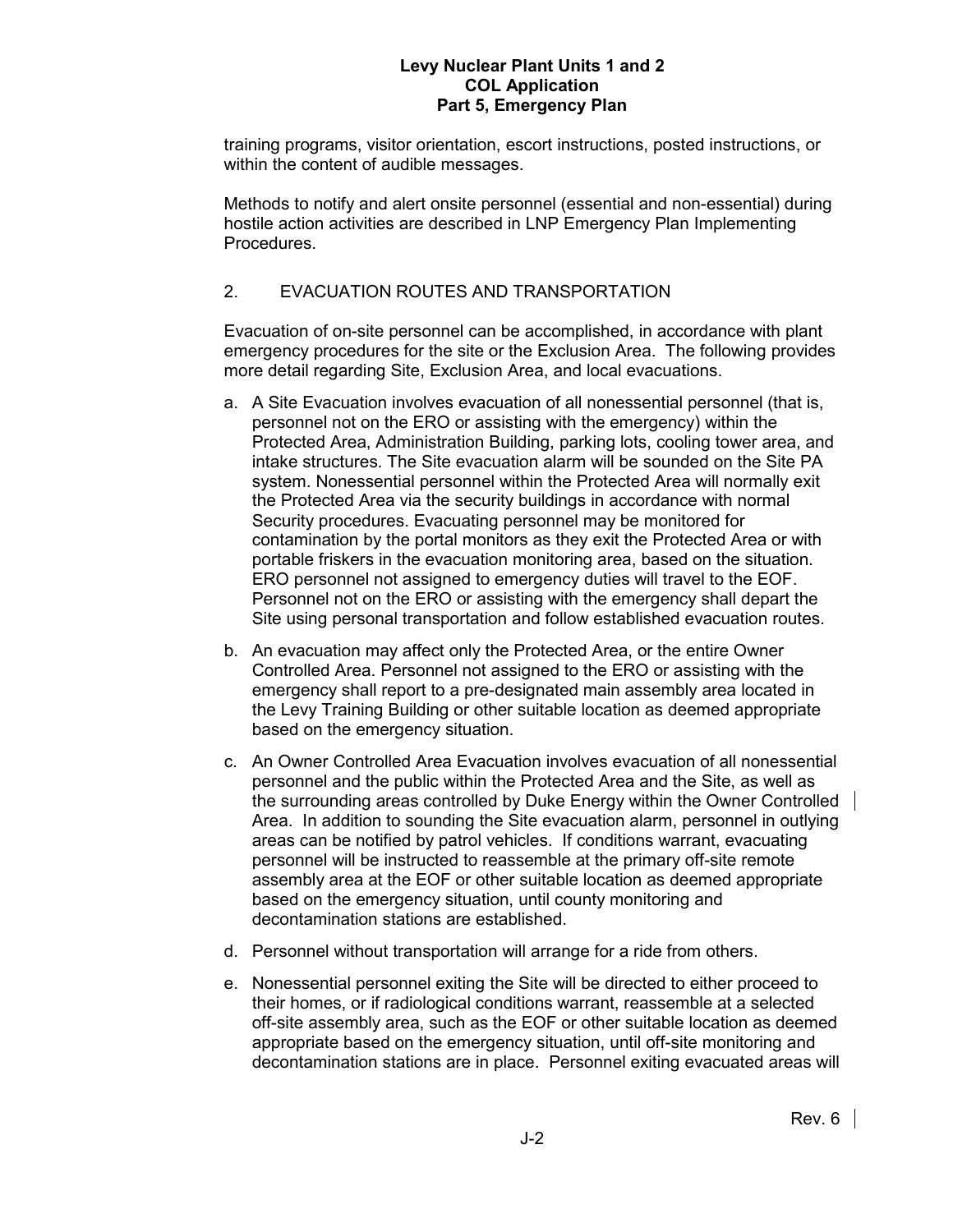training programs, visitor orientation, escort instructions, posted instructions, or within the content of audible messages.

Methods to notify and alert onsite personnel (essential and non-essential) during hostile action activities are described in LNP Emergency Plan Implementing Procedures.

## 2. EVACUATION ROUTES AND TRANSPORTATION

Evacuation of on-site personnel can be accomplished, in accordance with plant emergency procedures for the site or the Exclusion Area. The following provides more detail regarding Site, Exclusion Area, and local evacuations.

a. A Site Evacuation involves evacuation of all nonessential personnel (that is, personnel not on the ERO or assisting with the emergency) within the Protected Area, Administration Building, parking lots, cooling tower area, and intake structures. The Site evacuation alarm will be sounded on the Site PA system. Nonessential personnel within the Protected Area will normally exit the Protected Area via the security buildings in accordance with normal Security procedures. Evacuating personnel may be monitored for contamination by the portal monitors as they exit the Protected Area or with portable friskers in the evacuation monitoring area, based on the situation. ERO personnel not assigned to emergency duties will travel to the EOF. Personnel not on the ERO or assisting with the emergency shall depart the Site using personal transportation and follow established evacuation routes.

b. An evacuation may affect only the Protected Area, or the entire Owner Controlled Area. Personnel not assigned to the ERO or assisting with the emergency shall report to a pre-designated main assembly area located in the Levy Training Building or other suitable location as deemed appropriate based on the emergency situation.

c. An Owner Controlled Area Evacuation involves evacuation of all nonessential personnel and the public within the Protected Area and the Site, as well as the surrounding areas controlled by Duke Energy within the Owner Controlled Area. In addition to sounding the Site evacuation alarm, personnel in outlying areas can be notified by patrol vehicles. If conditions warrant, evacuating personnel will be instructed to reassemble at the primary off-site remote assembly area at the EOF or other suitable location as deemed appropriate based on the emergency situation, until county monitoring and decontamination stations are established.

d. Personnel without transportation will arrange for a ride from others.

e. Nonessential personnel exiting the Site will be directed to either proceed to their homes, or if radiological conditions warrant, reassemble at a selected off-site assembly area, such as the EOF or other suitable location as deemed appropriate based on the emergency situation, until off-site monitoring and decontamination stations are in place. Personnel exiting evacuated areas will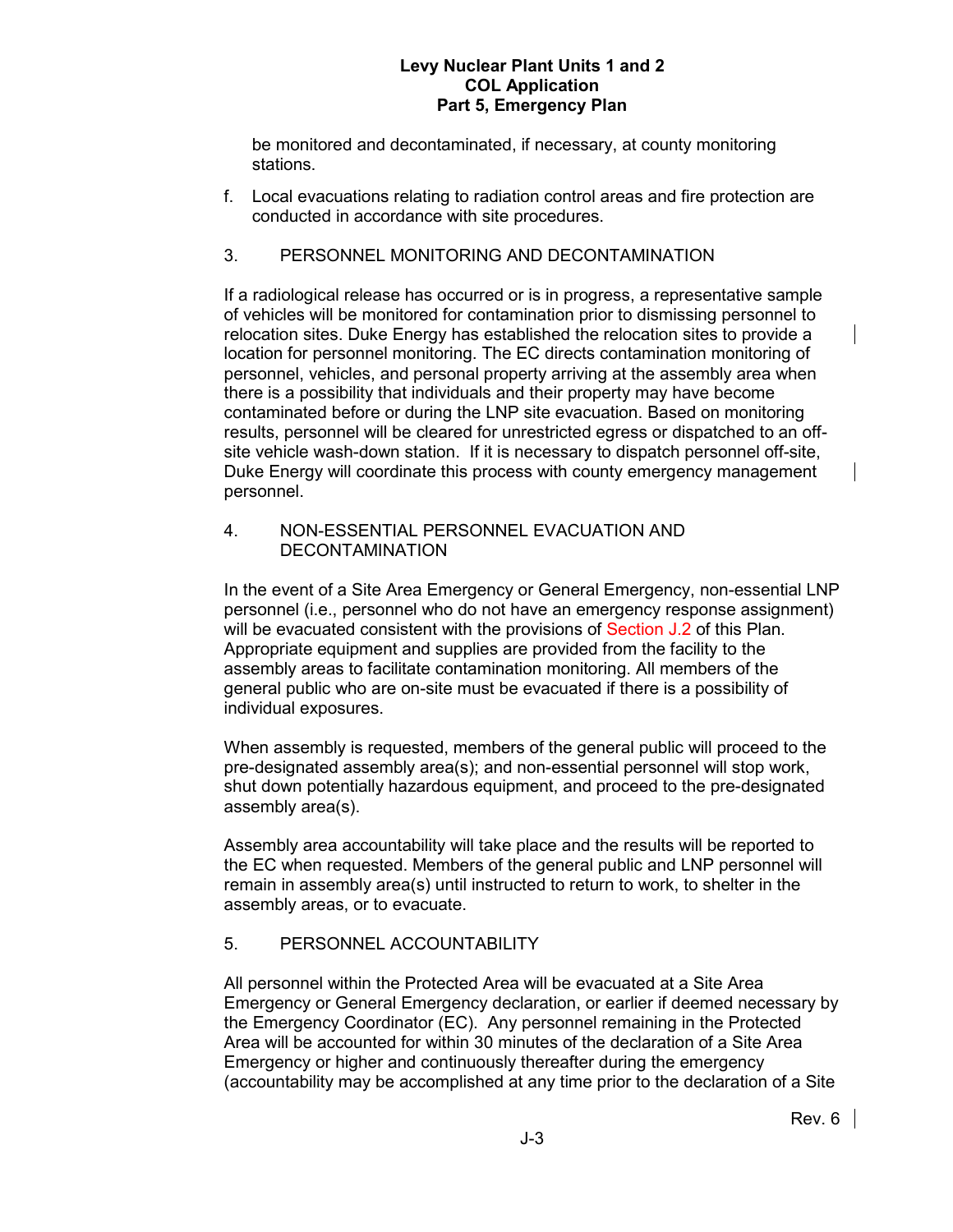be monitored and decontaminated, if necessary, at county monitoring stations.

f. Local evacuations relating to radiation control areas and fire protection are conducted in accordance with site procedures.

### 3. PERSONNEL MONITORING AND DECONTAMINATION

If a radiological release has occurred or is in progress, a representative sample of vehicles will be monitored for contamination prior to dismissing personnel to relocation sites. Duke Energy has established the relocation sites to provide a location for personnel monitoring. The EC directs contamination monitoring of personnel, vehicles, and personal property arriving at the assembly area when there is a possibility that individuals and their property may have become contaminated before or during the LNP site evacuation. Based on monitoring results, personnel will be cleared for unrestricted egress or dispatched to an off-site vehicle wash-down station. If it is necessary to dispatch personnel off-site, Duke Energy will coordinate this process with county emergency management personnel.

### 4. NON-ESSENTIAL PERSONNEL EVACUATION AND DECONTAMINATION

In the event of a Site Area Emergency or General Emergency, non-essential LNP personnel (i.e., personnel who do not have an emergency response assignment) will be evacuated consistent with the provisions of Section J.2 of this Plan. Appropriate equipment and supplies are provided from the facility to the assembly areas to facilitate contamination monitoring. All members of the general public who are on-site must be evacuated if there is a possibility of individual exposures.

When assembly is requested, members of the general public will proceed to the pre-designated assembly area(s); and non-essential personnel will stop work, shut down potentially hazardous equipment, and proceed to the pre-designated assembly area(s).

Assembly area accountability will take place and the results will be reported to the EC when requested. Members of the general public and LNP personnel will remain in assembly area(s) until instructed to return to work, to shelter in the assembly areas, or to evacuate.

### 5. PERSONNEL ACCOUNTABILITY

All personnel within the Protected Area will be evacuated at a Site Area Emergency or General Emergency declaration, or earlier if deemed necessary by the Emergency Coordinator (EC). Any personnel remaining in the Protected Area will be accounted for within 30 minutes of the declaration of a Site Area Emergency or higher and continuously thereafter during the emergency (accountability may be accomplished at any time prior to the declaration of a Site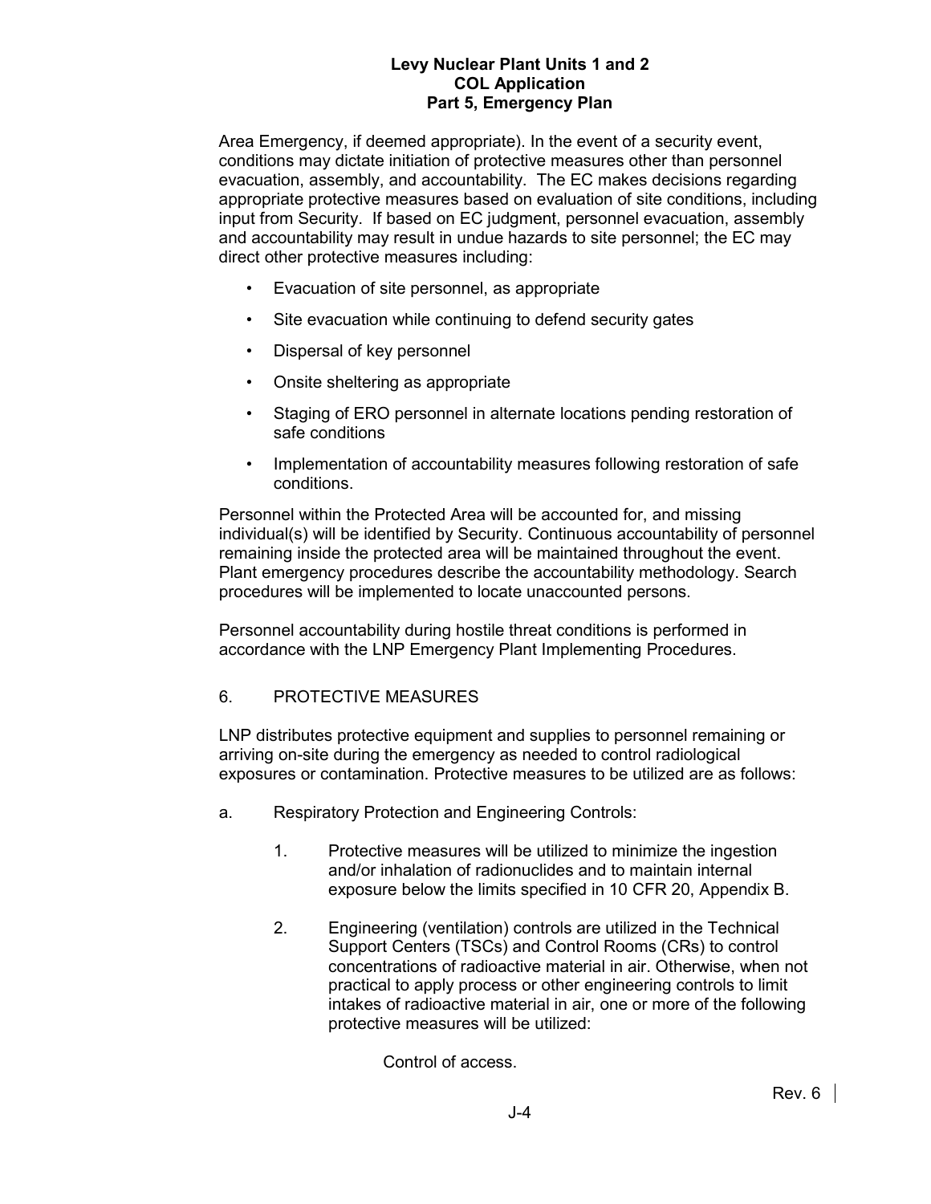Area Emergency, if deemed appropriate). In the event of a security event, conditions may dictate initiation of protective measures other than personnel evacuation, assembly, and accountability. The EC makes decisions regarding appropriate protective measures based on evaluation of site conditions, including input from Security. If based on EC judgment, personnel evacuation, assembly and accountability may result in undue hazards to site personnel; the EC may direct other protective measures including:

- Evacuation of site personnel, as appropriate
- Site evacuation while continuing to defend security gates
- Dispersal of key personnel
- Onsite sheltering as appropriate
- Staging of ERO personnel in alternate locations pending restoration of safe conditions
- Implementation of accountability measures following restoration of safe conditions.

Personnel within the Protected Area will be accounted for, and missing individual(s) will be identified by Security. Continuous accountability of personnel remaining inside the protected area will be maintained throughout the event. Plant emergency procedures describe the accountability methodology. Search procedures will be implemented to locate unaccounted persons.

Personnel accountability during hostile threat conditions is performed in accordance with the LNP Emergency Plant Implementing Procedures.

## 6. PROTECTIVE MEASURES

LNP distributes protective equipment and supplies to personnel remaining or arriving on-site during the emergency as needed to control radiological exposures or contamination. Protective measures to be utilized are as follows:

a. Respiratory Protection and Engineering Controls:

1. Protective measures will be utilized to minimize the ingestion and/or inhalation of radionuclides and to maintain internal exposure below the limits specified in 10 CFR 20, Appendix B.

2. Engineering (ventilation) controls are utilized in the Technical Support Centers (TSCs) and Control Rooms (CRs) to control concentrations of radioactive material in air. Otherwise, when not practical to apply process or other engineering controls to limit intakes of radioactive material in air, one or more of the following protective measures will be utilized:

   Control of access.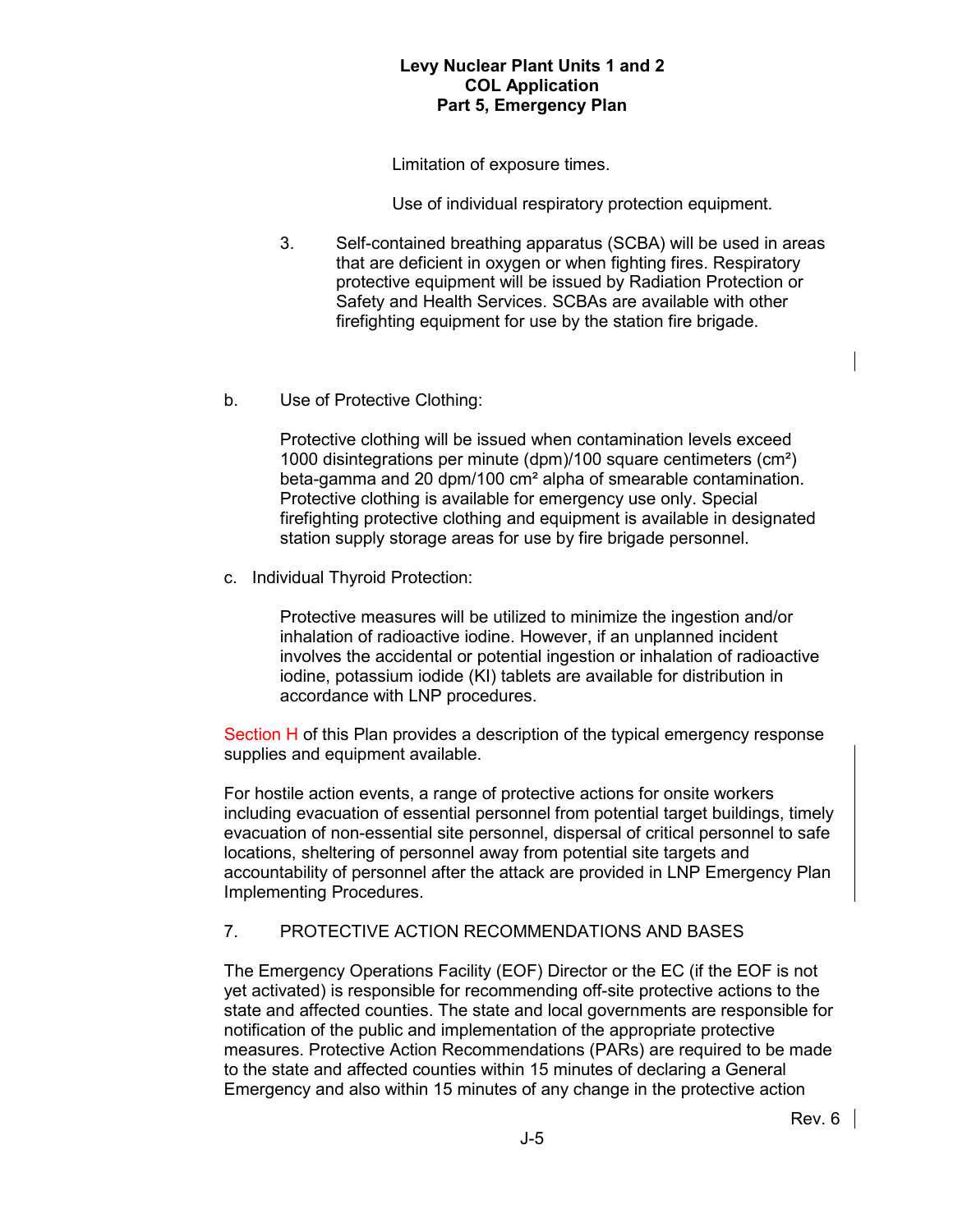Limitation of exposure times.

Use of individual respiratory protection equipment.

3. Self-contained breathing apparatus (SCBA) will be used in areas that are deficient in oxygen or when fighting fires. Respiratory protective equipment will be issued by Radiation Protection or Safety and Health Services. SCBAs are available with other firefighting equipment for use by the station fire brigade.

b. Use of Protective Clothing:

Protective clothing will be issued when contamination levels exceed 1000 disintegrations per minute (dpm)/100 square centimeters ($cm^2$) beta-gamma and 20 dpm/100 $cm^2$ alpha of smearable contamination. Protective clothing is available for emergency use only. Special firefighting protective clothing and equipment is available in designated station supply storage areas for use by fire brigade personnel.

c. Individual Thyroid Protection:

Protective measures will be utilized to minimize the ingestion and/or inhalation of radioactive iodine. However, if an unplanned incident involves the accidental or potential ingestion or inhalation of radioactive iodine, potassium iodide (KI) tablets are available for distribution in accordance with LNP procedures.

Section H of this Plan provides a description of the typical emergency response supplies and equipment available.

For hostile action events, a range of protective actions for onsite workers including evacuation of essential personnel from potential target buildings, timely evacuation of non-essential site personnel, dispersal of critical personnel to safe locations, sheltering of personnel away from potential site targets and accountability of personnel after the attack are provided in LNP Emergency Plan Implementing Procedures.

## 7. PROTECTIVE ACTION RECOMMENDATIONS AND BASES

The Emergency Operations Facility (EOF) Director or the EC (if the EOF is not yet activated) is responsible for recommending off-site protective actions to the state and affected counties. The state and local governments are responsible for notification of the public and implementation of the appropriate protective measures. Protective Action Recommendations (PARs) are required to be made to the state and affected counties within 15 minutes of declaring a General Emergency and also within 15 minutes of any change in the protective action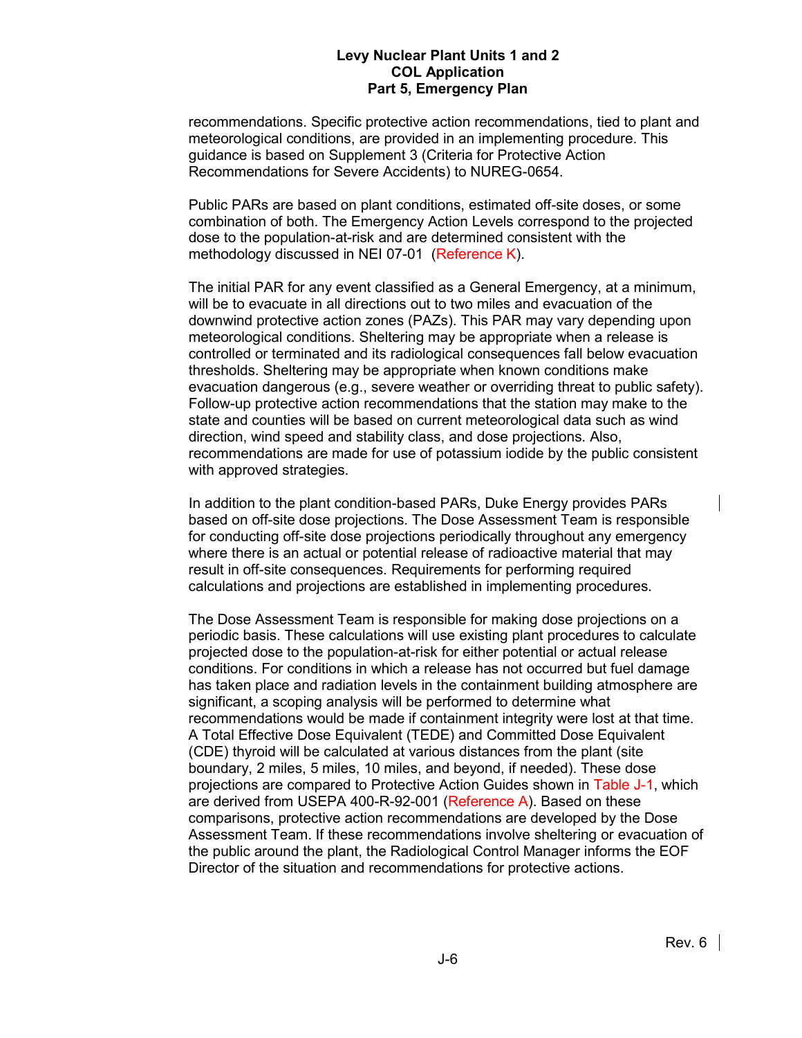recommendations. Specific protective action recommendations, tied to plant and meteorological conditions, are provided in an implementing procedure. This guidance is based on Supplement 3 (Criteria for Protective Action Recommendations for Severe Accidents) to NUREG-0654.

Public PARs are based on plant conditions, estimated off-site doses, or some combination of both. The Emergency Action Levels correspond to the projected dose to the population-at-risk and are determined consistent with the methodology discussed in NEI 07-01 (Reference K).

The initial PAR for any event classified as a General Emergency, at a minimum, will be to evacuate in all directions out to two miles and evacuation of the downwind protective action zones (PAZs). This PAR may vary depending upon meteorological conditions. Sheltering may be appropriate when a release is controlled or terminated and its radiological consequences fall below evacuation thresholds. Sheltering may be appropriate when known conditions make evacuation dangerous (e.g., severe weather or overriding threat to public safety). Follow-up protective action recommendations that the station may make to the state and counties will be based on current meteorological data such as wind direction, wind speed and stability class, and dose projections. Also, recommendations are made for use of potassium iodide by the public consistent with approved strategies.

In addition to the plant condition-based PARs, Duke Energy provides PARs based on off-site dose projections. The Dose Assessment Team is responsible for conducting off-site dose projections periodically throughout any emergency where there is an actual or potential release of radioactive material that may result in off-site consequences. Requirements for performing required calculations and projections are established in implementing procedures.

The Dose Assessment Team is responsible for making dose projections on a periodic basis. These calculations will use existing plant procedures to calculate projected dose to the population-at-risk for either potential or actual release conditions. For conditions in which a release has not occurred but fuel damage has taken place and radiation levels in the containment building atmosphere are significant, a scoping analysis will be performed to determine what recommendations would be made if containment integrity were lost at that time. A Total Effective Dose Equivalent (TEDE) and Committed Dose Equivalent (CDE) thyroid will be calculated at various distances from the plant (site boundary, 2 miles, 5 miles, 10 miles, and beyond, if needed). These dose projections are compared to Protective Action Guides shown in Table J-1, which are derived from USEPA 400-R-92-001 (Reference A). Based on these comparisons, protective action recommendations are developed by the Dose Assessment Team. If these recommendations involve sheltering or evacuation of the public around the plant, the Radiological Control Manager informs the EOF Director of the situation and recommendations for protective actions.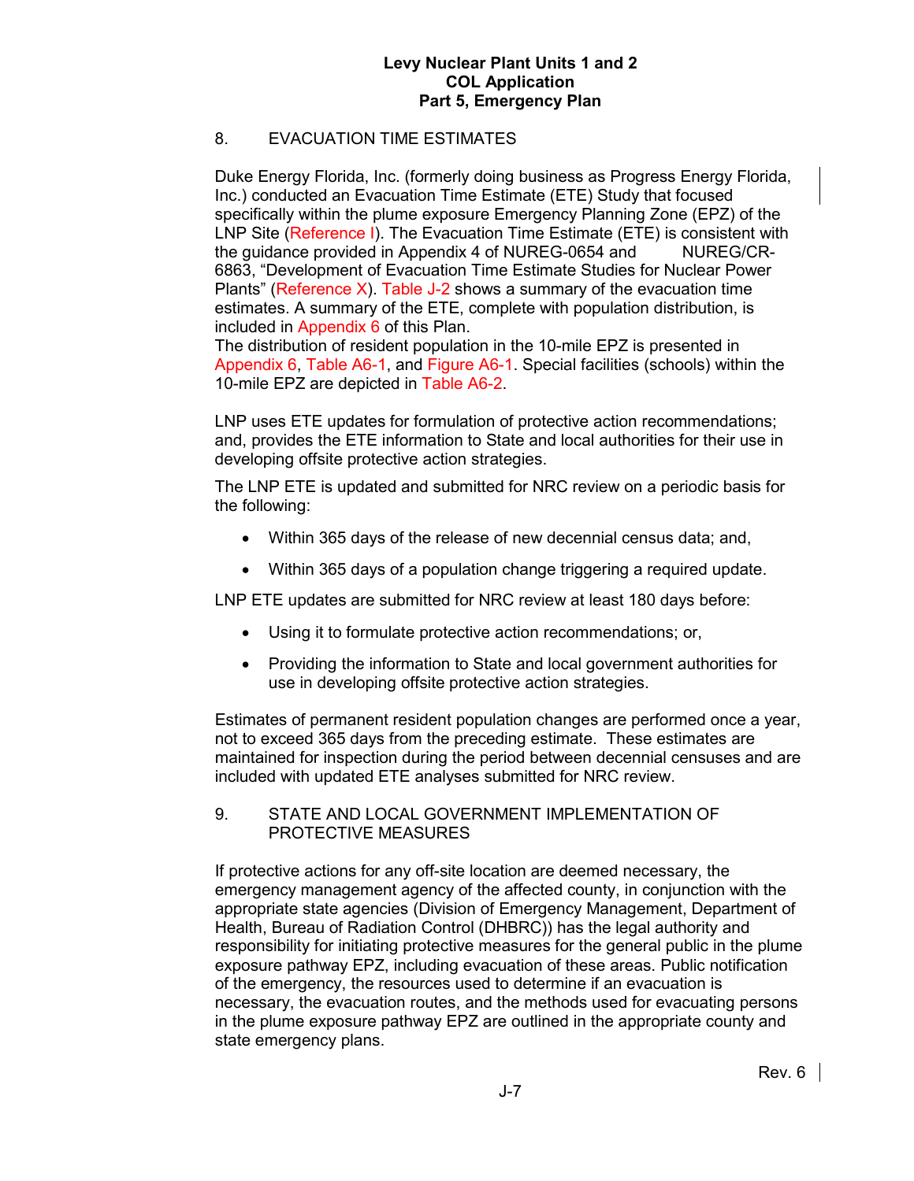## 8. EVACUATION TIME ESTIMATES

Duke Energy Florida, Inc. (formerly doing business as Progress Energy Florida, Inc.) conducted an Evacuation Time Estimate (ETE) Study that focused specifically within the plume exposure Emergency Planning Zone (EPZ) of the LNP Site (Reference I). The Evacuation Time Estimate (ETE) is consistent with the guidance provided in Appendix 4 of NUREG-0654 and NUREG/CR-6863, "Development of Evacuation Time Estimate Studies for Nuclear Power Plants" (Reference X). Table J-2 shows a summary of the evacuation time estimates. A summary of the ETE, complete with population distribution, is included in Appendix 6 of this Plan.
The distribution of resident population in the 10-mile EPZ is presented in Appendix 6, Table A6-1, and Figure A6-1. Special facilities (schools) within the 10-mile EPZ are depicted in Table A6-2.

LNP uses ETE updates for formulation of protective action recommendations; and, provides the ETE information to State and local authorities for their use in developing offsite protective action strategies.

The LNP ETE is updated and submitted for NRC review on a periodic basis for the following:

- Within 365 days of the release of new decennial census data; and,
- Within 365 days of a population change triggering a required update.

LNP ETE updates are submitted for NRC review at least 180 days before:

- Using it to formulate protective action recommendations; or,
- Providing the information to State and local government authorities for use in developing offsite protective action strategies.

Estimates of permanent resident population changes are performed once a year, not to exceed 365 days from the preceding estimate. These estimates are maintained for inspection during the period between decennial censuses and are included with updated ETE analyses submitted for NRC review.

## 9. STATE AND LOCAL GOVERNMENT IMPLEMENTATION OF PROTECTIVE MEASURES

If protective actions for any off-site location are deemed necessary, the emergency management agency of the affected county, in conjunction with the appropriate state agencies (Division of Emergency Management, Department of Health, Bureau of Radiation Control (DHBRC)) has the legal authority and responsibility for initiating protective measures for the general public in the plume exposure pathway EPZ, including evacuation of these areas. Public notification of the emergency, the resources used to determine if an evacuation is necessary, the evacuation routes, and the methods used for evacuating persons in the plume exposure pathway EPZ are outlined in the appropriate county and state emergency plans.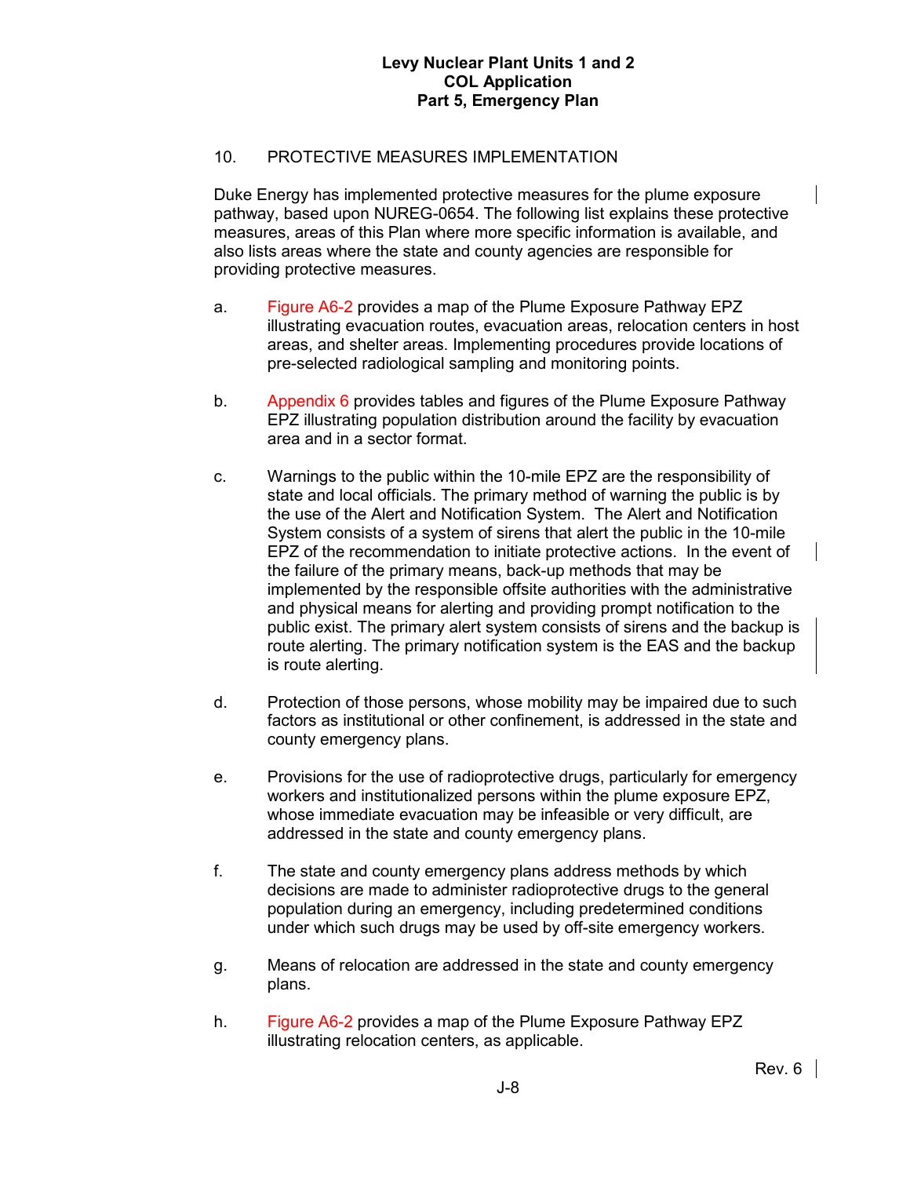## 10. PROTECTIVE MEASURES IMPLEMENTATION

Duke Energy has implemented protective measures for the plume exposure pathway, based upon NUREG-0654. The following list explains these protective measures, areas of this Plan where more specific information is available, and also lists areas where the state and county agencies are responsible for providing protective measures.

a. Figure A6-2 provides a map of the Plume Exposure Pathway EPZ illustrating evacuation routes, evacuation areas, relocation centers in host areas, and shelter areas. Implementing procedures provide locations of pre-selected radiological sampling and monitoring points.

b. Appendix 6 provides tables and figures of the Plume Exposure Pathway EPZ illustrating population distribution around the facility by evacuation area and in a sector format.

c. Warnings to the public within the 10-mile EPZ are the responsibility of state and local officials. The primary method of warning the public is by the use of the Alert and Notification System. The Alert and Notification System consists of a system of sirens that alert the public in the 10-mile EPZ of the recommendation to initiate protective actions. In the event of the failure of the primary means, back-up methods that may be implemented by the responsible offsite authorities with the administrative and physical means for alerting and providing prompt notification to the public exist. The primary alert system consists of sirens and the backup is route alerting. The primary notification system is the EAS and the backup is route alerting.

d. Protection of those persons, whose mobility may be impaired due to such factors as institutional or other confinement, is addressed in the state and county emergency plans.

e. Provisions for the use of radioprotective drugs, particularly for emergency workers and institutionalized persons within the plume exposure EPZ, whose immediate evacuation may be infeasible or very difficult, are addressed in the state and county emergency plans.

f. The state and county emergency plans address methods by which decisions are made to administer radioprotective drugs to the general population during an emergency, including predetermined conditions under which such drugs may be used by off-site emergency workers.

g. Means of relocation are addressed in the state and county emergency plans.

h. Figure A6-2 provides a map of the Plume Exposure Pathway EPZ illustrating relocation centers, as applicable.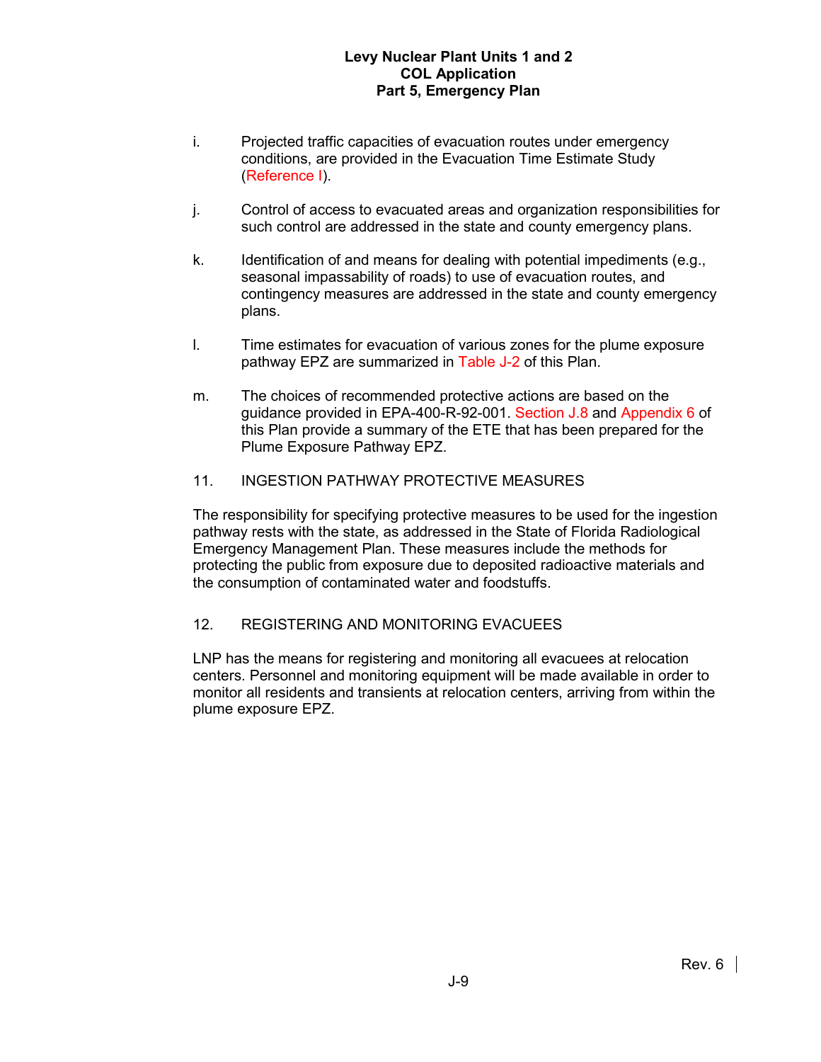i. Projected traffic capacities of evacuation routes under emergency conditions, are provided in the Evacuation Time Estimate Study (Reference I).

j. Control of access to evacuated areas and organization responsibilities for such control are addressed in the state and county emergency plans.

k. Identification of and means for dealing with potential impediments (e.g., seasonal impassability of roads) to use of evacuation routes, and contingency measures are addressed in the state and county emergency plans.

l. Time estimates for evacuation of various zones for the plume exposure pathway EPZ are summarized in Table J-2 of this Plan.

m. The choices of recommended protective actions are based on the guidance provided in EPA-400-R-92-001. Section J.8 and Appendix 6 of this Plan provide a summary of the ETE that has been prepared for the Plume Exposure Pathway EPZ.

11. INGESTION PATHWAY PROTECTIVE MEASURES

The responsibility for specifying protective measures to be used for the ingestion pathway rests with the state, as addressed in the State of Florida Radiological Emergency Management Plan. These measures include the methods for protecting the public from exposure due to deposited radioactive materials and the consumption of contaminated water and foodstuffs.

12. REGISTERING AND MONITORING EVACUEES

LNP has the means for registering and monitoring all evacuees at relocation centers. Personnel and monitoring equipment will be made available in order to monitor all residents and transients at relocation centers, arriving from within the plume exposure EPZ.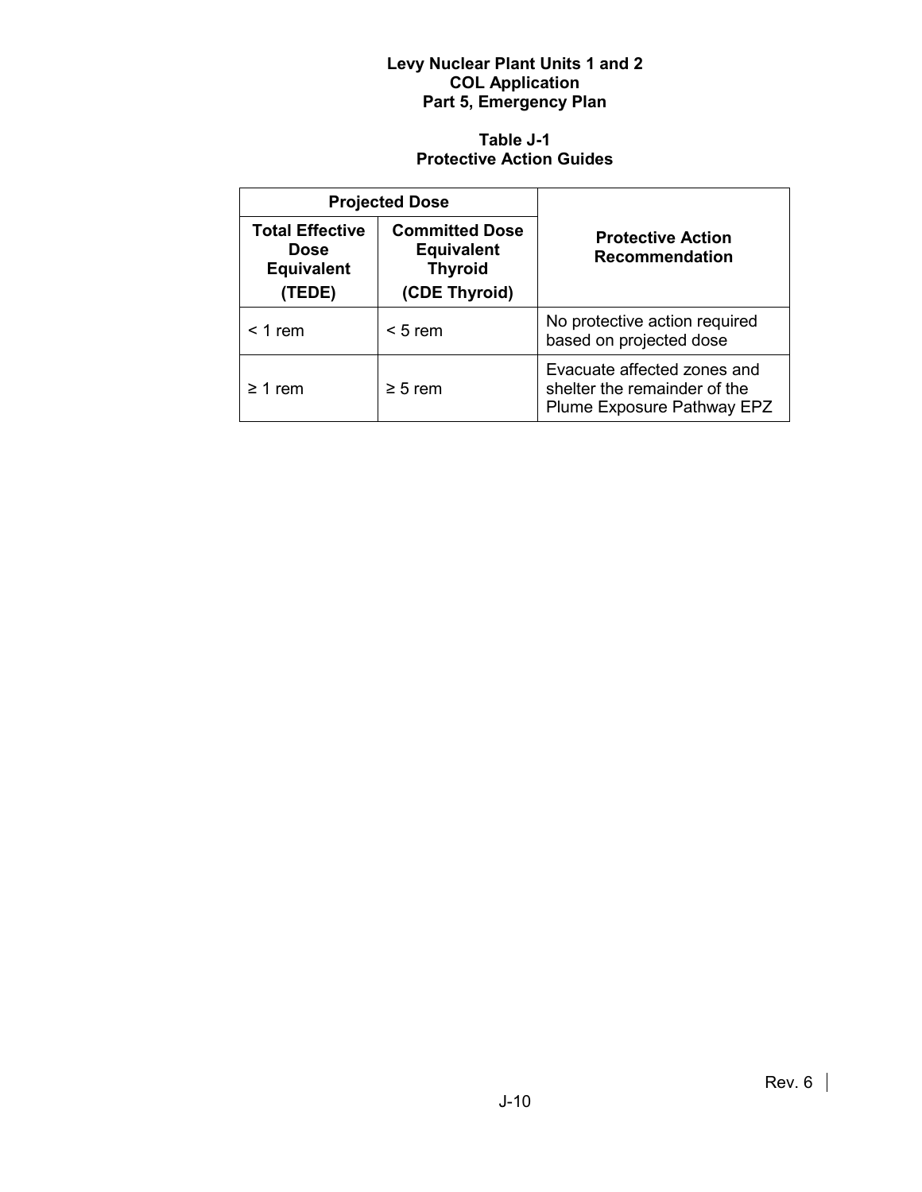**Table J-1**
**Protective Action Guides**

| Projected Dose | | Protective Action Recommendation |
|---|---|---|
| **Total Effective Dose Equivalent (TEDE)** | **Committed Dose Equivalent Thyroid (CDE Thyroid)** | |
| < 1 rem | < 5 rem | No protective action required based on projected dose |
| ≥ 1 rem | ≥ 5 rem | Evacuate affected zones and shelter the remainder of the Plume Exposure Pathway EPZ |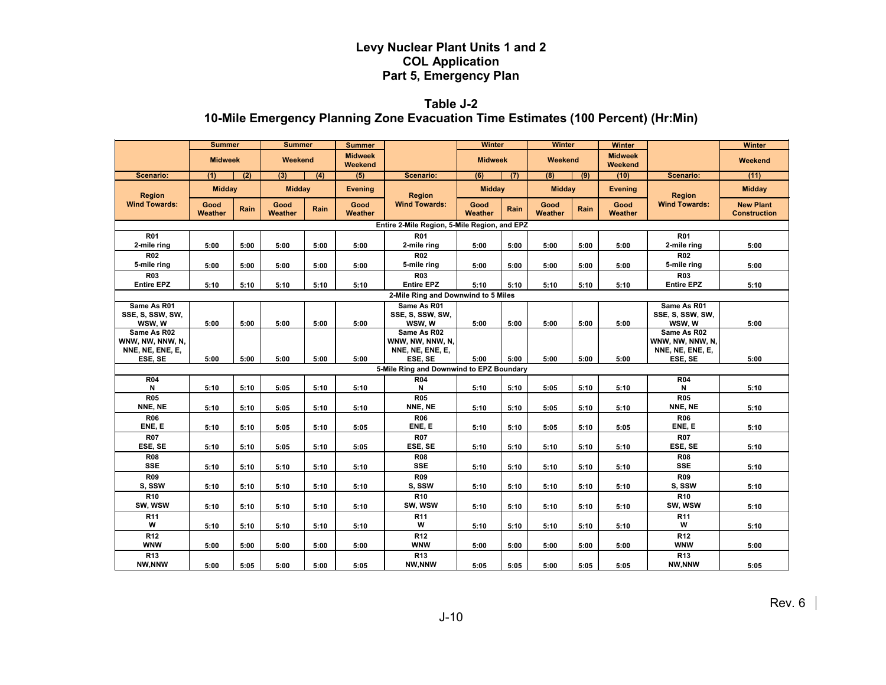# Levy Nuclear Plant Units 1 and 2
# COL Application
# Part 5, Emergency Plan

## Table J-2
## 10-Mile Emergency Planning Zone Evacuation Time Estimates (100 Percent) (Hr:Min)

| | Summer | | Summer | | Summer | | Winter | | Winter | | Winter | | Winter |
|---|---|---|---|---|---|---|---|---|---|---|---|---|---|
| | Midweek | | Weekend | | Midweek Weekend | | Midweek | | Weekend | | Midweek Weekend | | Weekend |
| **Scenario:** | (1) | (2) | (3) | (4) | (5) | **Scenario:** | (6) | (7) | (8) | (9) | (10) | **Scenario:** | (11) |
| | Midday | | Midday | | Evening | | Midday | | Midday | | Evening | | Midday |
| **Region Wind Towards:** | Good Weather | Rain | Good Weather | Rain | Good Weather | **Region Wind Towards:** | Good Weather | Rain | Good Weather | Rain | Good Weather | **Region Wind Towards:** | New Plant Construction |
| **Entire 2-Mile Region, 5-Mile Region, and EPZ** | | | | | | | | | | | | | |
| R01 2-mile ring | 5:00 | 5:00 | 5:00 | 5:00 | 5:00 | R01 2-mile ring | 5:00 | 5:00 | 5:00 | 5:00 | 5:00 | R01 2-mile ring | 5:00 |
| R02 5-mile ring | 5:00 | 5:00 | 5:00 | 5:00 | 5:00 | R02 5-mile ring | 5:00 | 5:00 | 5:00 | 5:00 | 5:00 | R02 5-mile ring | 5:00 |
| R03 Entire EPZ | 5:10 | 5:10 | 5:10 | 5:10 | 5:10 | R03 Entire EPZ | 5:10 | 5:10 | 5:10 | 5:10 | 5:10 | R03 Entire EPZ | 5:10 |
| **2-Mile Ring and Downwind to 5 Miles** | | | | | | | | | | | | | |
| Same As R01 SSE, S, SSW, SW, WSW, W | 5:00 | 5:00 | 5:00 | 5:00 | 5:00 | Same As R01 SSE, S, SSW, SW, WSW, W | 5:00 | 5:00 | 5:00 | 5:00 | 5:00 | Same As R01 SSE, S, SSW, SW, WSW, W | 5:00 |
| Same As R02 WNW, NW, NNW, N, NNE, NE, ENE, E, ESE, SE | 5:00 | 5:00 | 5:00 | 5:00 | 5:00 | Same As R02 WNW, NW, NNW, N, NNE, NE, ENE, E, ESE, SE | 5:00 | 5:00 | 5:00 | 5:00 | 5:00 | Same As R02 WNW, NW, NNW, N, NNE, NE, ENE, E, ESE, SE | 5:00 |
| **5-Mile Ring and Downwind to EPZ Boundary** | | | | | | | | | | | | | |
| R04 N | 5:10 | 5:10 | 5:05 | 5:10 | 5:10 | R04 N | 5:10 | 5:10 | 5:05 | 5:10 | 5:10 | R04 N | 5:10 |
| R05 NNE, NE | 5:10 | 5:10 | 5:05 | 5:10 | 5:10 | R05 NNE, NE | 5:10 | 5:10 | 5:05 | 5:10 | 5:10 | R05 NNE, NE | 5:10 |
| R06 ENE, E | 5:10 | 5:10 | 5:05 | 5:10 | 5:05 | R06 ENE, E | 5:10 | 5:10 | 5:05 | 5:10 | 5:05 | R06 ENE, E | 5:10 |
| R07 ESE, SE | 5:10 | 5:10 | 5:05 | 5:10 | 5:05 | R07 ESE, SE | 5:10 | 5:10 | 5:10 | 5:10 | 5:10 | R07 ESE, SE | 5:10 |
| R08 SSE | 5:10 | 5:10 | 5:10 | 5:10 | 5:10 | R08 SSE | 5:10 | 5:10 | 5:10 | 5:10 | 5:10 | R08 SSE | 5:10 |
| R09 S, SSW | 5:10 | 5:10 | 5:10 | 5:10 | 5:10 | R09 S, SSW | 5:10 | 5:10 | 5:10 | 5:10 | 5:10 | R09 S, SSW | 5:10 |
| R10 SW, WSW | 5:10 | 5:10 | 5:10 | 5:10 | 5:10 | R10 SW, WSW | 5:10 | 5:10 | 5:10 | 5:10 | 5:10 | R10 SW, WSW | 5:10 |
| R11 W | 5:10 | 5:10 | 5:10 | 5:10 | 5:10 | R11 W | 5:10 | 5:10 | 5:10 | 5:10 | 5:10 | R11 W | 5:10 |
| R12 WNW | 5:00 | 5:00 | 5:00 | 5:00 | 5:00 | R12 WNW | 5:00 | 5:00 | 5:00 | 5:00 | 5:00 | R12 WNW | 5:00 |
| R13 NW,NNW | 5:00 | 5:05 | 5:00 | 5:00 | 5:05 | R13 NW,NNW | 5:05 | 5:05 | 5:00 | 5:05 | 5:05 | R13 NW,NNW | 5:05 |

Rev. 6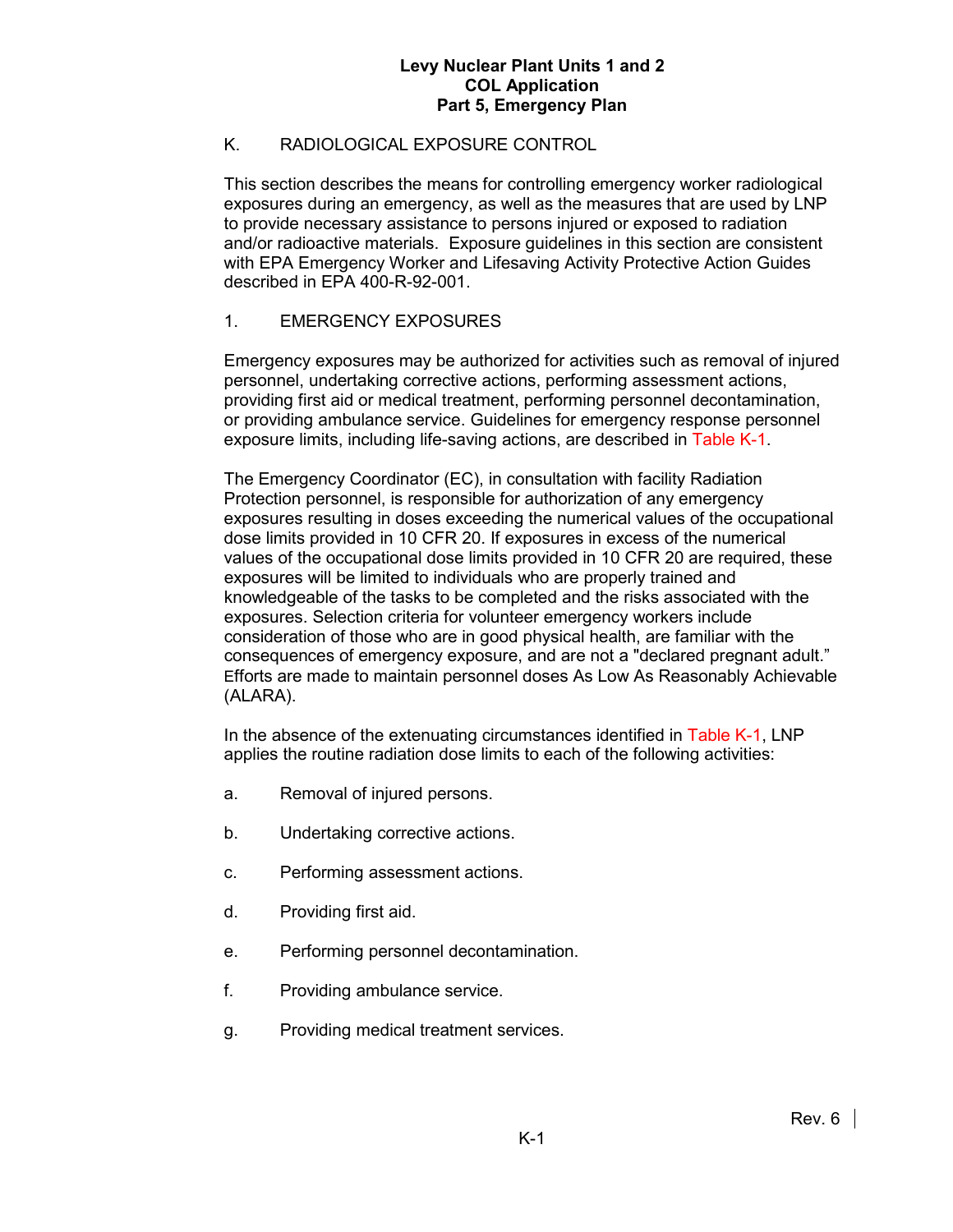## K. RADIOLOGICAL EXPOSURE CONTROL

This section describes the means for controlling emergency worker radiological exposures during an emergency, as well as the measures that are used by LNP to provide necessary assistance to persons injured or exposed to radiation and/or radioactive materials. Exposure guidelines in this section are consistent with EPA Emergency Worker and Lifesaving Activity Protective Action Guides described in EPA 400-R-92-001.

### 1. EMERGENCY EXPOSURES

Emergency exposures may be authorized for activities such as removal of injured personnel, undertaking corrective actions, performing assessment actions, providing first aid or medical treatment, performing personnel decontamination, or providing ambulance service. Guidelines for emergency response personnel exposure limits, including life-saving actions, are described in Table K-1.

The Emergency Coordinator (EC), in consultation with facility Radiation Protection personnel, is responsible for authorization of any emergency exposures resulting in doses exceeding the numerical values of the occupational dose limits provided in 10 CFR 20. If exposures in excess of the numerical values of the occupational dose limits provided in 10 CFR 20 are required, these exposures will be limited to individuals who are properly trained and knowledgeable of the tasks to be completed and the risks associated with the exposures. Selection criteria for volunteer emergency workers include consideration of those who are in good physical health, are familiar with the consequences of emergency exposure, and are not a "declared pregnant adult." Efforts are made to maintain personnel doses As Low As Reasonably Achievable (ALARA).

In the absence of the extenuating circumstances identified in Table K-1, LNP applies the routine radiation dose limits to each of the following activities:

a. Removal of injured persons.

b. Undertaking corrective actions.

c. Performing assessment actions.

d. Providing first aid.

e. Performing personnel decontamination.

f. Providing ambulance service.

g. Providing medical treatment services.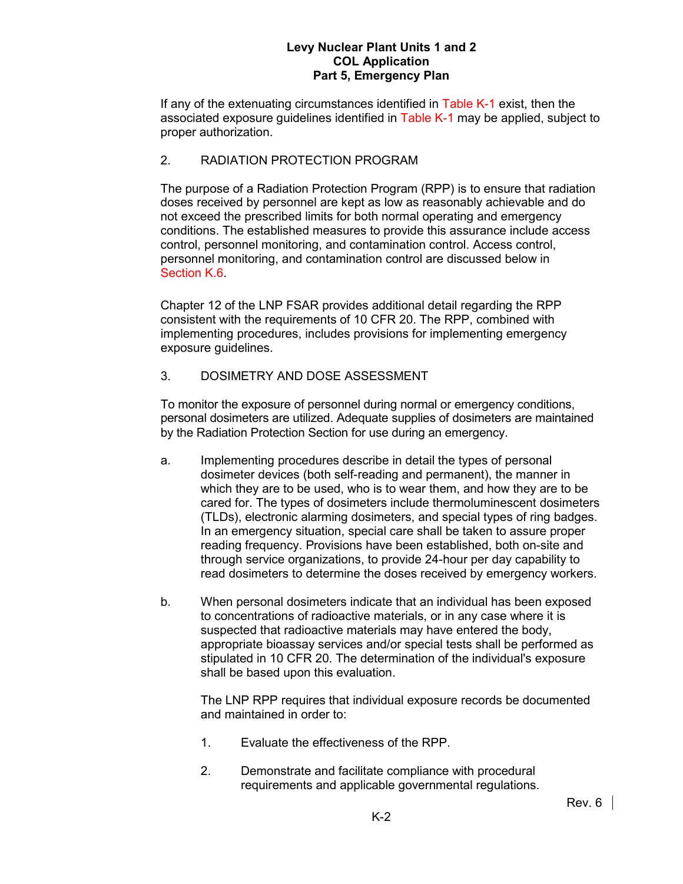If any of the extenuating circumstances identified in Table K-1 exist, then the associated exposure guidelines identified in Table K-1 may be applied, subject to proper authorization.

## 2. RADIATION PROTECTION PROGRAM

The purpose of a Radiation Protection Program (RPP) is to ensure that radiation doses received by personnel are kept as low as reasonably achievable and do not exceed the prescribed limits for both normal operating and emergency conditions. The established measures to provide this assurance include access control, personnel monitoring, and contamination control. Access control, personnel monitoring, and contamination control are discussed below in Section K.6.

Chapter 12 of the LNP FSAR provides additional detail regarding the RPP consistent with the requirements of 10 CFR 20. The RPP, combined with implementing procedures, includes provisions for implementing emergency exposure guidelines.

## 3. DOSIMETRY AND DOSE ASSESSMENT

To monitor the exposure of personnel during normal or emergency conditions, personal dosimeters are utilized. Adequate supplies of dosimeters are maintained by the Radiation Protection Section for use during an emergency.

a. Implementing procedures describe in detail the types of personal dosimeter devices (both self-reading and permanent), the manner in which they are to be used, who is to wear them, and how they are to be cared for. The types of dosimeters include thermoluminescent dosimeters (TLDs), electronic alarming dosimeters, and special types of ring badges. In an emergency situation, special care shall be taken to assure proper reading frequency. Provisions have been established, both on-site and through service organizations, to provide 24-hour per day capability to read dosimeters to determine the doses received by emergency workers.

b. When personal dosimeters indicate that an individual has been exposed to concentrations of radioactive materials, or in any case where it is suspected that radioactive materials may have entered the body, appropriate bioassay services and/or special tests shall be performed as stipulated in 10 CFR 20. The determination of the individual's exposure shall be based upon this evaluation.

   The LNP RPP requires that individual exposure records be documented and maintained in order to:

   1. Evaluate the effectiveness of the RPP.

   2. Demonstrate and facilitate compliance with procedural requirements and applicable governmental regulations.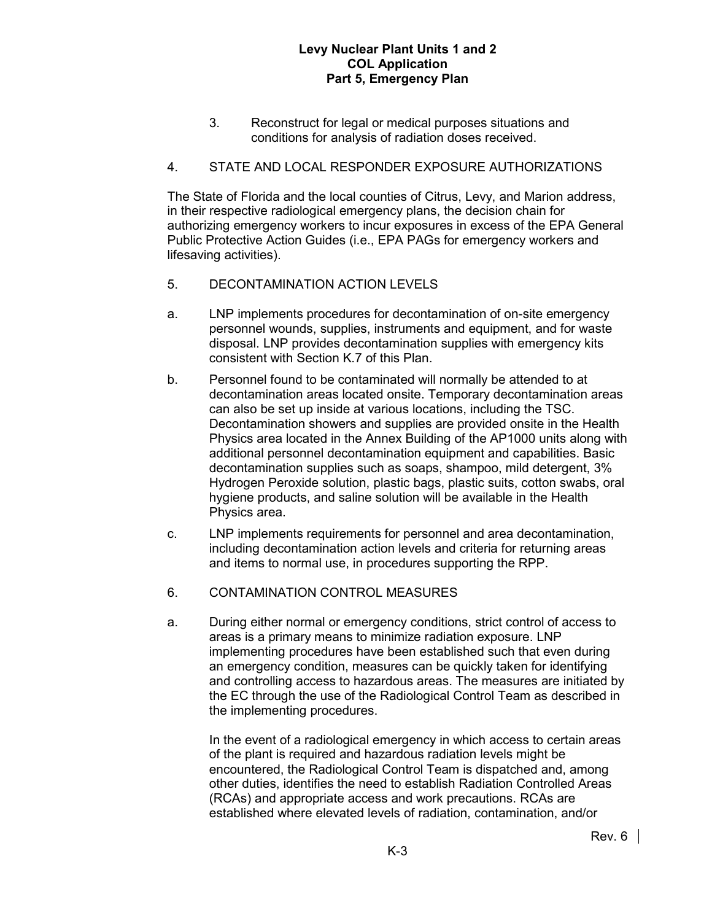3. Reconstruct for legal or medical purposes situations and conditions for analysis of radiation doses received.

## 4. STATE AND LOCAL RESPONDER EXPOSURE AUTHORIZATIONS

The State of Florida and the local counties of Citrus, Levy, and Marion address, in their respective radiological emergency plans, the decision chain for authorizing emergency workers to incur exposures in excess of the EPA General Public Protective Action Guides (i.e., EPA PAGs for emergency workers and lifesaving activities).

## 5. DECONTAMINATION ACTION LEVELS

a. LNP implements procedures for decontamination of on-site emergency personnel wounds, supplies, instruments and equipment, and for waste disposal. LNP provides decontamination supplies with emergency kits consistent with Section K.7 of this Plan.

b. Personnel found to be contaminated will normally be attended to at decontamination areas located onsite. Temporary decontamination areas can also be set up inside at various locations, including the TSC. Decontamination showers and supplies are provided onsite in the Health Physics area located in the Annex Building of the AP1000 units along with additional personnel decontamination equipment and capabilities. Basic decontamination supplies such as soaps, shampoo, mild detergent, 3% Hydrogen Peroxide solution, plastic bags, plastic suits, cotton swabs, oral hygiene products, and saline solution will be available in the Health Physics area.

c. LNP implements requirements for personnel and area decontamination, including decontamination action levels and criteria for returning areas and items to normal use, in procedures supporting the RPP.

## 6. CONTAMINATION CONTROL MEASURES

a. During either normal or emergency conditions, strict control of access to areas is a primary means to minimize radiation exposure. LNP implementing procedures have been established such that even during an emergency condition, measures can be quickly taken for identifying and controlling access to hazardous areas. The measures are initiated by the EC through the use of the Radiological Control Team as described in the implementing procedures.

In the event of a radiological emergency in which access to certain areas of the plant is required and hazardous radiation levels might be encountered, the Radiological Control Team is dispatched and, among other duties, identifies the need to establish Radiation Controlled Areas (RCAs) and appropriate access and work precautions. RCAs are established where elevated levels of radiation, contamination, and/or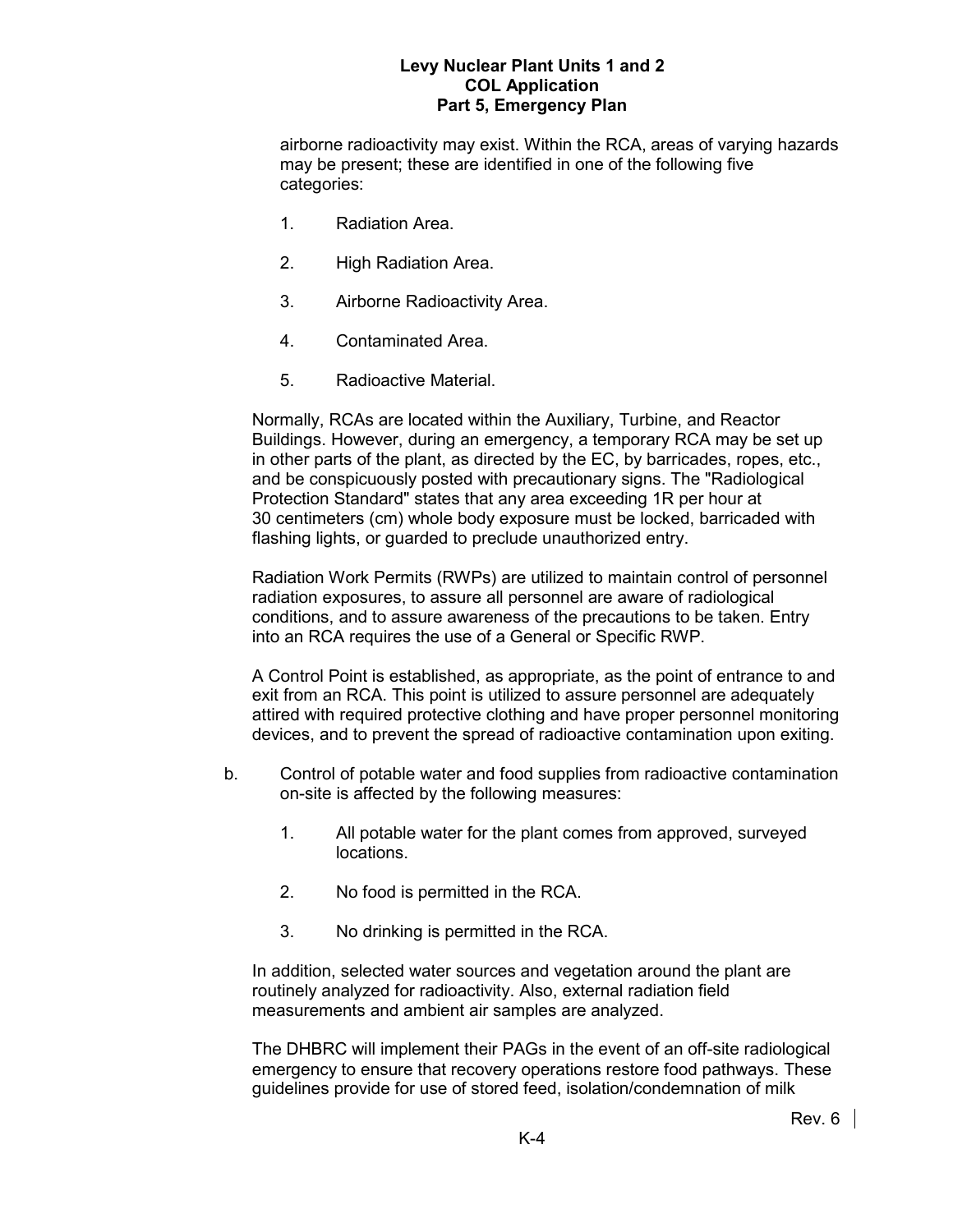airborne radioactivity may exist. Within the RCA, areas of varying hazards may be present; these are identified in one of the following five categories:

1. Radiation Area.
2. High Radiation Area.
3. Airborne Radioactivity Area.
4. Contaminated Area.
5. Radioactive Material.

Normally, RCAs are located within the Auxiliary, Turbine, and Reactor Buildings. However, during an emergency, a temporary RCA may be set up in other parts of the plant, as directed by the EC, by barricades, ropes, etc., and be conspicuously posted with precautionary signs. The "Radiological Protection Standard" states that any area exceeding 1R per hour at 30 centimeters (cm) whole body exposure must be locked, barricaded with flashing lights, or guarded to preclude unauthorized entry.

Radiation Work Permits (RWPs) are utilized to maintain control of personnel radiation exposures, to assure all personnel are aware of radiological conditions, and to assure awareness of the precautions to be taken. Entry into an RCA requires the use of a General or Specific RWP.

A Control Point is established, as appropriate, as the point of entrance to and exit from an RCA. This point is utilized to assure personnel are adequately attired with required protective clothing and have proper personnel monitoring devices, and to prevent the spread of radioactive contamination upon exiting.

b. Control of potable water and food supplies from radioactive contamination on-site is affected by the following measures:

   1. All potable water for the plant comes from approved, surveyed locations.
   2. No food is permitted in the RCA.
   3. No drinking is permitted in the RCA.

In addition, selected water sources and vegetation around the plant are routinely analyzed for radioactivity. Also, external radiation field measurements and ambient air samples are analyzed.

The DHBRC will implement their PAGs in the event of an off-site radiological emergency to ensure that recovery operations restore food pathways. These guidelines provide for use of stored feed, isolation/condemnation of milk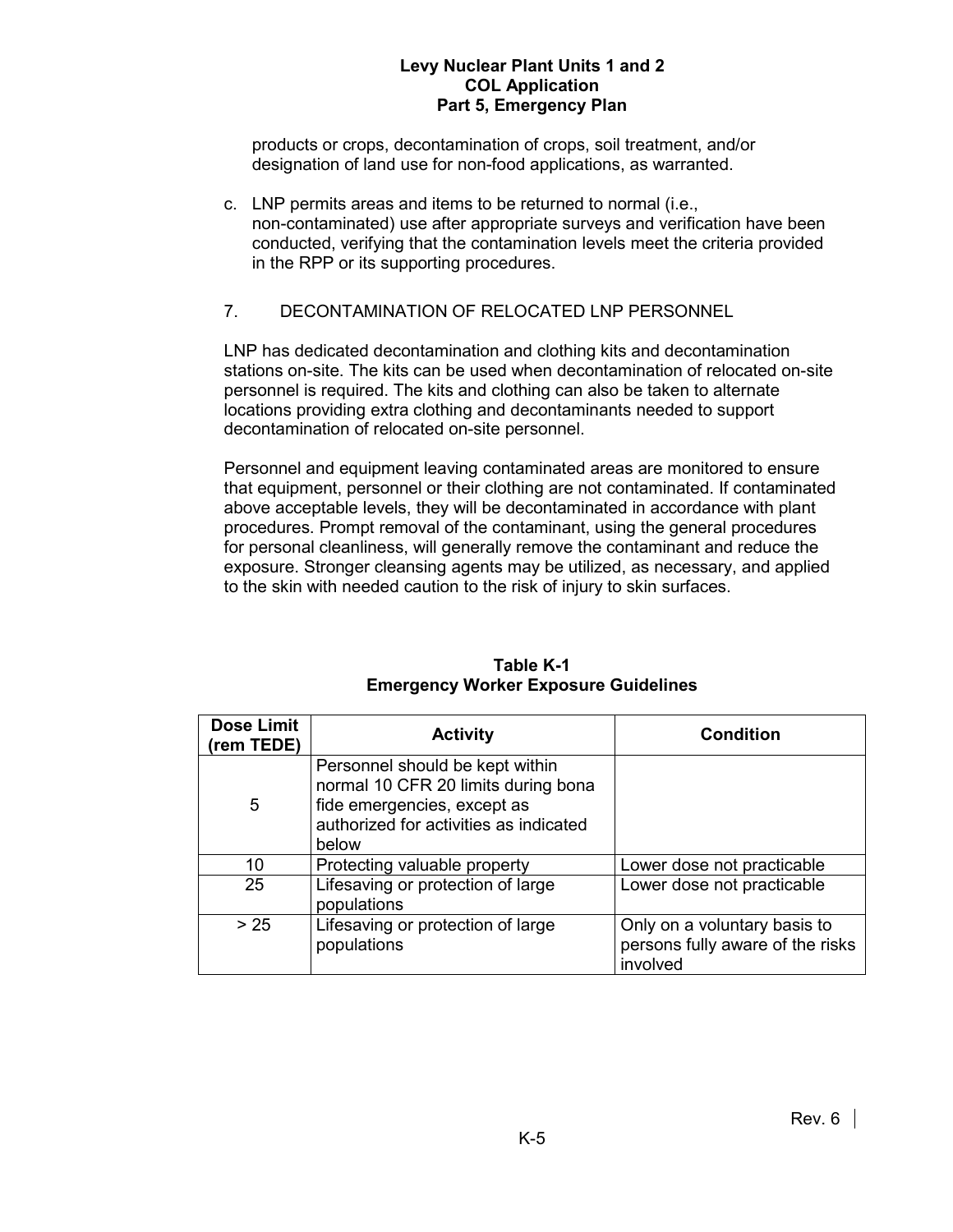products or crops, decontamination of crops, soil treatment, and/or designation of land use for non-food applications, as warranted.

c. LNP permits areas and items to be returned to normal (i.e., non-contaminated) use after appropriate surveys and verification have been conducted, verifying that the contamination levels meet the criteria provided in the RPP or its supporting procedures.

## 7. DECONTAMINATION OF RELOCATED LNP PERSONNEL

LNP has dedicated decontamination and clothing kits and decontamination stations on-site. The kits can be used when decontamination of relocated on-site personnel is required. The kits and clothing can also be taken to alternate locations providing extra clothing and decontaminants needed to support decontamination of relocated on-site personnel.

Personnel and equipment leaving contaminated areas are monitored to ensure that equipment, personnel or their clothing are not contaminated. If contaminated above acceptable levels, they will be decontaminated in accordance with plant procedures. Prompt removal of the contaminant, using the general procedures for personal cleanliness, will generally remove the contaminant and reduce the exposure. Stronger cleansing agents may be utilized, as necessary, and applied to the skin with needed caution to the risk of injury to skin surfaces.

**Table K-1**
**Emergency Worker Exposure Guidelines**

| Dose Limit (rem TEDE) | Activity | Condition |
|---|---|---|
| 5 | Personnel should be kept within normal 10 CFR 20 limits during bona fide emergencies, except as authorized for activities as indicated below | |
| 10 | Protecting valuable property | Lower dose not practicable |
| 25 | Lifesaving or protection of large populations | Lower dose not practicable |
| > 25 | Lifesaving or protection of large populations | Only on a voluntary basis to persons fully aware of the risks involved |

Rev. 6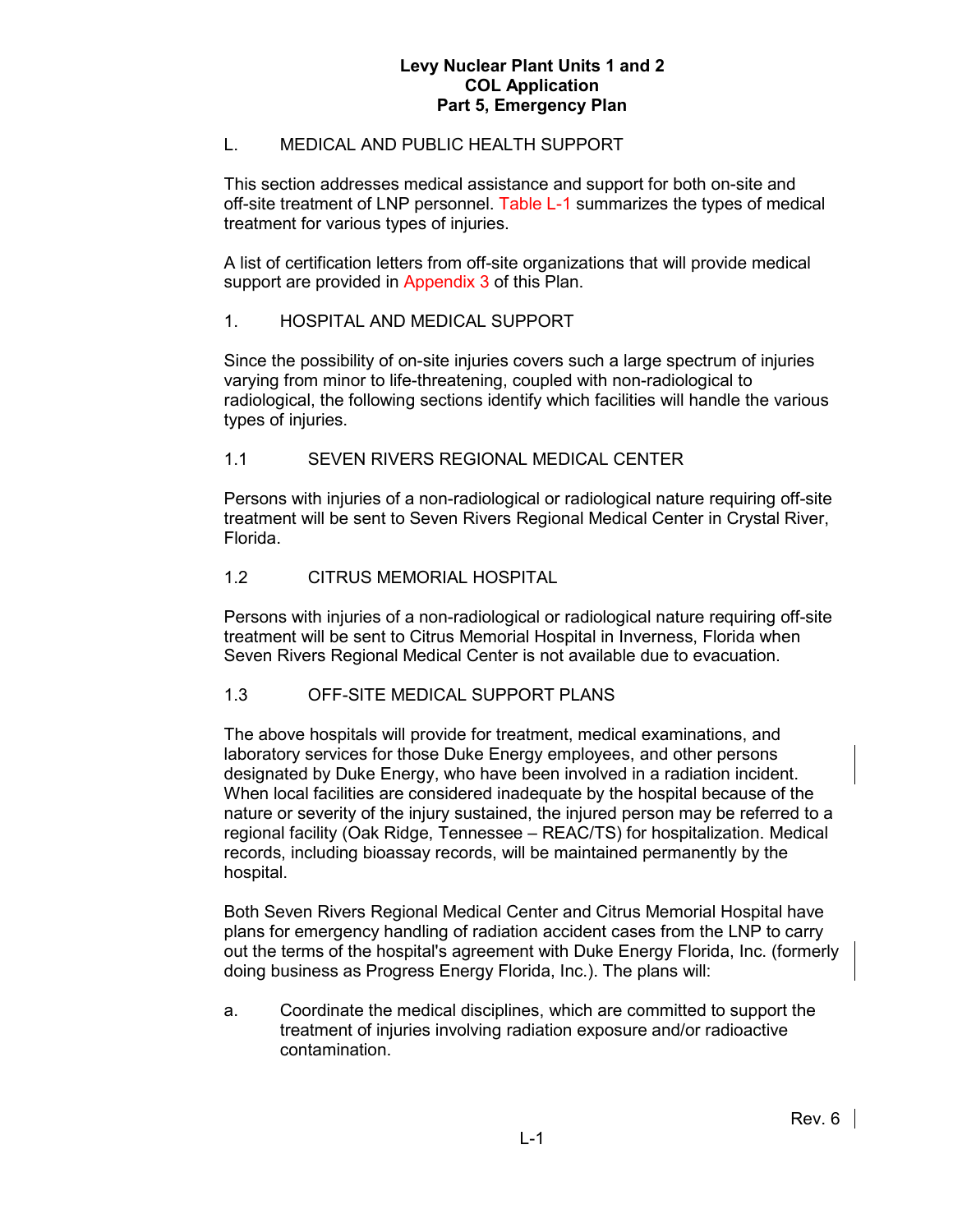## L. MEDICAL AND PUBLIC HEALTH SUPPORT

This section addresses medical assistance and support for both on-site and off-site treatment of LNP personnel. Table L-1 summarizes the types of medical treatment for various types of injuries.

A list of certification letters from off-site organizations that will provide medical support are provided in Appendix 3 of this Plan.

### 1. HOSPITAL AND MEDICAL SUPPORT

Since the possibility of on-site injuries covers such a large spectrum of injuries varying from minor to life-threatening, coupled with non-radiological to radiological, the following sections identify which facilities will handle the various types of injuries.

#### 1.1 SEVEN RIVERS REGIONAL MEDICAL CENTER

Persons with injuries of a non-radiological or radiological nature requiring off-site treatment will be sent to Seven Rivers Regional Medical Center in Crystal River, Florida.

#### 1.2 CITRUS MEMORIAL HOSPITAL

Persons with injuries of a non-radiological or radiological nature requiring off-site treatment will be sent to Citrus Memorial Hospital in Inverness, Florida when Seven Rivers Regional Medical Center is not available due to evacuation.

#### 1.3 OFF-SITE MEDICAL SUPPORT PLANS

The above hospitals will provide for treatment, medical examinations, and laboratory services for those Duke Energy employees, and other persons designated by Duke Energy, who have been involved in a radiation incident. When local facilities are considered inadequate by the hospital because of the nature or severity of the injury sustained, the injured person may be referred to a regional facility (Oak Ridge, Tennessee – REAC/TS) for hospitalization. Medical records, including bioassay records, will be maintained permanently by the hospital.

Both Seven Rivers Regional Medical Center and Citrus Memorial Hospital have plans for emergency handling of radiation accident cases from the LNP to carry out the terms of the hospital's agreement with Duke Energy Florida, Inc. (formerly doing business as Progress Energy Florida, Inc.). The plans will:

a. Coordinate the medical disciplines, which are committed to support the treatment of injuries involving radiation exposure and/or radioactive contamination.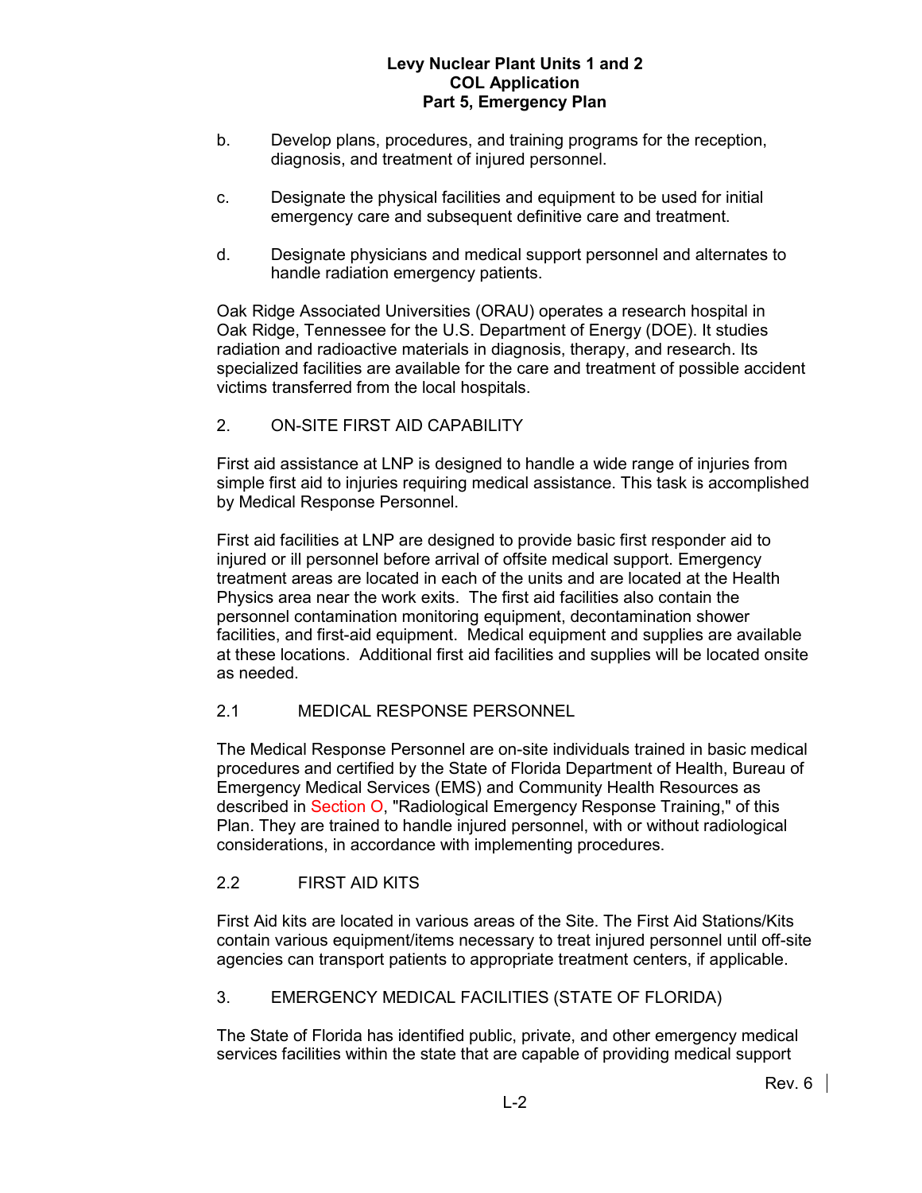b. Develop plans, procedures, and training programs for the reception, diagnosis, and treatment of injured personnel.

c. Designate the physical facilities and equipment to be used for initial emergency care and subsequent definitive care and treatment.

d. Designate physicians and medical support personnel and alternates to handle radiation emergency patients.

Oak Ridge Associated Universities (ORAU) operates a research hospital in Oak Ridge, Tennessee for the U.S. Department of Energy (DOE). It studies radiation and radioactive materials in diagnosis, therapy, and research. Its specialized facilities are available for the care and treatment of possible accident victims transferred from the local hospitals.

## 2. ON-SITE FIRST AID CAPABILITY

First aid assistance at LNP is designed to handle a wide range of injuries from simple first aid to injuries requiring medical assistance. This task is accomplished by Medical Response Personnel.

First aid facilities at LNP are designed to provide basic first responder aid to injured or ill personnel before arrival of offsite medical support. Emergency treatment areas are located in each of the units and are located at the Health Physics area near the work exits. The first aid facilities also contain the personnel contamination monitoring equipment, decontamination shower facilities, and first-aid equipment. Medical equipment and supplies are available at these locations. Additional first aid facilities and supplies will be located onsite as needed.

### 2.1 MEDICAL RESPONSE PERSONNEL

The Medical Response Personnel are on-site individuals trained in basic medical procedures and certified by the State of Florida Department of Health, Bureau of Emergency Medical Services (EMS) and Community Health Resources as described in Section O, "Radiological Emergency Response Training," of this Plan. They are trained to handle injured personnel, with or without radiological considerations, in accordance with implementing procedures.

### 2.2 FIRST AID KITS

First Aid kits are located in various areas of the Site. The First Aid Stations/Kits contain various equipment/items necessary to treat injured personnel until off-site agencies can transport patients to appropriate treatment centers, if applicable.

## 3. EMERGENCY MEDICAL FACILITIES (STATE OF FLORIDA)

The State of Florida has identified public, private, and other emergency medical services facilities within the state that are capable of providing medical support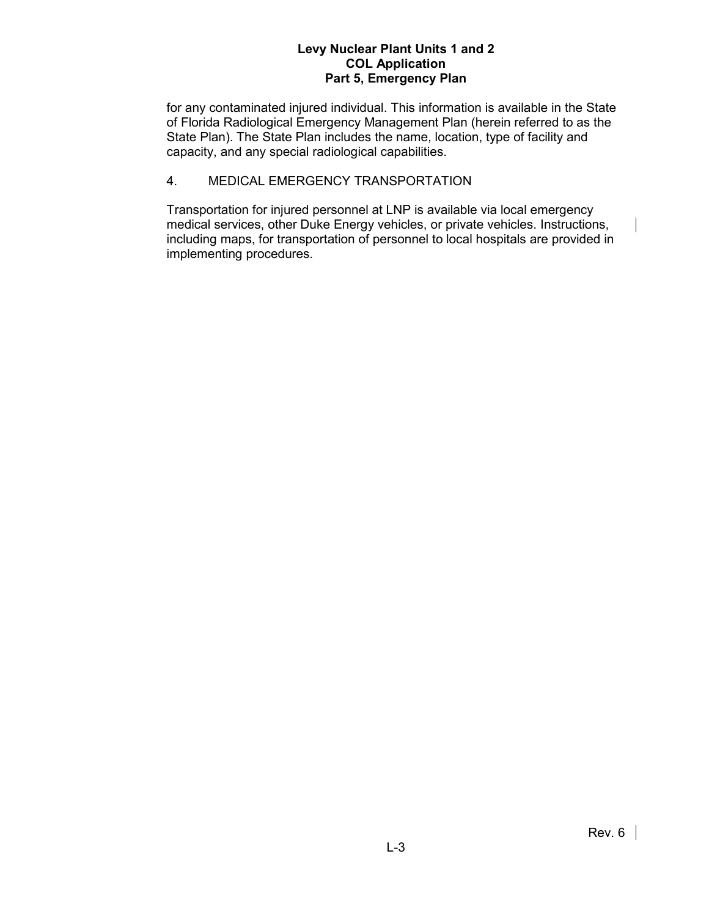for any contaminated injured individual. This information is available in the State of Florida Radiological Emergency Management Plan (herein referred to as the State Plan). The State Plan includes the name, location, type of facility and capacity, and any special radiological capabilities.

## 4. MEDICAL EMERGENCY TRANSPORTATION

Transportation for injured personnel at LNP is available via local emergency medical services, other Duke Energy vehicles, or private vehicles. Instructions, including maps, for transportation of personnel to local hospitals are provided in implementing procedures.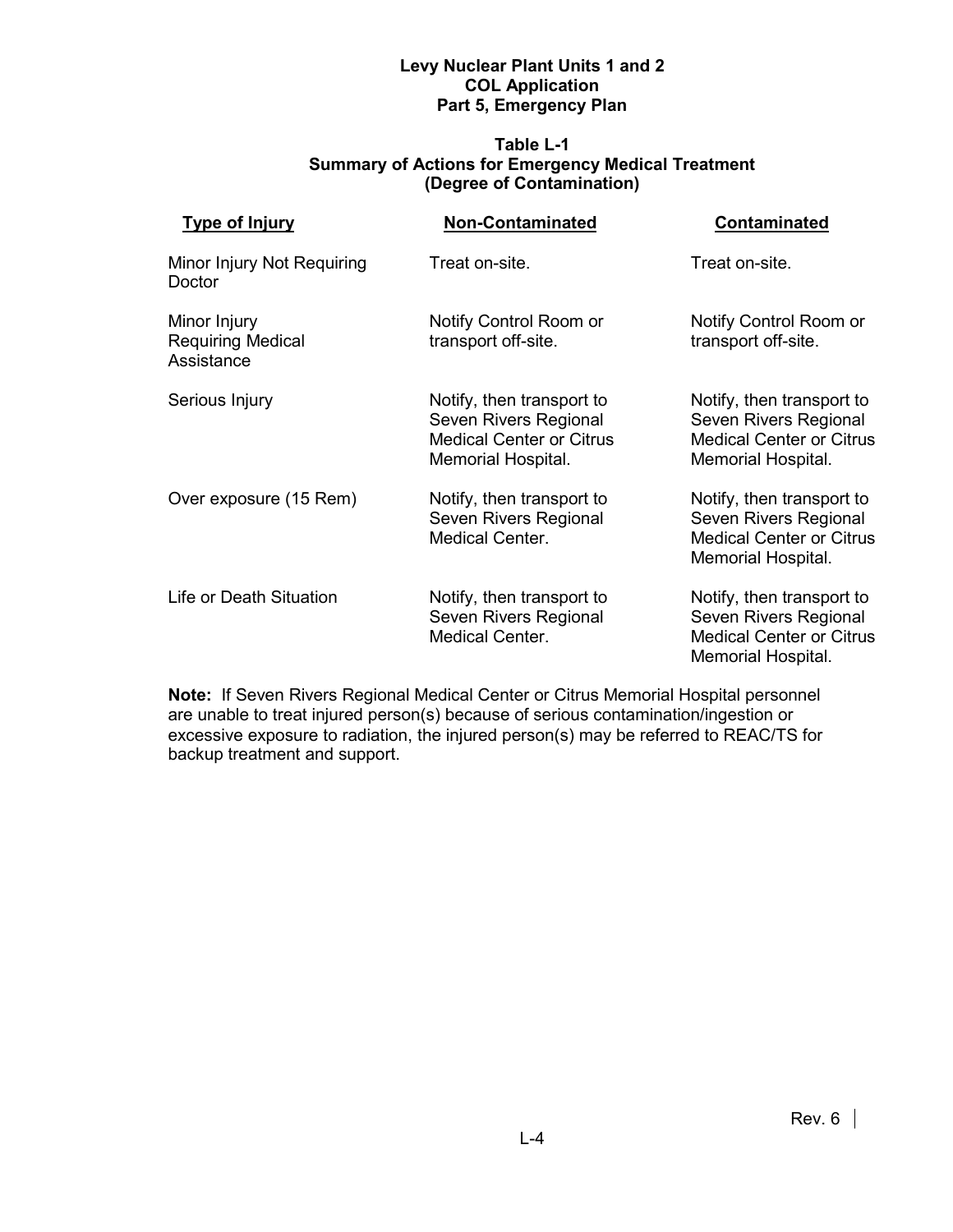**Table L-1**
**Summary of Actions for Emergency Medical Treatment**
**(Degree of Contamination)**

| Type of Injury | Non-Contaminated | Contaminated |
| --- | --- | --- |
| Minor Injury Not Requiring Doctor | Treat on-site. | Treat on-site. |
| Minor Injury Requiring Medical Assistance | Notify Control Room or transport off-site. | Notify Control Room or transport off-site. |
| Serious Injury | Notify, then transport to Seven Rivers Regional Medical Center or Citrus Memorial Hospital. | Notify, then transport to Seven Rivers Regional Medical Center or Citrus Memorial Hospital. |
| Over exposure (15 Rem) | Notify, then transport to Seven Rivers Regional Medical Center. | Notify, then transport to Seven Rivers Regional Medical Center or Citrus Memorial Hospital. |
| Life or Death Situation | Notify, then transport to Seven Rivers Regional Medical Center. | Notify, then transport to Seven Rivers Regional Medical Center or Citrus Memorial Hospital. |

**Note:** If Seven Rivers Regional Medical Center or Citrus Memorial Hospital personnel are unable to treat injured person(s) because of serious contamination/ingestion or excessive exposure to radiation, the injured person(s) may be referred to REAC/TS for backup treatment and support.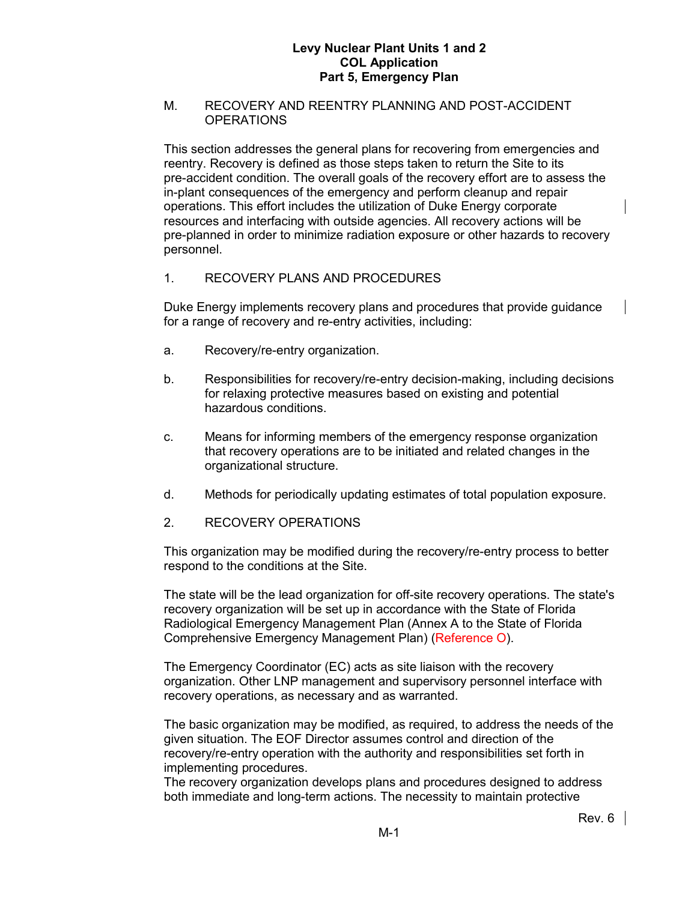## M. RECOVERY AND REENTRY PLANNING AND POST-ACCIDENT OPERATIONS

This section addresses the general plans for recovering from emergencies and reentry. Recovery is defined as those steps taken to return the Site to its pre-accident condition. The overall goals of the recovery effort are to assess the in-plant consequences of the emergency and perform cleanup and repair operations. This effort includes the utilization of Duke Energy corporate resources and interfacing with outside agencies. All recovery actions will be pre-planned in order to minimize radiation exposure or other hazards to recovery personnel.

### 1. RECOVERY PLANS AND PROCEDURES

Duke Energy implements recovery plans and procedures that provide guidance for a range of recovery and re-entry activities, including:

a. Recovery/re-entry organization.

b. Responsibilities for recovery/re-entry decision-making, including decisions for relaxing protective measures based on existing and potential hazardous conditions.

c. Means for informing members of the emergency response organization that recovery operations are to be initiated and related changes in the organizational structure.

d. Methods for periodically updating estimates of total population exposure.

### 2. RECOVERY OPERATIONS

This organization may be modified during the recovery/re-entry process to better respond to the conditions at the Site.

The state will be the lead organization for off-site recovery operations. The state's recovery organization will be set up in accordance with the State of Florida Radiological Emergency Management Plan (Annex A to the State of Florida Comprehensive Emergency Management Plan) (Reference O).

The Emergency Coordinator (EC) acts as site liaison with the recovery organization. Other LNP management and supervisory personnel interface with recovery operations, as necessary and as warranted.

The basic organization may be modified, as required, to address the needs of the given situation. The EOF Director assumes control and direction of the recovery/re-entry operation with the authority and responsibilities set forth in implementing procedures.
The recovery organization develops plans and procedures designed to address both immediate and long-term actions. The necessity to maintain protective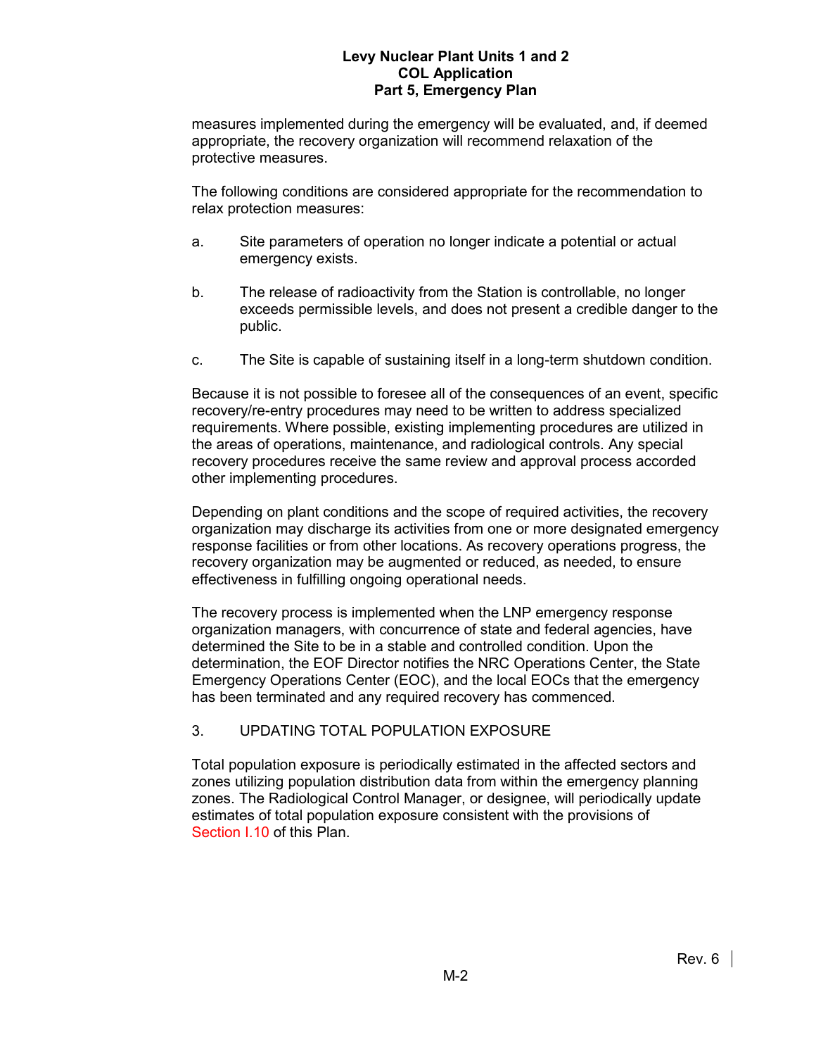measures implemented during the emergency will be evaluated, and, if deemed appropriate, the recovery organization will recommend relaxation of the protective measures.

The following conditions are considered appropriate for the recommendation to relax protection measures:

a. Site parameters of operation no longer indicate a potential or actual emergency exists.

b. The release of radioactivity from the Station is controllable, no longer exceeds permissible levels, and does not present a credible danger to the public.

c. The Site is capable of sustaining itself in a long-term shutdown condition.

Because it is not possible to foresee all of the consequences of an event, specific recovery/re-entry procedures may need to be written to address specialized requirements. Where possible, existing implementing procedures are utilized in the areas of operations, maintenance, and radiological controls. Any special recovery procedures receive the same review and approval process accorded other implementing procedures.

Depending on plant conditions and the scope of required activities, the recovery organization may discharge its activities from one or more designated emergency response facilities or from other locations. As recovery operations progress, the recovery organization may be augmented or reduced, as needed, to ensure effectiveness in fulfilling ongoing operational needs.

The recovery process is implemented when the LNP emergency response organization managers, with concurrence of state and federal agencies, have determined the Site to be in a stable and controlled condition. Upon the determination, the EOF Director notifies the NRC Operations Center, the State Emergency Operations Center (EOC), and the local EOCs that the emergency has been terminated and any required recovery has commenced.

## 3. UPDATING TOTAL POPULATION EXPOSURE

Total population exposure is periodically estimated in the affected sectors and zones utilizing population distribution data from within the emergency planning zones. The Radiological Control Manager, or designee, will periodically update estimates of total population exposure consistent with the provisions of Section I.10 of this Plan.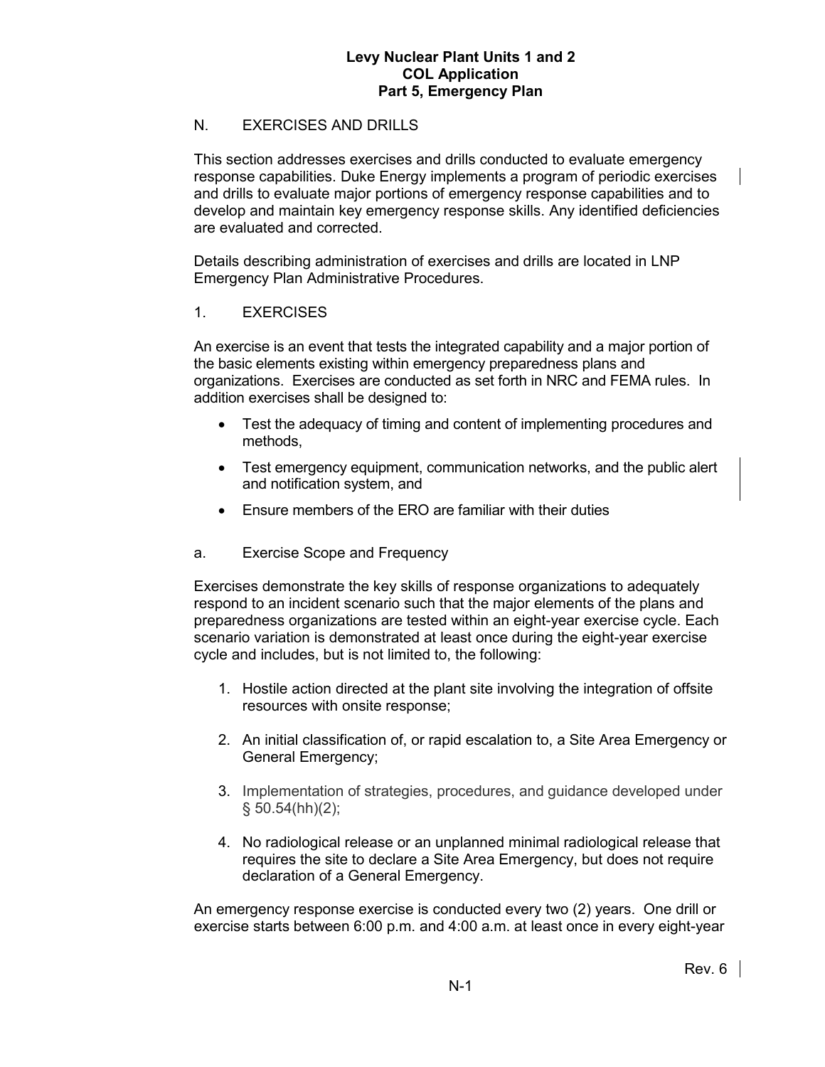## N. EXERCISES AND DRILLS

This section addresses exercises and drills conducted to evaluate emergency response capabilities. Duke Energy implements a program of periodic exercises and drills to evaluate major portions of emergency response capabilities and to develop and maintain key emergency response skills. Any identified deficiencies are evaluated and corrected.

Details describing administration of exercises and drills are located in LNP Emergency Plan Administrative Procedures.

### 1. EXERCISES

An exercise is an event that tests the integrated capability and a major portion of the basic elements existing within emergency preparedness plans and organizations. Exercises are conducted as set forth in NRC and FEMA rules. In addition exercises shall be designed to:

- Test the adequacy of timing and content of implementing procedures and methods,
- Test emergency equipment, communication networks, and the public alert and notification system, and
- Ensure members of the ERO are familiar with their duties

#### a. Exercise Scope and Frequency

Exercises demonstrate the key skills of response organizations to adequately respond to an incident scenario such that the major elements of the plans and preparedness organizations are tested within an eight-year exercise cycle. Each scenario variation is demonstrated at least once during the eight-year exercise cycle and includes, but is not limited to, the following:

1. Hostile action directed at the plant site involving the integration of offsite resources with onsite response;
2. An initial classification of, or rapid escalation to, a Site Area Emergency or General Emergency;
3. Implementation of strategies, procedures, and guidance developed under § 50.54(hh)(2);
4. No radiological release or an unplanned minimal radiological release that requires the site to declare a Site Area Emergency, but does not require declaration of a General Emergency.

An emergency response exercise is conducted every two (2) years. One drill or exercise starts between 6:00 p.m. and 4:00 a.m. at least once in every eight-year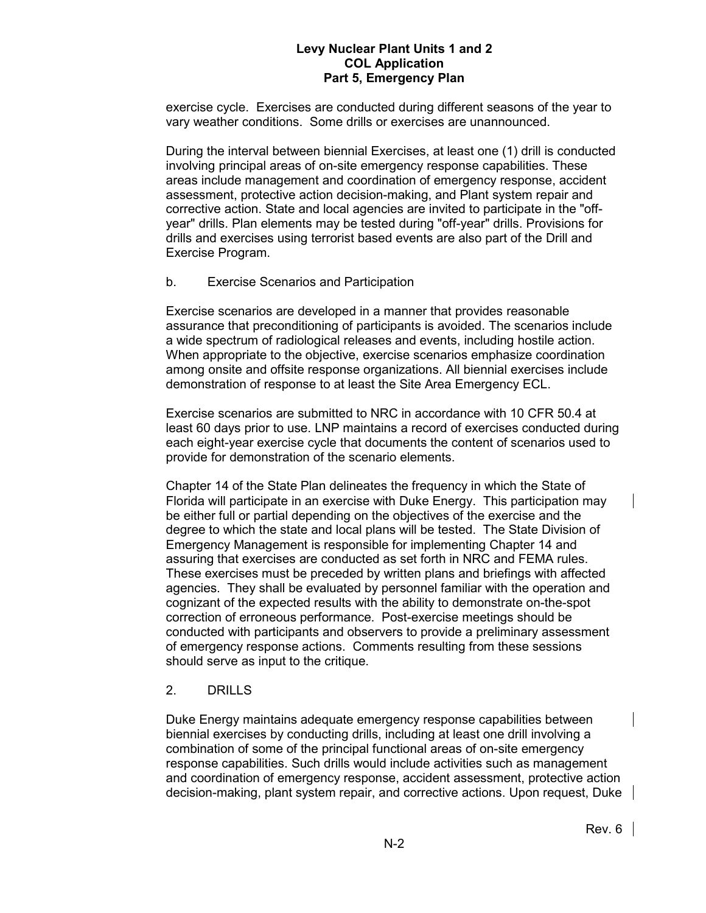exercise cycle. Exercises are conducted during different seasons of the year to vary weather conditions. Some drills or exercises are unannounced.

During the interval between biennial Exercises, at least one (1) drill is conducted involving principal areas of on-site emergency response capabilities. These areas include management and coordination of emergency response, accident assessment, protective action decision-making, and Plant system repair and corrective action. State and local agencies are invited to participate in the "off-year" drills. Plan elements may be tested during "off-year" drills. Provisions for drills and exercises using terrorist based events are also part of the Drill and Exercise Program.

b. Exercise Scenarios and Participation

Exercise scenarios are developed in a manner that provides reasonable assurance that preconditioning of participants is avoided. The scenarios include a wide spectrum of radiological releases and events, including hostile action. When appropriate to the objective, exercise scenarios emphasize coordination among onsite and offsite response organizations. All biennial exercises include demonstration of response to at least the Site Area Emergency ECL.

Exercise scenarios are submitted to NRC in accordance with 10 CFR 50.4 at least 60 days prior to use. LNP maintains a record of exercises conducted during each eight-year exercise cycle that documents the content of scenarios used to provide for demonstration of the scenario elements.

Chapter 14 of the State Plan delineates the frequency in which the State of Florida will participate in an exercise with Duke Energy. This participation may be either full or partial depending on the objectives of the exercise and the degree to which the state and local plans will be tested. The State Division of Emergency Management is responsible for implementing Chapter 14 and assuring that exercises are conducted as set forth in NRC and FEMA rules. These exercises must be preceded by written plans and briefings with affected agencies. They shall be evaluated by personnel familiar with the operation and cognizant of the expected results with the ability to demonstrate on-the-spot correction of erroneous performance. Post-exercise meetings should be conducted with participants and observers to provide a preliminary assessment of emergency response actions. Comments resulting from these sessions should serve as input to the critique.

2. DRILLS

Duke Energy maintains adequate emergency response capabilities between biennial exercises by conducting drills, including at least one drill involving a combination of some of the principal functional areas of on-site emergency response capabilities. Such drills would include activities such as management and coordination of emergency response, accident assessment, protective action decision-making, plant system repair, and corrective actions. Upon request, Duke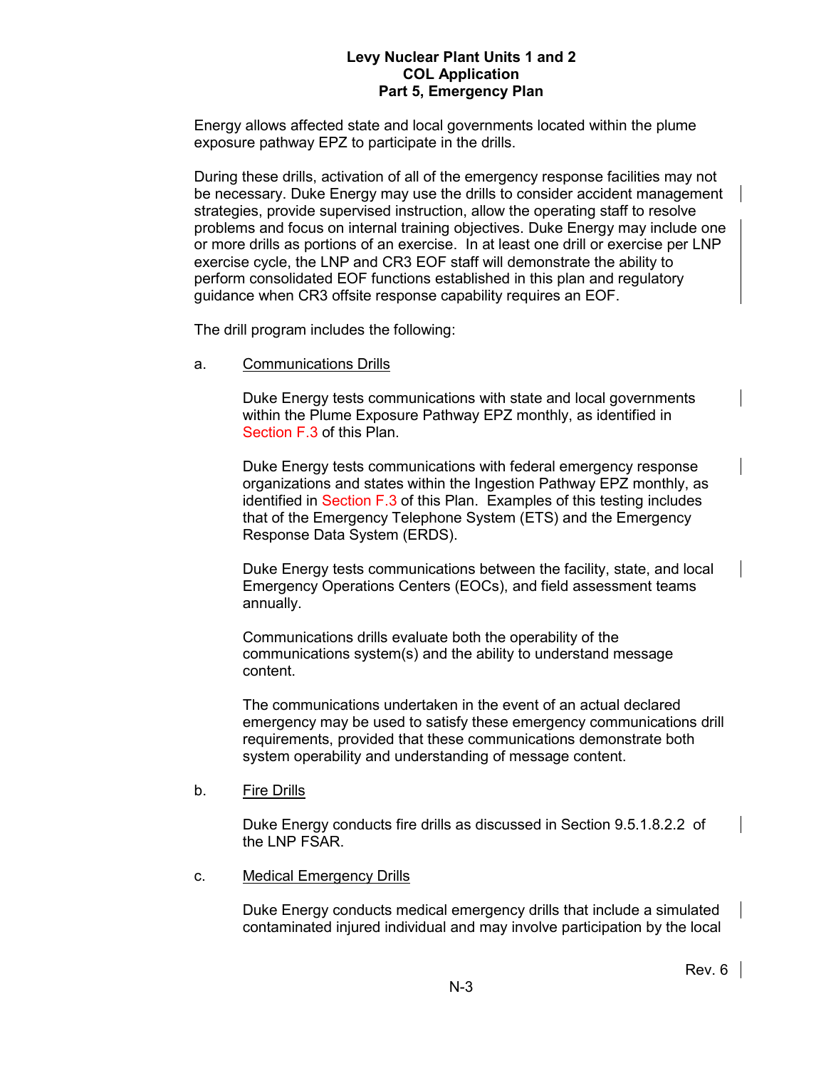Energy allows affected state and local governments located within the plume exposure pathway EPZ to participate in the drills.

During these drills, activation of all of the emergency response facilities may not be necessary. Duke Energy may use the drills to consider accident management strategies, provide supervised instruction, allow the operating staff to resolve problems and focus on internal training objectives. Duke Energy may include one or more drills as portions of an exercise. In at least one drill or exercise per LNP exercise cycle, the LNP and CR3 EOF staff will demonstrate the ability to perform consolidated EOF functions established in this plan and regulatory guidance when CR3 offsite response capability requires an EOF.

The drill program includes the following:

a. Communications Drills

Duke Energy tests communications with state and local governments within the Plume Exposure Pathway EPZ monthly, as identified in Section F.3 of this Plan.

Duke Energy tests communications with federal emergency response organizations and states within the Ingestion Pathway EPZ monthly, as identified in Section F.3 of this Plan. Examples of this testing includes that of the Emergency Telephone System (ETS) and the Emergency Response Data System (ERDS).

Duke Energy tests communications between the facility, state, and local Emergency Operations Centers (EOCs), and field assessment teams annually.

Communications drills evaluate both the operability of the communications system(s) and the ability to understand message content.

The communications undertaken in the event of an actual declared emergency may be used to satisfy these emergency communications drill requirements, provided that these communications demonstrate both system operability and understanding of message content.

b. Fire Drills

Duke Energy conducts fire drills as discussed in Section 9.5.1.8.2.2 of the LNP FSAR.

c. Medical Emergency Drills

Duke Energy conducts medical emergency drills that include a simulated contaminated injured individual and may involve participation by the local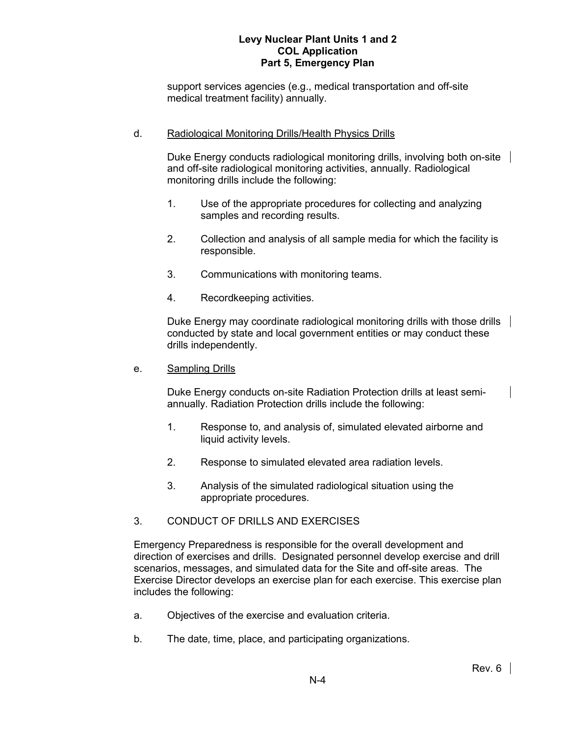support services agencies (e.g., medical transportation and off-site medical treatment facility) annually.

d. Radiological Monitoring Drills/Health Physics Drills

Duke Energy conducts radiological monitoring drills, involving both on-site and off-site radiological monitoring activities, annually. Radiological monitoring drills include the following:

1. Use of the appropriate procedures for collecting and analyzing samples and recording results.

2. Collection and analysis of all sample media for which the facility is responsible.

3. Communications with monitoring teams.

4. Recordkeeping activities.

Duke Energy may coordinate radiological monitoring drills with those drills conducted by state and local government entities or may conduct these drills independently.

e. Sampling Drills

Duke Energy conducts on-site Radiation Protection drills at least semi-annually. Radiation Protection drills include the following:

1. Response to, and analysis of, simulated elevated airborne and liquid activity levels.

2. Response to simulated elevated area radiation levels.

3. Analysis of the simulated radiological situation using the appropriate procedures.

3. CONDUCT OF DRILLS AND EXERCISES

Emergency Preparedness is responsible for the overall development and direction of exercises and drills. Designated personnel develop exercise and drill scenarios, messages, and simulated data for the Site and off-site areas. The Exercise Director develops an exercise plan for each exercise. This exercise plan includes the following:

a. Objectives of the exercise and evaluation criteria.

b. The date, time, place, and participating organizations.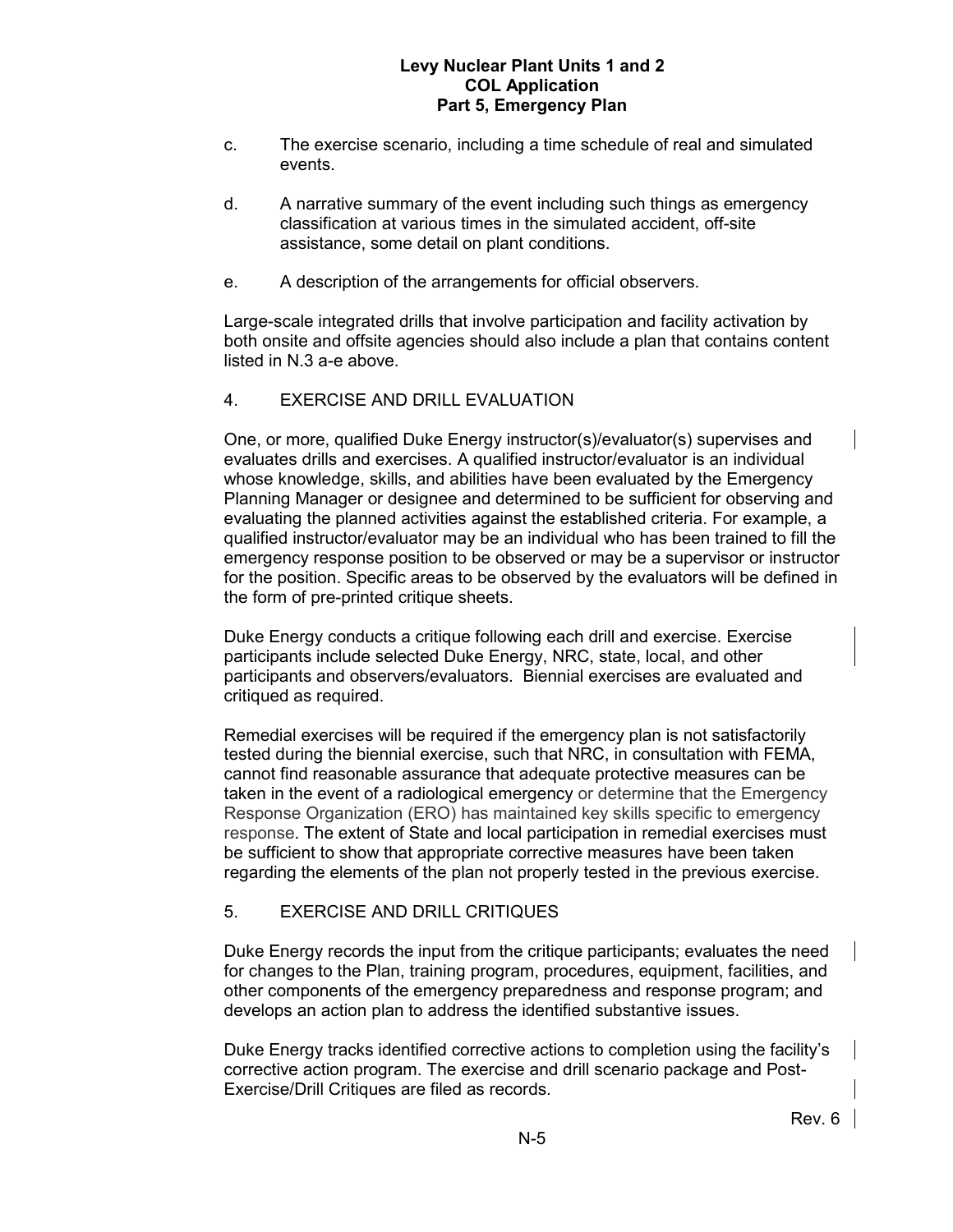c. The exercise scenario, including a time schedule of real and simulated events.

d. A narrative summary of the event including such things as emergency classification at various times in the simulated accident, off-site assistance, some detail on plant conditions.

e. A description of the arrangements for official observers.

Large-scale integrated drills that involve participation and facility activation by both onsite and offsite agencies should also include a plan that contains content listed in N.3 a-e above.

## 4. EXERCISE AND DRILL EVALUATION

One, or more, qualified Duke Energy instructor(s)/evaluator(s) supervises and evaluates drills and exercises. A qualified instructor/evaluator is an individual whose knowledge, skills, and abilities have been evaluated by the Emergency Planning Manager or designee and determined to be sufficient for observing and evaluating the planned activities against the established criteria. For example, a qualified instructor/evaluator may be an individual who has been trained to fill the emergency response position to be observed or may be a supervisor or instructor for the position. Specific areas to be observed by the evaluators will be defined in the form of pre-printed critique sheets.

Duke Energy conducts a critique following each drill and exercise. Exercise participants include selected Duke Energy, NRC, state, local, and other participants and observers/evaluators. Biennial exercises are evaluated and critiqued as required.

Remedial exercises will be required if the emergency plan is not satisfactorily tested during the biennial exercise, such that NRC, in consultation with FEMA, cannot find reasonable assurance that adequate protective measures can be taken in the event of a radiological emergency or determine that the Emergency Response Organization (ERO) has maintained key skills specific to emergency response. The extent of State and local participation in remedial exercises must be sufficient to show that appropriate corrective measures have been taken regarding the elements of the plan not properly tested in the previous exercise.

## 5. EXERCISE AND DRILL CRITIQUES

Duke Energy records the input from the critique participants; evaluates the need for changes to the Plan, training program, procedures, equipment, facilities, and other components of the emergency preparedness and response program; and develops an action plan to address the identified substantive issues.

Duke Energy tracks identified corrective actions to completion using the facility's corrective action program. The exercise and drill scenario package and Post-Exercise/Drill Critiques are filed as records.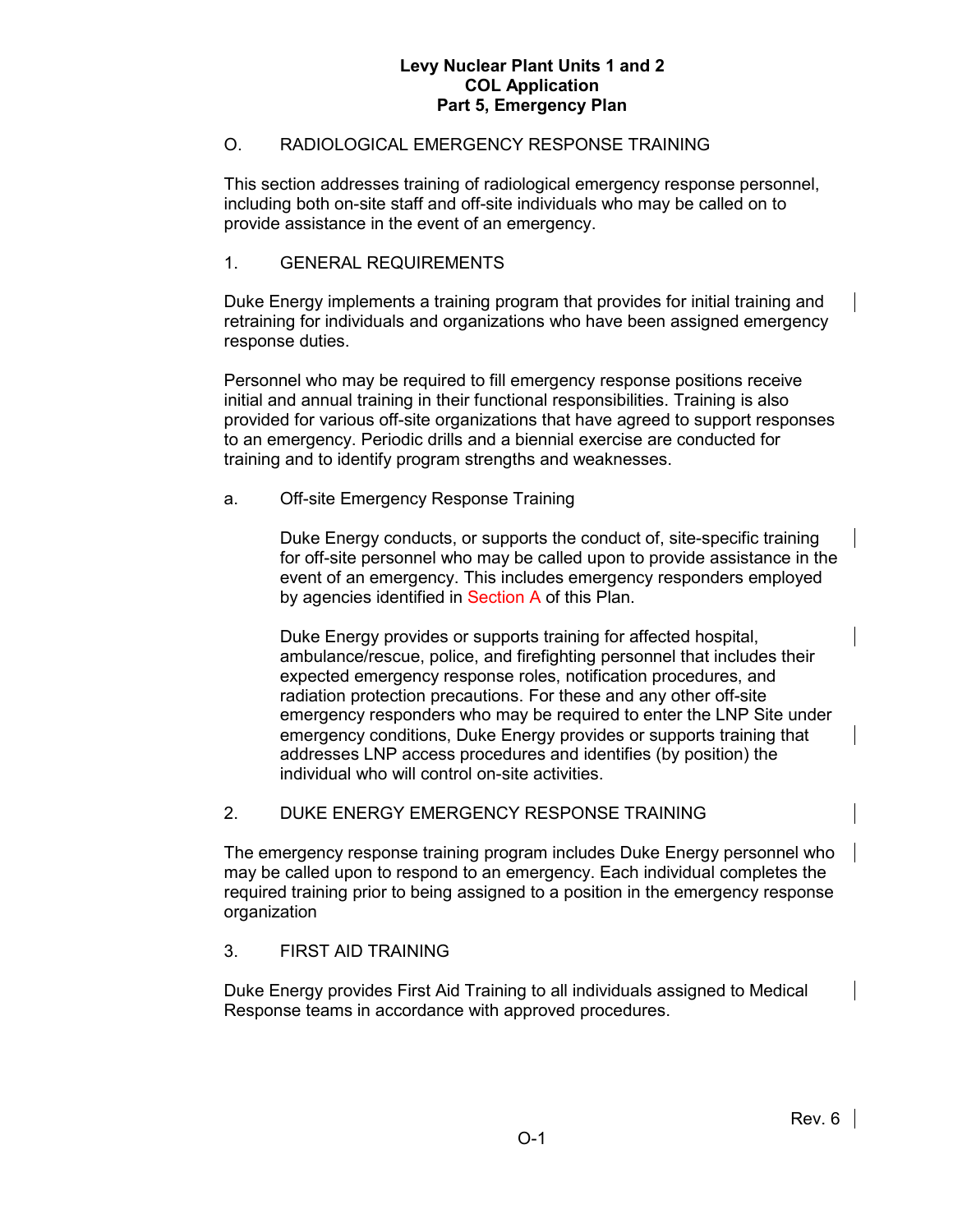## O. RADIOLOGICAL EMERGENCY RESPONSE TRAINING

This section addresses training of radiological emergency response personnel, including both on-site staff and off-site individuals who may be called on to provide assistance in the event of an emergency.

### 1. GENERAL REQUIREMENTS

Duke Energy implements a training program that provides for initial training and retraining for individuals and organizations who have been assigned emergency response duties.

Personnel who may be required to fill emergency response positions receive initial and annual training in their functional responsibilities. Training is also provided for various off-site organizations that have agreed to support responses to an emergency. Periodic drills and a biennial exercise are conducted for training and to identify program strengths and weaknesses.

#### a. Off-site Emergency Response Training

Duke Energy conducts, or supports the conduct of, site-specific training for off-site personnel who may be called upon to provide assistance in the event of an emergency. This includes emergency responders employed by agencies identified in Section A of this Plan.

Duke Energy provides or supports training for affected hospital, ambulance/rescue, police, and firefighting personnel that includes their expected emergency response roles, notification procedures, and radiation protection precautions. For these and any other off-site emergency responders who may be required to enter the LNP Site under emergency conditions, Duke Energy provides or supports training that addresses LNP access procedures and identifies (by position) the individual who will control on-site activities.

### 2. DUKE ENERGY EMERGENCY RESPONSE TRAINING

The emergency response training program includes Duke Energy personnel who may be called upon to respond to an emergency. Each individual completes the required training prior to being assigned to a position in the emergency response organization

### 3. FIRST AID TRAINING

Duke Energy provides First Aid Training to all individuals assigned to Medical Response teams in accordance with approved procedures.

Rev. 6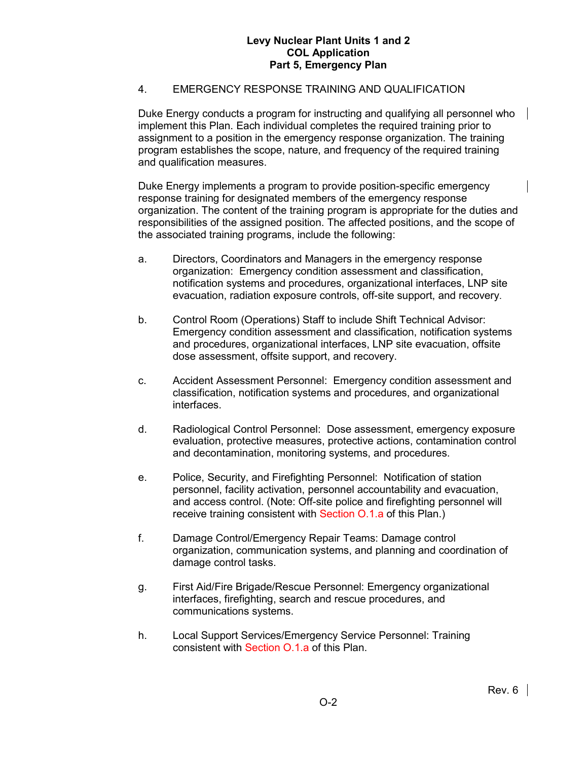## 4. EMERGENCY RESPONSE TRAINING AND QUALIFICATION

Duke Energy conducts a program for instructing and qualifying all personnel who implement this Plan. Each individual completes the required training prior to assignment to a position in the emergency response organization. The training program establishes the scope, nature, and frequency of the required training and qualification measures.

Duke Energy implements a program to provide position-specific emergency response training for designated members of the emergency response organization. The content of the training program is appropriate for the duties and responsibilities of the assigned position. The affected positions, and the scope of the associated training programs, include the following:

a. Directors, Coordinators and Managers in the emergency response organization: Emergency condition assessment and classification, notification systems and procedures, organizational interfaces, LNP site evacuation, radiation exposure controls, off-site support, and recovery.

b. Control Room (Operations) Staff to include Shift Technical Advisor: Emergency condition assessment and classification, notification systems and procedures, organizational interfaces, LNP site evacuation, offsite dose assessment, offsite support, and recovery.

c. Accident Assessment Personnel: Emergency condition assessment and classification, notification systems and procedures, and organizational interfaces.

d. Radiological Control Personnel: Dose assessment, emergency exposure evaluation, protective measures, protective actions, contamination control and decontamination, monitoring systems, and procedures.

e. Police, Security, and Firefighting Personnel: Notification of station personnel, facility activation, personnel accountability and evacuation, and access control. (Note: Off-site police and firefighting personnel will receive training consistent with Section O.1.a of this Plan.)

f. Damage Control/Emergency Repair Teams: Damage control organization, communication systems, and planning and coordination of damage control tasks.

g. First Aid/Fire Brigade/Rescue Personnel: Emergency organizational interfaces, firefighting, search and rescue procedures, and communications systems.

h. Local Support Services/Emergency Service Personnel: Training consistent with Section O.1.a of this Plan.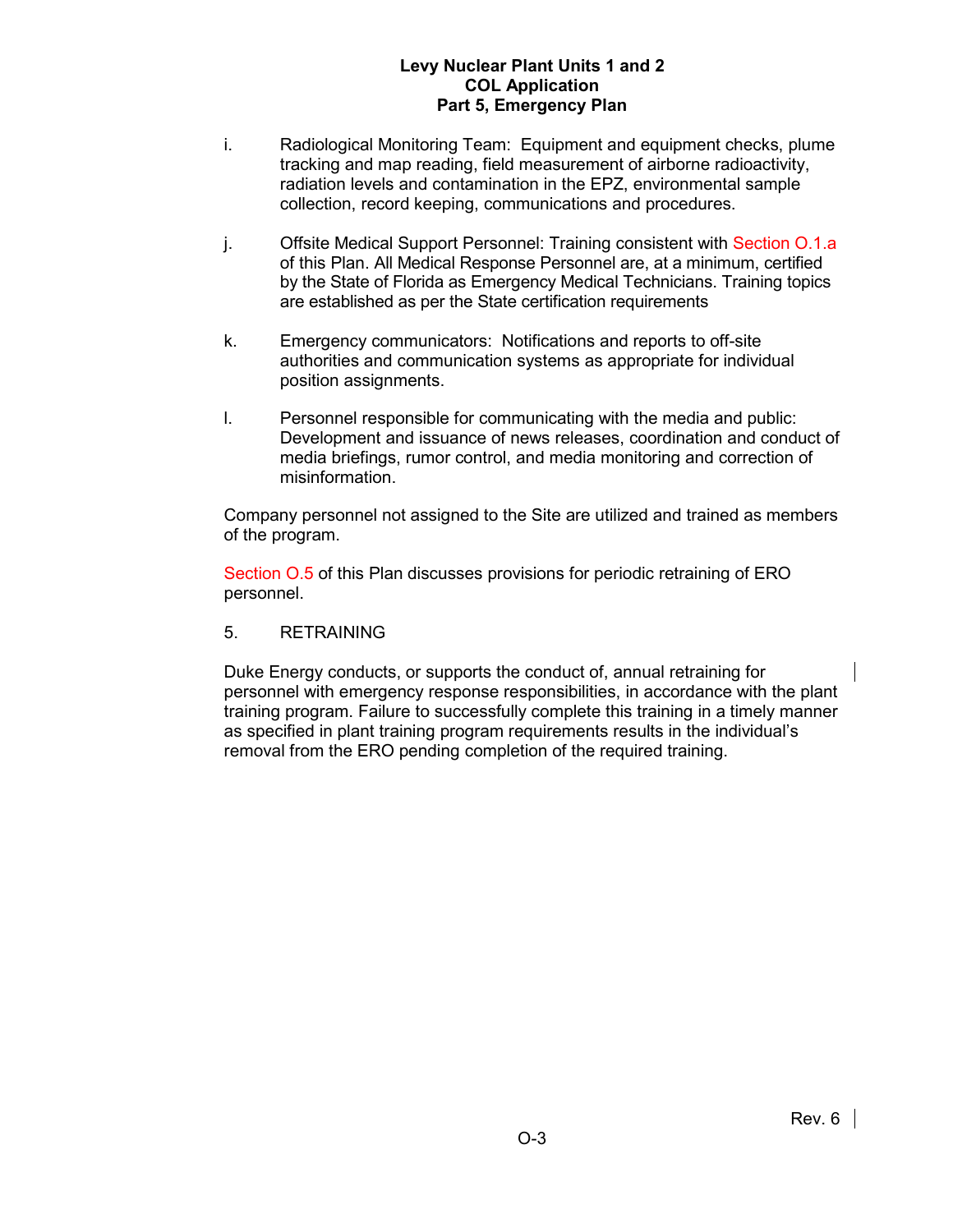i. Radiological Monitoring Team: Equipment and equipment checks, plume tracking and map reading, field measurement of airborne radioactivity, radiation levels and contamination in the EPZ, environmental sample collection, record keeping, communications and procedures.

j. Offsite Medical Support Personnel: Training consistent with Section O.1.a of this Plan. All Medical Response Personnel are, at a minimum, certified by the State of Florida as Emergency Medical Technicians. Training topics are established as per the State certification requirements

k. Emergency communicators: Notifications and reports to off-site authorities and communication systems as appropriate for individual position assignments.

l. Personnel responsible for communicating with the media and public: Development and issuance of news releases, coordination and conduct of media briefings, rumor control, and media monitoring and correction of misinformation.

Company personnel not assigned to the Site are utilized and trained as members of the program.

Section O.5 of this Plan discusses provisions for periodic retraining of ERO personnel.

## 5. RETRAINING

Duke Energy conducts, or supports the conduct of, annual retraining for personnel with emergency response responsibilities, in accordance with the plant training program. Failure to successfully complete this training in a timely manner as specified in plant training program requirements results in the individual's removal from the ERO pending completion of the required training.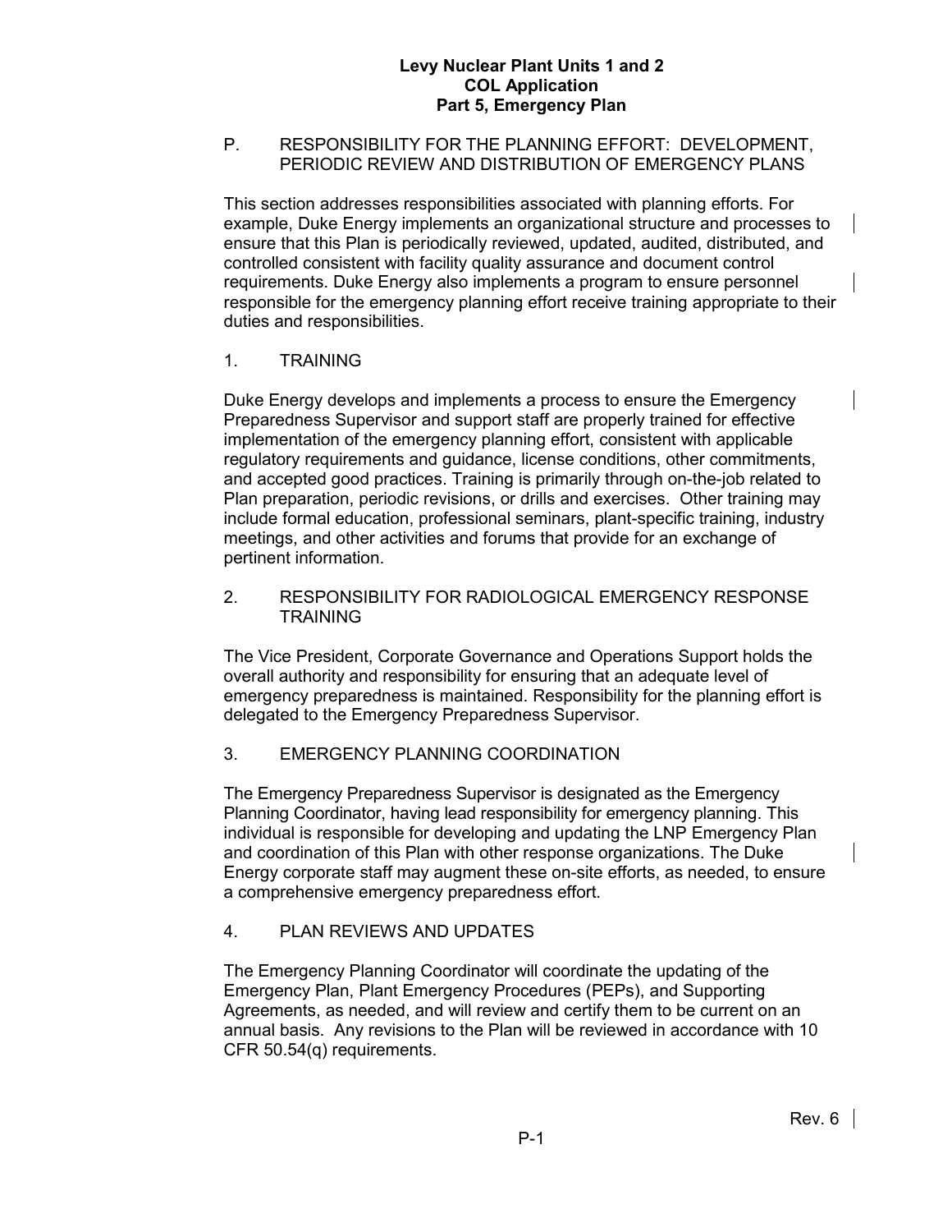## P. RESPONSIBILITY FOR THE PLANNING EFFORT: DEVELOPMENT, PERIODIC REVIEW AND DISTRIBUTION OF EMERGENCY PLANS

This section addresses responsibilities associated with planning efforts. For example, Duke Energy implements an organizational structure and processes to ensure that this Plan is periodically reviewed, updated, audited, distributed, and controlled consistent with facility quality assurance and document control requirements. Duke Energy also implements a program to ensure personnel responsible for the emergency planning effort receive training appropriate to their duties and responsibilities.

### 1. TRAINING

Duke Energy develops and implements a process to ensure the Emergency Preparedness Supervisor and support staff are properly trained for effective implementation of the emergency planning effort, consistent with applicable regulatory requirements and guidance, license conditions, other commitments, and accepted good practices. Training is primarily through on-the-job related to Plan preparation, periodic revisions, or drills and exercises. Other training may include formal education, professional seminars, plant-specific training, industry meetings, and other activities and forums that provide for an exchange of pertinent information.

### 2. RESPONSIBILITY FOR RADIOLOGICAL EMERGENCY RESPONSE TRAINING

The Vice President, Corporate Governance and Operations Support holds the overall authority and responsibility for ensuring that an adequate level of emergency preparedness is maintained. Responsibility for the planning effort is delegated to the Emergency Preparedness Supervisor.

### 3. EMERGENCY PLANNING COORDINATION

The Emergency Preparedness Supervisor is designated as the Emergency Planning Coordinator, having lead responsibility for emergency planning. This individual is responsible for developing and updating the LNP Emergency Plan and coordination of this Plan with other response organizations. The Duke Energy corporate staff may augment these on-site efforts, as needed, to ensure a comprehensive emergency preparedness effort.

### 4. PLAN REVIEWS AND UPDATES

The Emergency Planning Coordinator will coordinate the updating of the Emergency Plan, Plant Emergency Procedures (PEPs), and Supporting Agreements, as needed, and will review and certify them to be current on an annual basis. Any revisions to the Plan will be reviewed in accordance with 10 CFR 50.54(q) requirements.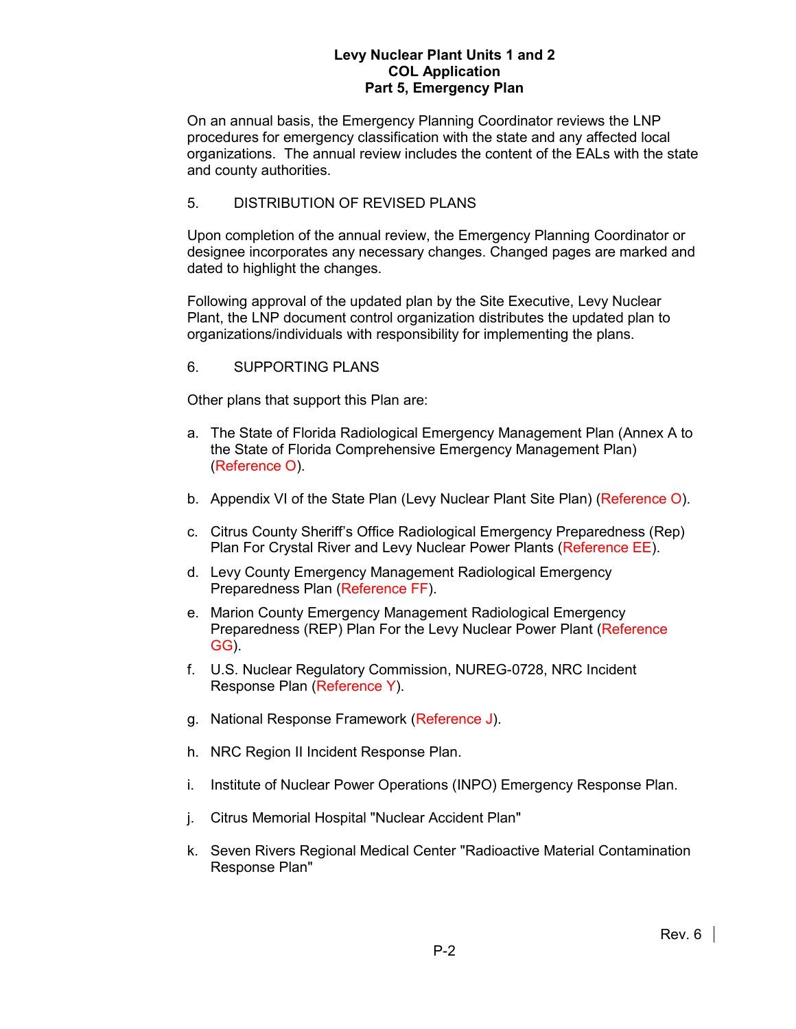On an annual basis, the Emergency Planning Coordinator reviews the LNP procedures for emergency classification with the state and any affected local organizations. The annual review includes the content of the EALs with the state and county authorities.

## 5. DISTRIBUTION OF REVISED PLANS

Upon completion of the annual review, the Emergency Planning Coordinator or designee incorporates any necessary changes. Changed pages are marked and dated to highlight the changes.

Following approval of the updated plan by the Site Executive, Levy Nuclear Plant, the LNP document control organization distributes the updated plan to organizations/individuals with responsibility for implementing the plans.

## 6. SUPPORTING PLANS

Other plans that support this Plan are:

a. The State of Florida Radiological Emergency Management Plan (Annex A to the State of Florida Comprehensive Emergency Management Plan) (Reference O).

b. Appendix VI of the State Plan (Levy Nuclear Plant Site Plan) (Reference O).

c. Citrus County Sheriff's Office Radiological Emergency Preparedness (Rep) Plan For Crystal River and Levy Nuclear Power Plants (Reference EE).

d. Levy County Emergency Management Radiological Emergency Preparedness Plan (Reference FF).

e. Marion County Emergency Management Radiological Emergency Preparedness (REP) Plan For the Levy Nuclear Power Plant (Reference GG).

f. U.S. Nuclear Regulatory Commission, NUREG-0728, NRC Incident Response Plan (Reference Y).

g. National Response Framework (Reference J).

h. NRC Region II Incident Response Plan.

i. Institute of Nuclear Power Operations (INPO) Emergency Response Plan.

j. Citrus Memorial Hospital "Nuclear Accident Plan"

k. Seven Rivers Regional Medical Center "Radioactive Material Contamination Response Plan"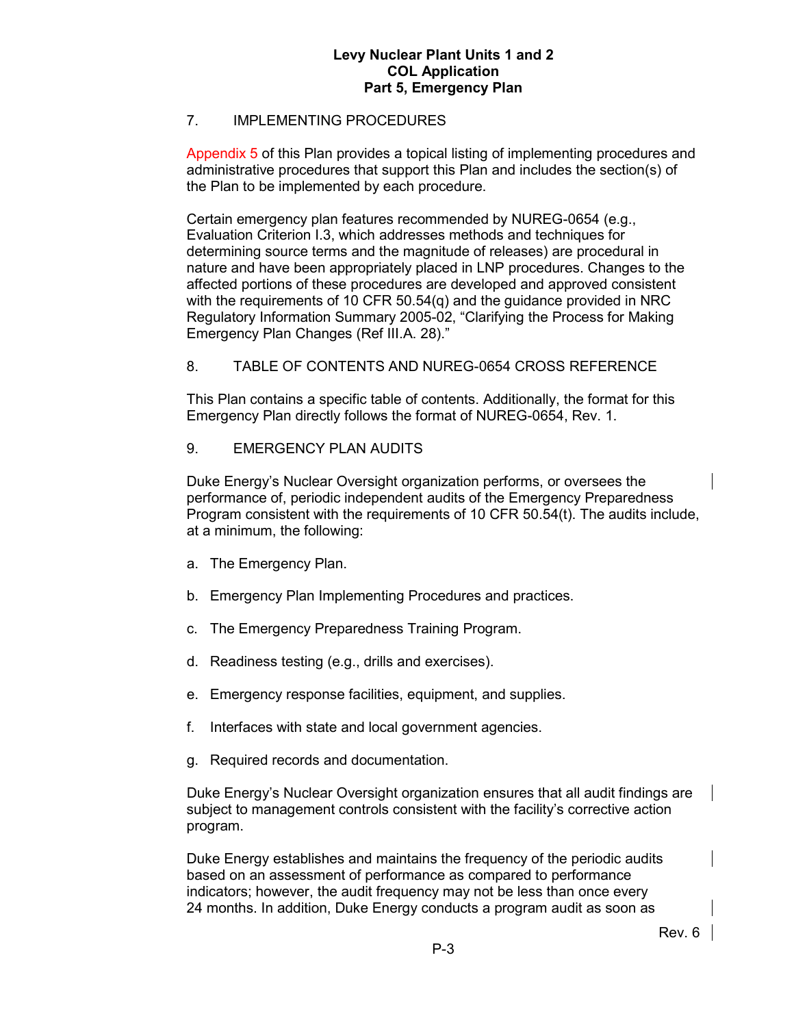## 7. IMPLEMENTING PROCEDURES

Appendix 5 of this Plan provides a topical listing of implementing procedures and administrative procedures that support this Plan and includes the section(s) of the Plan to be implemented by each procedure.

Certain emergency plan features recommended by NUREG-0654 (e.g., Evaluation Criterion I.3, which addresses methods and techniques for determining source terms and the magnitude of releases) are procedural in nature and have been appropriately placed in LNP procedures. Changes to the affected portions of these procedures are developed and approved consistent with the requirements of 10 CFR 50.54(q) and the guidance provided in NRC Regulatory Information Summary 2005-02, "Clarifying the Process for Making Emergency Plan Changes (Ref III.A. 28)."

## 8. TABLE OF CONTENTS AND NUREG-0654 CROSS REFERENCE

This Plan contains a specific table of contents. Additionally, the format for this Emergency Plan directly follows the format of NUREG-0654, Rev. 1.

## 9. EMERGENCY PLAN AUDITS

Duke Energy's Nuclear Oversight organization performs, or oversees the performance of, periodic independent audits of the Emergency Preparedness Program consistent with the requirements of 10 CFR 50.54(t). The audits include, at a minimum, the following:

a. The Emergency Plan.

b. Emergency Plan Implementing Procedures and practices.

c. The Emergency Preparedness Training Program.

d. Readiness testing (e.g., drills and exercises).

e. Emergency response facilities, equipment, and supplies.

f. Interfaces with state and local government agencies.

g. Required records and documentation.

Duke Energy's Nuclear Oversight organization ensures that all audit findings are subject to management controls consistent with the facility's corrective action program.

Duke Energy establishes and maintains the frequency of the periodic audits based on an assessment of performance as compared to performance indicators; however, the audit frequency may not be less than once every 24 months. In addition, Duke Energy conducts a program audit as soon as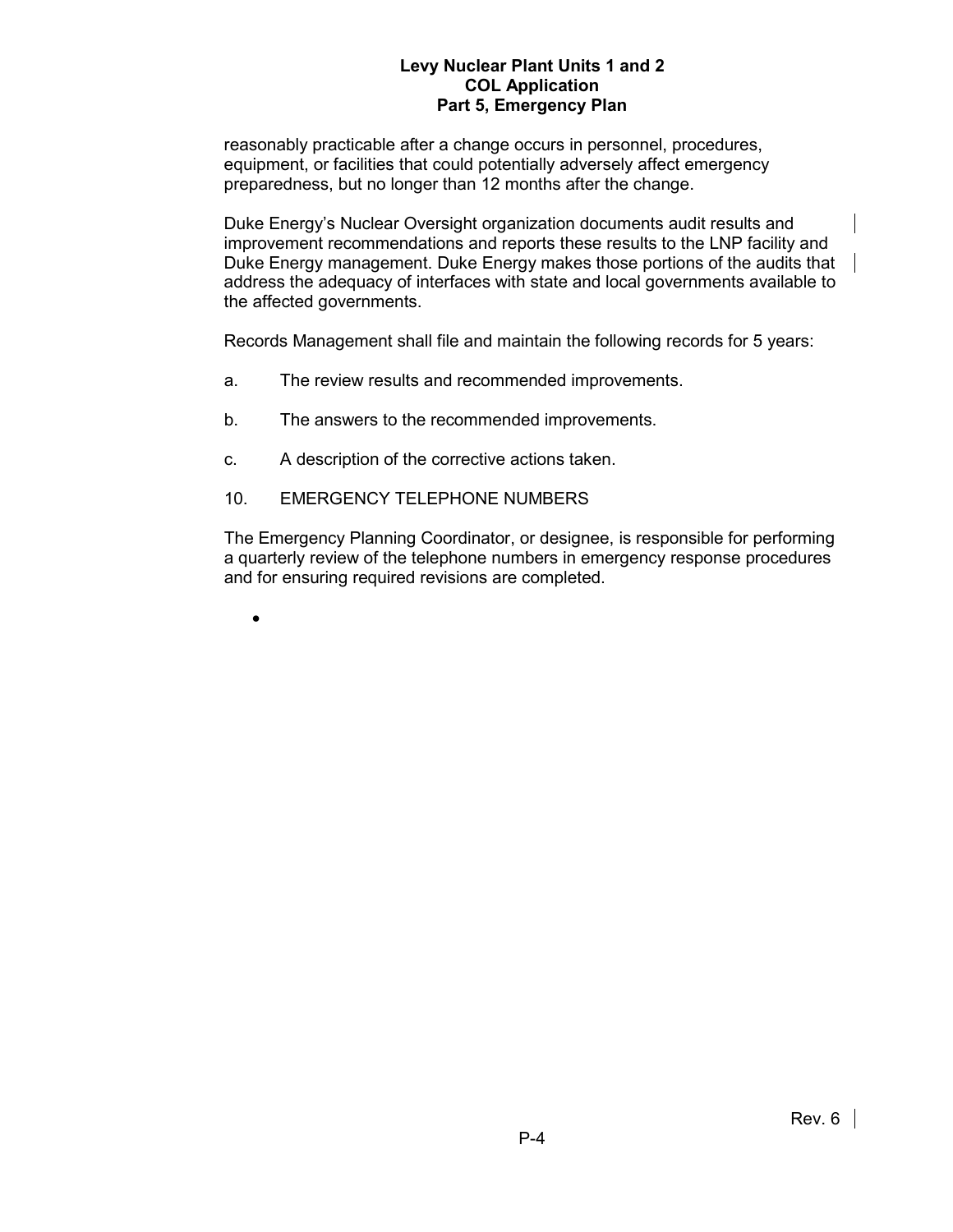reasonably practicable after a change occurs in personnel, procedures, equipment, or facilities that could potentially adversely affect emergency preparedness, but no longer than 12 months after the change.

Duke Energy's Nuclear Oversight organization documents audit results and improvement recommendations and reports these results to the LNP facility and Duke Energy management. Duke Energy makes those portions of the audits that address the adequacy of interfaces with state and local governments available to the affected governments.

Records Management shall file and maintain the following records for 5 years:

a. The review results and recommended improvements.

b. The answers to the recommended improvements.

c. A description of the corrective actions taken.

10. EMERGENCY TELEPHONE NUMBERS

The Emergency Planning Coordinator, or designee, is responsible for performing a quarterly review of the telephone numbers in emergency response procedures and for ensuring required revisions are completed.

-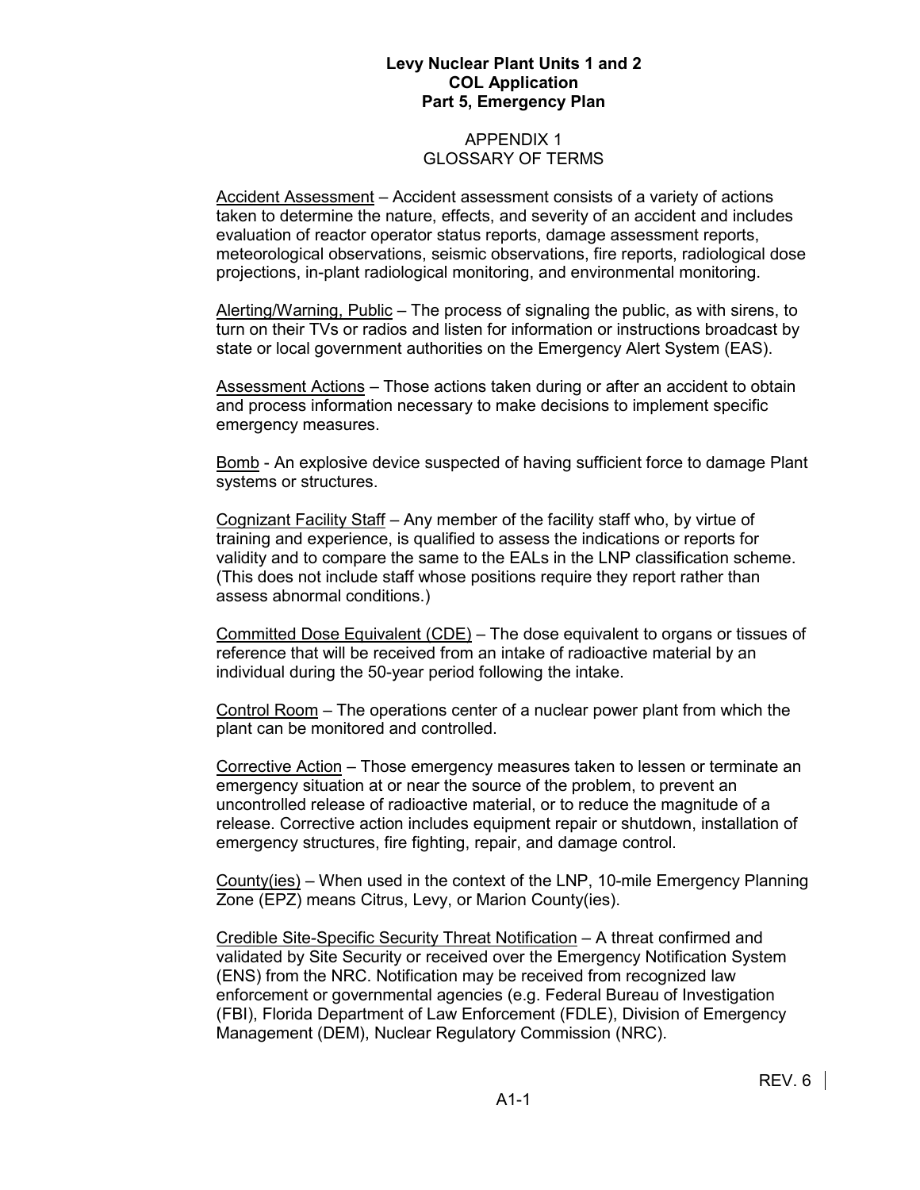## APPENDIX 1
## GLOSSARY OF TERMS

Accident Assessment – Accident assessment consists of a variety of actions taken to determine the nature, effects, and severity of an accident and includes evaluation of reactor operator status reports, damage assessment reports, meteorological observations, seismic observations, fire reports, radiological dose projections, in-plant radiological monitoring, and environmental monitoring.

Alerting/Warning, Public – The process of signaling the public, as with sirens, to turn on their TVs or radios and listen for information or instructions broadcast by state or local government authorities on the Emergency Alert System (EAS).

Assessment Actions – Those actions taken during or after an accident to obtain and process information necessary to make decisions to implement specific emergency measures.

Bomb - An explosive device suspected of having sufficient force to damage Plant systems or structures.

Cognizant Facility Staff – Any member of the facility staff who, by virtue of training and experience, is qualified to assess the indications or reports for validity and to compare the same to the EALs in the LNP classification scheme. (This does not include staff whose positions require they report rather than assess abnormal conditions.)

Committed Dose Equivalent (CDE) – The dose equivalent to organs or tissues of reference that will be received from an intake of radioactive material by an individual during the 50-year period following the intake.

Control Room – The operations center of a nuclear power plant from which the plant can be monitored and controlled.

Corrective Action – Those emergency measures taken to lessen or terminate an emergency situation at or near the source of the problem, to prevent an uncontrolled release of radioactive material, or to reduce the magnitude of a release. Corrective action includes equipment repair or shutdown, installation of emergency structures, fire fighting, repair, and damage control.

County(ies) – When used in the context of the LNP, 10-mile Emergency Planning Zone (EPZ) means Citrus, Levy, or Marion County(ies).

Credible Site-Specific Security Threat Notification – A threat confirmed and validated by Site Security or received over the Emergency Notification System (ENS) from the NRC. Notification may be received from recognized law enforcement or governmental agencies (e.g. Federal Bureau of Investigation (FBI), Florida Department of Law Enforcement (FDLE), Division of Emergency Management (DEM), Nuclear Regulatory Commission (NRC).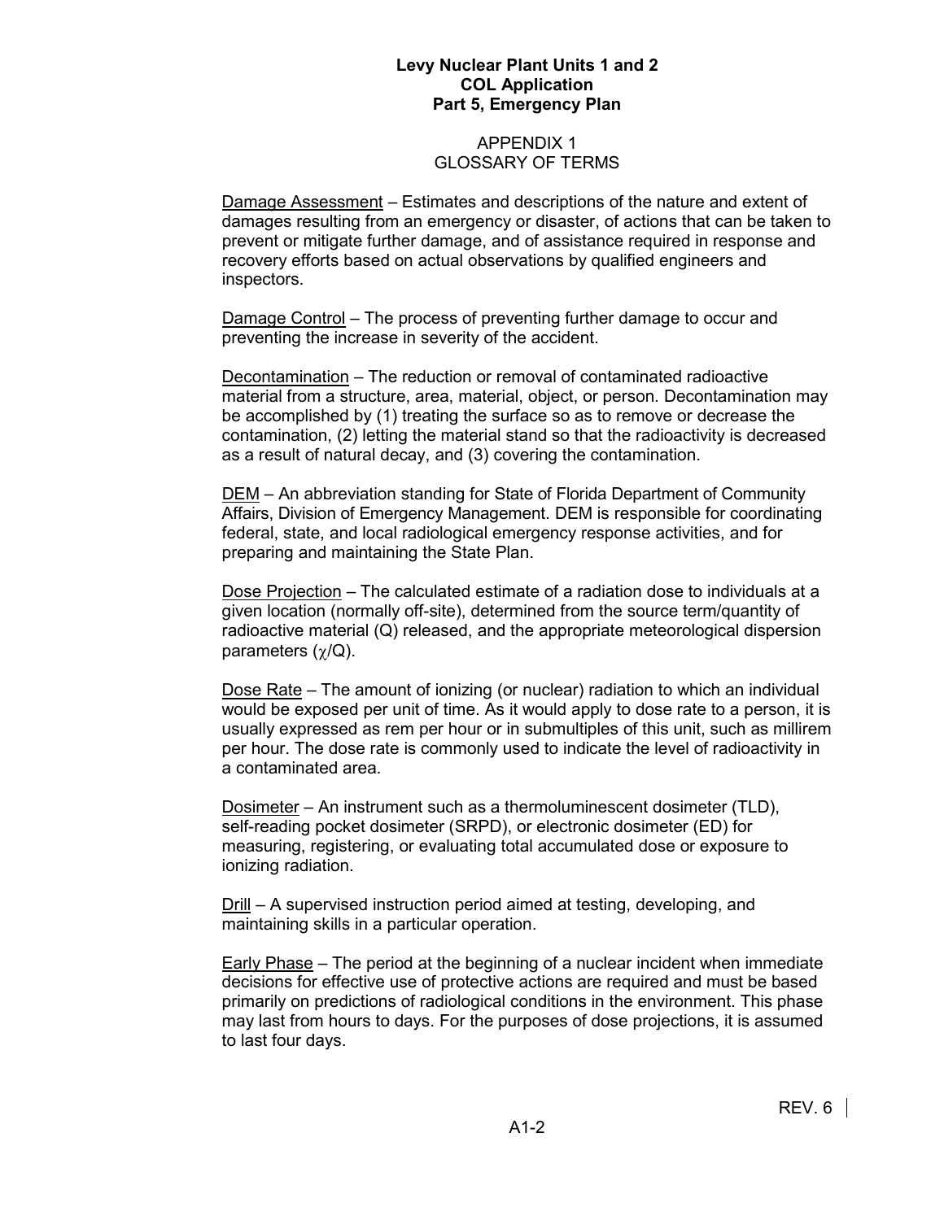## APPENDIX 1
## GLOSSARY OF TERMS

Damage Assessment – Estimates and descriptions of the nature and extent of damages resulting from an emergency or disaster, of actions that can be taken to prevent or mitigate further damage, and of assistance required in response and recovery efforts based on actual observations by qualified engineers and inspectors.

Damage Control – The process of preventing further damage to occur and preventing the increase in severity of the accident.

Decontamination – The reduction or removal of contaminated radioactive material from a structure, area, material, object, or person. Decontamination may be accomplished by (1) treating the surface so as to remove or decrease the contamination, (2) letting the material stand so that the radioactivity is decreased as a result of natural decay, and (3) covering the contamination.

DEM – An abbreviation standing for State of Florida Department of Community Affairs, Division of Emergency Management. DEM is responsible for coordinating federal, state, and local radiological emergency response activities, and for preparing and maintaining the State Plan.

Dose Projection – The calculated estimate of a radiation dose to individuals at a given location (normally off-site), determined from the source term/quantity of radioactive material (Q) released, and the appropriate meteorological dispersion parameters ($\chi$/Q).

Dose Rate – The amount of ionizing (or nuclear) radiation to which an individual would be exposed per unit of time. As it would apply to dose rate to a person, it is usually expressed as rem per hour or in submultiples of this unit, such as millirem per hour. The dose rate is commonly used to indicate the level of radioactivity in a contaminated area.

Dosimeter – An instrument such as a thermoluminescent dosimeter (TLD), self-reading pocket dosimeter (SRPD), or electronic dosimeter (ED) for measuring, registering, or evaluating total accumulated dose or exposure to ionizing radiation.

Drill – A supervised instruction period aimed at testing, developing, and maintaining skills in a particular operation.

Early Phase – The period at the beginning of a nuclear incident when immediate decisions for effective use of protective actions are required and must be based primarily on predictions of radiological conditions in the environment. This phase may last from hours to days. For the purposes of dose projections, it is assumed to last four days.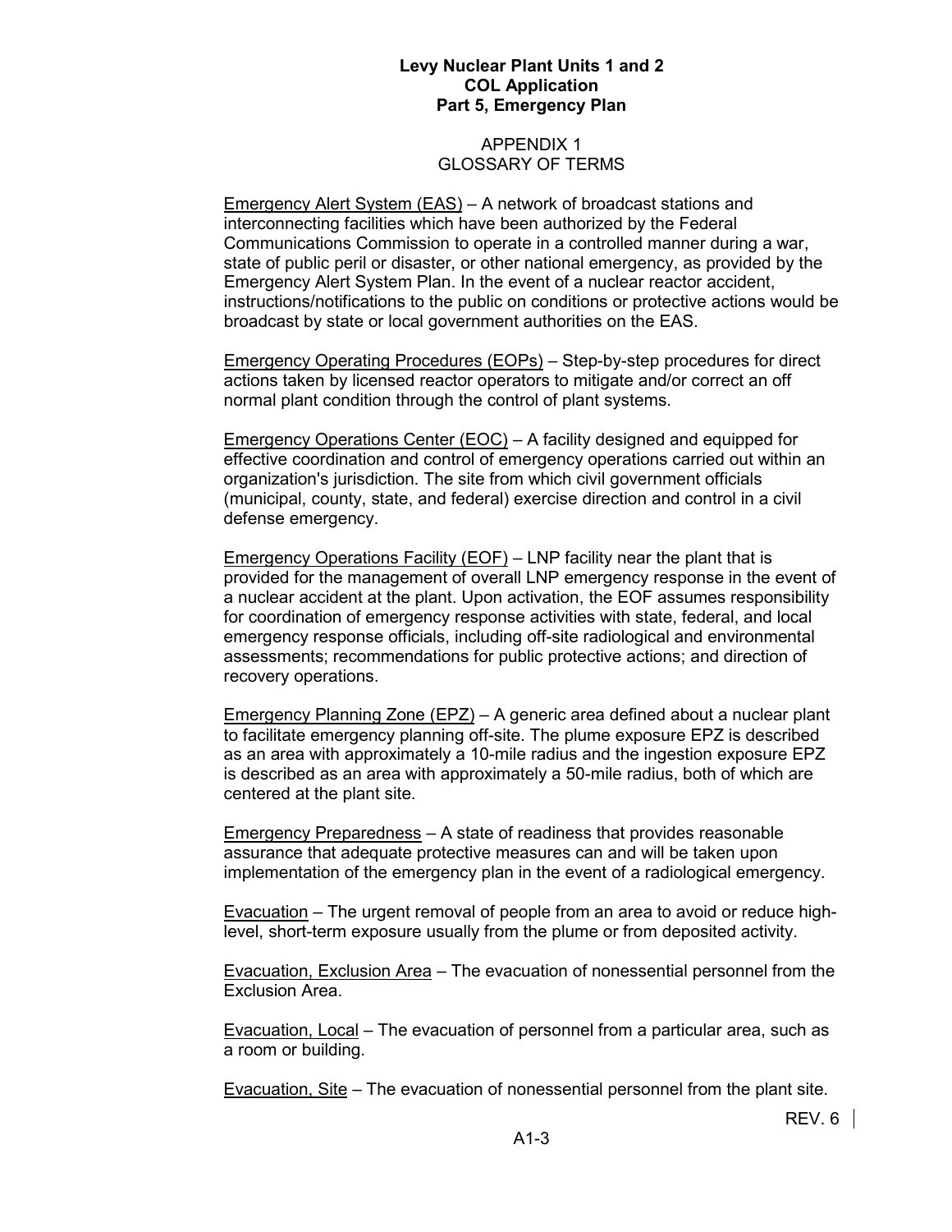## APPENDIX 1
## GLOSSARY OF TERMS

Emergency Alert System (EAS) – A network of broadcast stations and interconnecting facilities which have been authorized by the Federal Communications Commission to operate in a controlled manner during a war, state of public peril or disaster, or other national emergency, as provided by the Emergency Alert System Plan. In the event of a nuclear reactor accident, instructions/notifications to the public on conditions or protective actions would be broadcast by state or local government authorities on the EAS.

Emergency Operating Procedures (EOPs) – Step-by-step procedures for direct actions taken by licensed reactor operators to mitigate and/or correct an off normal plant condition through the control of plant systems.

Emergency Operations Center (EOC) – A facility designed and equipped for effective coordination and control of emergency operations carried out within an organization's jurisdiction. The site from which civil government officials (municipal, county, state, and federal) exercise direction and control in a civil defense emergency.

Emergency Operations Facility (EOF) – LNP facility near the plant that is provided for the management of overall LNP emergency response in the event of a nuclear accident at the plant. Upon activation, the EOF assumes responsibility for coordination of emergency response activities with state, federal, and local emergency response officials, including off-site radiological and environmental assessments; recommendations for public protective actions; and direction of recovery operations.

Emergency Planning Zone (EPZ) – A generic area defined about a nuclear plant to facilitate emergency planning off-site. The plume exposure EPZ is described as an area with approximately a 10-mile radius and the ingestion exposure EPZ is described as an area with approximately a 50-mile radius, both of which are centered at the plant site.

Emergency Preparedness – A state of readiness that provides reasonable assurance that adequate protective measures can and will be taken upon implementation of the emergency plan in the event of a radiological emergency.

Evacuation – The urgent removal of people from an area to avoid or reduce high-level, short-term exposure usually from the plume or from deposited activity.

Evacuation, Exclusion Area – The evacuation of nonessential personnel from the Exclusion Area.

Evacuation, Local – The evacuation of personnel from a particular area, such as a room or building.

Evacuation, Site – The evacuation of nonessential personnel from the plant site.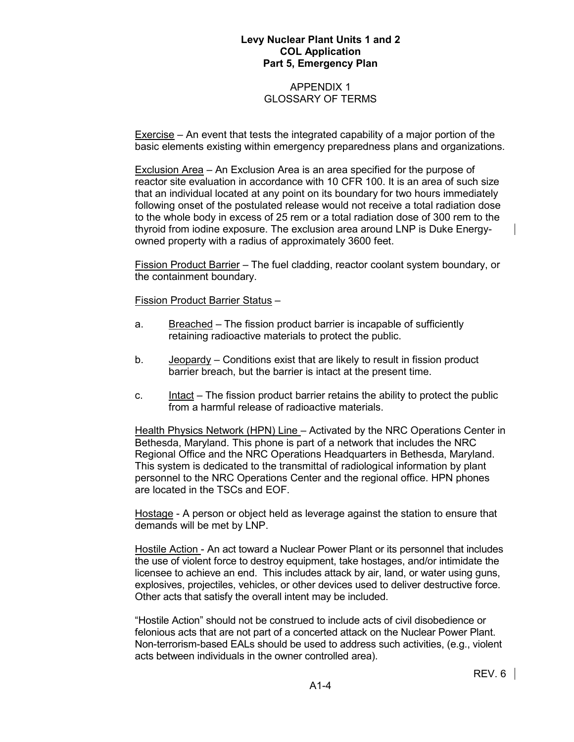## APPENDIX 1
## GLOSSARY OF TERMS

Exercise – An event that tests the integrated capability of a major portion of the basic elements existing within emergency preparedness plans and organizations.

Exclusion Area – An Exclusion Area is an area specified for the purpose of reactor site evaluation in accordance with 10 CFR 100. It is an area of such size that an individual located at any point on its boundary for two hours immediately following onset of the postulated release would not receive a total radiation dose to the whole body in excess of 25 rem or a total radiation dose of 300 rem to the thyroid from iodine exposure. The exclusion area around LNP is Duke Energy-owned property with a radius of approximately 3600 feet.

Fission Product Barrier – The fuel cladding, reactor coolant system boundary, or the containment boundary.

Fission Product Barrier Status –

a. Breached – The fission product barrier is incapable of sufficiently retaining radioactive materials to protect the public.

b. Jeopardy – Conditions exist that are likely to result in fission product barrier breach, but the barrier is intact at the present time.

c. Intact – The fission product barrier retains the ability to protect the public from a harmful release of radioactive materials.

Health Physics Network (HPN) Line – Activated by the NRC Operations Center in Bethesda, Maryland. This phone is part of a network that includes the NRC Regional Office and the NRC Operations Headquarters in Bethesda, Maryland. This system is dedicated to the transmittal of radiological information by plant personnel to the NRC Operations Center and the regional office. HPN phones are located in the TSCs and EOF.

Hostage - A person or object held as leverage against the station to ensure that demands will be met by LNP.

Hostile Action - An act toward a Nuclear Power Plant or its personnel that includes the use of violent force to destroy equipment, take hostages, and/or intimidate the licensee to achieve an end. This includes attack by air, land, or water using guns, explosives, projectiles, vehicles, or other devices used to deliver destructive force. Other acts that satisfy the overall intent may be included.

"Hostile Action" should not be construed to include acts of civil disobedience or felonious acts that are not part of a concerted attack on the Nuclear Power Plant. Non-terrorism-based EALs should be used to address such activities, (e.g., violent acts between individuals in the owner controlled area).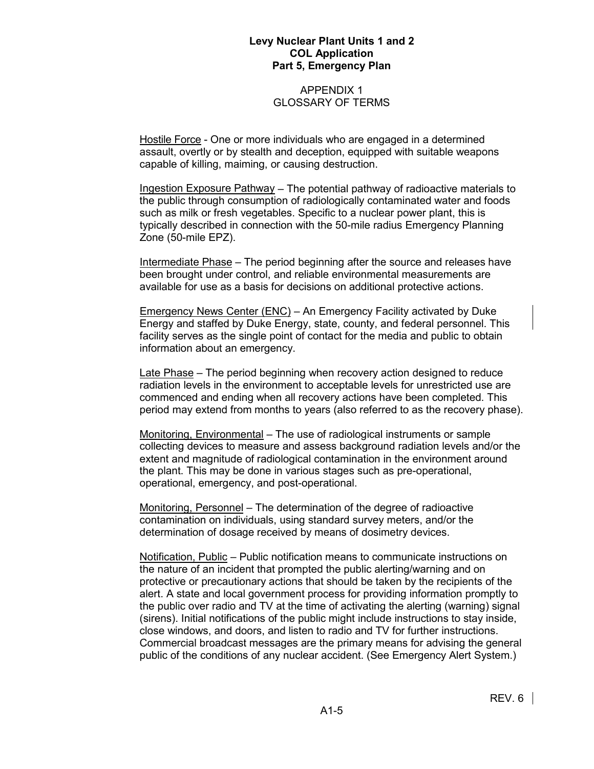APPENDIX 1
GLOSSARY OF TERMS

Hostile Force - One or more individuals who are engaged in a determined assault, overtly or by stealth and deception, equipped with suitable weapons capable of killing, maiming, or causing destruction.

Ingestion Exposure Pathway – The potential pathway of radioactive materials to the public through consumption of radiologically contaminated water and foods such as milk or fresh vegetables. Specific to a nuclear power plant, this is typically described in connection with the 50-mile radius Emergency Planning Zone (50-mile EPZ).

Intermediate Phase – The period beginning after the source and releases have been brought under control, and reliable environmental measurements are available for use as a basis for decisions on additional protective actions.

Emergency News Center (ENC) – An Emergency Facility activated by Duke Energy and staffed by Duke Energy, state, county, and federal personnel. This facility serves as the single point of contact for the media and public to obtain information about an emergency.

Late Phase – The period beginning when recovery action designed to reduce radiation levels in the environment to acceptable levels for unrestricted use are commenced and ending when all recovery actions have been completed. This period may extend from months to years (also referred to as the recovery phase).

Monitoring, Environmental – The use of radiological instruments or sample collecting devices to measure and assess background radiation levels and/or the extent and magnitude of radiological contamination in the environment around the plant. This may be done in various stages such as pre-operational, operational, emergency, and post-operational.

Monitoring, Personnel – The determination of the degree of radioactive contamination on individuals, using standard survey meters, and/or the determination of dosage received by means of dosimetry devices.

Notification, Public – Public notification means to communicate instructions on the nature of an incident that prompted the public alerting/warning and on protective or precautionary actions that should be taken by the recipients of the alert. A state and local government process for providing information promptly to the public over radio and TV at the time of activating the alerting (warning) signal (sirens). Initial notifications of the public might include instructions to stay inside, close windows, and doors, and listen to radio and TV for further instructions. Commercial broadcast messages are the primary means for advising the general public of the conditions of any nuclear accident. (See Emergency Alert System.)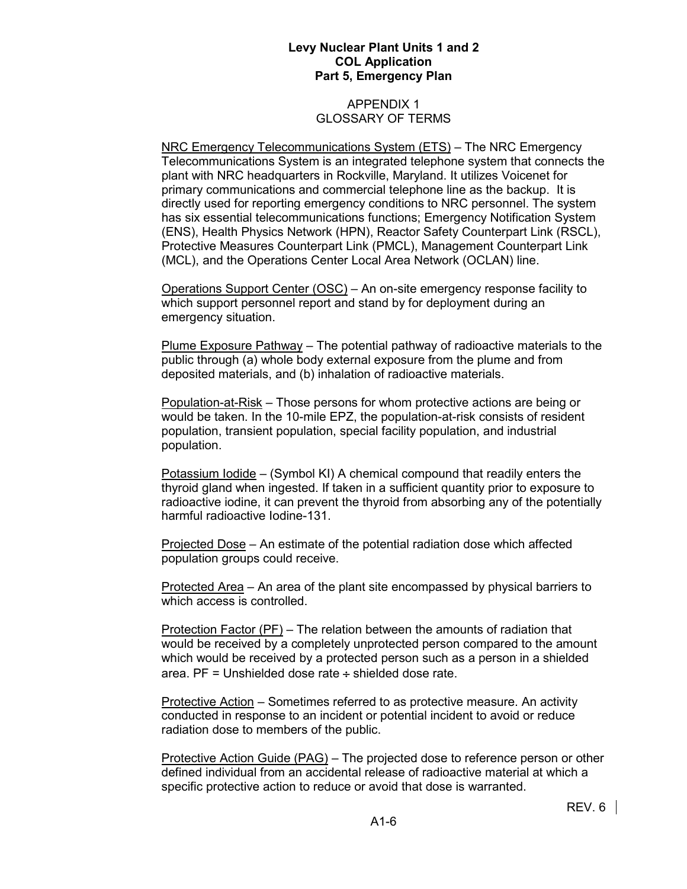## APPENDIX 1
## GLOSSARY OF TERMS

NRC Emergency Telecommunications System (ETS) – The NRC Emergency Telecommunications System is an integrated telephone system that connects the plant with NRC headquarters in Rockville, Maryland. It utilizes Voicenet for primary communications and commercial telephone line as the backup. It is directly used for reporting emergency conditions to NRC personnel. The system has six essential telecommunications functions; Emergency Notification System (ENS), Health Physics Network (HPN), Reactor Safety Counterpart Link (RSCL), Protective Measures Counterpart Link (PMCL), Management Counterpart Link (MCL), and the Operations Center Local Area Network (OCLAN) line.

Operations Support Center (OSC) – An on-site emergency response facility to which support personnel report and stand by for deployment during an emergency situation.

Plume Exposure Pathway – The potential pathway of radioactive materials to the public through (a) whole body external exposure from the plume and from deposited materials, and (b) inhalation of radioactive materials.

Population-at-Risk – Those persons for whom protective actions are being or would be taken. In the 10-mile EPZ, the population-at-risk consists of resident population, transient population, special facility population, and industrial population.

Potassium Iodide – (Symbol KI) A chemical compound that readily enters the thyroid gland when ingested. If taken in a sufficient quantity prior to exposure to radioactive iodine, it can prevent the thyroid from absorbing any of the potentially harmful radioactive Iodine-131.

Projected Dose – An estimate of the potential radiation dose which affected population groups could receive.

Protected Area – An area of the plant site encompassed by physical barriers to which access is controlled.

Protection Factor (PF) – The relation between the amounts of radiation that would be received by a completely unprotected person compared to the amount which would be received by a protected person such as a person in a shielded area. PF = Unshielded dose rate ÷ shielded dose rate.

Protective Action – Sometimes referred to as protective measure. An activity conducted in response to an incident or potential incident to avoid or reduce radiation dose to members of the public.

Protective Action Guide (PAG) – The projected dose to reference person or other defined individual from an accidental release of radioactive material at which a specific protective action to reduce or avoid that dose is warranted.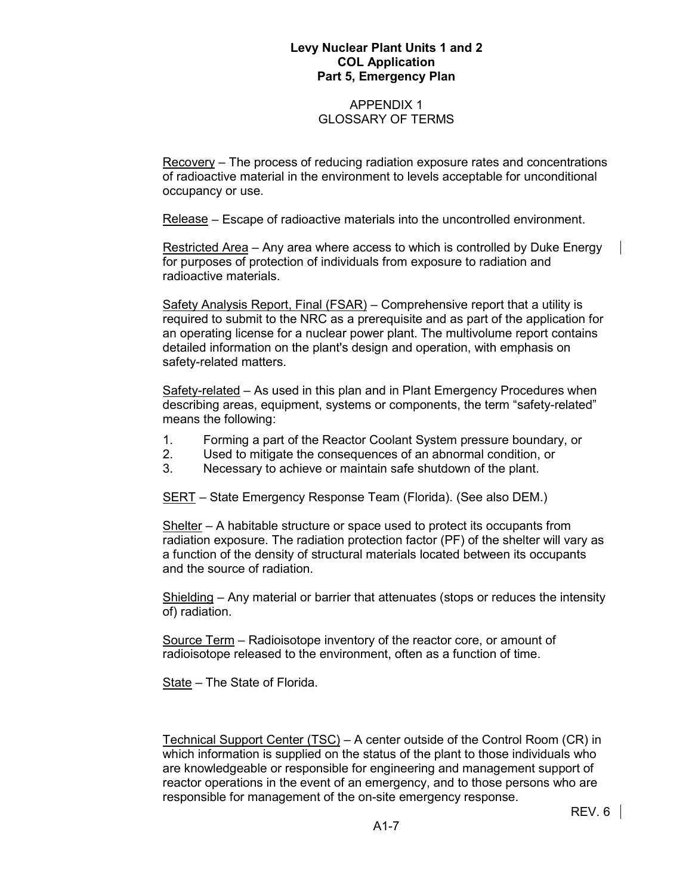## APPENDIX 1
## GLOSSARY OF TERMS

Recovery – The process of reducing radiation exposure rates and concentrations of radioactive material in the environment to levels acceptable for unconditional occupancy or use.

Release – Escape of radioactive materials into the uncontrolled environment.

Restricted Area – Any area where access to which is controlled by Duke Energy for purposes of protection of individuals from exposure to radiation and radioactive materials.

Safety Analysis Report, Final (FSAR) – Comprehensive report that a utility is required to submit to the NRC as a prerequisite and as part of the application for an operating license for a nuclear power plant. The multivolume report contains detailed information on the plant's design and operation, with emphasis on safety-related matters.

Safety-related – As used in this plan and in Plant Emergency Procedures when describing areas, equipment, systems or components, the term "safety-related" means the following:

1. Forming a part of the Reactor Coolant System pressure boundary, or
2. Used to mitigate the consequences of an abnormal condition, or
3. Necessary to achieve or maintain safe shutdown of the plant.

SERT – State Emergency Response Team (Florida). (See also DEM.)

Shelter – A habitable structure or space used to protect its occupants from radiation exposure. The radiation protection factor (PF) of the shelter will vary as a function of the density of structural materials located between its occupants and the source of radiation.

Shielding – Any material or barrier that attenuates (stops or reduces the intensity of) radiation.

Source Term – Radioisotope inventory of the reactor core, or amount of radioisotope released to the environment, often as a function of time.

State – The State of Florida.

Technical Support Center (TSC) – A center outside of the Control Room (CR) in which information is supplied on the status of the plant to those individuals who are knowledgeable or responsible for engineering and management support of reactor operations in the event of an emergency, and to those persons who are responsible for management of the on-site emergency response.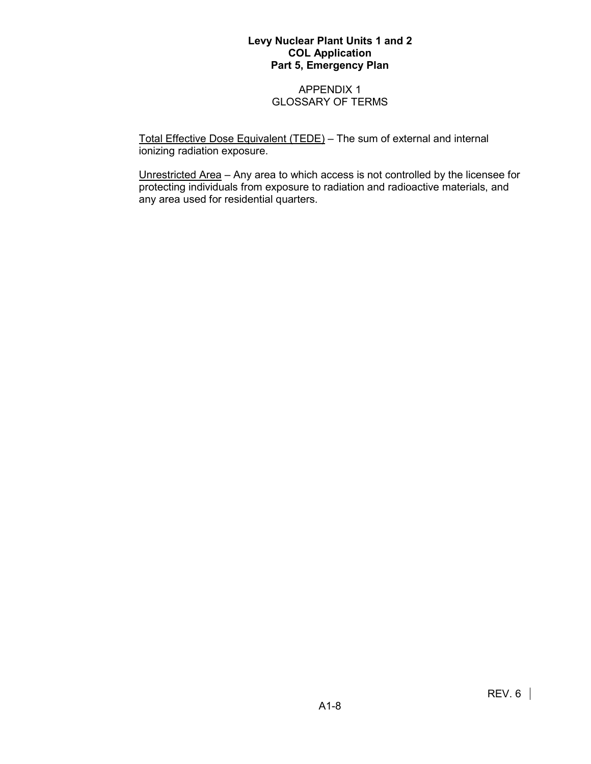APPENDIX 1
GLOSSARY OF TERMS

Total Effective Dose Equivalent (TEDE) – The sum of external and internal ionizing radiation exposure.

Unrestricted Area – Any area to which access is not controlled by the licensee for protecting individuals from exposure to radiation and radioactive materials, and any area used for residential quarters.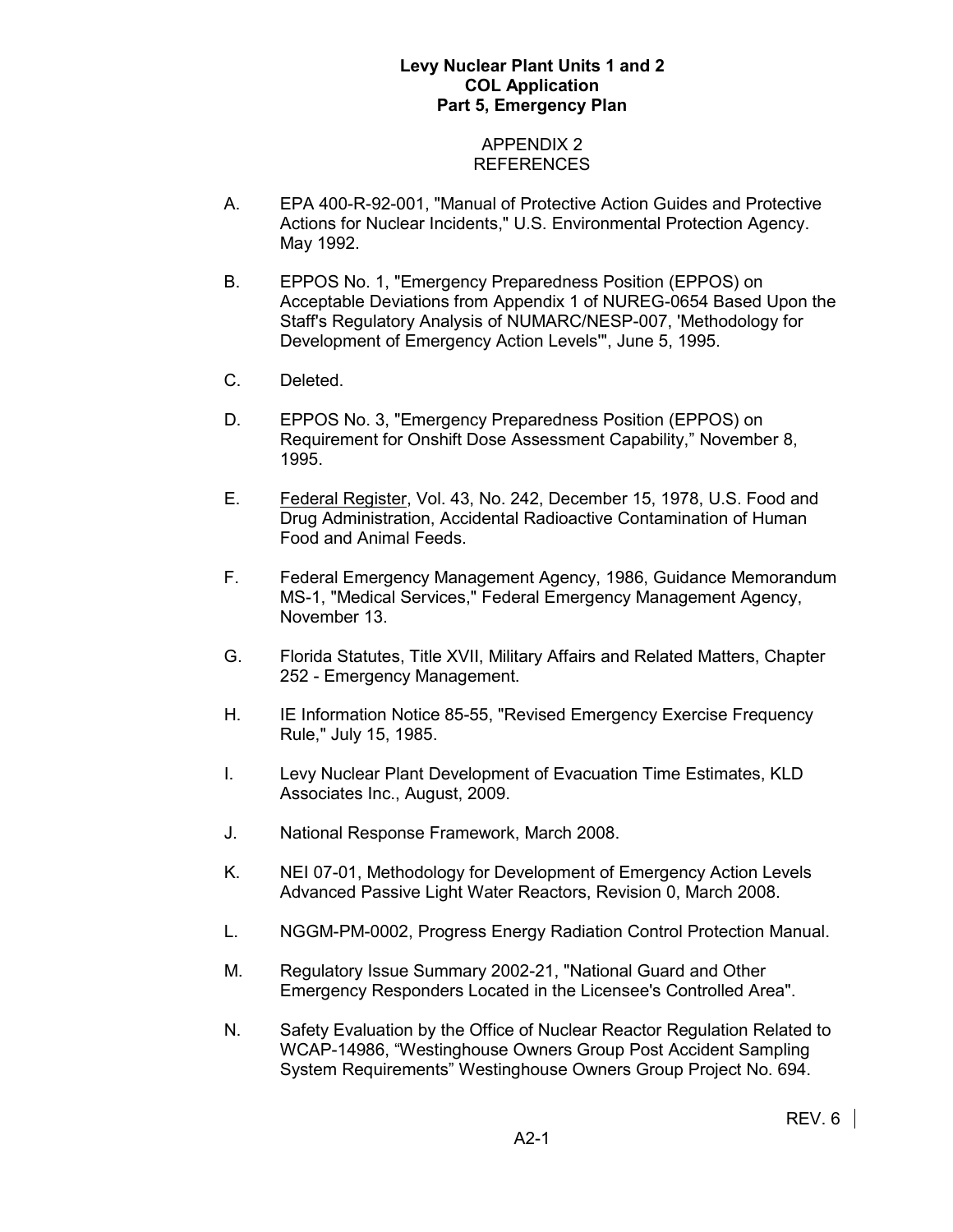# APPENDIX 2
# REFERENCES

A. EPA 400-R-92-001, "Manual of Protective Action Guides and Protective Actions for Nuclear Incidents," U.S. Environmental Protection Agency. May 1992.

B. EPPOS No. 1, "Emergency Preparedness Position (EPPOS) on Acceptable Deviations from Appendix 1 of NUREG-0654 Based Upon the Staff's Regulatory Analysis of NUMARC/NESP-007, 'Methodology for Development of Emergency Action Levels'", June 5, 1995.

C. Deleted.

D. EPPOS No. 3, "Emergency Preparedness Position (EPPOS) on Requirement for Onshift Dose Assessment Capability," November 8, 1995.

E. Federal Register, Vol. 43, No. 242, December 15, 1978, U.S. Food and Drug Administration, Accidental Radioactive Contamination of Human Food and Animal Feeds.

F. Federal Emergency Management Agency, 1986, Guidance Memorandum MS-1, "Medical Services," Federal Emergency Management Agency, November 13.

G. Florida Statutes, Title XVII, Military Affairs and Related Matters, Chapter 252 - Emergency Management.

H. IE Information Notice 85-55, "Revised Emergency Exercise Frequency Rule," July 15, 1985.

I. Levy Nuclear Plant Development of Evacuation Time Estimates, KLD Associates Inc., August, 2009.

J. National Response Framework, March 2008.

K. NEI 07-01, Methodology for Development of Emergency Action Levels Advanced Passive Light Water Reactors, Revision 0, March 2008.

L. NGGM-PM-0002, Progress Energy Radiation Control Protection Manual.

M. Regulatory Issue Summary 2002-21, "National Guard and Other Emergency Responders Located in the Licensee's Controlled Area".

N. Safety Evaluation by the Office of Nuclear Reactor Regulation Related to WCAP-14986, "Westinghouse Owners Group Post Accident Sampling System Requirements" Westinghouse Owners Group Project No. 694.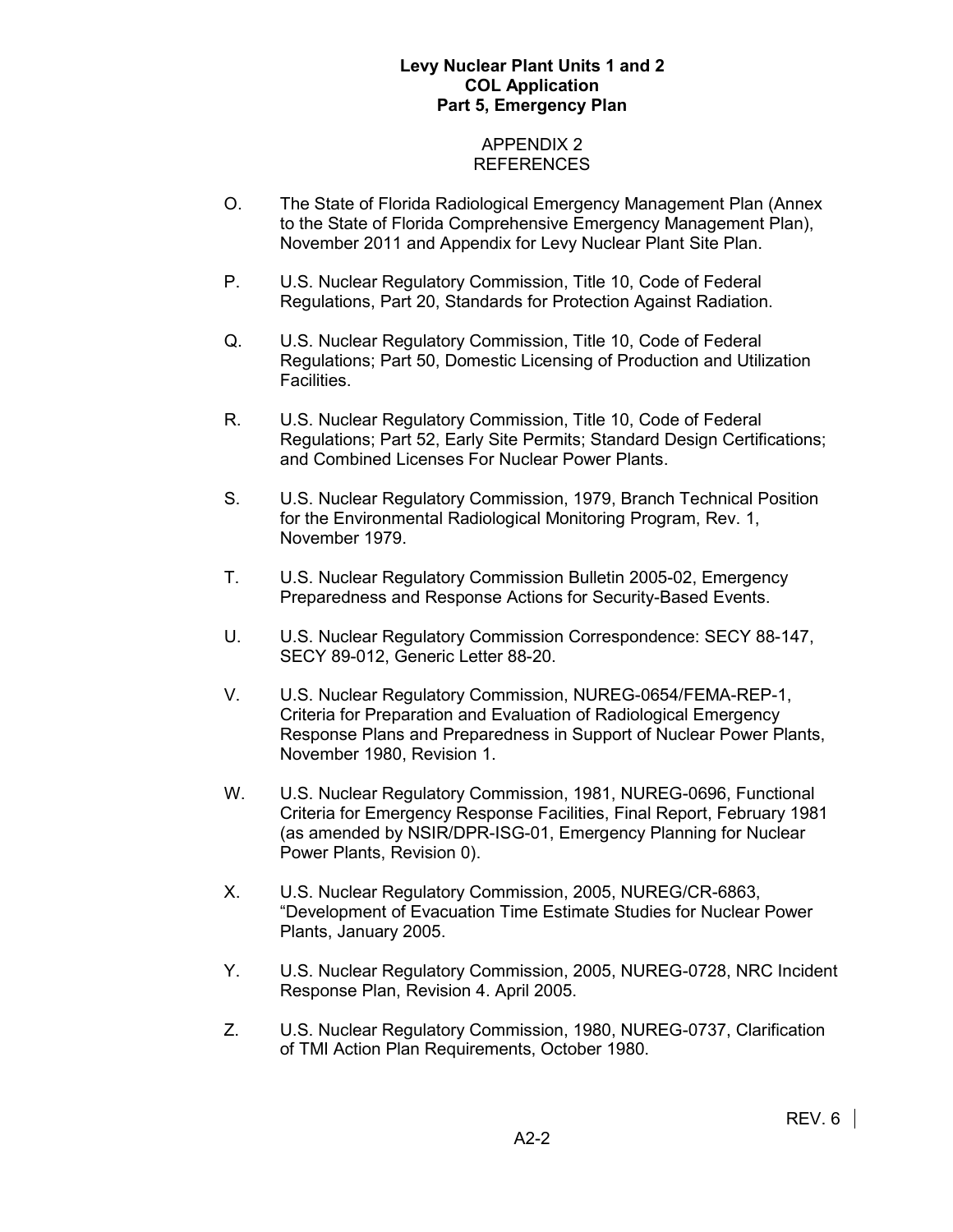# APPENDIX 2
## REFERENCES

O. The State of Florida Radiological Emergency Management Plan (Annex to the State of Florida Comprehensive Emergency Management Plan), November 2011 and Appendix for Levy Nuclear Plant Site Plan.

P. U.S. Nuclear Regulatory Commission, Title 10, Code of Federal Regulations, Part 20, Standards for Protection Against Radiation.

Q. U.S. Nuclear Regulatory Commission, Title 10, Code of Federal Regulations; Part 50, Domestic Licensing of Production and Utilization Facilities.

R. U.S. Nuclear Regulatory Commission, Title 10, Code of Federal Regulations; Part 52, Early Site Permits; Standard Design Certifications; and Combined Licenses For Nuclear Power Plants.

S. U.S. Nuclear Regulatory Commission, 1979, Branch Technical Position for the Environmental Radiological Monitoring Program, Rev. 1, November 1979.

T. U.S. Nuclear Regulatory Commission Bulletin 2005-02, Emergency Preparedness and Response Actions for Security-Based Events.

U. U.S. Nuclear Regulatory Commission Correspondence: SECY 88-147, SECY 89-012, Generic Letter 88-20.

V. U.S. Nuclear Regulatory Commission, NUREG-0654/FEMA-REP-1, Criteria for Preparation and Evaluation of Radiological Emergency Response Plans and Preparedness in Support of Nuclear Power Plants, November 1980, Revision 1.

W. U.S. Nuclear Regulatory Commission, 1981, NUREG-0696, Functional Criteria for Emergency Response Facilities, Final Report, February 1981 (as amended by NSIR/DPR-ISG-01, Emergency Planning for Nuclear Power Plants, Revision 0).

X. U.S. Nuclear Regulatory Commission, 2005, NUREG/CR-6863, "Development of Evacuation Time Estimate Studies for Nuclear Power Plants, January 2005.

Y. U.S. Nuclear Regulatory Commission, 2005, NUREG-0728, NRC Incident Response Plan, Revision 4. April 2005.

Z. U.S. Nuclear Regulatory Commission, 1980, NUREG-0737, Clarification of TMI Action Plan Requirements, October 1980.

REV. 6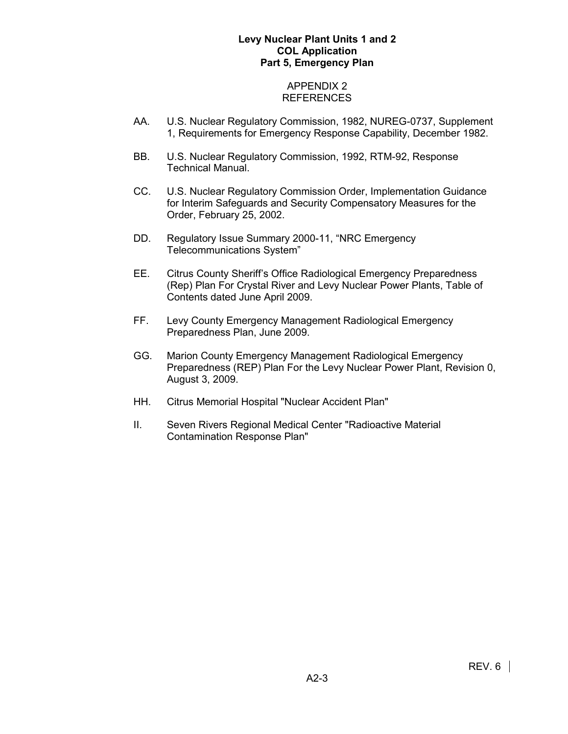## APPENDIX 2
## REFERENCES

AA. U.S. Nuclear Regulatory Commission, 1982, NUREG-0737, Supplement 1, Requirements for Emergency Response Capability, December 1982.

BB. U.S. Nuclear Regulatory Commission, 1992, RTM-92, Response Technical Manual.

CC. U.S. Nuclear Regulatory Commission Order, Implementation Guidance for Interim Safeguards and Security Compensatory Measures for the Order, February 25, 2002.

DD. Regulatory Issue Summary 2000-11, "NRC Emergency Telecommunications System"

EE. Citrus County Sheriff's Office Radiological Emergency Preparedness (Rep) Plan For Crystal River and Levy Nuclear Power Plants, Table of Contents dated June April 2009.

FF. Levy County Emergency Management Radiological Emergency Preparedness Plan, June 2009.

GG. Marion County Emergency Management Radiological Emergency Preparedness (REP) Plan For the Levy Nuclear Power Plant, Revision 0, August 3, 2009.

HH. Citrus Memorial Hospital "Nuclear Accident Plan"

II. Seven Rivers Regional Medical Center "Radioactive Material Contamination Response Plan"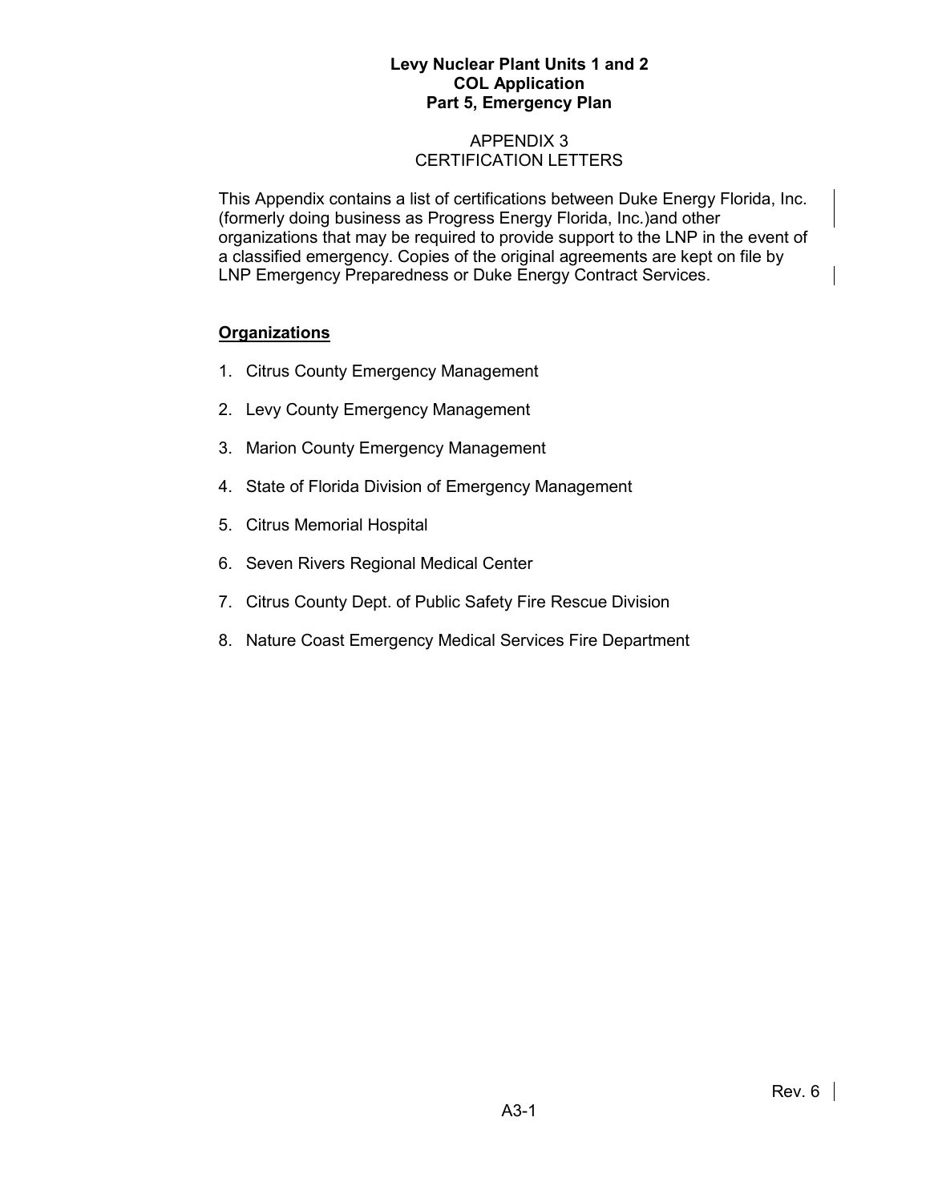# APPENDIX 3
# CERTIFICATION LETTERS

This Appendix contains a list of certifications between Duke Energy Florida, Inc. (formerly doing business as Progress Energy Florida, Inc.)and other organizations that may be required to provide support to the LNP in the event of a classified emergency. Copies of the original agreements are kept on file by LNP Emergency Preparedness or Duke Energy Contract Services.

**Organizations**

1. Citrus County Emergency Management
2. Levy County Emergency Management
3. Marion County Emergency Management
4. State of Florida Division of Emergency Management
5. Citrus Memorial Hospital
6. Seven Rivers Regional Medical Center
7. Citrus County Dept. of Public Safety Fire Rescue Division
8. Nature Coast Emergency Medical Services Fire Department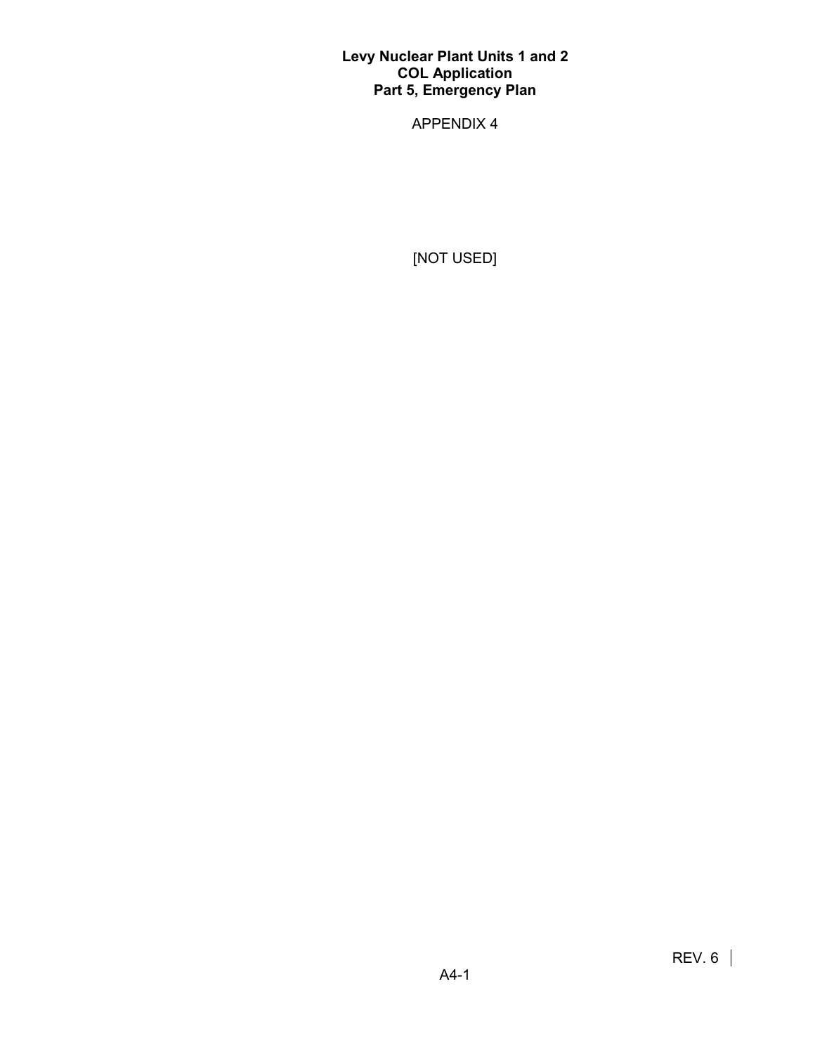# APPENDIX 4

[NOT USED]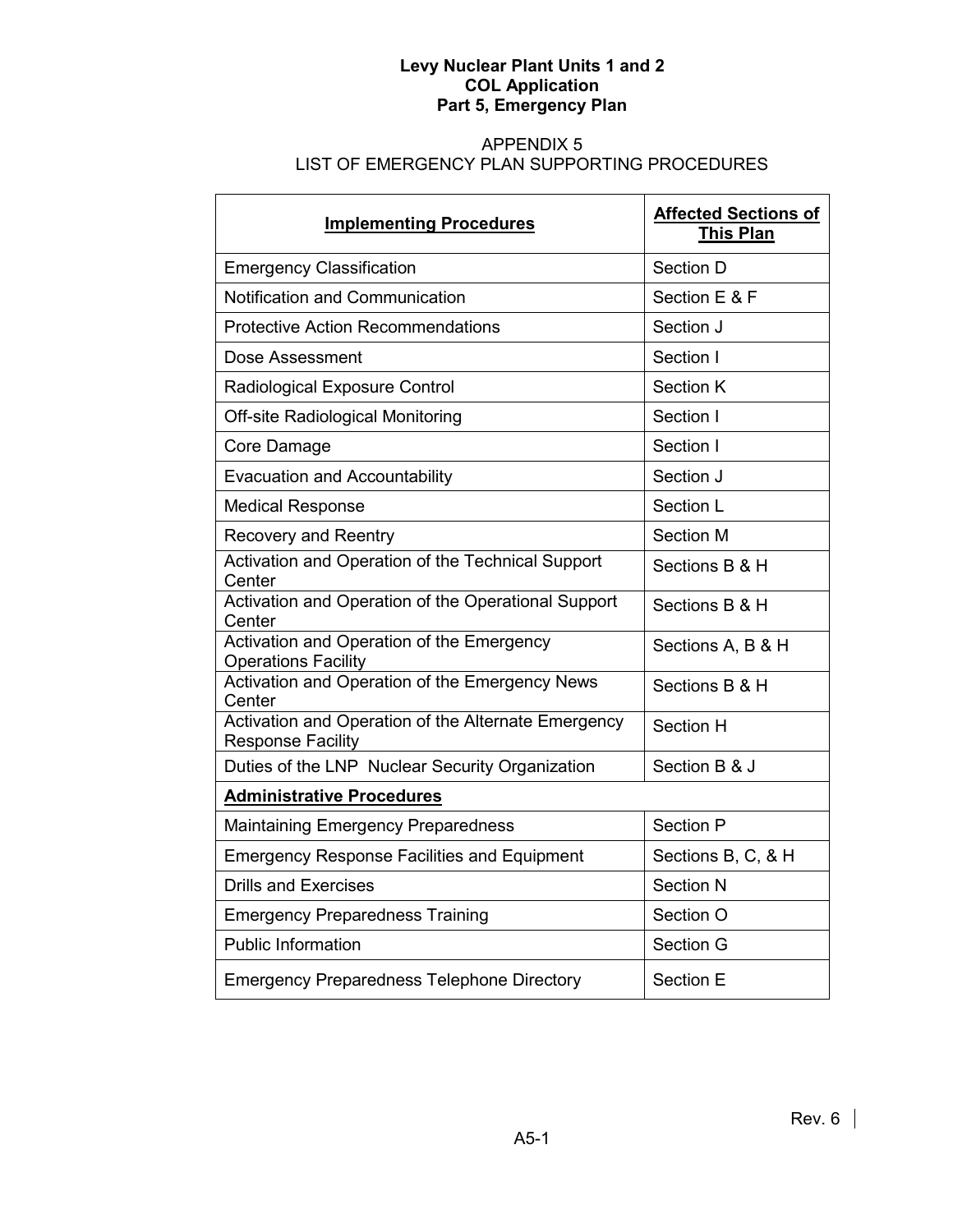Levy Nuclear Plant Units 1 and 2
COL Application
Part 5, Emergency Plan

# APPENDIX 5
# LIST OF EMERGENCY PLAN SUPPORTING PROCEDURES

| **Implementing Procedures** | **Affected Sections of This Plan** |
|---|---|
| Emergency Classification | Section D |
| Notification and Communication | Section E & F |
| Protective Action Recommendations | Section J |
| Dose Assessment | Section I |
| Radiological Exposure Control | Section K |
| Off-site Radiological Monitoring | Section I |
| Core Damage | Section I |
| Evacuation and Accountability | Section J |
| Medical Response | Section L |
| Recovery and Reentry | Section M |
| Activation and Operation of the Technical Support Center | Sections B & H |
| Activation and Operation of the Operational Support Center | Sections B & H |
| Activation and Operation of the Emergency Operations Facility | Sections A, B & H |
| Activation and Operation of the Emergency News Center | Sections B & H |
| Activation and Operation of the Alternate Emergency Response Facility | Section H |
| Duties of the LNP Nuclear Security Organization | Section B & J |
| **Administrative Procedures** | |
| Maintaining Emergency Preparedness | Section P |
| Emergency Response Facilities and Equipment | Sections B, C, & H |
| Drills and Exercises | Section N |
| Emergency Preparedness Training | Section O |
| Public Information | Section G |
| Emergency Preparedness Telephone Directory | Section E |

Rev. 6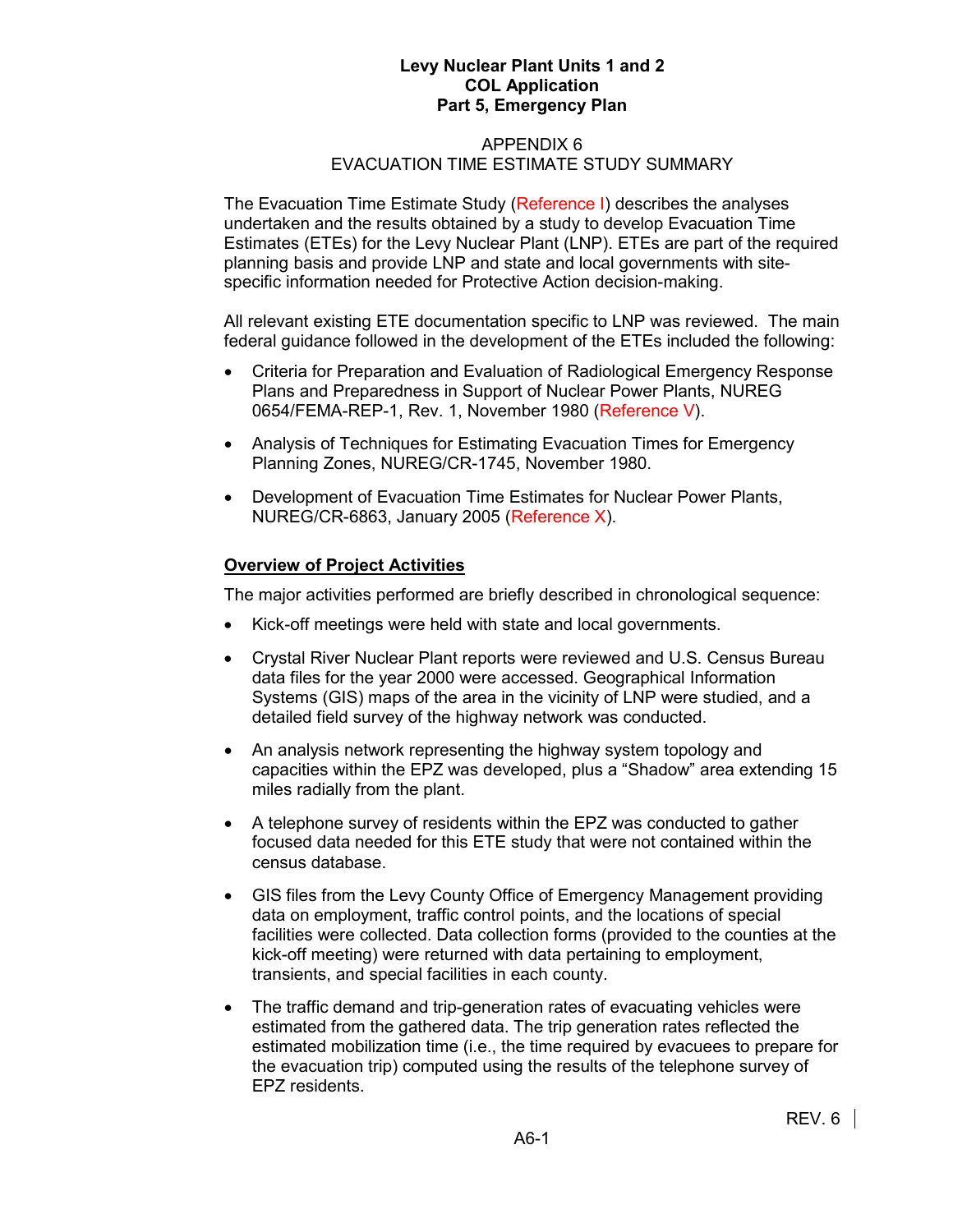# Levy Nuclear Plant Units 1 and 2
# COL Application
# Part 5, Emergency Plan

## APPENDIX 6
## EVACUATION TIME ESTIMATE STUDY SUMMARY

The Evacuation Time Estimate Study (Reference I) describes the analyses undertaken and the results obtained by a study to develop Evacuation Time Estimates (ETEs) for the Levy Nuclear Plant (LNP). ETEs are part of the required planning basis and provide LNP and state and local governments with site-specific information needed for Protective Action decision-making.

All relevant existing ETE documentation specific to LNP was reviewed. The main federal guidance followed in the development of the ETEs included the following:

- Criteria for Preparation and Evaluation of Radiological Emergency Response Plans and Preparedness in Support of Nuclear Power Plants, NUREG 0654/FEMA-REP-1, Rev. 1, November 1980 (Reference V).
- Analysis of Techniques for Estimating Evacuation Times for Emergency Planning Zones, NUREG/CR-1745, November 1980.
- Development of Evacuation Time Estimates for Nuclear Power Plants, NUREG/CR-6863, January 2005 (Reference X).

### Overview of Project Activities

The major activities performed are briefly described in chronological sequence:

- Kick-off meetings were held with state and local governments.
- Crystal River Nuclear Plant reports were reviewed and U.S. Census Bureau data files for the year 2000 were accessed. Geographical Information Systems (GIS) maps of the area in the vicinity of LNP were studied, and a detailed field survey of the highway network was conducted.
- An analysis network representing the highway system topology and capacities within the EPZ was developed, plus a "Shadow" area extending 15 miles radially from the plant.
- A telephone survey of residents within the EPZ was conducted to gather focused data needed for this ETE study that were not contained within the census database.
- GIS files from the Levy County Office of Emergency Management providing data on employment, traffic control points, and the locations of special facilities were collected. Data collection forms (provided to the counties at the kick-off meeting) were returned with data pertaining to employment, transients, and special facilities in each county.
- The traffic demand and trip-generation rates of evacuating vehicles were estimated from the gathered data. The trip generation rates reflected the estimated mobilization time (i.e., the time required by evacuees to prepare for the evacuation trip) computed using the results of the telephone survey of EPZ residents.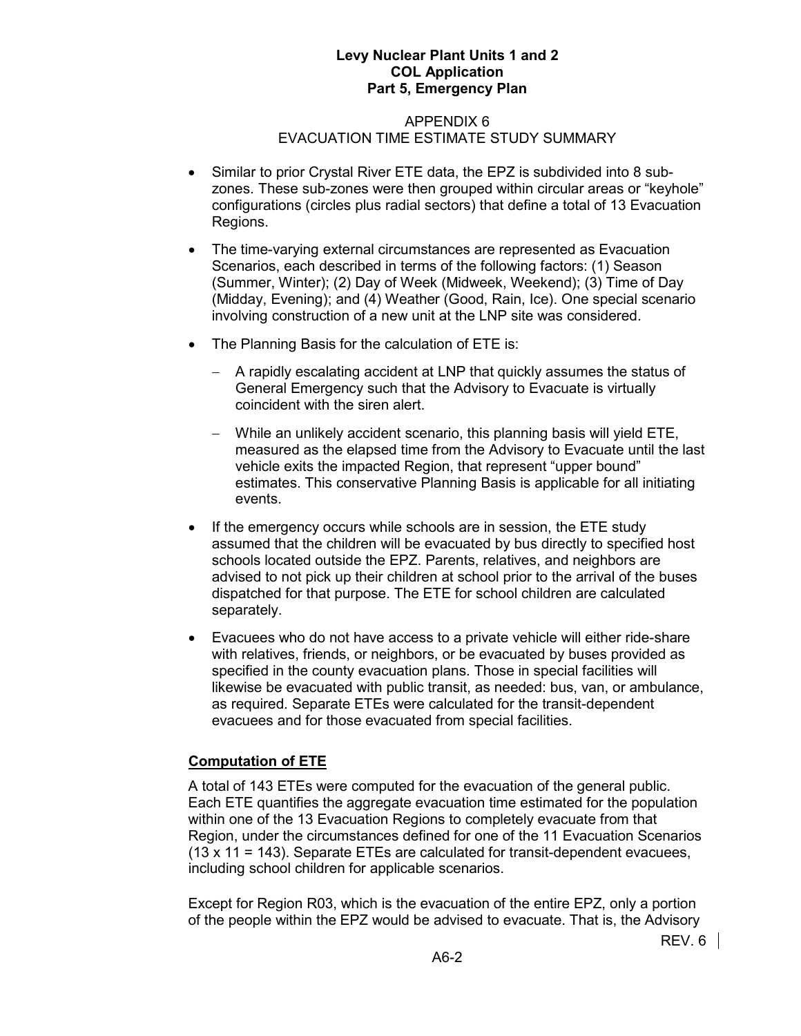### APPENDIX 6
### EVACUATION TIME ESTIMATE STUDY SUMMARY

- Similar to prior Crystal River ETE data, the EPZ is subdivided into 8 sub-zones. These sub-zones were then grouped within circular areas or "keyhole" configurations (circles plus radial sectors) that define a total of 13 Evacuation Regions.
- The time-varying external circumstances are represented as Evacuation Scenarios, each described in terms of the following factors: (1) Season (Summer, Winter); (2) Day of Week (Midweek, Weekend); (3) Time of Day (Midday, Evening); and (4) Weather (Good, Rain, Ice). One special scenario involving construction of a new unit at the LNP site was considered.
- The Planning Basis for the calculation of ETE is:
  - A rapidly escalating accident at LNP that quickly assumes the status of General Emergency such that the Advisory to Evacuate is virtually coincident with the siren alert.
  - While an unlikely accident scenario, this planning basis will yield ETE, measured as the elapsed time from the Advisory to Evacuate until the last vehicle exits the impacted Region, that represent "upper bound" estimates. This conservative Planning Basis is applicable for all initiating events.
- If the emergency occurs while schools are in session, the ETE study assumed that the children will be evacuated by bus directly to specified host schools located outside the EPZ. Parents, relatives, and neighbors are advised to not pick up their children at school prior to the arrival of the buses dispatched for that purpose. The ETE for school children are calculated separately.
- Evacuees who do not have access to a private vehicle will either ride-share with relatives, friends, or neighbors, or be evacuated by buses provided as specified in the county evacuation plans. Those in special facilities will likewise be evacuated with public transit, as needed: bus, van, or ambulance, as required. Separate ETEs were calculated for the transit-dependent evacuees and for those evacuated from special facilities.

**Computation of ETE**

A total of 143 ETEs were computed for the evacuation of the general public. Each ETE quantifies the aggregate evacuation time estimated for the population within one of the 13 Evacuation Regions to completely evacuate from that Region, under the circumstances defined for one of the 11 Evacuation Scenarios (13 x 11 = 143). Separate ETEs are calculated for transit-dependent evacuees, including school children for applicable scenarios.

Except for Region R03, which is the evacuation of the entire EPZ, only a portion of the people within the EPZ would be advised to evacuate. That is, the Advisory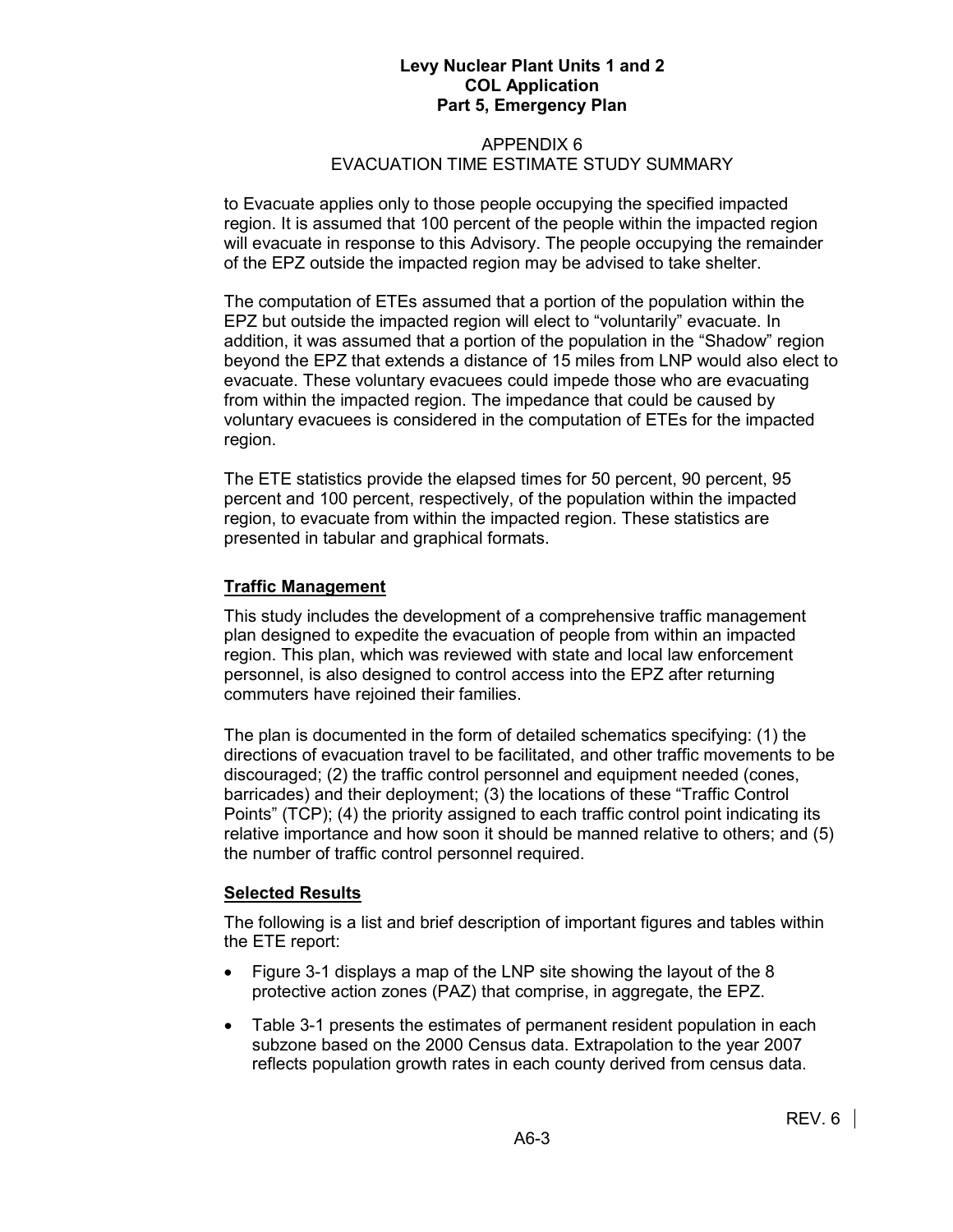to Evacuate applies only to those people occupying the specified impacted region. It is assumed that 100 percent of the people within the impacted region will evacuate in response to this Advisory. The people occupying the remainder of the EPZ outside the impacted region may be advised to take shelter.

The computation of ETEs assumed that a portion of the population within the EPZ but outside the impacted region will elect to "voluntarily" evacuate. In addition, it was assumed that a portion of the population in the "Shadow" region beyond the EPZ that extends a distance of 15 miles from LNP would also elect to evacuate. These voluntary evacuees could impede those who are evacuating from within the impacted region. The impedance that could be caused by voluntary evacuees is considered in the computation of ETEs for the impacted region.

The ETE statistics provide the elapsed times for 50 percent, 90 percent, 95 percent and 100 percent, respectively, of the population within the impacted region, to evacuate from within the impacted region. These statistics are presented in tabular and graphical formats.

**Traffic Management**

This study includes the development of a comprehensive traffic management plan designed to expedite the evacuation of people from within an impacted region. This plan, which was reviewed with state and local law enforcement personnel, is also designed to control access into the EPZ after returning commuters have rejoined their families.

The plan is documented in the form of detailed schematics specifying: (1) the directions of evacuation travel to be facilitated, and other traffic movements to be discouraged; (2) the traffic control personnel and equipment needed (cones, barricades) and their deployment; (3) the locations of these "Traffic Control Points" (TCP); (4) the priority assigned to each traffic control point indicating its relative importance and how soon it should be manned relative to others; and (5) the number of traffic control personnel required.

**Selected Results**

The following is a list and brief description of important figures and tables within the ETE report:

- Figure 3-1 displays a map of the LNP site showing the layout of the 8 protective action zones (PAZ) that comprise, in aggregate, the EPZ.
- Table 3-1 presents the estimates of permanent resident population in each subzone based on the 2000 Census data. Extrapolation to the year 2007 reflects population growth rates in each county derived from census data.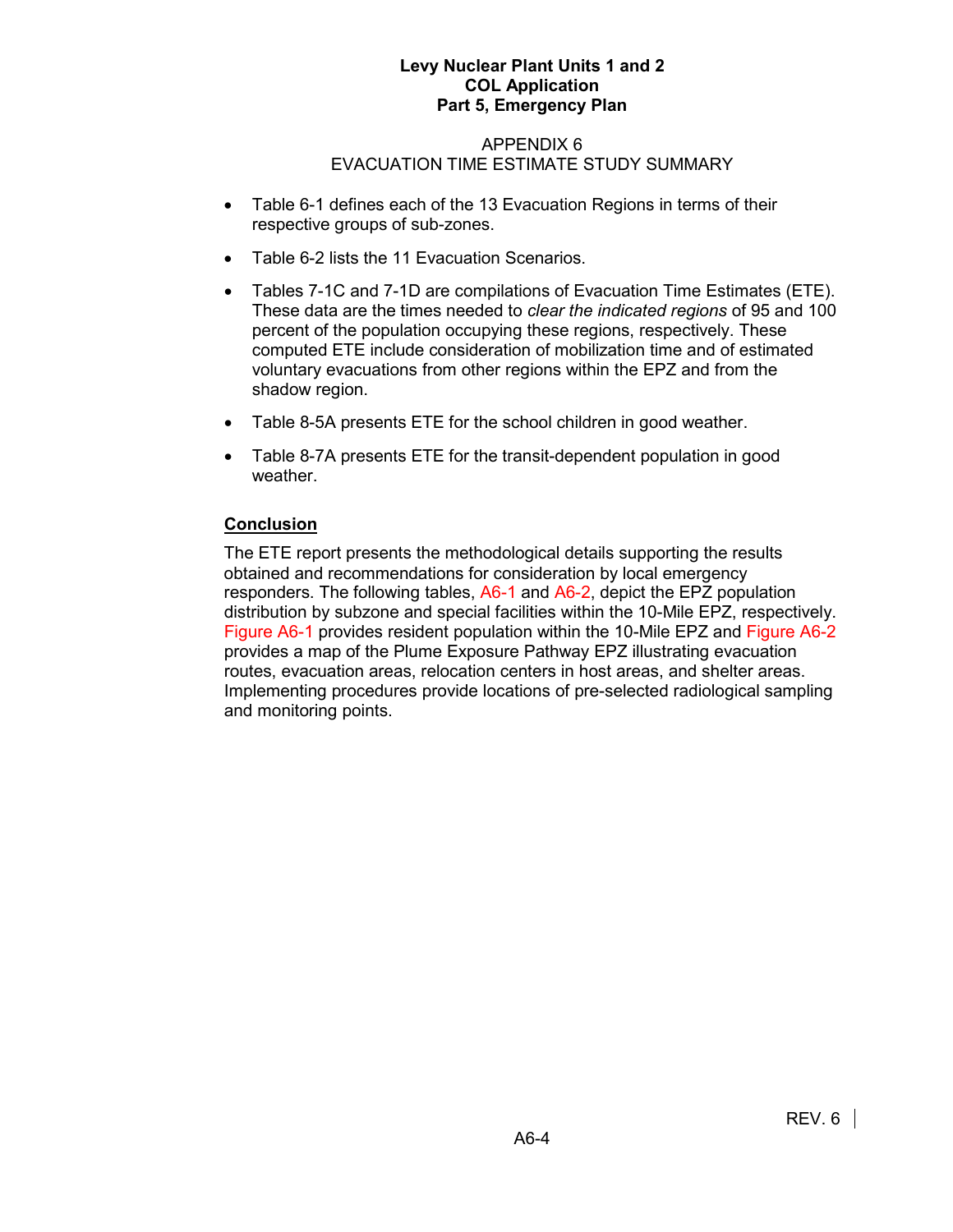- Table 6-1 defines each of the 13 Evacuation Regions in terms of their respective groups of sub-zones.
- Table 6-2 lists the 11 Evacuation Scenarios.
- Tables 7-1C and 7-1D are compilations of Evacuation Time Estimates (ETE). These data are the times needed to *clear the indicated regions* of 95 and 100 percent of the population occupying these regions, respectively. These computed ETE include consideration of mobilization time and of estimated voluntary evacuations from other regions within the EPZ and from the shadow region.
- Table 8-5A presents ETE for the school children in good weather.
- Table 8-7A presents ETE for the transit-dependent population in good weather.

**<u>Conclusion</u>**

The ETE report presents the methodological details supporting the results obtained and recommendations for consideration by local emergency responders. The following tables, A6-1 and A6-2, depict the EPZ population distribution by subzone and special facilities within the 10-Mile EPZ, respectively. Figure A6-1 provides resident population within the 10-Mile EPZ and Figure A6-2 provides a map of the Plume Exposure Pathway EPZ illustrating evacuation routes, evacuation areas, relocation centers in host areas, and shelter areas. Implementing procedures provide locations of pre-selected radiological sampling and monitoring points.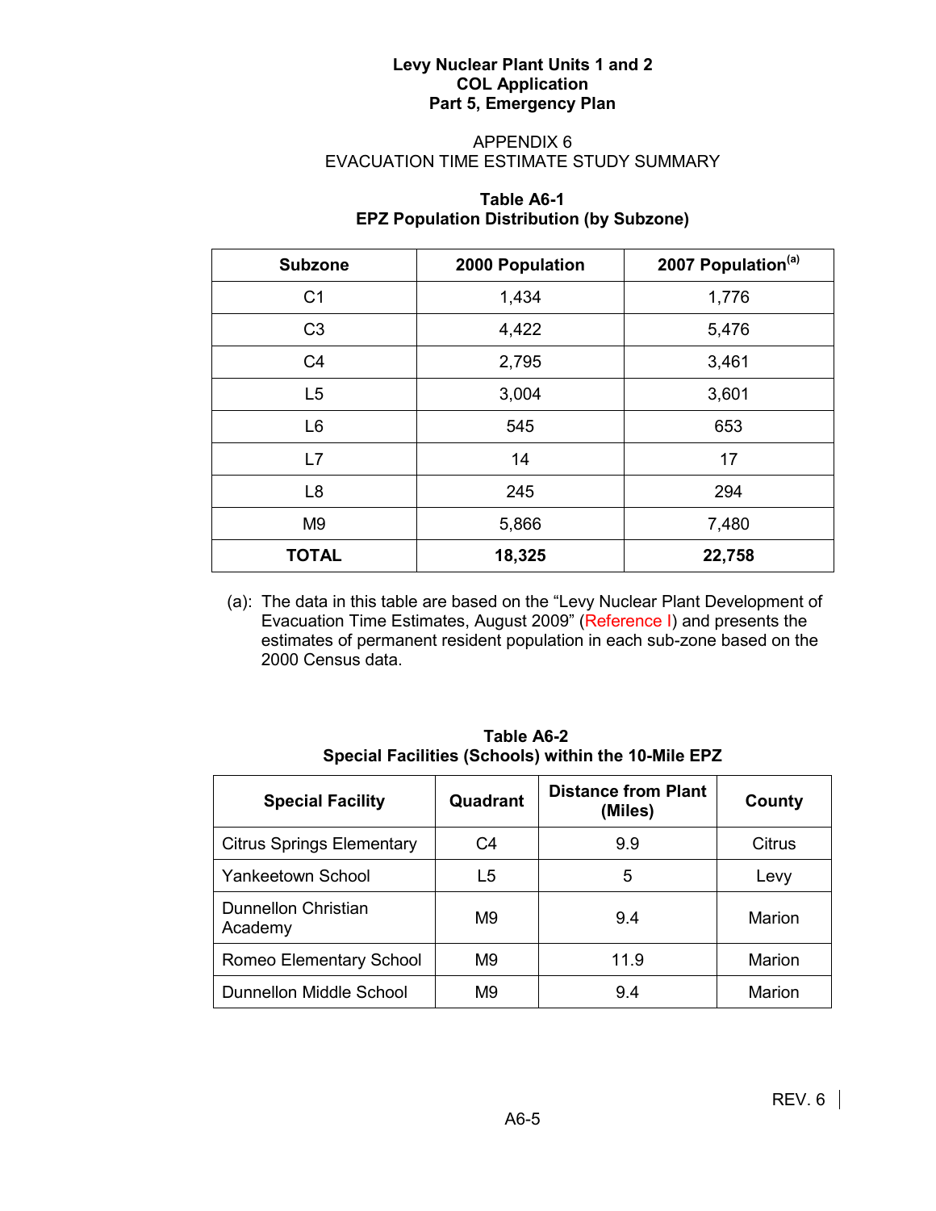**Levy Nuclear Plant Units 1 and 2**
**COL Application**
**Part 5, Emergency Plan**

APPENDIX 6
EVACUATION TIME ESTIMATE STUDY SUMMARY

**Table A6-1**
**EPZ Population Distribution (by Subzone)**

| Subzone | 2000 Population | 2007 Population[(a)] |
|---|---|---|
| C1 | 1,434 | 1,776 |
| C3 | 4,422 | 5,476 |
| C4 | 2,795 | 3,461 |
| L5 | 3,004 | 3,601 |
| L6 | 545 | 653 |
| L7 | 14 | 17 |
| L8 | 245 | 294 |
| M9 | 5,866 | 7,480 |
| **TOTAL** | **18,325** | **22,758** |

(a): The data in this table are based on the "Levy Nuclear Plant Development of Evacuation Time Estimates, August 2009" (Reference I) and presents the estimates of permanent resident population in each sub-zone based on the 2000 Census data.

**Table A6-2**
**Special Facilities (Schools) within the 10-Mile EPZ**

| Special Facility | Quadrant | Distance from Plant (Miles) | County |
|---|---|---|---|
| Citrus Springs Elementary | C4 | 9.9 | Citrus |
| Yankeetown School | L5 | 5 | Levy |
| Dunnellon Christian Academy | M9 | 9.4 | Marion |
| Romeo Elementary School | M9 | 11.9 | Marion |
| Dunnellon Middle School | M9 | 9.4 | Marion |

REV. 6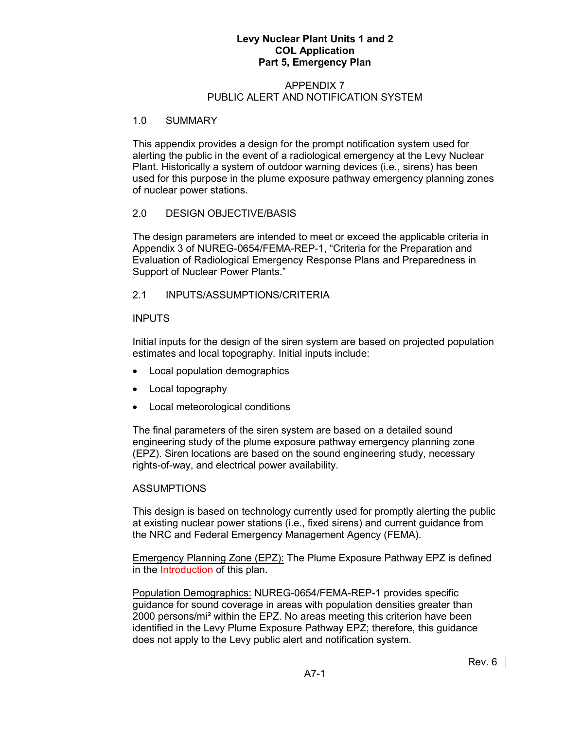Levy Nuclear Plant Units 1 and 2
COL Application
Part 5, Emergency Plan

# APPENDIX 7
# PUBLIC ALERT AND NOTIFICATION SYSTEM

## 1.0 SUMMARY

This appendix provides a design for the prompt notification system used for alerting the public in the event of a radiological emergency at the Levy Nuclear Plant. Historically a system of outdoor warning devices (i.e., sirens) has been used for this purpose in the plume exposure pathway emergency planning zones of nuclear power stations.

## 2.0 DESIGN OBJECTIVE/BASIS

The design parameters are intended to meet or exceed the applicable criteria in Appendix 3 of NUREG-0654/FEMA-REP-1, "Criteria for the Preparation and Evaluation of Radiological Emergency Response Plans and Preparedness in Support of Nuclear Power Plants."

### 2.1 INPUTS/ASSUMPTIONS/CRITERIA

INPUTS

Initial inputs for the design of the siren system are based on projected population estimates and local topography. Initial inputs include:

- Local population demographics
- Local topography
- Local meteorological conditions

The final parameters of the siren system are based on a detailed sound engineering study of the plume exposure pathway emergency planning zone (EPZ). Siren locations are based on the sound engineering study, necessary rights-of-way, and electrical power availability.

ASSUMPTIONS

This design is based on technology currently used for promptly alerting the public at existing nuclear power stations (i.e., fixed sirens) and current guidance from the NRC and Federal Emergency Management Agency (FEMA).

Emergency Planning Zone (EPZ): The Plume Exposure Pathway EPZ is defined in the Introduction of this plan.

Population Demographics: NUREG-0654/FEMA-REP-1 provides specific guidance for sound coverage in areas with population densities greater than 2000 persons/mi² within the EPZ. No areas meeting this criterion have been identified in the Levy Plume Exposure Pathway EPZ; therefore, this guidance does not apply to the Levy public alert and notification system.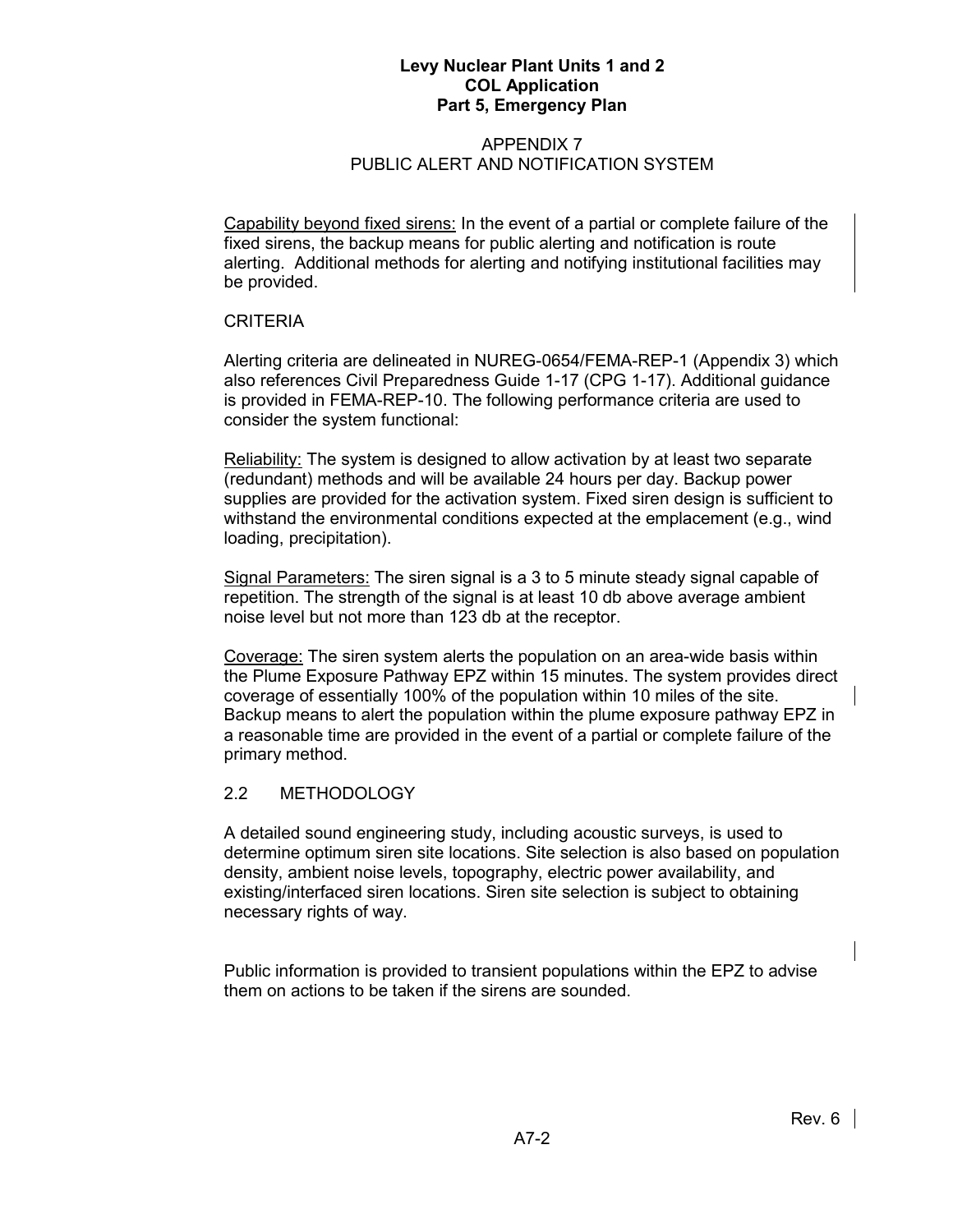Capability beyond fixed sirens: In the event of a partial or complete failure of the fixed sirens, the backup means for public alerting and notification is route alerting. Additional methods for alerting and notifying institutional facilities may be provided.

CRITERIA

Alerting criteria are delineated in NUREG-0654/FEMA-REP-1 (Appendix 3) which also references Civil Preparedness Guide 1-17 (CPG 1-17). Additional guidance is provided in FEMA-REP-10. The following performance criteria are used to consider the system functional:

Reliability: The system is designed to allow activation by at least two separate (redundant) methods and will be available 24 hours per day. Backup power supplies are provided for the activation system. Fixed siren design is sufficient to withstand the environmental conditions expected at the emplacement (e.g., wind loading, precipitation).

Signal Parameters: The siren signal is a 3 to 5 minute steady signal capable of repetition. The strength of the signal is at least 10 db above average ambient noise level but not more than 123 db at the receptor.

Coverage: The siren system alerts the population on an area-wide basis within the Plume Exposure Pathway EPZ within 15 minutes. The system provides direct coverage of essentially 100% of the population within 10 miles of the site. Backup means to alert the population within the plume exposure pathway EPZ in a reasonable time are provided in the event of a partial or complete failure of the primary method.

## 2.2 METHODOLOGY

A detailed sound engineering study, including acoustic surveys, is used to determine optimum siren site locations. Site selection is also based on population density, ambient noise levels, topography, electric power availability, and existing/interfaced siren locations. Siren site selection is subject to obtaining necessary rights of way.

Public information is provided to transient populations within the EPZ to advise them on actions to be taken if the sirens are sounded.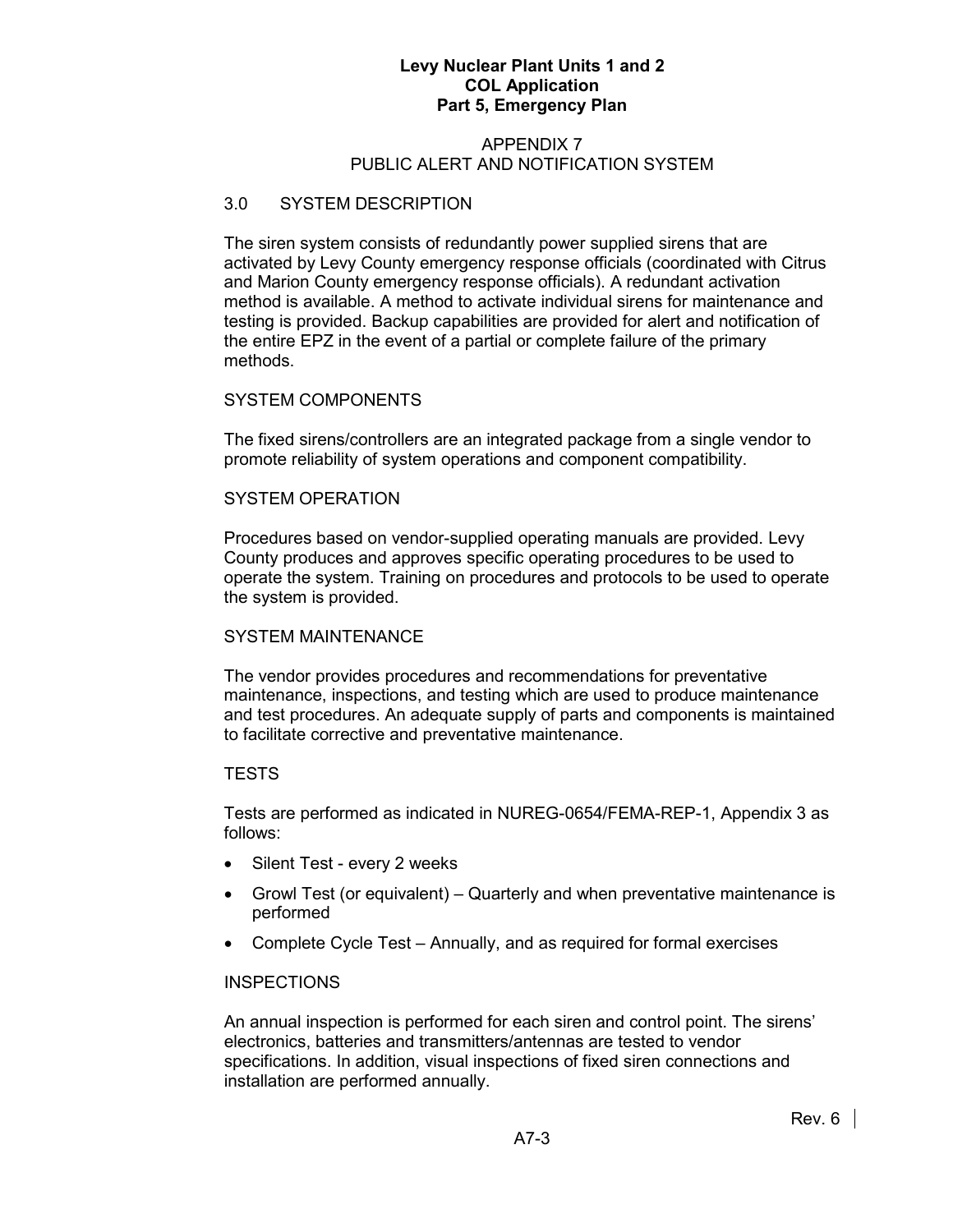## APPENDIX 7
## PUBLIC ALERT AND NOTIFICATION SYSTEM

### 3.0 SYSTEM DESCRIPTION

The siren system consists of redundantly power supplied sirens that are activated by Levy County emergency response officials (coordinated with Citrus and Marion County emergency response officials). A redundant activation method is available. A method to activate individual sirens for maintenance and testing is provided. Backup capabilities are provided for alert and notification of the entire EPZ in the event of a partial or complete failure of the primary methods.

#### SYSTEM COMPONENTS

The fixed sirens/controllers are an integrated package from a single vendor to promote reliability of system operations and component compatibility.

#### SYSTEM OPERATION

Procedures based on vendor-supplied operating manuals are provided. Levy County produces and approves specific operating procedures to be used to operate the system. Training on procedures and protocols to be used to operate the system is provided.

#### SYSTEM MAINTENANCE

The vendor provides procedures and recommendations for preventative maintenance, inspections, and testing which are used to produce maintenance and test procedures. An adequate supply of parts and components is maintained to facilitate corrective and preventative maintenance.

#### TESTS

Tests are performed as indicated in NUREG-0654/FEMA-REP-1, Appendix 3 as follows:

- Silent Test - every 2 weeks
- Growl Test (or equivalent) – Quarterly and when preventative maintenance is performed
- Complete Cycle Test – Annually, and as required for formal exercises

#### INSPECTIONS

An annual inspection is performed for each siren and control point. The sirens' electronics, batteries and transmitters/antennas are tested to vendor specifications. In addition, visual inspections of fixed siren connections and installation are performed annually.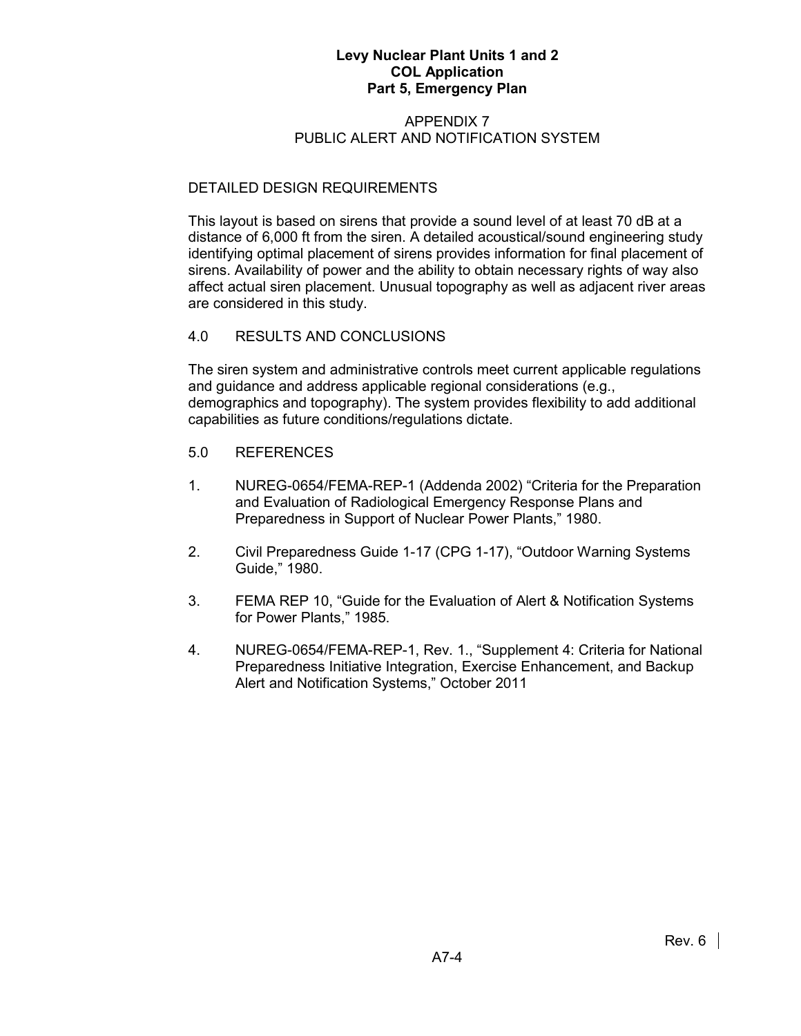## APPENDIX 7
## PUBLIC ALERT AND NOTIFICATION SYSTEM

DETAILED DESIGN REQUIREMENTS

This layout is based on sirens that provide a sound level of at least 70 dB at a distance of 6,000 ft from the siren. A detailed acoustical/sound engineering study identifying optimal placement of sirens provides information for final placement of sirens. Availability of power and the ability to obtain necessary rights of way also affect actual siren placement. Unusual topography as well as adjacent river areas are considered in this study.

### 4.0 RESULTS AND CONCLUSIONS

The siren system and administrative controls meet current applicable regulations and guidance and address applicable regional considerations (e.g., demographics and topography). The system provides flexibility to add additional capabilities as future conditions/regulations dictate.

### 5.0 REFERENCES

1. NUREG-0654/FEMA-REP-1 (Addenda 2002) “Criteria for the Preparation and Evaluation of Radiological Emergency Response Plans and Preparedness in Support of Nuclear Power Plants,” 1980.
2. Civil Preparedness Guide 1-17 (CPG 1-17), “Outdoor Warning Systems Guide,” 1980.
3. FEMA REP 10, “Guide for the Evaluation of Alert & Notification Systems for Power Plants,” 1985.
4. NUREG-0654/FEMA-REP-1, Rev. 1., “Supplement 4: Criteria for National Preparedness Initiative Integration, Exercise Enhancement, and Backup Alert and Notification Systems,” October 2011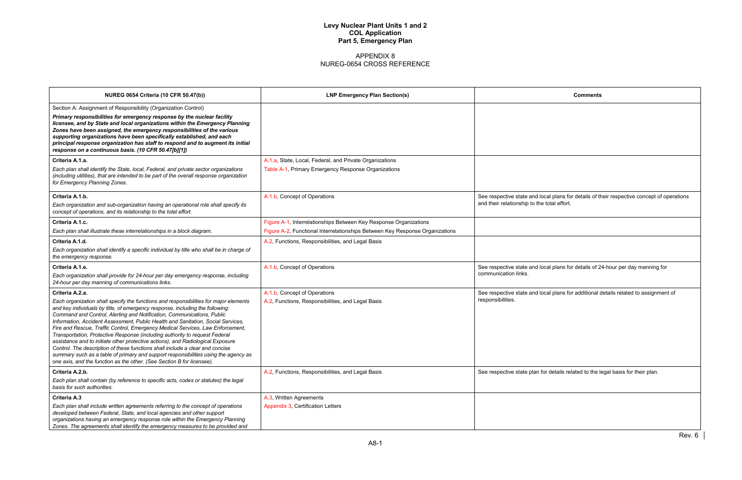# Levy Nuclear Plant Units 1 and 2
## COL Application
## Part 5, Emergency Plan

### APPENDIX 8
### NUREG-0654 CROSS REFERENCE

| NUREG 0654 Criteria (10 CFR 50.47(b)) | LNP Emergency Plan Section(s) | Comments |
|---|---|---|
| Section A: Assignment of Responsibility (Organization Control)<br>***Primary responsibilities for emergency response by the nuclear facility licensee, and by State and local organizations within the Emergency Planning Zones have been assigned, the emergency responsibilities of the various supporting organizations have been specifically established, and each principal response organization has staff to respond and to augment its initial response on a continuous basis. (10 CFR 50.47[b][1])*** | | |
| **Criteria A.1.a.**<br>*Each plan shall identify the State, local, Federal, and private sector organizations (including utilities), that are intended to be part of the overall response organization for Emergency Planning Zones.* | A.1.a, State, Local, Federal, and Private Organizations<br>Table A-1, Primary Emergency Response Organizations | |
| **Criteria A.1.b.**<br>*Each organization and sub-organization having an operational role shall specify its concept of operations, and its relationship to the total effort.* | A.1.b, Concept of Operations | See respective state and local plans for details of their respective concept of operations and their relationship to the total effort. |
| **Criteria A.1.c.**<br>*Each plan shall illustrate these interrelationships in a block diagram.* | Figure A-1, Interrelationships Between Key Response Organizations<br>Figure A-2, Functional Interrelationships Between Key Response Organizations | |
| **Criteria A.1.d.**<br>*Each organization shall identify a specific individual by title who shall be in charge of the emergency response.* | A.2, Functions, Responsibilities, and Legal Basis | |
| **Criteria A.1.e.**<br>*Each organization shall provide for 24-hour per day emergency response, including 24-hour per day manning of communications links.* | A.1.b, Concept of Operations | See respective state and local plans for details of 24-hour per day manning for communication links. |
| **Criteria A.2.a.**<br>*Each organization shall specify the functions and responsibilities for major elements and key individuals by title, of emergency response, including the following: Command and Control, Alerting and Notification, Communications, Public Information, Accident Assessment, Public Health and Sanitation, Social Services, Fire and Rescue, Traffic Control, Emergency Medical Services, Law Enforcement, Transportation, Protective Response (including authority to request Federal assistance and to initiate other protective actions), and Radiological Exposure Control. The description of these functions shall include a clear and concise summary such as a table of primary and support responsibilities using the agency as one axis, and the function as the other. (See Section B for licensee).* | A.1.b, Concept of Operations<br>A.2, Functions, Responsibilities, and Legal Basis | See respective state and local plans for additional details related to assignment of responsibilities. |
| **Criteria A.2.b.**<br>*Each plan shall contain (by reference to specific acts, codes or statutes) the legal basis for such authorities.* | A.2, Functions, Responsibilities, and Legal Basis | See respective state plan for details related to the legal basis for their plan. |
| **Criteria A.3**<br>*Each plan shall include written agreements referring to the concept of operations developed between Federal, State, and local agencies and other support organizations having an emergency response role within the Emergency Planning Zones. The agreements shall identify the emergency measures to be provided and* | A.3, Written Agreements<br>Appendix 3, Certification Letters | |

Rev. 6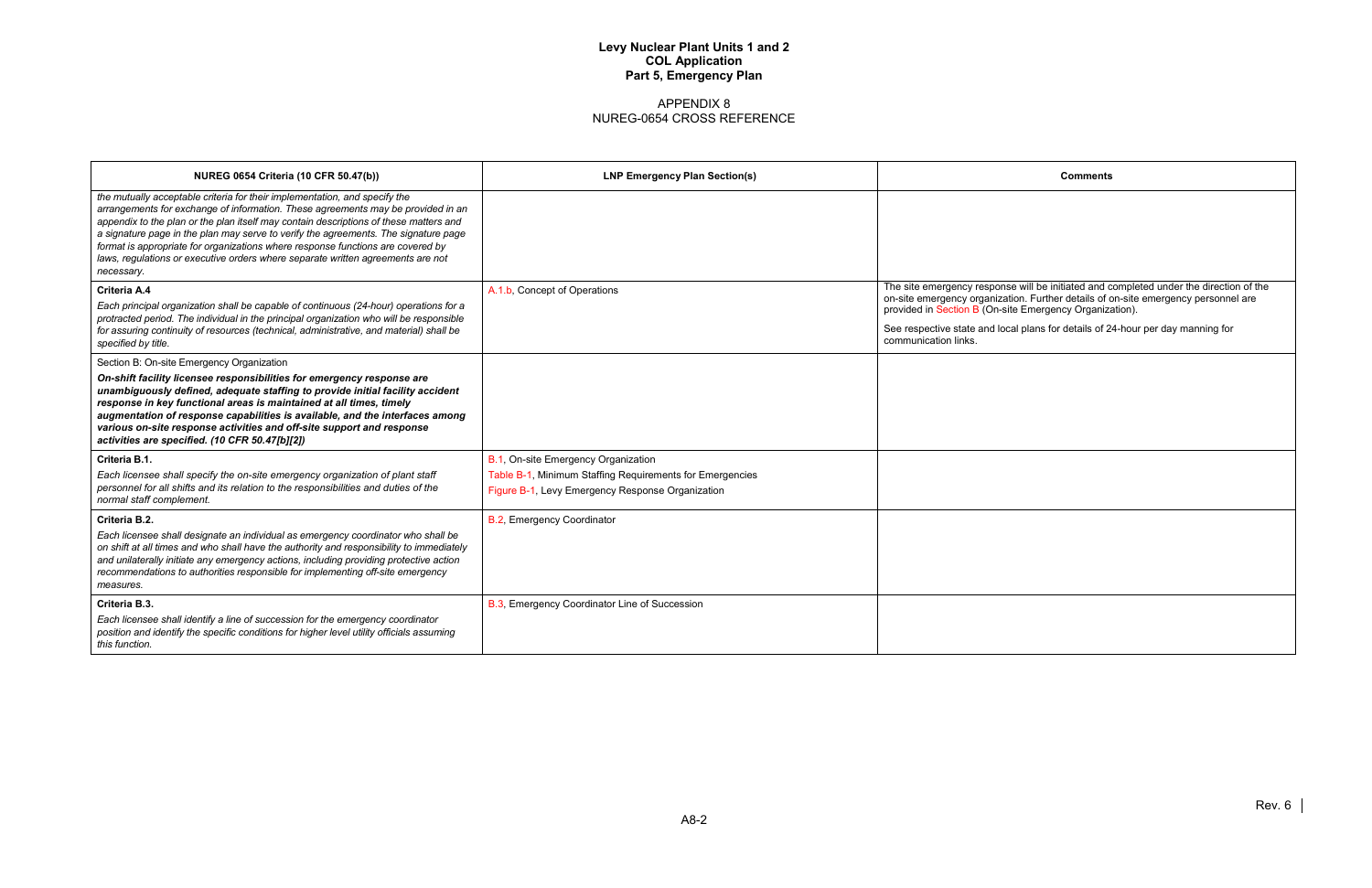# Levy Nuclear Plant Units 1 and 2
# COL Application
# Part 5, Emergency Plan

## APPENDIX 8
## NUREG-0654 CROSS REFERENCE

| NUREG 0654 Criteria (10 CFR 50.47(b)) | LNP Emergency Plan Section(s) | Comments |
|---|---|---|
| *the mutually acceptable criteria for their implementation, and specify the arrangements for exchange of information. These agreements may be provided in an appendix to the plan or the plan itself may contain descriptions of these matters and a signature page in the plan may serve to verify the agreements. The signature page format is appropriate for organizations where response functions are covered by laws, regulations or executive orders where separate written agreements are not necessary.* | | |
| **Criteria A.4**<br>*Each principal organization shall be capable of continuous (24-hour) operations for a protracted period. The individual in the principal organization who will be responsible for assuring continuity of resources (technical, administrative, and material) shall be specified by title.* | A.1.b, Concept of Operations | The site emergency response will be initiated and completed under the direction of the on-site emergency organization. Further details of on-site emergency personnel are provided in Section B (On-site Emergency Organization).<br>See respective state and local plans for details of 24-hour per day manning for communication links. |
| Section B: On-site Emergency Organization<br>***On-shift facility licensee responsibilities for emergency response are unambiguously defined, adequate staffing to provide initial facility accident response in key functional areas is maintained at all times, timely augmentation of response capabilities is available, and the interfaces among various on-site response activities and off-site support and response activities are specified. (10 CFR 50.47[b][2])*** | | |
| **Criteria B.1.**<br>*Each licensee shall specify the on-site emergency organization of plant staff personnel for all shifts and its relation to the responsibilities and duties of the normal staff complement.* | B.1, On-site Emergency Organization<br>Table B-1, Minimum Staffing Requirements for Emergencies<br>Figure B-1, Levy Emergency Response Organization | |
| **Criteria B.2.**<br>*Each licensee shall designate an individual as emergency coordinator who shall be on shift at all times and who shall have the authority and responsibility to immediately and unilaterally initiate any emergency actions, including providing protective action recommendations to authorities responsible for implementing off-site emergency measures.* | B.2, Emergency Coordinator | |
| **Criteria B.3.**<br>*Each licensee shall identify a line of succession for the emergency coordinator position and identify the specific conditions for higher level utility officials assuming this function.* | B.3, Emergency Coordinator Line of Succession | |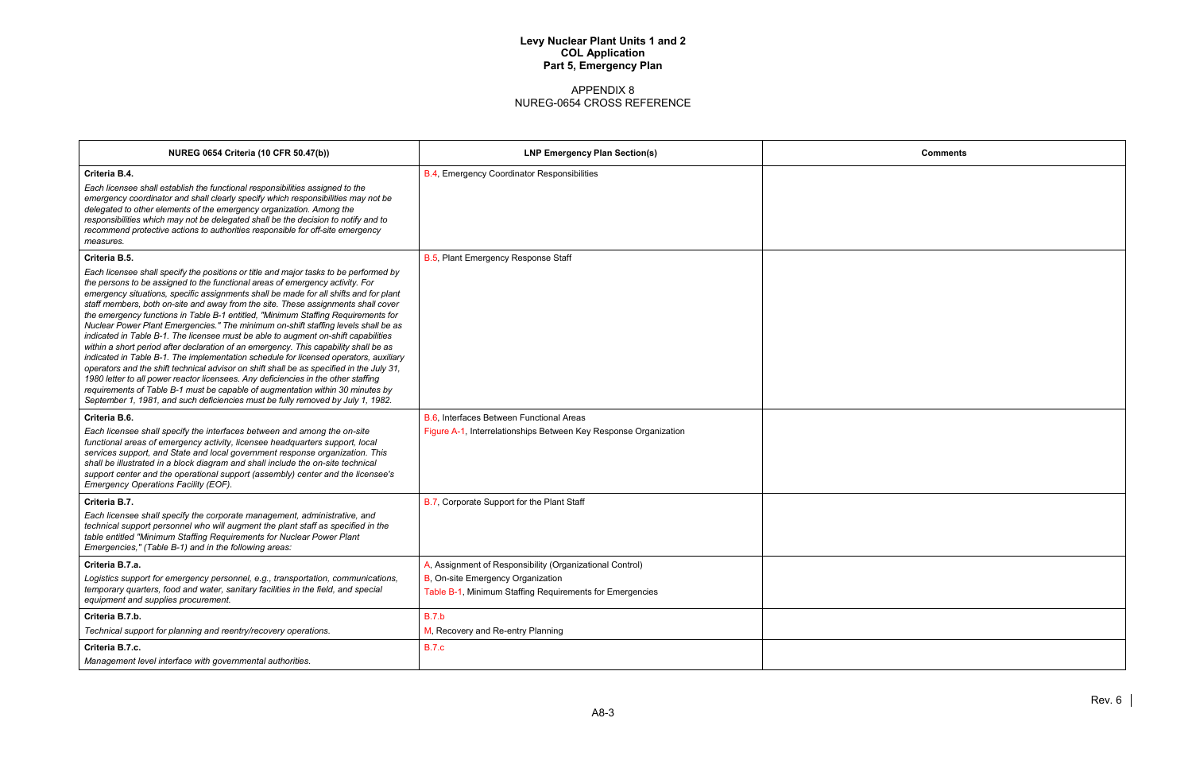# Levy Nuclear Plant Units 1 and 2
## COL Application
## Part 5, Emergency Plan

### APPENDIX 8
### NUREG-0654 CROSS REFERENCE

| NUREG 0654 Criteria (10 CFR 50.47(b)) | LNP Emergency Plan Section(s) | Comments |
|---|---|---|
| **Criteria B.4.**<br>*Each licensee shall establish the functional responsibilities assigned to the emergency coordinator and shall clearly specify which responsibilities may not be delegated to other elements of the emergency organization. Among the responsibilities which may not be delegated shall be the decision to notify and to recommend protective actions to authorities responsible for off-site emergency measures.* | B.4, Emergency Coordinator Responsibilities | |
| **Criteria B.5.**<br>*Each licensee shall specify the positions or title and major tasks to be performed by the persons to be assigned to the functional areas of emergency activity. For emergency situations, specific assignments shall be made for all shifts and for plant staff members, both on-site and away from the site. These assignments shall cover the emergency functions in Table B-1 entitled, "Minimum Staffing Requirements for Nuclear Power Plant Emergencies." The minimum on-shift staffing levels shall be as indicated in Table B-1. The licensee must be able to augment on-shift capabilities within a short period after declaration of an emergency. This capability shall be as indicated in Table B-1. The implementation schedule for licensed operators, auxiliary operators and the shift technical advisor on shift shall be as specified in the July 31, 1980 letter to all power reactor licensees. Any deficiencies in the other staffing requirements of Table B-1 must be capable of augmentation within 30 minutes by September 1, 1981, and such deficiencies must be fully removed by July 1, 1982.* | B.5, Plant Emergency Response Staff | |
| **Criteria B.6.**<br>*Each licensee shall specify the interfaces between and among the on-site functional areas of emergency activity, licensee headquarters support, local services support, and State and local government response organization. This shall be illustrated in a block diagram and shall include the on-site technical support center and the operational support (assembly) center and the licensee's Emergency Operations Facility (EOF).* | B.6, Interfaces Between Functional Areas<br>Figure A-1, Interrelationships Between Key Response Organization | |
| **Criteria B.7.**<br>*Each licensee shall specify the corporate management, administrative, and technical support personnel who will augment the plant staff as specified in the table entitled "Minimum Staffing Requirements for Nuclear Power Plant Emergencies," (Table B-1) and in the following areas:* | B.7, Corporate Support for the Plant Staff | |
| **Criteria B.7.a.**<br>*Logistics support for emergency personnel, e.g., transportation, communications, temporary quarters, food and water, sanitary facilities in the field, and special equipment and supplies procurement.* | A, Assignment of Responsibility (Organizational Control)<br>B, On-site Emergency Organization<br>Table B-1, Minimum Staffing Requirements for Emergencies | |
| **Criteria B.7.b.**<br>*Technical support for planning and reentry/recovery operations.* | B.7.b<br>M, Recovery and Re-entry Planning | |
| **Criteria B.7.c.**<br>*Management level interface with governmental authorities.* | B.7.c | |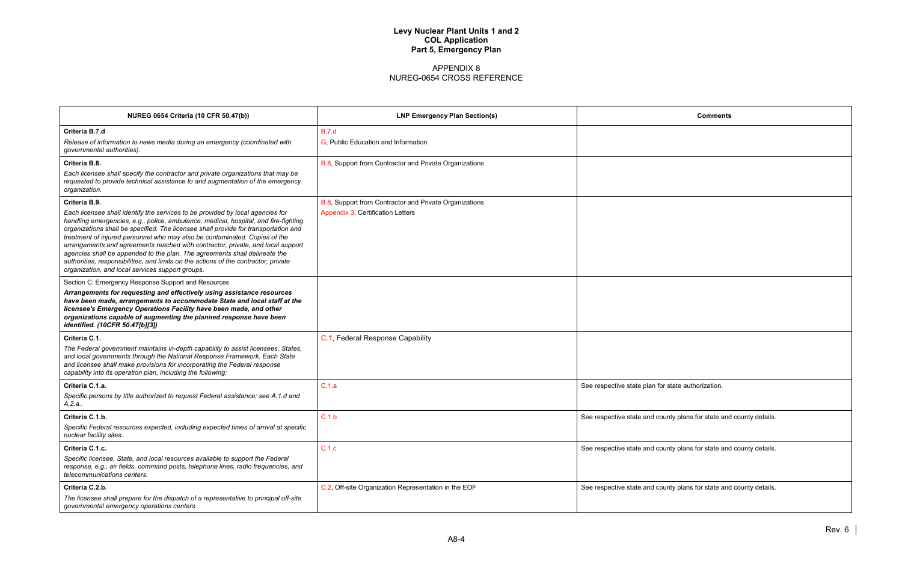# Levy Nuclear Plant Units 1 and 2
# COL Application
# Part 5, Emergency Plan

## APPENDIX 8
## NUREG-0654 CROSS REFERENCE

| NUREG 0654 Criteria (10 CFR 50.47(b)) | LNP Emergency Plan Section(s) | Comments |
|---|---|---|
| **Criteria B.7.d**<br>*Release of information to news media during an emergency (coordinated with governmental authorities).* | B.7.d<br>G, Public Education and Information | |
| **Criteria B.8.**<br>*Each licensee shall specify the contractor and private organizations that may be requested to provide technical assistance to and augmentation of the emergency organization.* | B.8, Support from Contractor and Private Organizations | |
| **Criteria B.9.**<br>*Each licensee shall identify the services to be provided by local agencies for handling emergencies, e.g., police, ambulance, medical, hospital, and fire-fighting organizations shall be specified. The licensee shall provide for transportation and treatment of injured personnel who may also be contaminated. Copies of the arrangements and agreements reached with contractor, private, and local support agencies shall be appended to the plan. The agreements shall delineate the authorities, responsibilities, and limits on the actions of the contractor, private organization, and local services support groups.* | B.8, Support from Contractor and Private Organizations<br>Appendix 3, Certification Letters | |
| Section C: Emergency Response Support and Resources<br>***Arrangements for requesting and effectively using assistance resources have been made, arrangements to accommodate State and local staff at the licensee's Emergency Operations Facility have been made, and other organizations capable of augmenting the planned response have been identified. (10CFR 50.47[b][3])*** | | |
| **Criteria C.1.**<br>*The Federal government maintains in-depth capability to assist licensees, States, and local governments through the National Response Framework. Each State and licensee shall make provisions for incorporating the Federal response capability into its operation plan, including the following:* | C.1, Federal Response Capability | |
| **Criteria C.1.a.**<br>*Specific persons by title authorized to request Federal assistance; see A.1.d and A.2.a..* | C.1.a | See respective state plan for state authorization. |
| **Criteria C.1.b.**<br>*Specific Federal resources expected, including expected times of arrival at specific nuclear facility sites.* | C.1.b | See respective state and county plans for state and county details. |
| **Criteria C.1.c.**<br>*Specific licensee, State, and local resources available to support the Federal response, e.g., air fields, command posts, telephone lines, radio frequencies, and telecommunications centers.* | C.1.c | See respective state and county plans for state and county details. |
| **Criteria C.2.b.**<br>*The licensee shall prepare for the dispatch of a representative to principal off-site governmental emergency operations centers.* | C.2, Off-site Organization Representation in the EOF | See respective state and county plans for state and county details. |

Rev. 6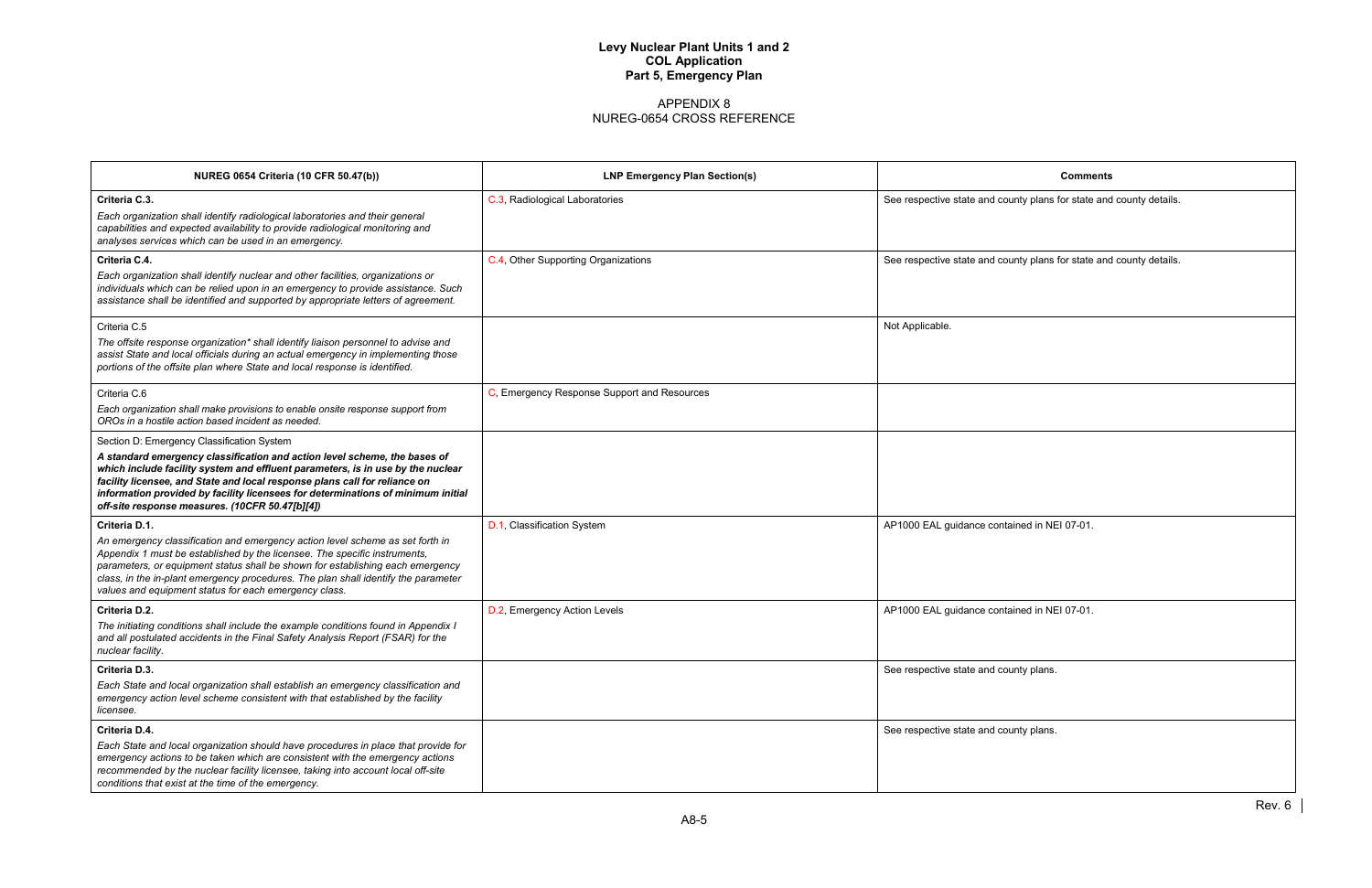# Levy Nuclear Plant Units 1 and 2
## COL Application
## Part 5, Emergency Plan

APPENDIX 8
NUREG-0654 CROSS REFERENCE

| NUREG 0654 Criteria (10 CFR 50.47(b)) | LNP Emergency Plan Section(s) | Comments |
|---|---|---|
| **Criteria C.3.**<br>*Each organization shall identify radiological laboratories and their general capabilities and expected availability to provide radiological monitoring and analyses services which can be used in an emergency.* | C.3, Radiological Laboratories | See respective state and county plans for state and county details. |
| **Criteria C.4.**<br>*Each organization shall identify nuclear and other facilities, organizations or individuals which can be relied upon in an emergency to provide assistance. Such assistance shall be identified and supported by appropriate letters of agreement.* | C.4, Other Supporting Organizations | See respective state and county plans for state and county details. |
| Criteria C.5<br>*The offsite response organization\* shall identify liaison personnel to advise and assist State and local officials during an actual emergency in implementing those portions of the offsite plan where State and local response is identified.* | | Not Applicable. |
| Criteria C.6<br>*Each organization shall make provisions to enable onsite response support from OROs in a hostile action based incident as needed.* | C, Emergency Response Support and Resources | |
| Section D: Emergency Classification System<br>***A standard emergency classification and action level scheme, the bases of which include facility system and effluent parameters, is in use by the nuclear facility licensee, and State and local response plans call for reliance on information provided by facility licensees for determinations of minimum initial off-site response measures. (10CFR 50.47[b][4])*** | | |
| **Criteria D.1.**<br>*An emergency classification and emergency action level scheme as set forth in Appendix 1 must be established by the licensee. The specific instruments, parameters, or equipment status shall be shown for establishing each emergency class, in the in-plant emergency procedures. The plan shall identify the parameter values and equipment status for each emergency class.* | D.1, Classification System | AP1000 EAL guidance contained in NEI 07-01. |
| **Criteria D.2.**<br>*The initiating conditions shall include the example conditions found in Appendix I and all postulated accidents in the Final Safety Analysis Report (FSAR) for the nuclear facility.* | D.2, Emergency Action Levels | AP1000 EAL guidance contained in NEI 07-01. |
| **Criteria D.3.**<br>*Each State and local organization shall establish an emergency classification and emergency action level scheme consistent with that established by the facility licensee.* | | See respective state and county plans. |
| **Criteria D.4.**<br>*Each State and local organization should have procedures in place that provide for emergency actions to be taken which are consistent with the emergency actions recommended by the nuclear facility licensee, taking into account local off-site conditions that exist at the time of the emergency.* | | See respective state and county plans. |

A8-5

Rev. 6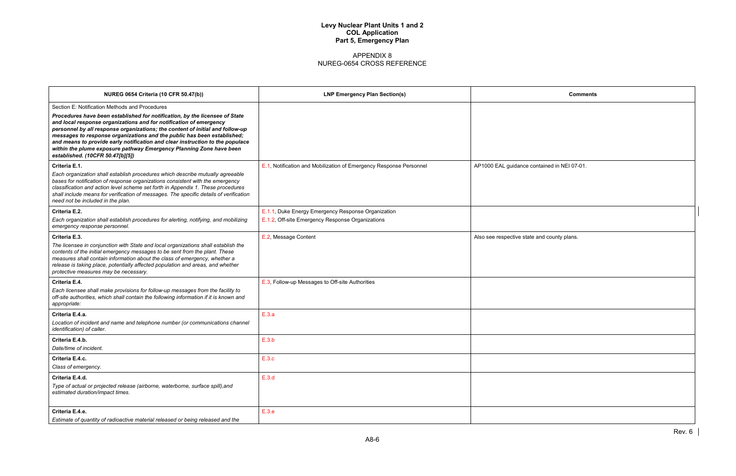# Levy Nuclear Plant Units 1 and 2
## COL Application
## Part 5, Emergency Plan

APPENDIX 8
NUREG-0654 CROSS REFERENCE

| NUREG 0654 Criteria (10 CFR 50.47(b)) | LNP Emergency Plan Section(s) | Comments |
|---|---|---|
| Section E: Notification Methods and Procedures<br>***Procedures have been established for notification, by the licensee of State and local response organizations and for notification of emergency personnel by all response organizations; the content of initial and follow-up messages to response organizations and the public has been established; and means to provide early notification and clear instruction to the populace within the plume exposure pathway Emergency Planning Zone have been established. (10CFR 50.47[b][5])*** | | |
| **Criteria E.1.**<br>*Each organization shall establish procedures which describe mutually agreeable bases for notification of response organizations consistent with the emergency classification and action level scheme set forth in Appendix 1. These procedures shall include means for verification of messages. The specific details of verification need not be included in the plan.* | E.1, Notification and Mobilization of Emergency Response Personnel | AP1000 EAL guidance contained in NEI 07-01. |
| **Criteria E.2.**<br>*Each organization shall establish procedures for alerting, notifying, and mobilizing emergency response personnel.* | E.1.1, Duke Energy Emergency Response Organization<br>E.1.2, Off-site Emergency Response Organizations | |
| **Criteria E.3.**<br>*The licensee in conjunction with State and local organizations shall establish the contents of the initial emergency messages to be sent from the plant. These measures shall contain information about the class of emergency, whether a release is taking place, potentially affected population and areas, and whether protective measures may be necessary.* | E.2, Message Content | Also see respective state and county plans. |
| **Criteria E.4.**<br>*Each licensee shall make provisions for follow-up messages from the facility to off-site authorities, which shall contain the following information if it is known and appropriate:* | E.3, Follow-up Messages to Off-site Authorities | |
| **Criteria E.4.a.**<br>*Location of incident and name and telephone number (or communications channel identification) of caller.* | E.3.a | |
| **Criteria E.4.b.**<br>*Date/time of incident.* | E.3.b | |
| **Criteria E.4.c.**<br>*Class of emergency.* | E.3.c | |
| **Criteria E.4.d.**<br>*Type of actual or projected release (airborne, waterborne, surface spill),and estimated duration/impact times.* | E.3.d | |
| **Criteria E.4.e.**<br>*Estimate of quantity of radioactive material released or being released and the* | E.3.e | |

Rev. 6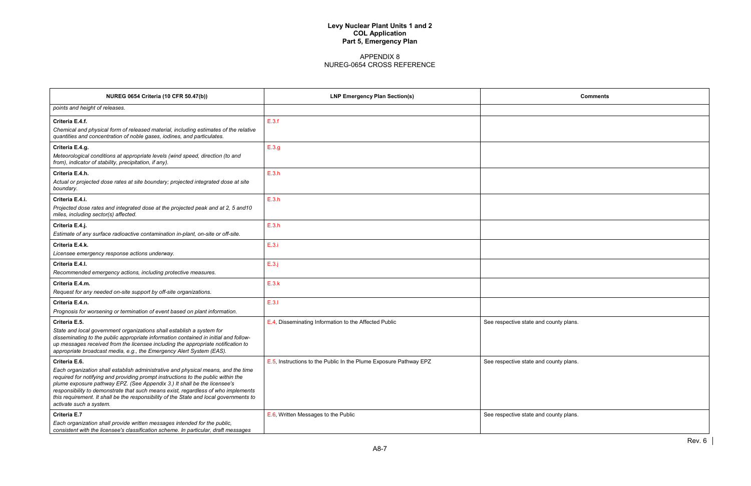# Levy Nuclear Plant Units 1 and 2
# COL Application
# Part 5, Emergency Plan

## APPENDIX 8
## NUREG-0654 CROSS REFERENCE

| NUREG 0654 Criteria (10 CFR 50.47(b)) | LNP Emergency Plan Section(s) | Comments |
|---|---|---|
| *points and height of releases.* | | |
| **Criteria E.4.f.**<br>*Chemical and physical form of released material, including estimates of the relative quantities and concentration of noble gases, iodines, and particulates.* | E.3.f | |
| **Criteria E.4.g.**<br>*Meteorological conditions at appropriate levels (wind speed, direction (to and from), indicator of stability, precipitation, if any).* | E.3.g | |
| **Criteria E.4.h.**<br>*Actual or projected dose rates at site boundary; projected integrated dose at site boundary.* | E.3.h | |
| **Criteria E.4.i.**<br>*Projected dose rates and integrated dose at the projected peak and at 2, 5 and10 miles, including sector(s) affected.* | E.3.h | |
| **Criteria E.4.j.**<br>*Estimate of any surface radioactive contamination in-plant, on-site or off-site.* | E.3.h | |
| **Criteria E.4.k.**<br>*Licensee emergency response actions underway.* | E.3.i | |
| **Criteria E.4.l.**<br>*Recommended emergency actions, including protective measures.* | E.3.j | |
| **Criteria E.4.m.**<br>*Request for any needed on-site support by off-site organizations.* | E.3.k | |
| **Criteria E.4.n.**<br>*Prognosis for worsening or termination of event based on plant information.* | E.3.l | |
| **Criteria E.5.**<br>*State and local government organizations shall establish a system for disseminating to the public appropriate information contained in initial and follow-up messages received from the licensee including the appropriate notification to appropriate broadcast media, e.g., the Emergency Alert System (EAS).* | E.4, Disseminating Information to the Affected Public | See respective state and county plans. |
| **Criteria E.6.**<br>*Each organization shall establish administrative and physical means, and the time required for notifying and providing prompt instructions to the public within the plume exposure pathway EPZ. (See Appendix 3.) It shall be the licensee's responsibility to demonstrate that such means exist, regardless of who implements this requirement. It shall be the responsibility of the State and local governments to activate such a system.* | E.5, Instructions to the Public In the Plume Exposure Pathway EPZ | See respective state and county plans. |
| **Criteria E.7**<br>*Each organization shall provide written messages intended for the public, consistent with the licensee's classification scheme. In particular, draft messages* | E.6, Written Messages to the Public | See respective state and county plans. |

Rev. 6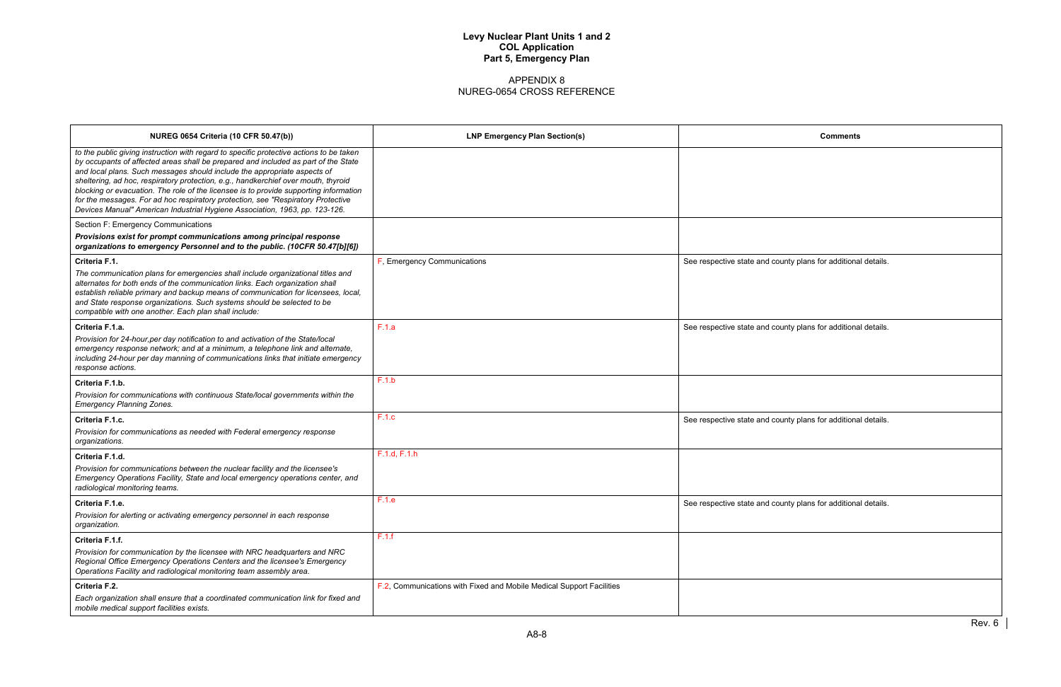# Levy Nuclear Plant Units 1 and 2
# COL Application
# Part 5, Emergency Plan

APPENDIX 8
NUREG-0654 CROSS REFERENCE

| NUREG 0654 Criteria (10 CFR 50.47(b)) | LNP Emergency Plan Section(s) | Comments |
|---|---|---|
| *to the public giving instruction with regard to specific protective actions to be taken by occupants of affected areas shall be prepared and included as part of the State and local plans. Such messages should include the appropriate aspects of sheltering, ad hoc, respiratory protection, e.g., handkerchief over mouth, thyroid blocking or evacuation. The role of the licensee is to provide supporting information for the messages. For ad hoc respiratory protection, see "Respiratory Protective Devices Manual" American Industrial Hygiene Association, 1963, pp. 123-126.* | | |
| Section F: Emergency Communications<br>***Provisions exist for prompt communications among principal response organizations to emergency Personnel and to the public. (10CFR 50.47[b][6])*** | | |
| **Criteria F.1.**<br>*The communication plans for emergencies shall include organizational titles and alternates for both ends of the communication links. Each organization shall establish reliable primary and backup means of communication for licensees, local, and State response organizations. Such systems should be selected to be compatible with one another. Each plan shall include:* | F, Emergency Communications | See respective state and county plans for additional details. |
| **Criteria F.1.a.**<br>*Provision for 24-hour,per day notification to and activation of the State/local emergency response network; and at a minimum, a telephone link and alternate, including 24-hour per day manning of communications links that initiate emergency response actions.* | F.1.a | See respective state and county plans for additional details. |
| **Criteria F.1.b.**<br>*Provision for communications with continuous State/local governments within the Emergency Planning Zones.* | F.1.b | |
| **Criteria F.1.c.**<br>*Provision for communications as needed with Federal emergency response organizations.* | F.1.c | See respective state and county plans for additional details. |
| **Criteria F.1.d.**<br>*Provision for communications between the nuclear facility and the licensee's Emergency Operations Facility, State and local emergency operations center, and radiological monitoring teams.* | F.1.d, F.1.h | |
| **Criteria F.1.e.**<br>*Provision for alerting or activating emergency personnel in each response organization.* | F.1.e | See respective state and county plans for additional details. |
| **Criteria F.1.f.**<br>*Provision for communication by the licensee with NRC headquarters and NRC Regional Office Emergency Operations Centers and the licensee's Emergency Operations Facility and radiological monitoring team assembly area.* | F.1.f | |
| **Criteria F.2.**<br>*Each organization shall ensure that a coordinated communication link for fixed and mobile medical support facilities exists.* | F.2, Communications with Fixed and Mobile Medical Support Facilities | |

Rev. 6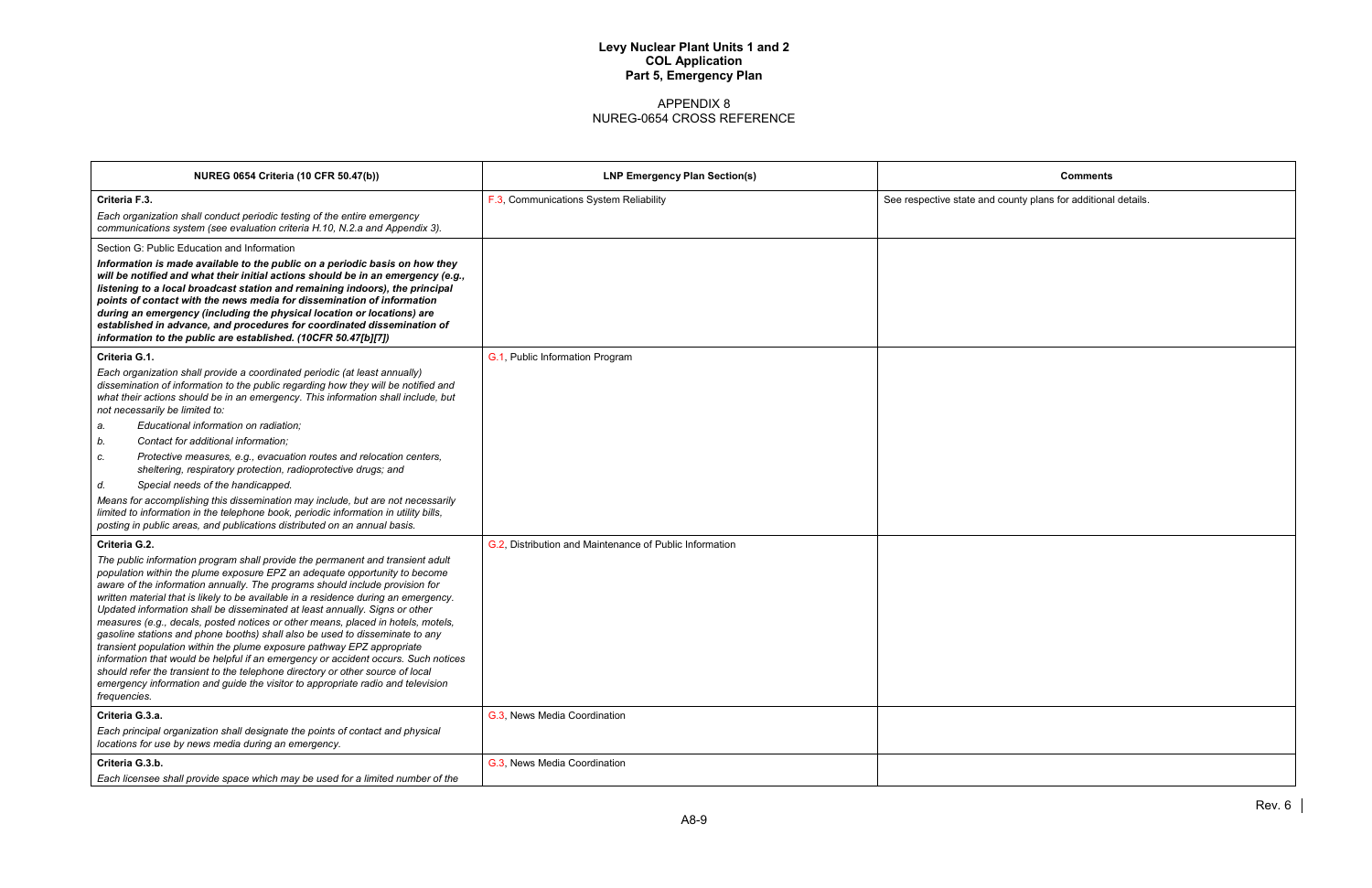# Levy Nuclear Plant Units 1 and 2
# COL Application
# Part 5, Emergency Plan

## APPENDIX 8
## NUREG-0654 CROSS REFERENCE

| NUREG 0654 Criteria (10 CFR 50.47(b)) | LNP Emergency Plan Section(s) | Comments |
|---|---|---|
| **Criteria F.3.**<br>*Each organization shall conduct periodic testing of the entire emergency communications system (see evaluation criteria H.10, N.2.a and Appendix 3).* | F.3, Communications System Reliability | See respective state and county plans for additional details. |
| Section G: Public Education and Information<br>***Information is made available to the public on a periodic basis on how they will be notified and what their initial actions should be in an emergency (e.g., listening to a local broadcast station and remaining indoors), the principal points of contact with the news media for dissemination of information during an emergency (including the physical location or locations) are established in advance, and procedures for coordinated dissemination of information to the public are established. (10CFR 50.47[b][7])*** | | |
| **Criteria G.1.**<br>*Each organization shall provide a coordinated periodic (at least annually) dissemination of information to the public regarding how they will be notified and what their actions should be in an emergency. This information shall include, but not necessarily be limited to:*<br>*a. Educational information on radiation;*<br>*b. Contact for additional information;*<br>*c. Protective measures, e.g., evacuation routes and relocation centers, sheltering, respiratory protection, radioprotective drugs; and*<br>*d. Special needs of the handicapped.*<br>*Means for accomplishing this dissemination may include, but are not necessarily limited to information in the telephone book, periodic information in utility bills, posting in public areas, and publications distributed on an annual basis.* | G.1, Public Information Program | |
| **Criteria G.2.**<br>*The public information program shall provide the permanent and transient adult population within the plume exposure EPZ an adequate opportunity to become aware of the information annually. The programs should include provision for written material that is likely to be available in a residence during an emergency. Updated information shall be disseminated at least annually. Signs or other measures (e.g., decals, posted notices or other means, placed in hotels, motels, gasoline stations and phone booths) shall also be used to disseminate to any transient population within the plume exposure pathway EPZ appropriate information that would be helpful if an emergency or accident occurs. Such notices should refer the transient to the telephone directory or other source of local emergency information and guide the visitor to appropriate radio and television frequencies.* | G.2, Distribution and Maintenance of Public Information | |
| **Criteria G.3.a.**<br>*Each principal organization shall designate the points of contact and physical locations for use by news media during an emergency.* | G.3, News Media Coordination | |
| **Criteria G.3.b.**<br>*Each licensee shall provide space which may be used for a limited number of the* | G.3, News Media Coordination | |

Rev. 6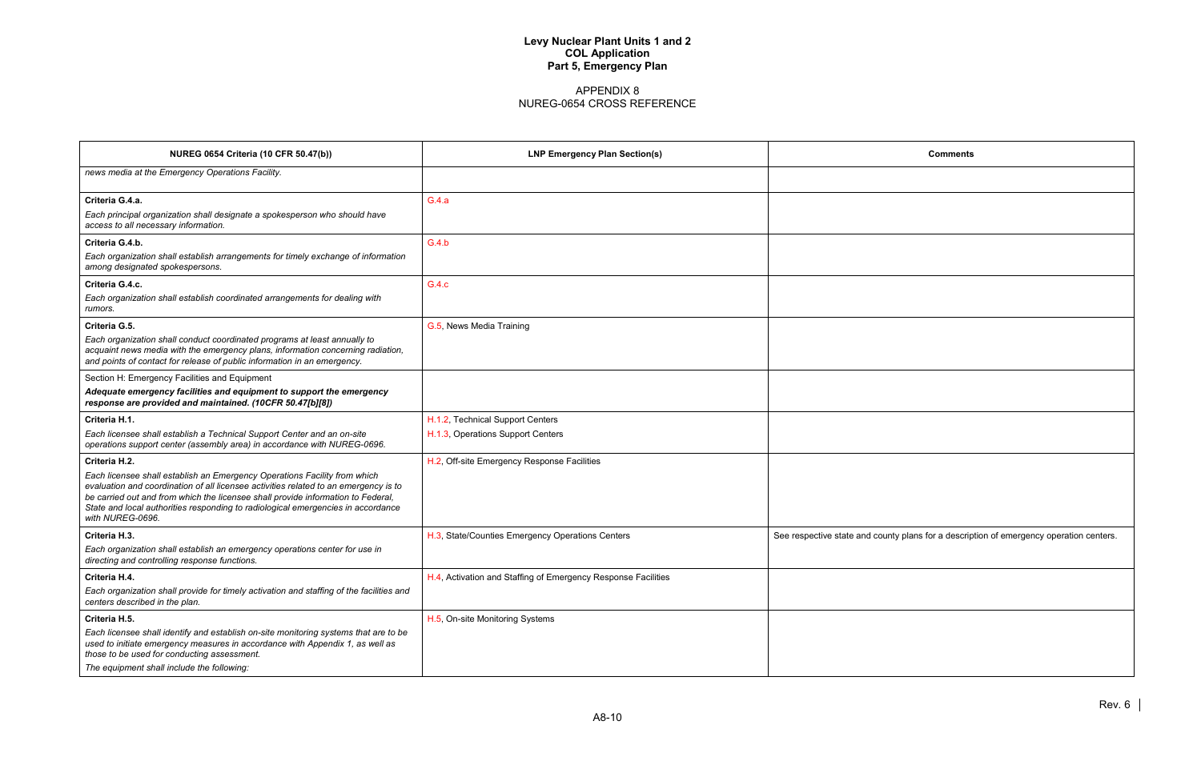# Levy Nuclear Plant Units 1 and 2
# COL Application
# Part 5, Emergency Plan

## APPENDIX 8
## NUREG-0654 CROSS REFERENCE

| NUREG 0654 Criteria (10 CFR 50.47(b)) | LNP Emergency Plan Section(s) | Comments |
|---|---|---|
| *news media at the Emergency Operations Facility.* | | |
| **Criteria G.4.a.** *Each principal organization shall designate a spokesperson who should have access to all necessary information.* | G.4.a | |
| **Criteria G.4.b.** *Each organization shall establish arrangements for timely exchange of information among designated spokespersons.* | G.4.b | |
| **Criteria G.4.c.** *Each organization shall establish coordinated arrangements for dealing with rumors.* | G.4.c | |
| **Criteria G.5.** *Each organization shall conduct coordinated programs at least annually to acquaint news media with the emergency plans, information concerning radiation, and points of contact for release of public information in an emergency.* | G.5, News Media Training | |
| Section H: Emergency Facilities and Equipment ***Adequate emergency facilities and equipment to support the emergency response are provided and maintained. (10CFR 50.47[b][8])*** | | |
| **Criteria H.1.** *Each licensee shall establish a Technical Support Center and an on-site operations support center (assembly area) in accordance with NUREG-0696.* | H.1.2, Technical Support Centers<br>H.1.3, Operations Support Centers | |
| **Criteria H.2.** *Each licensee shall establish an Emergency Operations Facility from which evaluation and coordination of all licensee activities related to an emergency is to be carried out and from which the licensee shall provide information to Federal, State and local authorities responding to radiological emergencies in accordance with NUREG-0696.* | H.2, Off-site Emergency Response Facilities | |
| **Criteria H.3.** *Each organization shall establish an emergency operations center for use in directing and controlling response functions.* | H.3, State/Counties Emergency Operations Centers | See respective state and county plans for a description of emergency operation centers. |
| **Criteria H.4.** *Each organization shall provide for timely activation and staffing of the facilities and centers described in the plan.* | H.4, Activation and Staffing of Emergency Response Facilities | |
| **Criteria H.5.** *Each licensee shall identify and establish on-site monitoring systems that are to be used to initiate emergency measures in accordance with Appendix 1, as well as those to be used for conducting assessment.* *The equipment shall include the following:* | H.5, On-site Monitoring Systems | |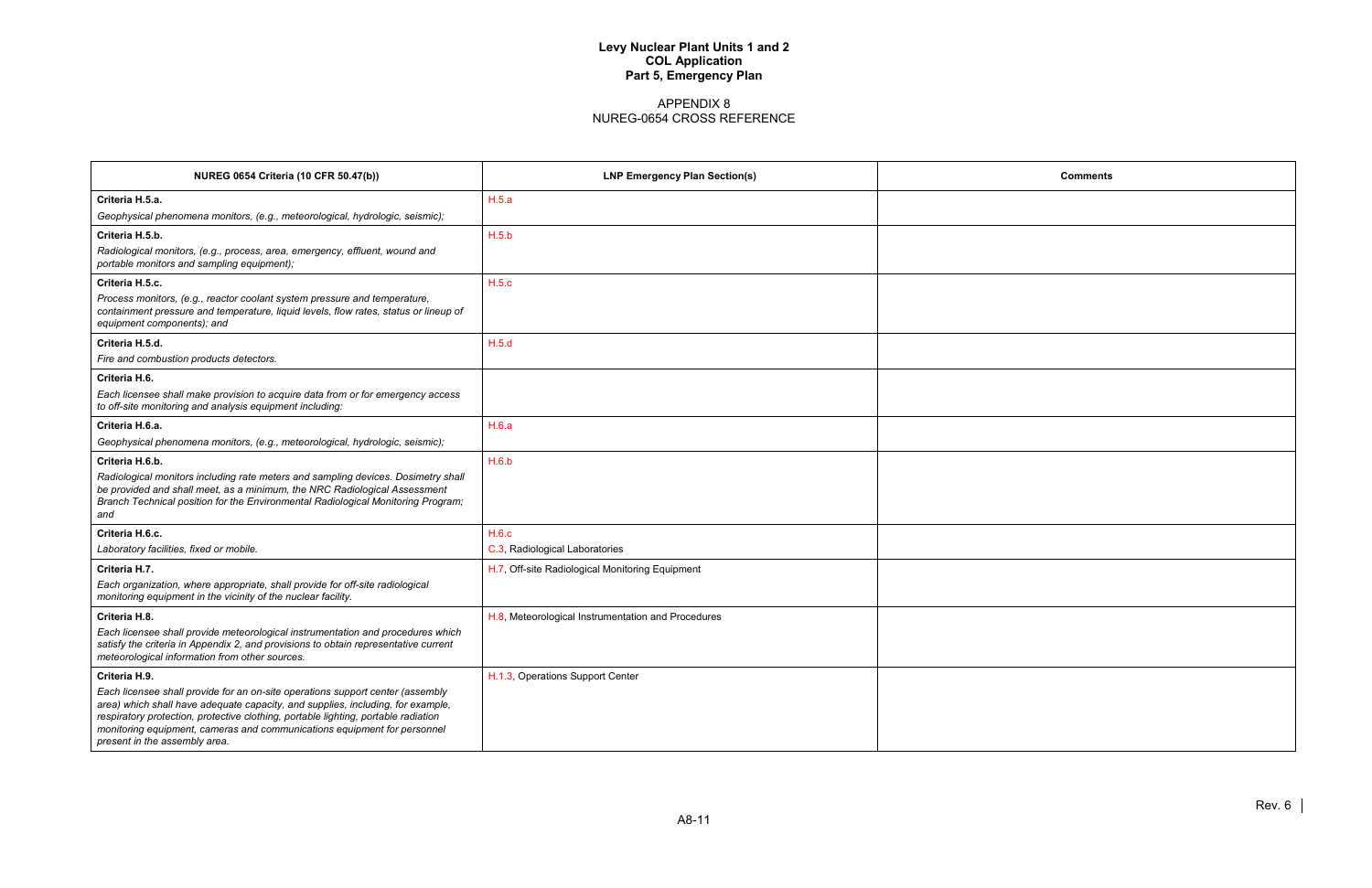# Levy Nuclear Plant Units 1 and 2
## COL Application
## Part 5, Emergency Plan

## APPENDIX 8
## NUREG-0654 CROSS REFERENCE

| NUREG 0654 Criteria (10 CFR 50.47(b)) | LNP Emergency Plan Section(s) | Comments |
|---|---|---|
| **Criteria H.5.a.**<br>*Geophysical phenomena monitors, (e.g., meteorological, hydrologic, seismic);* | H.5.a | |
| **Criteria H.5.b.**<br>*Radiological monitors, (e.g., process, area, emergency, effluent, wound and portable monitors and sampling equipment);* | H.5.b | |
| **Criteria H.5.c.**<br>*Process monitors, (e.g., reactor coolant system pressure and temperature, containment pressure and temperature, liquid levels, flow rates, status or lineup of equipment components); and* | H.5.c | |
| **Criteria H.5.d.**<br>*Fire and combustion products detectors.* | H.5.d | |
| **Criteria H.6.**<br>*Each licensee shall make provision to acquire data from or for emergency access to off-site monitoring and analysis equipment including:* | | |
| **Criteria H.6.a.**<br>*Geophysical phenomena monitors, (e.g., meteorological, hydrologic, seismic);* | H.6.a | |
| **Criteria H.6.b.**<br>*Radiological monitors including rate meters and sampling devices. Dosimetry shall be provided and shall meet, as a minimum, the NRC Radiological Assessment Branch Technical position for the Environmental Radiological Monitoring Program; and* | H.6.b | |
| **Criteria H.6.c.**<br>*Laboratory facilities, fixed or mobile.* | H.6.c<br>C.3, Radiological Laboratories | |
| **Criteria H.7.**<br>*Each organization, where appropriate, shall provide for off-site radiological monitoring equipment in the vicinity of the nuclear facility.* | H.7, Off-site Radiological Monitoring Equipment | |
| **Criteria H.8.**<br>*Each licensee shall provide meteorological instrumentation and procedures which satisfy the criteria in Appendix 2, and provisions to obtain representative current meteorological information from other sources.* | H.8, Meteorological Instrumentation and Procedures | |
| **Criteria H.9.**<br>*Each licensee shall provide for an on-site operations support center (assembly area) which shall have adequate capacity, and supplies, including, for example, respiratory protection, protective clothing, portable lighting, portable radiation monitoring equipment, cameras and communications equipment for personnel present in the assembly area.* | H.1.3, Operations Support Center | |

Rev. 6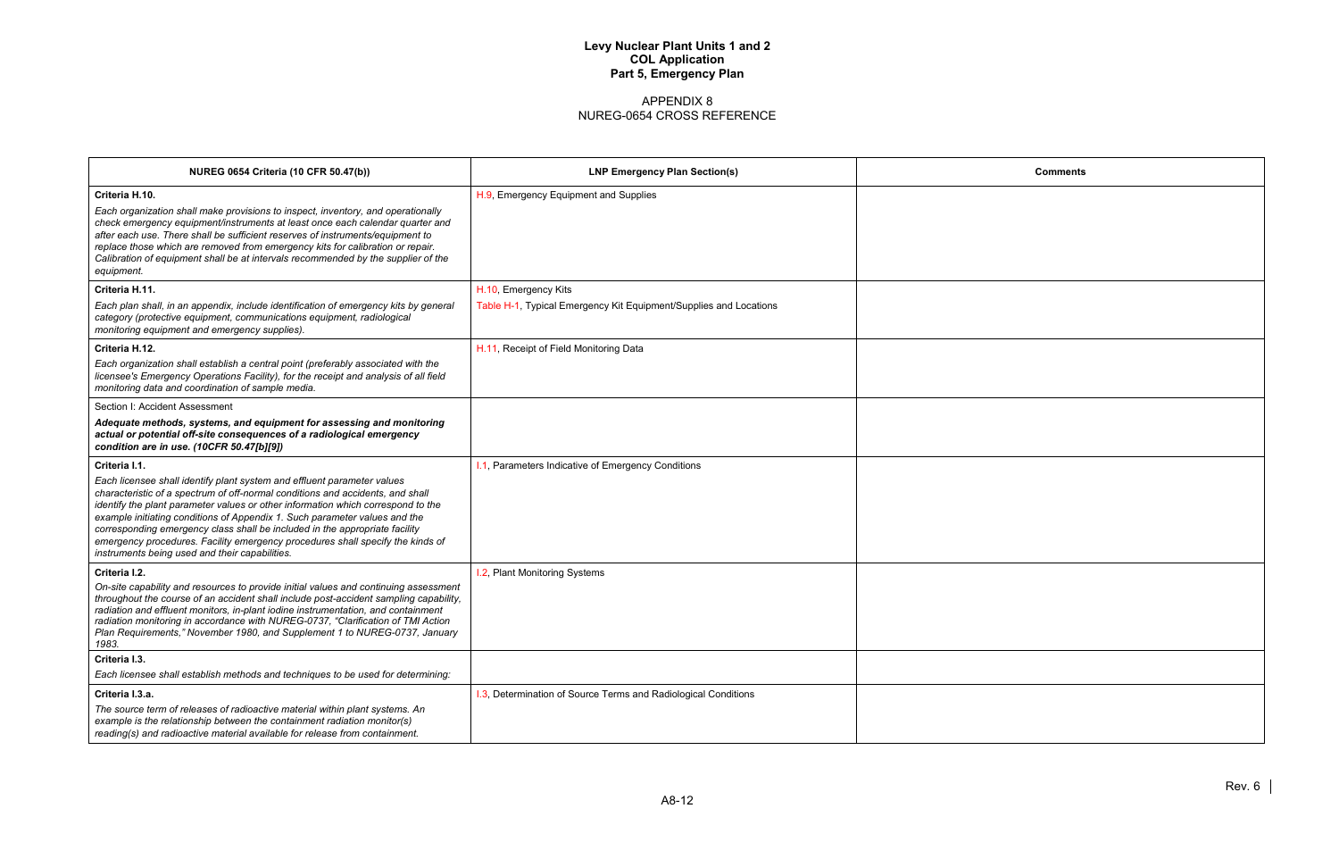**Levy Nuclear Plant Units 1 and 2**
**COL Application**
**Part 5, Emergency Plan**

APPENDIX 8
NUREG-0654 CROSS REFERENCE

| NUREG 0654 Criteria (10 CFR 50.47(b)) | LNP Emergency Plan Section(s) | Comments |
|---|---|---|
| **Criteria H.10.**<br>*Each organization shall make provisions to inspect, inventory, and operationally check emergency equipment/instruments at least once each calendar quarter and after each use. There shall be sufficient reserves of instruments/equipment to replace those which are removed from emergency kits for calibration or repair. Calibration of equipment shall be at intervals recommended by the supplier of the equipment.* | H.9, Emergency Equipment and Supplies | |
| **Criteria H.11.**<br>*Each plan shall, in an appendix, include identification of emergency kits by general category (protective equipment, communications equipment, radiological monitoring equipment and emergency supplies).* | H.10, Emergency Kits<br>Table H-1, Typical Emergency Kit Equipment/Supplies and Locations | |
| **Criteria H.12.**<br>*Each organization shall establish a central point (preferably associated with the licensee's Emergency Operations Facility), for the receipt and analysis of all field monitoring data and coordination of sample media.* | H.11, Receipt of Field Monitoring Data | |
| Section I: Accident Assessment<br>***Adequate methods, systems, and equipment for assessing and monitoring actual or potential off-site consequences of a radiological emergency condition are in use. (10CFR 50.47[b][9])*** | | |
| **Criteria I.1.**<br>*Each licensee shall identify plant system and effluent parameter values characteristic of a spectrum of off-normal conditions and accidents, and shall identify the plant parameter values or other information which correspond to the example initiating conditions of Appendix 1. Such parameter values and the corresponding emergency class shall be included in the appropriate facility emergency procedures. Facility emergency procedures shall specify the kinds of instruments being used and their capabilities.* | I.1, Parameters Indicative of Emergency Conditions | |
| **Criteria I.2.**<br>*On-site capability and resources to provide initial values and continuing assessment throughout the course of an accident shall include post-accident sampling capability, radiation and effluent monitors, in-plant iodine instrumentation, and containment radiation monitoring in accordance with NUREG-0737, "Clarification of TMI Action Plan Requirements," November 1980, and Supplement 1 to NUREG-0737, January 1983.* | I.2, Plant Monitoring Systems | |
| **Criteria I.3.**<br>*Each licensee shall establish methods and techniques to be used for determining:* | | |
| **Criteria I.3.a.**<br>*The source term of releases of radioactive material within plant systems. An example is the relationship between the containment radiation monitor(s) reading(s) and radioactive material available for release from containment.* | I.3, Determination of Source Terms and Radiological Conditions | |

Rev. 6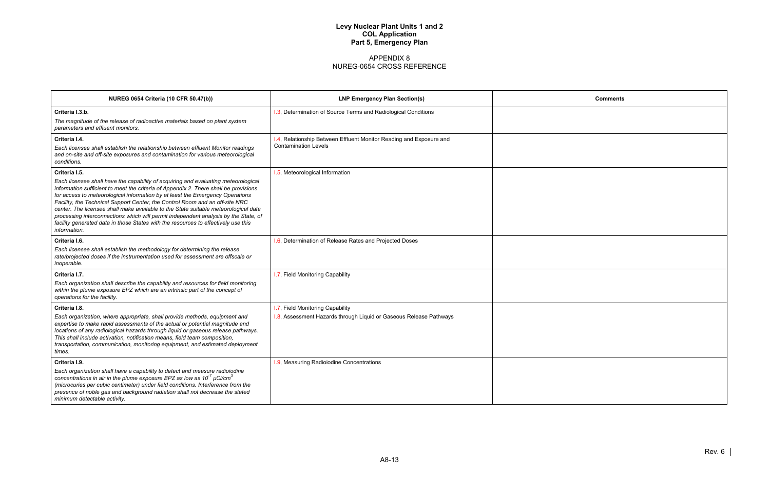# Levy Nuclear Plant Units 1 and 2
# COL Application
# Part 5, Emergency Plan

## APPENDIX 8
## NUREG-0654 CROSS REFERENCE

| NUREG 0654 Criteria (10 CFR 50.47(b)) | LNP Emergency Plan Section(s) | Comments |
|---|---|---|
| **Criteria I.3.b.**<br>*The magnitude of the release of radioactive materials based on plant system parameters and effluent monitors.* | I.3, Determination of Source Terms and Radiological Conditions | |
| **Criteria I.4.**<br>*Each licensee shall establish the relationship between effluent Monitor readings and on-site and off-site exposures and contamination for various meteorological conditions.* | I.4, Relationship Between Effluent Monitor Reading and Exposure and Contamination Levels | |
| **Criteria I.5.**<br>*Each licensee shall have the capability of acquiring and evaluating meteorological information sufficient to meet the criteria of Appendix 2. There shall be provisions for access to meteorological information by at least the Emergency Operations Facility, the Technical Support Center, the Control Room and an off-site NRC center. The licensee shall make available to the State suitable meteorological data processing interconnections which will permit independent analysis by the State, of facility generated data in those States with the resources to effectively use this information.* | I.5, Meteorological Information | |
| **Criteria I.6.**<br>*Each licensee shall establish the methodology for determining the release rate/projected doses if the instrumentation used for assessment are offscale or inoperable.* | I.6, Determination of Release Rates and Projected Doses | |
| **Criteria I.7.**<br>*Each organization shall describe the capability and resources for field monitoring within the plume exposure EPZ which are an intrinsic part of the concept of operations for the facility.* | I.7, Field Monitoring Capability | |
| **Criteria I.8.**<br>*Each organization, where appropriate, shall provide methods, equipment and expertise to make rapid assessments of the actual or potential magnitude and locations of any radiological hazards through liquid or gaseous release pathways. This shall include activation, notification means, field team composition, transportation, communication, monitoring equipment, and estimated deployment times.* | I.7, Field Monitoring Capability<br>I.8, Assessment Hazards through Liquid or Gaseous Release Pathways | |
| **Criteria I.9.**<br>*Each organization shall have a capability to detect and measure radioiodine concentrations in air in the plume exposure EPZ as low as $10^{-7}$ μCi/cm$^3$ (microcuries per cubic centimeter) under field conditions. Interference from the presence of noble gas and background radiation shall not decrease the stated minimum detectable activity.* | I.9, Measuring Radioiodine Concentrations | |

Rev. 6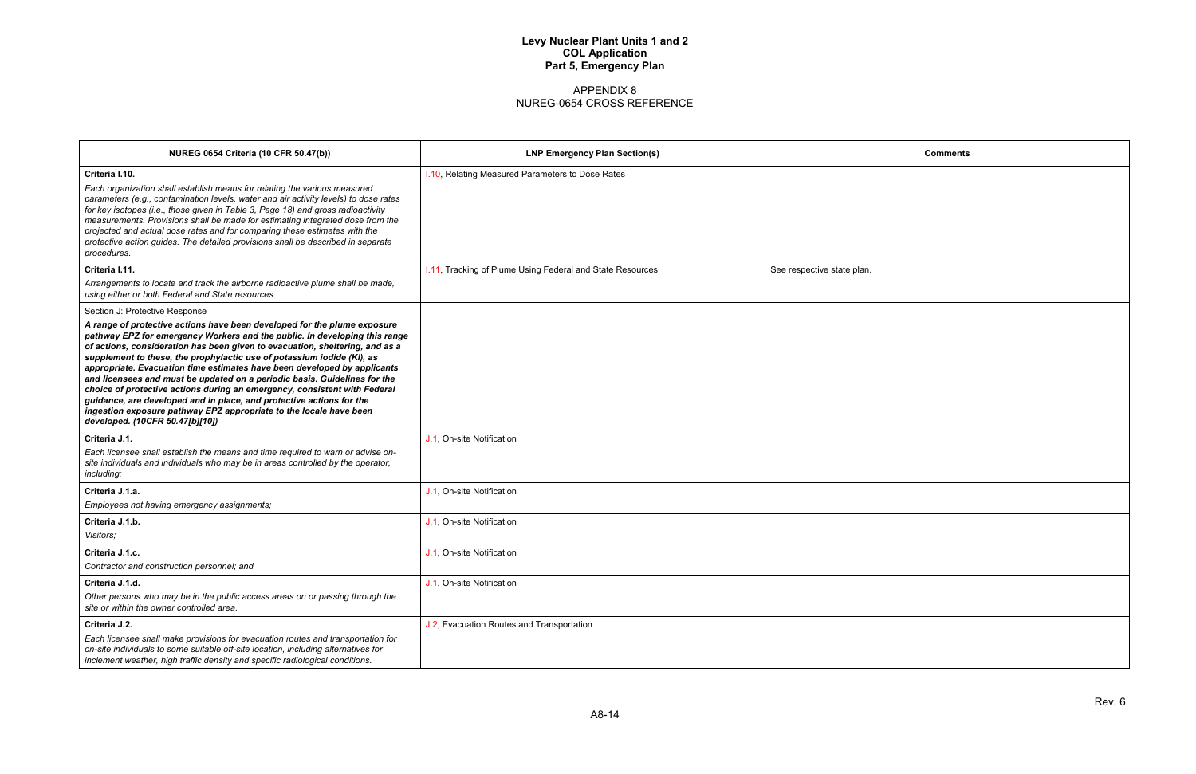# Levy Nuclear Plant Units 1 and 2
# COL Application
# Part 5, Emergency Plan

## APPENDIX 8
## NUREG-0654 CROSS REFERENCE

| NUREG 0654 Criteria (10 CFR 50.47(b)) | LNP Emergency Plan Section(s) | Comments |
|---|---|---|
| **Criteria I.10.**<br>*Each organization shall establish means for relating the various measured parameters (e.g., contamination levels, water and air activity levels) to dose rates for key isotopes (i.e., those given in Table 3, Page 18) and gross radioactivity measurements. Provisions shall be made for estimating integrated dose from the projected and actual dose rates and for comparing these estimates with the protective action guides. The detailed provisions shall be described in separate procedures.* | I.10, Relating Measured Parameters to Dose Rates | |
| **Criteria I.11.**<br>*Arrangements to locate and track the airborne radioactive plume shall be made, using either or both Federal and State resources.* | I.11, Tracking of Plume Using Federal and State Resources | See respective state plan. |
| Section J: Protective Response<br>***A range of protective actions have been developed for the plume exposure pathway EPZ for emergency Workers and the public. In developing this range of actions, consideration has been given to evacuation, sheltering, and as a supplement to these, the prophylactic use of potassium iodide (KI), as appropriate. Evacuation time estimates have been developed by applicants and licensees and must be updated on a periodic basis. Guidelines for the choice of protective actions during an emergency, consistent with Federal guidance, are developed and in place, and protective actions for the ingestion exposure pathway EPZ appropriate to the locale have been developed. (10CFR 50.47[b][10])*** | | |
| **Criteria J.1.**<br>*Each licensee shall establish the means and time required to warn or advise on-site individuals and individuals who may be in areas controlled by the operator, including:* | J.1, On-site Notification | |
| **Criteria J.1.a.**<br>*Employees not having emergency assignments;* | J.1, On-site Notification | |
| **Criteria J.1.b.**<br>*Visitors;* | J.1, On-site Notification | |
| **Criteria J.1.c.**<br>*Contractor and construction personnel; and* | J.1, On-site Notification | |
| **Criteria J.1.d.**<br>*Other persons who may be in the public access areas on or passing through the site or within the owner controlled area.* | J.1, On-site Notification | |
| **Criteria J.2.**<br>*Each licensee shall make provisions for evacuation routes and transportation for on-site individuals to some suitable off-site location, including alternatives for inclement weather, high traffic density and specific radiological conditions.* | J.2, Evacuation Routes and Transportation | |

Rev. 6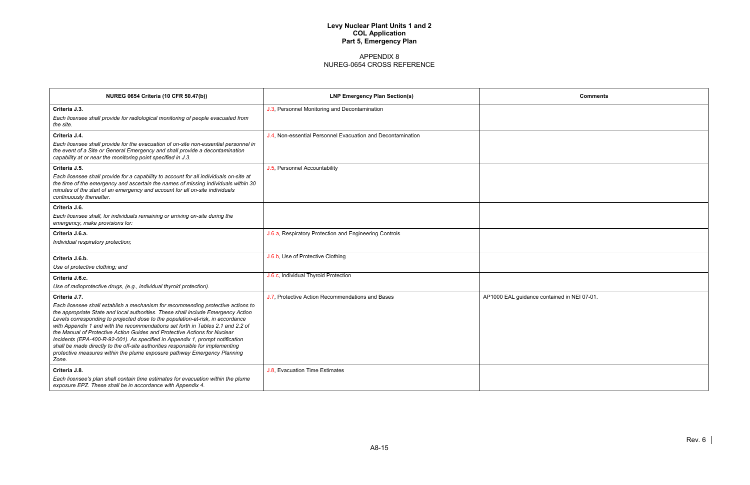**Levy Nuclear Plant Units 1 and 2**
**COL Application**
**Part 5, Emergency Plan**

APPENDIX 8
NUREG-0654 CROSS REFERENCE

| NUREG 0654 Criteria (10 CFR 50.47(b)) | LNP Emergency Plan Section(s) | Comments |
|---|---|---|
| **Criteria J.3.**<br>*Each licensee shall provide for radiological monitoring of people evacuated from the site.* | J.3, Personnel Monitoring and Decontamination | |
| **Criteria J.4.**<br>*Each licensee shall provide for the evacuation of on-site non-essential personnel in the event of a Site or General Emergency and shall provide a decontamination capability at or near the monitoring point specified in J.3.* | J.4, Non-essential Personnel Evacuation and Decontamination | |
| **Criteria J.5.**<br>*Each licensee shall provide for a capability to account for all individuals on-site at the time of the emergency and ascertain the names of missing individuals within 30 minutes of the start of an emergency and account for all on-site individuals continuously thereafter.* | J.5, Personnel Accountability | |
| **Criteria J.6.**<br>*Each licensee shall, for individuals remaining or arriving on-site during the emergency, make provisions for:* | | |
| **Criteria J.6.a.**<br>*Individual respiratory protection;* | J.6.a, Respiratory Protection and Engineering Controls | |
| **Criteria J.6.b.**<br>*Use of protective clothing; and* | J.6.b, Use of Protective Clothing | |
| **Criteria J.6.c.**<br>*Use of radioprotective drugs, (e.g., individual thyroid protection).* | J.6.c, Individual Thyroid Protection | |
| **Criteria J.7.**<br>*Each licensee shall establish a mechanism for recommending protective actions to the appropriate State and local authorities. These shall include Emergency Action Levels corresponding to projected dose to the population-at-risk, in accordance with Appendix 1 and with the recommendations set forth in Tables 2.1 and 2.2 of the Manual of Protective Action Guides and Protective Actions for Nuclear Incidents (EPA-400-R-92-001). As specified in Appendix 1, prompt notification shall be made directly to the off-site authorities responsible for implementing protective measures within the plume exposure pathway Emergency Planning Zone.* | J.7, Protective Action Recommendations and Bases | AP1000 EAL guidance contained in NEI 07-01. |
| **Criteria J.8.**<br>*Each licensee's plan shall contain time estimates for evacuation within the plume exposure EPZ. These shall be in accordance with Appendix 4.* | J.8, Evacuation Time Estimates | |

Rev. 6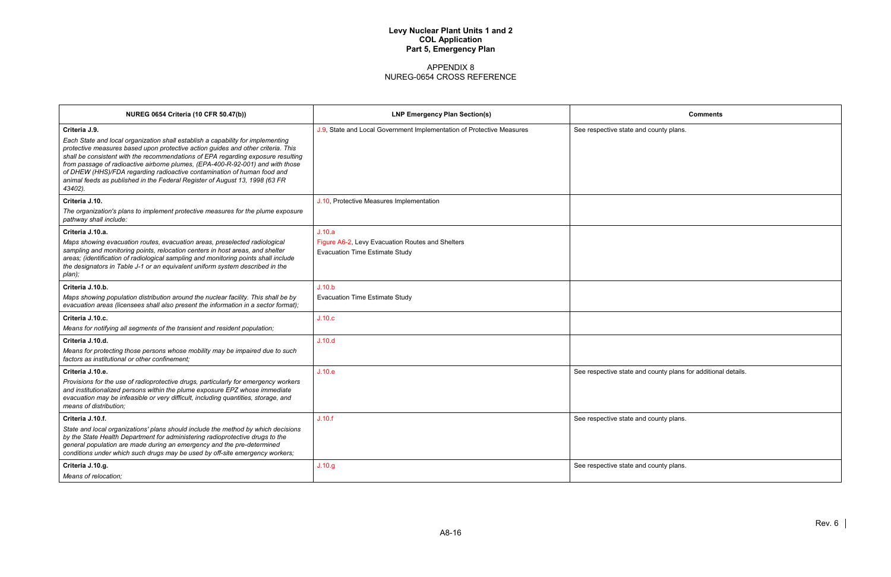# Levy Nuclear Plant Units 1 and 2
# COL Application
# Part 5, Emergency Plan

## APPENDIX 8
## NUREG-0654 CROSS REFERENCE

| NUREG 0654 Criteria (10 CFR 50.47(b)) | LNP Emergency Plan Section(s) | Comments |
|---|---|---|
| **Criteria J.9.**<br>*Each State and local organization shall establish a capability for implementing protective measures based upon protective action guides and other criteria. This shall be consistent with the recommendations of EPA regarding exposure resulting from passage of radioactive airborne plumes, (EPA-400-R-92-001) and with those of DHEW (HHS)/FDA regarding radioactive contamination of human food and animal feeds as published in the Federal Register of August 13, 1998 (63 FR 43402).* | J.9, State and Local Government Implementation of Protective Measures | See respective state and county plans. |
| **Criteria J.10.**<br>*The organization's plans to implement protective measures for the plume exposure pathway shall include:* | J.10, Protective Measures Implementation | |
| **Criteria J.10.a.**<br>*Maps showing evacuation routes, evacuation areas, preselected radiological sampling and monitoring points, relocation centers in host areas, and shelter areas; (identification of radiological sampling and monitoring points shall include the designators in Table J-1 or an equivalent uniform system described in the plan);* | J.10.a<br>Figure A6-2, Levy Evacuation Routes and Shelters<br>Evacuation Time Estimate Study | |
| **Criteria J.10.b.**<br>*Maps showing population distribution around the nuclear facility. This shall be by evacuation areas (licensees shall also present the information in a sector format);* | J.10.b<br>Evacuation Time Estimate Study | |
| **Criteria J.10.c.**<br>*Means for notifying all segments of the transient and resident population;* | J.10.c | |
| **Criteria J.10.d.**<br>*Means for protecting those persons whose mobility may be impaired due to such factors as institutional or other confinement;* | J.10.d | |
| **Criteria J.10.e.**<br>*Provisions for the use of radioprotective drugs, particularly for emergency workers and institutionalized persons within the plume exposure EPZ whose immediate evacuation may be infeasible or very difficult, including quantities, storage, and means of distribution;* | J.10.e | See respective state and county plans for additional details. |
| **Criteria J.10.f.**<br>*State and local organizations' plans should include the method by which decisions by the State Health Department for administering radioprotective drugs to the general population are made during an emergency and the pre-determined conditions under which such drugs may be used by off-site emergency workers;* | J.10.f | See respective state and county plans. |
| **Criteria J.10.g.**<br>*Means of relocation;* | J.10.g | See respective state and county plans. |

Rev. 6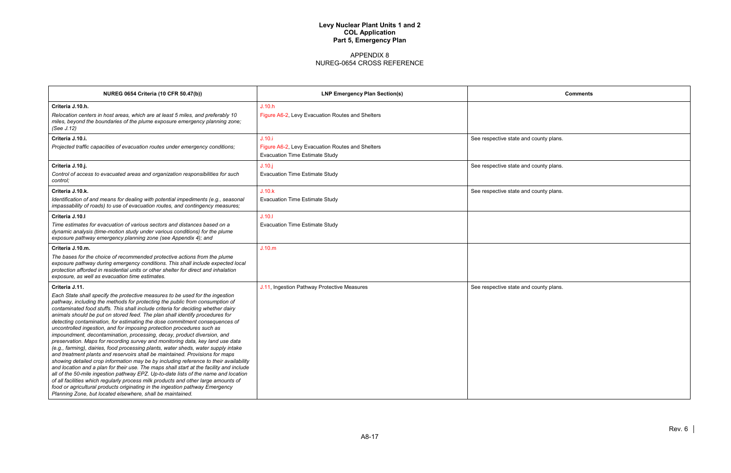# Levy Nuclear Plant Units 1 and 2
## COL Application
## Part 5, Emergency Plan

APPENDIX 8
NUREG-0654 CROSS REFERENCE

| NUREG 0654 Criteria (10 CFR 50.47(b)) | LNP Emergency Plan Section(s) | Comments |
|---|---|---|
| **Criteria J.10.h.**<br>*Relocation centers in host areas, which are at least 5 miles, and preferably 10 miles, beyond the boundaries of the plume exposure emergency planning zone; (See J.12)* | J.10.h<br>Figure A6-2, Levy Evacuation Routes and Shelters | |
| **Criteria J.10.i.**<br>*Projected traffic capacities of evacuation routes under emergency conditions;* | J.10.i<br>Figure A6-2, Levy Evacuation Routes and Shelters<br>Evacuation Time Estimate Study | See respective state and county plans. |
| **Criteria J.10.j.**<br>*Control of access to evacuated areas and organization responsibilities for such control;* | J.10.j<br>Evacuation Time Estimate Study | See respective state and county plans. |
| **Criteria J.10.k.**<br>*Identification of and means for dealing with potential impediments (e.g., seasonal impassability of roads) to use of evacuation routes, and contingency measures;* | J.10.k<br>Evacuation Time Estimate Study | See respective state and county plans. |
| **Criteria J.10.l**<br>*Time estimates for evacuation of various sectors and distances based on a dynamic analysis (time-motion study under various conditions) for the plume exposure pathway emergency planning zone (see Appendix 4); and* | J.10.l<br>Evacuation Time Estimate Study | |
| **Criteria J.10.m.**<br>*The bases for the choice of recommended protective actions from the plume exposure pathway during emergency conditions. This shall include expected local protection afforded in residential units or other shelter for direct and inhalation exposure, as well as evacuation time estimates.* | J.10.m | |
| **Criteria J.11.**<br>*Each State shall specify the protective measures to be used for the ingestion pathway, including the methods for protecting the public from consumption of contaminated food stuffs. This shall include criteria for deciding whether dairy animals should be put on stored feed. The plan shall identify procedures for detecting contamination, for estimating the dose commitment consequences of uncontrolled ingestion, and for imposing protection procedures such as impoundment, decontamination, processing, decay, product diversion, and preservation. Maps for recording survey and monitoring data, key land use data (e.g., farming), dairies, food processing plants, water sheds, water supply intake and treatment plants and reservoirs shall be maintained. Provisions for maps showing detailed crop information may be by including reference to their availability and location and a plan for their use. The maps shall start at the facility and include all of the 50-mile ingestion pathway EPZ. Up-to-date lists of the name and location of all facilities which regularly process milk products and other large amounts of food or agricultural products originating in the ingestion pathway Emergency Planning Zone, but located elsewhere, shall be maintained.* | J.11, Ingestion Pathway Protective Measures | See respective state and county plans. |

A8-17

Rev. 6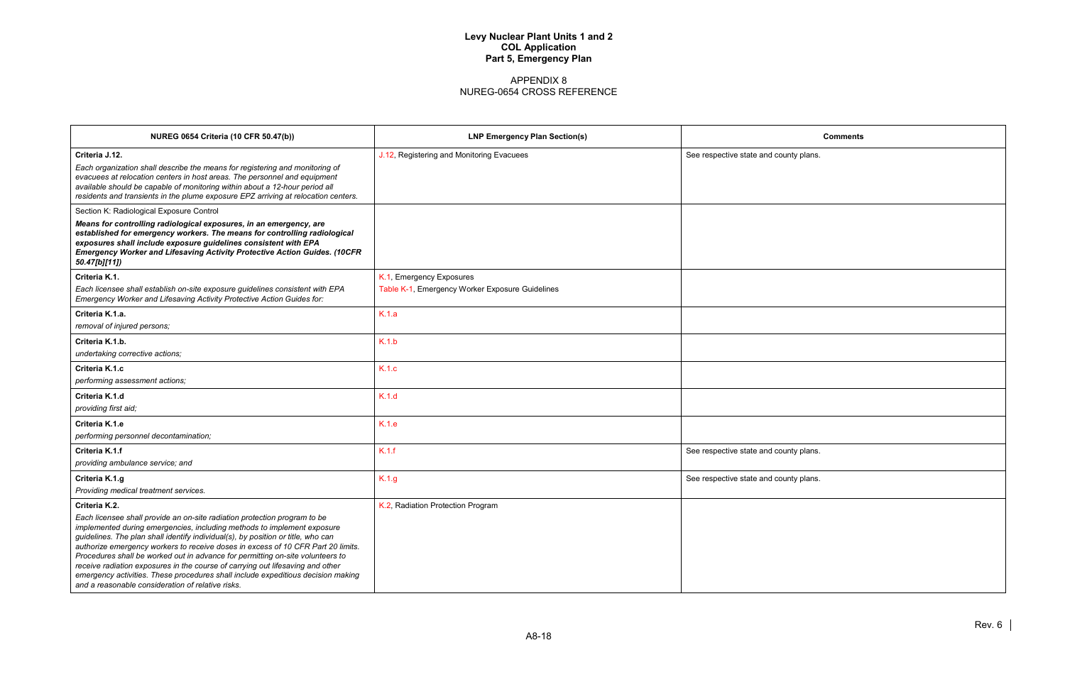# Levy Nuclear Plant Units 1 and 2
# COL Application
# Part 5, Emergency Plan

## APPENDIX 8
## NUREG-0654 CROSS REFERENCE

| NUREG 0654 Criteria (10 CFR 50.47(b)) | LNP Emergency Plan Section(s) | Comments |
|---|---|---|
| **Criteria J.12.**<br>*Each organization shall describe the means for registering and monitoring of evacuees at relocation centers in host areas. The personnel and equipment available should be capable of monitoring within about a 12-hour period all residents and transients in the plume exposure EPZ arriving at relocation centers.* | J.12, Registering and Monitoring Evacuees | See respective state and county plans. |
| Section K: Radiological Exposure Control<br>***Means for controlling radiological exposures, in an emergency, are established for emergency workers. The means for controlling radiological exposures shall include exposure guidelines consistent with EPA Emergency Worker and Lifesaving Activity Protective Action Guides. (10CFR 50.47[b][11])*** | | |
| **Criteria K.1.**<br>*Each licensee shall establish on-site exposure guidelines consistent with EPA Emergency Worker and Lifesaving Activity Protective Action Guides for:* | K.1, Emergency Exposures<br>Table K-1, Emergency Worker Exposure Guidelines | |
| **Criteria K.1.a.**<br>*removal of injured persons;* | K.1.a | |
| **Criteria K.1.b.**<br>*undertaking corrective actions;* | K.1.b | |
| **Criteria K.1.c**<br>*performing assessment actions;* | K.1.c | |
| **Criteria K.1.d**<br>*providing first aid;* | K.1.d | |
| **Criteria K.1.e**<br>*performing personnel decontamination;* | K.1.e | |
| **Criteria K.1.f**<br>*providing ambulance service; and* | K.1.f | See respective state and county plans. |
| **Criteria K.1.g**<br>*Providing medical treatment services.* | K.1.g | See respective state and county plans. |
| **Criteria K.2.**<br>*Each licensee shall provide an on-site radiation protection program to be implemented during emergencies, including methods to implement exposure guidelines. The plan shall identify individual(s), by position or title, who can authorize emergency workers to receive doses in excess of 10 CFR Part 20 limits. Procedures shall be worked out in advance for permitting on-site volunteers to receive radiation exposures in the course of carrying out lifesaving and other emergency activities. These procedures shall include expeditious decision making and a reasonable consideration of relative risks.* | K.2, Radiation Protection Program | |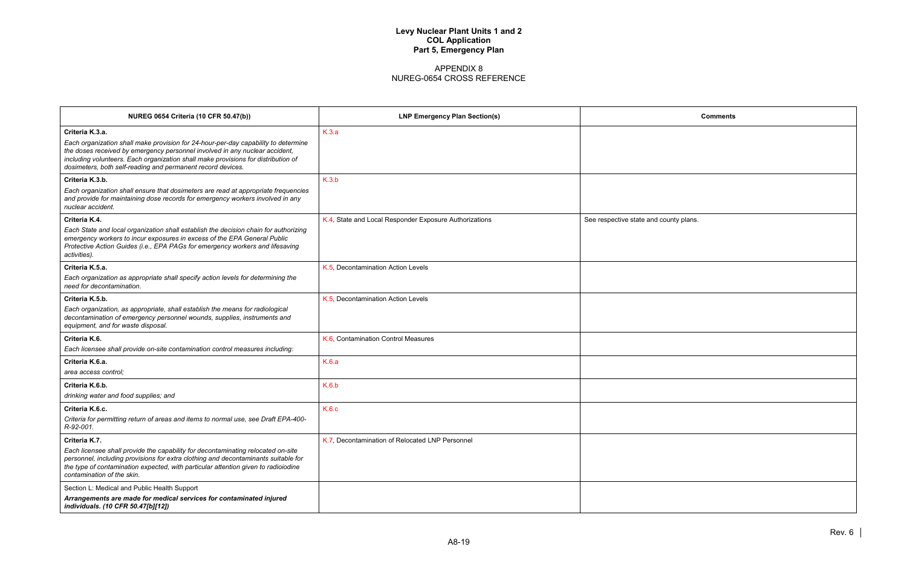**Levy Nuclear Plant Units 1 and 2**
**COL Application**
**Part 5, Emergency Plan**

APPENDIX 8
NUREG-0654 CROSS REFERENCE

| NUREG 0654 Criteria (10 CFR 50.47(b)) | LNP Emergency Plan Section(s) | Comments |
|---|---|---|
| **Criteria K.3.a.**<br>*Each organization shall make provision for 24-hour-per-day capability to determine the doses received by emergency personnel involved in any nuclear accident, including volunteers. Each organization shall make provisions for distribution of dosimeters, both self-reading and permanent record devices.* | K.3.a | |
| **Criteria K.3.b.**<br>*Each organization shall ensure that dosimeters are read at appropriate frequencies and provide for maintaining dose records for emergency workers involved in any nuclear accident.* | K.3.b | |
| **Criteria K.4.**<br>*Each State and local organization shall establish the decision chain for authorizing emergency workers to incur exposures in excess of the EPA General Public Protective Action Guides (i.e., EPA PAGs for emergency workers and lifesaving activities).* | K.4, State and Local Responder Exposure Authorizations | See respective state and county plans. |
| **Criteria K.5.a.**<br>*Each organization as appropriate shall specify action levels for determining the need for decontamination.* | K.5, Decontamination Action Levels | |
| **Criteria K.5.b.**<br>*Each organization, as appropriate, shall establish the means for radiological decontamination of emergency personnel wounds, supplies, instruments and equipment, and for waste disposal.* | K.5, Decontamination Action Levels | |
| **Criteria K.6.**<br>*Each licensee shall provide on-site contamination control measures including:* | K.6, Contamination Control Measures | |
| **Criteria K.6.a.**<br>*area access control;* | K.6.a | |
| **Criteria K.6.b.**<br>*drinking water and food supplies; and* | K.6.b | |
| **Criteria K.6.c.**<br>*Criteria for permitting return of areas and items to normal use, see Draft EPA-400-R-92-001.* | K.6.c | |
| **Criteria K.7.**<br>*Each licensee shall provide the capability for decontaminating relocated on-site personnel, including provisions for extra clothing and decontaminants suitable for the type of contamination expected, with particular attention given to radioiodine contamination of the skin.* | K.7, Decontamination of Relocated LNP Personnel | |
| Section L: Medical and Public Health Support<br>***Arrangements are made for medical services for contaminated injured individuals. (10 CFR 50.47[b][12])*** | | |

Rev. 6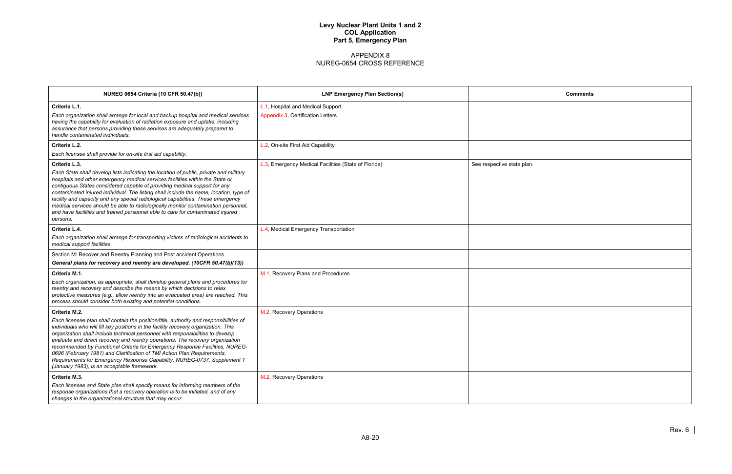# Levy Nuclear Plant Units 1 and 2
## COL Application
## Part 5, Emergency Plan

## APPENDIX 8
## NUREG-0654 CROSS REFERENCE

| NUREG 0654 Criteria (10 CFR 50.47(b)) | LNP Emergency Plan Section(s) | Comments |
|---|---|---|
| **Criteria L.1.**<br>*Each organization shall arrange for local and backup hospital and medical services having the capability for evaluation of radiation exposure and uptake, including assurance that persons providing these services are adequately prepared to handle contaminated individuals.* | L.1, Hospital and Medical Support<br>Appendix 3, Certification Letters | |
| **Criteria L.2.**<br>*Each licensee shall provide for on-site first aid capability.* | L.2, On-site First Aid Capability | |
| **Criteria L.3.**<br>*Each State shall develop lists indicating the location of public, private and military hospitals and other emergency medical services facilities within the State or contiguous States considered capable of providing medical support for any contaminated injured individual. The listing shall include the name, location, type of facility and capacity and any special radiological capabilities. These emergency medical services should be able to radiologically monitor contamination personnel, and have facilities and trained personnel able to care for contaminated injured persons.* | L.3, Emergency Medical Facilities (State of Florida) | See respective state plan. |
| **Criteria L.4.**<br>*Each organization shall arrange for transporting victims of radiological accidents to medical support facilities.* | L.4, Medical Emergency Transportation | |
| Section M: Recover and Reentry Planning and Post accident Operations<br>***General plans for recovery and reentry are developed. (10CFR 50.47(b)(13))*** | | |
| **Criteria M.1.**<br>*Each organization, as appropriate, shall develop general plans and procedures for reentry and recovery and describe the means by which decisions to relax protective measures (e.g., allow reentry into an evacuated area) are reached. This process should consider both existing and potential conditions.* | M.1, Recovery Plans and Procedures | |
| **Criteria M.2.**<br>*Each licensee plan shall contain the position/title, authority and responsibilities of individuals who will fill key positions in the facility recovery organization. This organization shall include technical personnel with responsibilities to develop, evaluate and direct recovery and reentry operations. The recovery organization recommended by Functional Criteria for Emergency Response Facilities, NUREG-0696 (February 1981) and Clarification of TMI Action Plan Requirements, Requirements for Emergency Response Capability, NUREG-0737, Supplement 1 (January 1983), is an acceptable framework.* | M.2, Recovery Operations | |
| **Criteria M.3.**<br>*Each licensee and State plan shall specify means for informing members of the response organizations that a recovery operation is to be initiated, and of any changes in the organizational structure that may occur.* | M.2, Recovery Operations | |

Rev. 6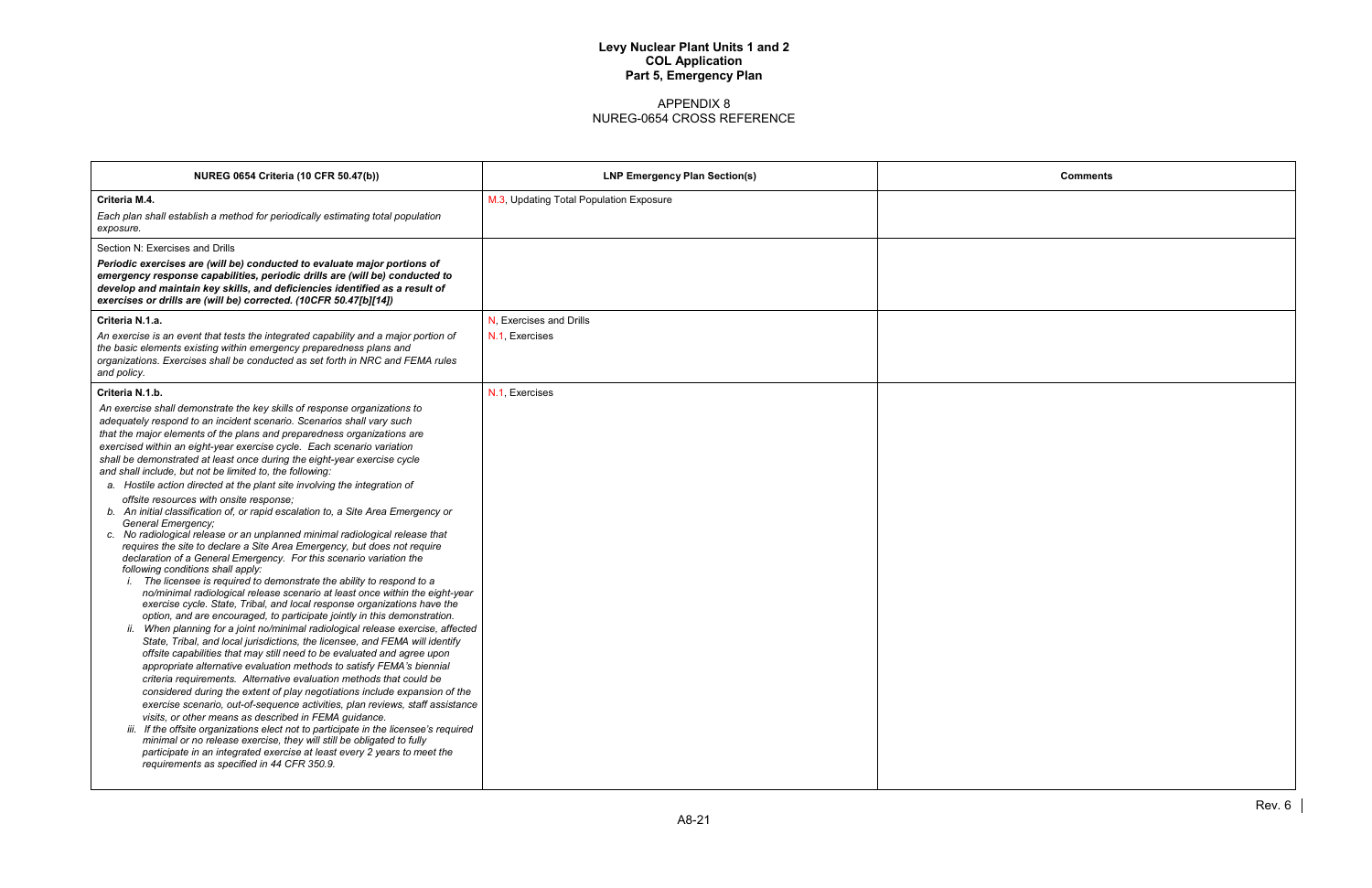# Levy Nuclear Plant Units 1 and 2
## COL Application
## Part 5, Emergency Plan

### APPENDIX 8
### NUREG-0654 CROSS REFERENCE

| NUREG 0654 Criteria (10 CFR 50.47(b)) | LNP Emergency Plan Section(s) | Comments |
|---|---|---|
| **Criteria M.4.**<br>*Each plan shall establish a method for periodically estimating total population exposure.* | M.3, Updating Total Population Exposure | |
| Section N: Exercises and Drills<br>***Periodic exercises are (will be) conducted to evaluate major portions of emergency response capabilities, periodic drills are (will be) conducted to develop and maintain key skills, and deficiencies identified as a result of exercises or drills are (will be) corrected. (10CFR 50.47[b][14])*** | | |
| **Criteria N.1.a.**<br>*An exercise is an event that tests the integrated capability and a major portion of the basic elements existing within emergency preparedness plans and organizations. Exercises shall be conducted as set forth in NRC and FEMA rules and policy.* | N, Exercises and Drills<br>N.1, Exercises | |
| **Criteria N.1.b.**<br>*An exercise shall demonstrate the key skills of response organizations to adequately respond to an incident scenario. Scenarios shall vary such that the major elements of the plans and preparedness organizations are exercised within an eight-year exercise cycle. Each scenario variation shall be demonstrated at least once during the eight-year exercise cycle and shall include, but not be limited to, the following:*<br>*a. Hostile action directed at the plant site involving the integration of offsite resources with onsite response;*<br>*b. An initial classification of, or rapid escalation to, a Site Area Emergency or General Emergency;*<br>*c. No radiological release or an unplanned minimal radiological release that requires the site to declare a Site Area Emergency, but does not require declaration of a General Emergency. For this scenario variation the following conditions shall apply:*<br>*i. The licensee is required to demonstrate the ability to respond to a no/minimal radiological release scenario at least once within the eight-year exercise cycle. State, Tribal, and local response organizations have the option, and are encouraged, to participate jointly in this demonstration.*<br>*ii. When planning for a joint no/minimal radiological release exercise, affected State, Tribal, and local jurisdictions, the licensee, and FEMA will identify offsite capabilities that may still need to be evaluated and agree upon appropriate alternative evaluation methods to satisfy FEMA's biennial criteria requirements. Alternative evaluation methods that could be considered during the extent of play negotiations include expansion of the exercise scenario, out-of-sequence activities, plan reviews, staff assistance visits, or other means as described in FEMA guidance.*<br>*iii. If the offsite organizations elect not to participate in the licensee's required minimal or no release exercise, they will still be obligated to fully participate in an integrated exercise at least every 2 years to meet the requirements as specified in 44 CFR 350.9.* | N.1, Exercises | |

Rev. 6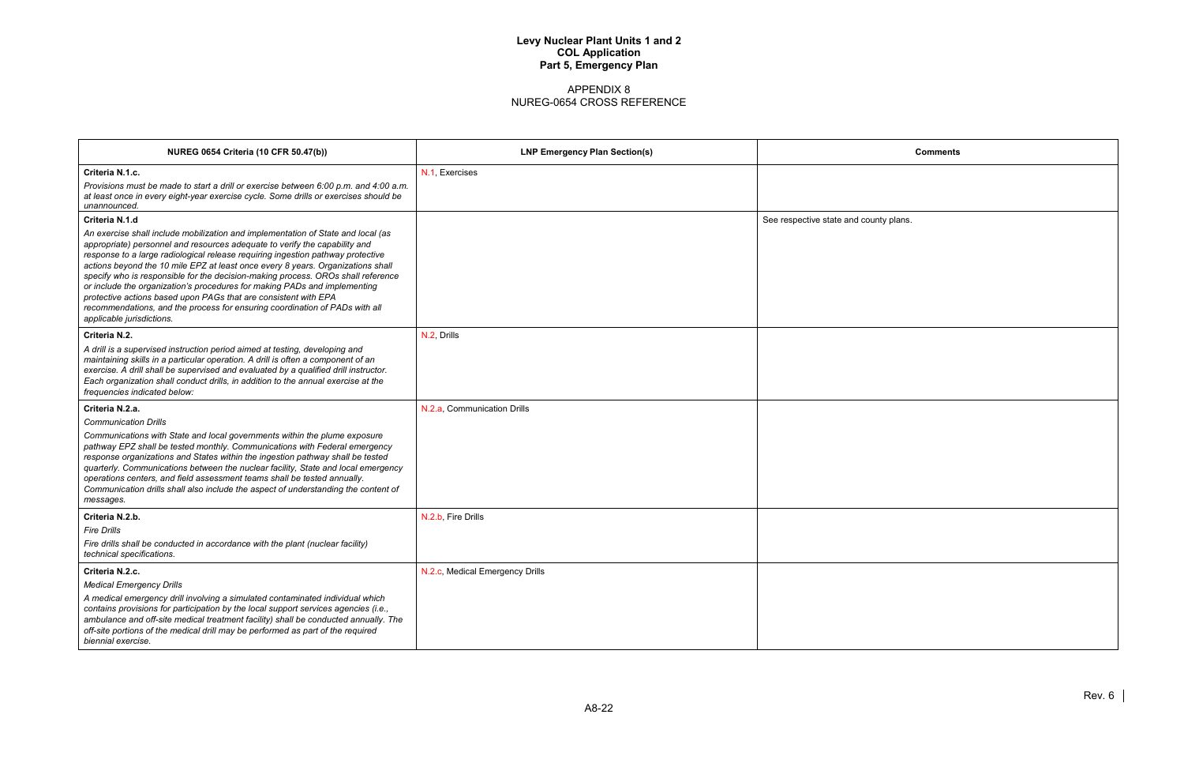# Levy Nuclear Plant Units 1 and 2
# COL Application
# Part 5, Emergency Plan

## APPENDIX 8
## NUREG-0654 CROSS REFERENCE

| NUREG 0654 Criteria (10 CFR 50.47(b)) | LNP Emergency Plan Section(s) | Comments |
|---|---|---|
| **Criteria N.1.c.**<br>*Provisions must be made to start a drill or exercise between 6:00 p.m. and 4:00 a.m. at least once in every eight-year exercise cycle. Some drills or exercises should be unannounced.* | N.1, Exercises | |
| **Criteria N.1.d**<br>*An exercise shall include mobilization and implementation of State and local (as appropriate) personnel and resources adequate to verify the capability and response to a large radiological release requiring ingestion pathway protective actions beyond the 10 mile EPZ at least once every 8 years. Organizations shall specify who is responsible for the decision-making process. OROs shall reference or include the organization's procedures for making PADs and implementing protective actions based upon PAGs that are consistent with EPA recommendations, and the process for ensuring coordination of PADs with all applicable jurisdictions.* | | See respective state and county plans. |
| **Criteria N.2.**<br>*A drill is a supervised instruction period aimed at testing, developing and maintaining skills in a particular operation. A drill is often a component of an exercise. A drill shall be supervised and evaluated by a qualified drill instructor. Each organization shall conduct drills, in addition to the annual exercise at the frequencies indicated below:* | N.2, Drills | |
| **Criteria N.2.a.**<br>*Communication Drills*<br>*Communications with State and local governments within the plume exposure pathway EPZ shall be tested monthly. Communications with Federal emergency response organizations and States within the ingestion pathway shall be tested quarterly. Communications between the nuclear facility, State and local emergency operations centers, and field assessment teams shall be tested annually. Communication drills shall also include the aspect of understanding the content of messages.* | N.2.a, Communication Drills | |
| **Criteria N.2.b.**<br>*Fire Drills*<br>*Fire drills shall be conducted in accordance with the plant (nuclear facility) technical specifications.* | N.2.b, Fire Drills | |
| **Criteria N.2.c.**<br>*Medical Emergency Drills*<br>*A medical emergency drill involving a simulated contaminated individual which contains provisions for participation by the local support services agencies (i.e., ambulance and off-site medical treatment facility) shall be conducted annually. The off-site portions of the medical drill may be performed as part of the required biennial exercise.* | N.2.c, Medical Emergency Drills | |

Rev. 6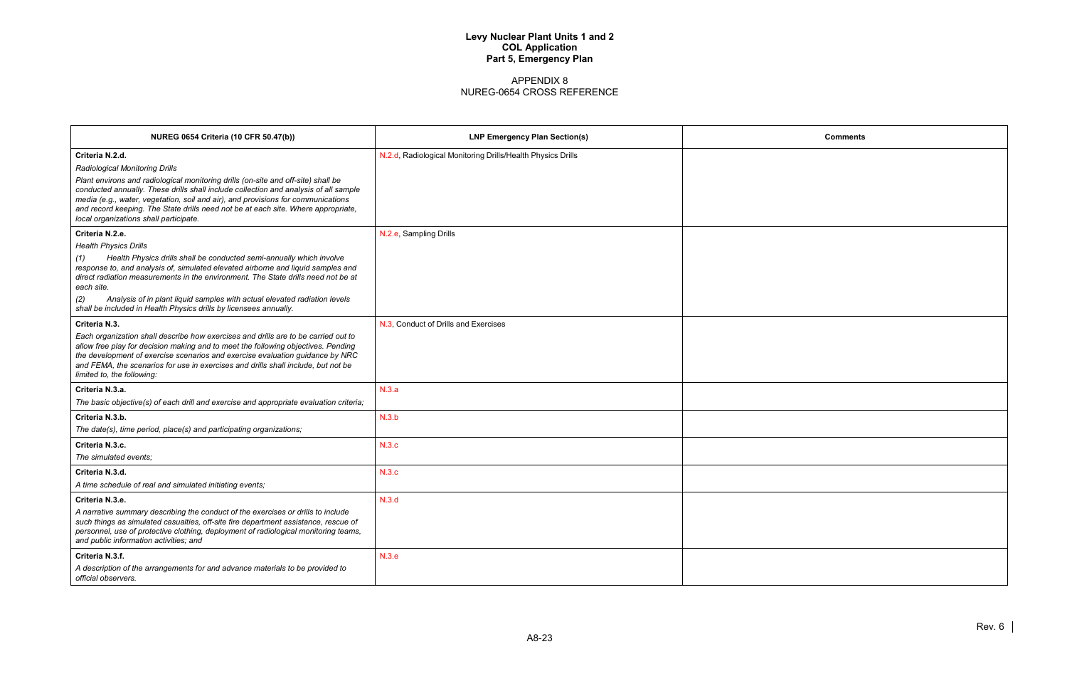**Levy Nuclear Plant Units 1 and 2**
**COL Application**
**Part 5, Emergency Plan**

APPENDIX 8
NUREG-0654 CROSS REFERENCE

| NUREG 0654 Criteria (10 CFR 50.47(b)) | LNP Emergency Plan Section(s) | Comments |
|---|---|---|
| **Criteria N.2.d.**<br>*Radiological Monitoring Drills*<br>*Plant environs and radiological monitoring drills (on-site and off-site) shall be conducted annually. These drills shall include collection and analysis of all sample media (e.g., water, vegetation, soil and air), and provisions for communications and record keeping. The State drills need not be at each site. Where appropriate, local organizations shall participate.* | N.2.d, Radiological Monitoring Drills/Health Physics Drills | |
| **Criteria N.2.e.**<br>*Health Physics Drills*<br>*(1) Health Physics drills shall be conducted semi-annually which involve response to, and analysis of, simulated elevated airborne and liquid samples and direct radiation measurements in the environment. The State drills need not be at each site.*<br>*(2) Analysis of in plant liquid samples with actual elevated radiation levels shall be included in Health Physics drills by licensees annually.* | N.2.e, Sampling Drills | |
| **Criteria N.3.**<br>*Each organization shall describe how exercises and drills are to be carried out to allow free play for decision making and to meet the following objectives. Pending the development of exercise scenarios and exercise evaluation guidance by NRC and FEMA, the scenarios for use in exercises and drills shall include, but not be limited to, the following:* | N.3, Conduct of Drills and Exercises | |
| **Criteria N.3.a.**<br>*The basic objective(s) of each drill and exercise and appropriate evaluation criteria;* | N.3.a | |
| **Criteria N.3.b.**<br>*The date(s), time period, place(s) and participating organizations;* | N.3.b | |
| **Criteria N.3.c.**<br>*The simulated events;* | N.3.c | |
| **Criteria N.3.d.**<br>*A time schedule of real and simulated initiating events;* | N.3.c | |
| **Criteria N.3.e.**<br>*A narrative summary describing the conduct of the exercises or drills to include such things as simulated casualties, off-site fire department assistance, rescue of personnel, use of protective clothing, deployment of radiological monitoring teams, and public information activities; and* | N.3.d | |
| **Criteria N.3.f.**<br>*A description of the arrangements for and advance materials to be provided to official observers.* | N.3.e | |

Rev. 6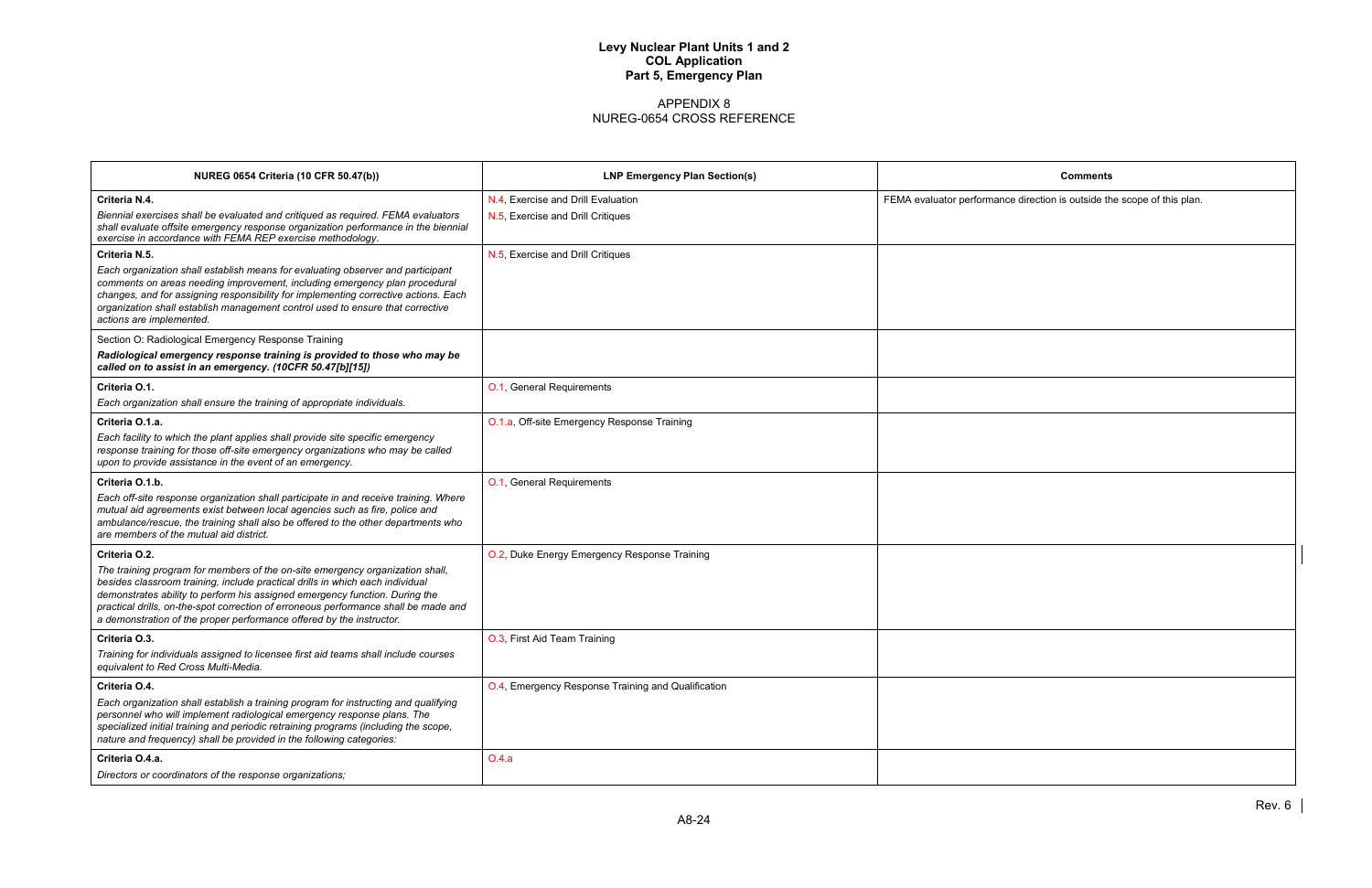# Levy Nuclear Plant Units 1 and 2
## COL Application
## Part 5, Emergency Plan

### APPENDIX 8
### NUREG-0654 CROSS REFERENCE

| NUREG 0654 Criteria (10 CFR 50.47(b)) | LNP Emergency Plan Section(s) | Comments |
|---|---|---|
| **Criteria N.4.**<br>*Biennial exercises shall be evaluated and critiqued as required. FEMA evaluators shall evaluate offsite emergency response organization performance in the biennial exercise in accordance with FEMA REP exercise methodology.* | N.4, Exercise and Drill Evaluation<br>N.5, Exercise and Drill Critiques | FEMA evaluator performance direction is outside the scope of this plan. |
| **Criteria N.5.**<br>*Each organization shall establish means for evaluating observer and participant comments on areas needing improvement, including emergency plan procedural changes, and for assigning responsibility for implementing corrective actions. Each organization shall establish management control used to ensure that corrective actions are implemented.* | N.5, Exercise and Drill Critiques | |
| Section O: Radiological Emergency Response Training<br>***Radiological emergency response training is provided to those who may be called on to assist in an emergency. (10CFR 50.47[b][15])*** | | |
| **Criteria O.1.**<br>*Each organization shall ensure the training of appropriate individuals.* | O.1, General Requirements | |
| **Criteria O.1.a.**<br>*Each facility to which the plant applies shall provide site specific emergency response training for those off-site emergency organizations who may be called upon to provide assistance in the event of an emergency.* | O.1.a, Off-site Emergency Response Training | |
| **Criteria O.1.b.**<br>*Each off-site response organization shall participate in and receive training. Where mutual aid agreements exist between local agencies such as fire, police and ambulance/rescue, the training shall also be offered to the other departments who are members of the mutual aid district.* | O.1, General Requirements | |
| **Criteria O.2.**<br>*The training program for members of the on-site emergency organization shall, besides classroom training, include practical drills in which each individual demonstrates ability to perform his assigned emergency function. During the practical drills, on-the-spot correction of erroneous performance shall be made and a demonstration of the proper performance offered by the instructor.* | O.2, Duke Energy Emergency Response Training | |
| **Criteria O.3.**<br>*Training for individuals assigned to licensee first aid teams shall include courses equivalent to Red Cross Multi-Media.* | O.3, First Aid Team Training | |
| **Criteria O.4.**<br>*Each organization shall establish a training program for instructing and qualifying personnel who will implement radiological emergency response plans. The specialized initial training and periodic retraining programs (including the scope, nature and frequency) shall be provided in the following categories:* | O.4, Emergency Response Training and Qualification | |
| **Criteria O.4.a.**<br>*Directors or coordinators of the response organizations;* | O.4.a | |

Rev. 6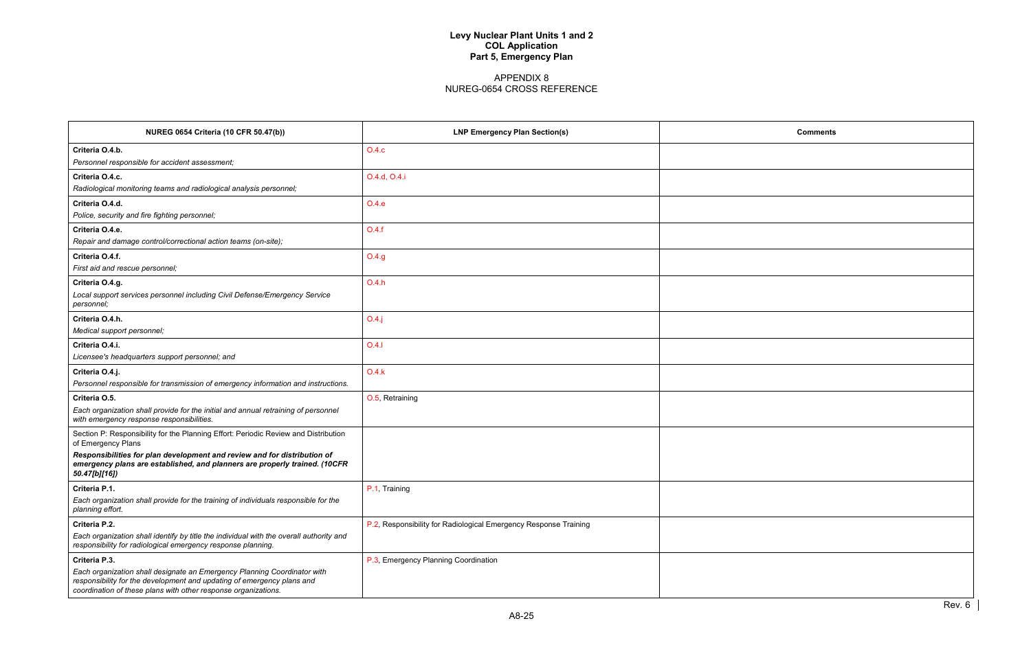# Levy Nuclear Plant Units 1 and 2
## COL Application
## Part 5, Emergency Plan

APPENDIX 8
NUREG-0654 CROSS REFERENCE

| NUREG 0654 Criteria (10 CFR 50.47(b)) | LNP Emergency Plan Section(s) | Comments |
|---|---|---|
| **Criteria O.4.b.**<br>*Personnel responsible for accident assessment;* | O.4.c | |
| **Criteria O.4.c.**<br>*Radiological monitoring teams and radiological analysis personnel;* | O.4.d, O.4.i | |
| **Criteria O.4.d.**<br>*Police, security and fire fighting personnel;* | O.4.e | |
| **Criteria O.4.e.**<br>*Repair and damage control/correctional action teams (on-site);* | O.4.f | |
| **Criteria O.4.f.**<br>*First aid and rescue personnel;* | O.4.g | |
| **Criteria O.4.g.**<br>*Local support services personnel including Civil Defense/Emergency Service personnel;* | O.4.h | |
| **Criteria O.4.h.**<br>*Medical support personnel;* | O.4.j | |
| **Criteria O.4.i.**<br>*Licensee's headquarters support personnel; and* | O.4.l | |
| **Criteria O.4.j.**<br>*Personnel responsible for transmission of emergency information and instructions.* | O.4.k | |
| **Criteria O.5.**<br>*Each organization shall provide for the initial and annual retraining of personnel with emergency response responsibilities.* | O.5, Retraining | |
| Section P: Responsibility for the Planning Effort: Periodic Review and Distribution of Emergency Plans<br>***Responsibilities for plan development and review and for distribution of emergency plans are established, and planners are properly trained. (10CFR 50.47[b][16])*** | | |
| **Criteria P.1.**<br>*Each organization shall provide for the training of individuals responsible for the planning effort.* | P.1, Training | |
| **Criteria P.2.**<br>*Each organization shall identify by title the individual with the overall authority and responsibility for radiological emergency response planning.* | P.2, Responsibility for Radiological Emergency Response Training | |
| **Criteria P.3.**<br>*Each organization shall designate an Emergency Planning Coordinator with responsibility for the development and updating of emergency plans and coordination of these plans with other response organizations.* | P.3, Emergency Planning Coordination | |

Rev. 6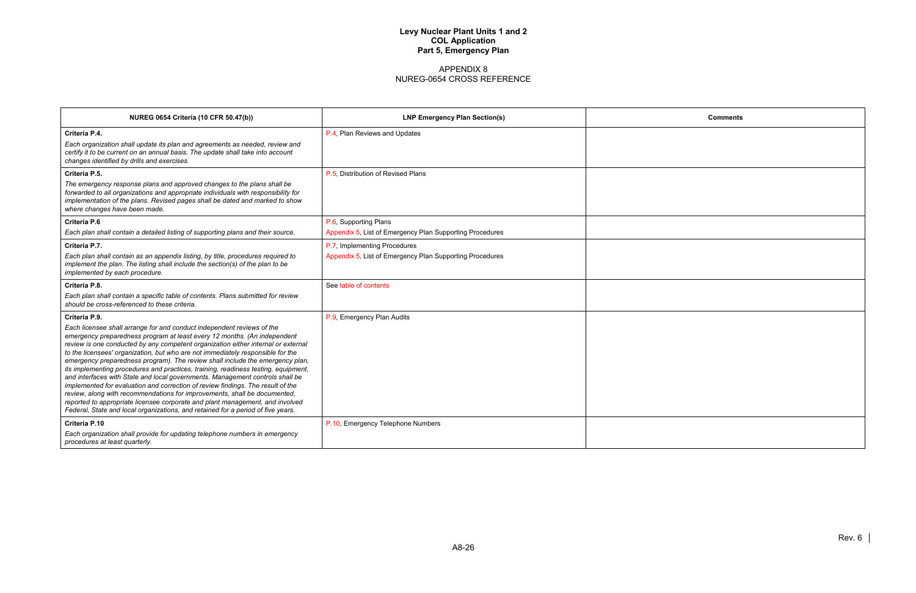# Levy Nuclear Plant Units 1 and 2
## COL Application
## Part 5, Emergency Plan

## APPENDIX 8
## NUREG-0654 CROSS REFERENCE

| NUREG 0654 Criteria (10 CFR 50.47(b)) | LNP Emergency Plan Section(s) | Comments |
|---|---|---|
| **Criteria P.4.**<br>*Each organization shall update its plan and agreements as needed, review and certify it to be current on an annual basis. The update shall take into account changes identified by drills and exercises.* | P.4, Plan Reviews and Updates | |
| **Criteria P.5.**<br>*The emergency response plans and approved changes to the plans shall be forwarded to all organizations and appropriate individuals with responsibility for implementation of the plans. Revised pages shall be dated and marked to show where changes have been made.* | P.5, Distribution of Revised Plans | |
| **Criteria P.6**<br>*Each plan shall contain a detailed listing of supporting plans and their source.* | P.6, Supporting Plans<br>Appendix 5, List of Emergency Plan Supporting Procedures | |
| **Criteria P.7.**<br>*Each plan shall contain as an appendix listing, by title, procedures required to implement the plan. The listing shall include the section(s) of the plan to be implemented by each procedure.* | P.7, Implementing Procedures<br>Appendix 5, List of Emergency Plan Supporting Procedures | |
| **Criteria P.8.**<br>*Each plan shall contain a specific table of contents. Plans submitted for review should be cross-referenced to these criteria.* | See table of contents | |
| **Criteria P.9.**<br>*Each licensee shall arrange for and conduct independent reviews of the emergency preparedness program at least every 12 months. (An independent review is one conducted by any competent organization either internal or external to the licensees' organization, but who are not immediately responsible for the emergency preparedness program). The review shall include the emergency plan, its implementing procedures and practices, training, readiness testing, equipment, and interfaces with State and local governments. Management controls shall be implemented for evaluation and correction of review findings. The result of the review, along with recommendations for improvements, shall be documented, reported to appropriate licensee corporate and plant management, and involved Federal, State and local organizations, and retained for a period of five years.* | P.9, Emergency Plan Audits | |
| **Criteria P.10**<br>*Each organization shall provide for updating telephone numbers in emergency procedures at least quarterly.* | P.10, Emergency Telephone Numbers | |

Rev. 6